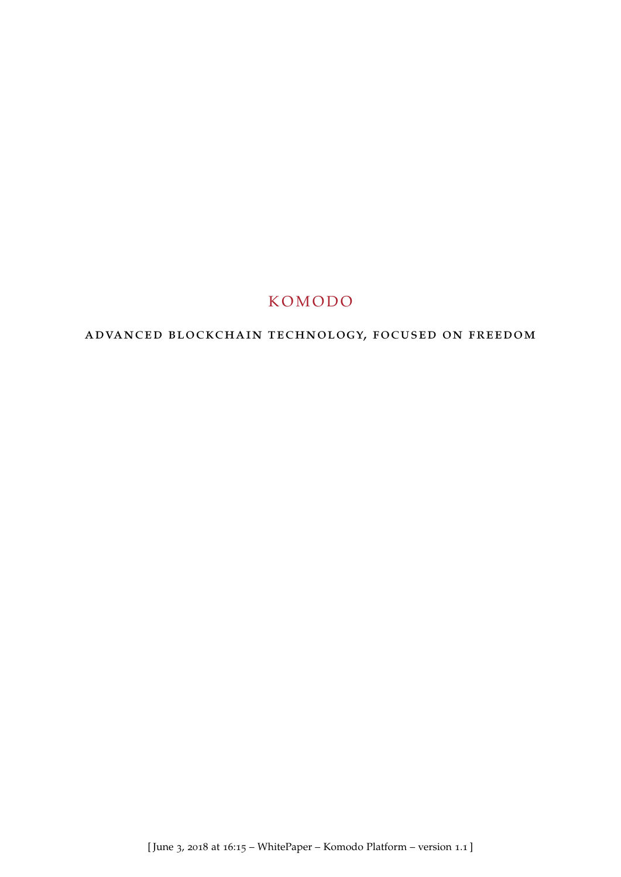# KOMODO

## ADVANCED BLOCKCHAIN TECHNOLOGY, FOCUSED ON FREEDOM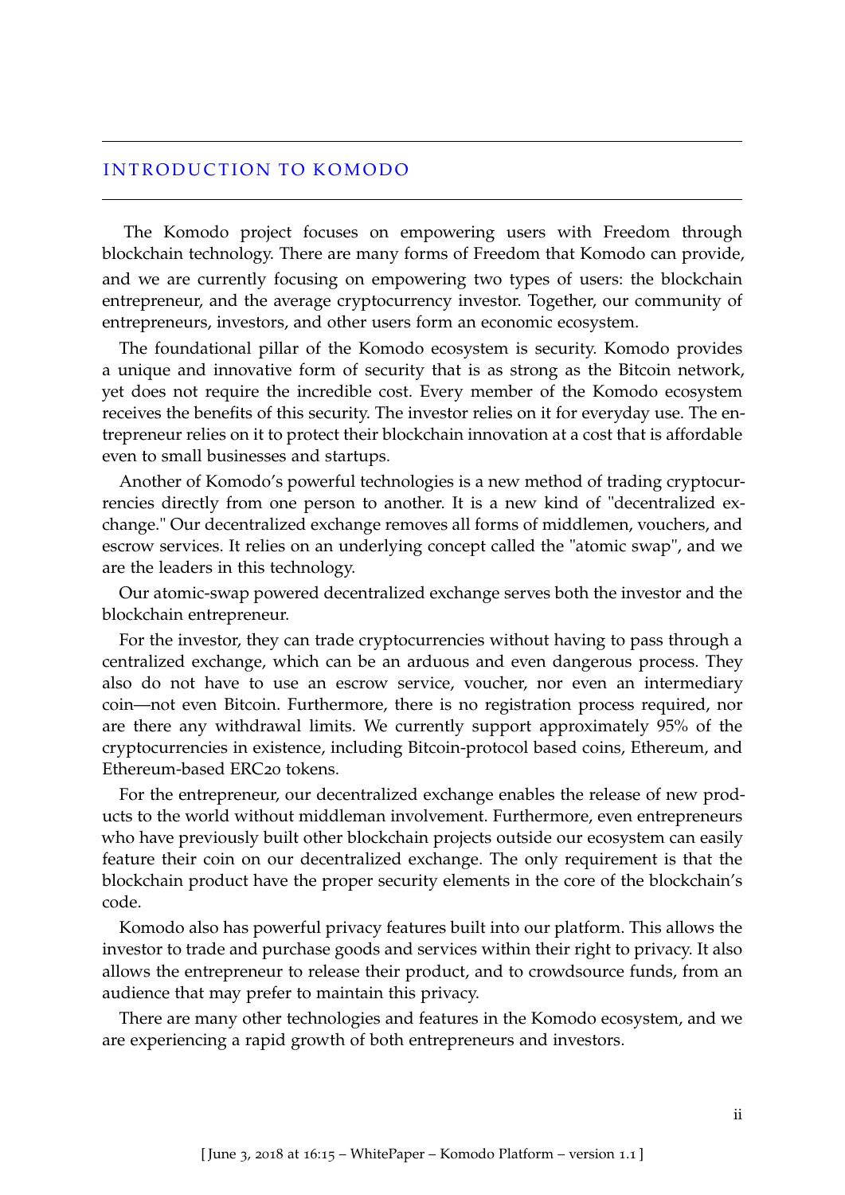# INTRODUCTION TO KOMODO

The Komodo project focuses on empowering users with Freedom through blockchain technology. There are many forms of Freedom that Komodo can provide, and we are currently focusing on empowering two types of users: the blockchain entrepreneur, and the average cryptocurrency investor. Together, our community of entrepreneurs, investors, and other users form an economic ecosystem.

The foundational pillar of the Komodo ecosystem is security. Komodo provides a unique and innovative form of security that is as strong as the Bitcoin network, yet does not require the incredible cost. Every member of the Komodo ecosystem receives the benefits of this security. The investor relies on it for everyday use. The entrepreneur relies on it to protect their blockchain innovation at a cost that is affordable even to small businesses and startups.

Another of Komodo's powerful technologies is a new method of trading cryptocurrencies directly from one person to another. It is a new kind of "decentralized exchange." Our decentralized exchange removes all forms of middlemen, vouchers, and escrow services. It relies on an underlying concept called the "atomic swap", and we are the leaders in this technology.

Our atomic-swap powered decentralized exchange serves both the investor and the blockchain entrepreneur.

For the investor, they can trade cryptocurrencies without having to pass through a centralized exchange, which can be an arduous and even dangerous process. They also do not have to use an escrow service, voucher, nor even an intermediary coin—not even Bitcoin. Furthermore, there is no registration process required, nor are there any withdrawal limits. We currently support approximately 95% of the cryptocurrencies in existence, including Bitcoin-protocol based coins, Ethereum, and Ethereum-based ERC20 tokens.

For the entrepreneur, our decentralized exchange enables the release of new products to the world without middleman involvement. Furthermore, even entrepreneurs who have previously built other blockchain projects outside our ecosystem can easily feature their coin on our decentralized exchange. The only requirement is that the blockchain product have the proper security elements in the core of the blockchain's code.

Komodo also has powerful privacy features built into our platform. This allows the investor to trade and purchase goods and services within their right to privacy. It also allows the entrepreneur to release their product, and to crowdsource funds, from an audience that may prefer to maintain this privacy.

There are many other technologies and features in the Komodo ecosystem, and we are experiencing a rapid growth of both entrepreneurs and investors.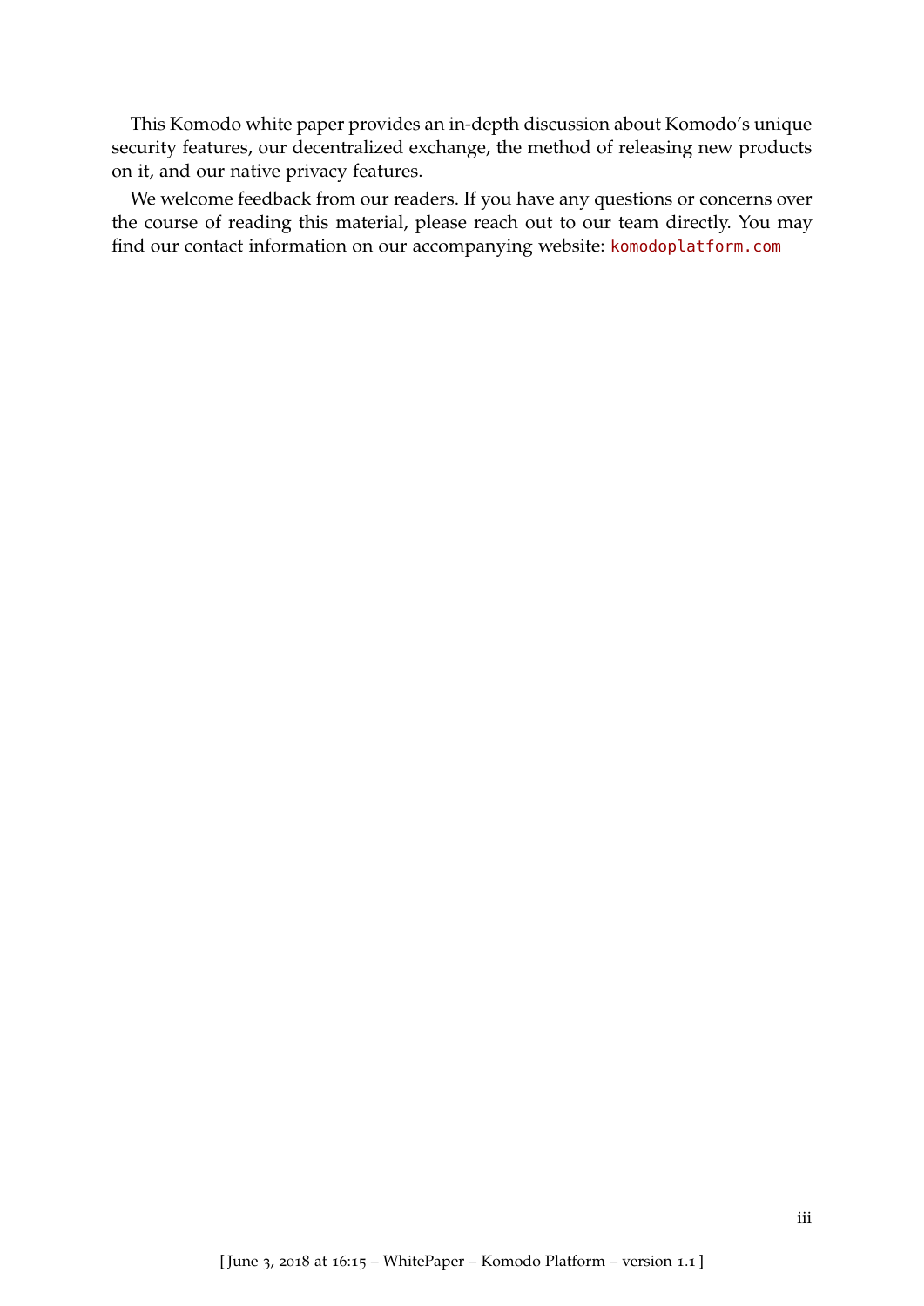This Komodo white paper provides an in-depth discussion about Komodo's unique security features, our decentralized exchange, the method of releasing new products on it, and our native privacy features.

We welcome feedback from our readers. If you have any questions or concerns over the course of reading this material, please reach out to our team directly. You may find our contact information on our accompanying website: `komodoplatform.com`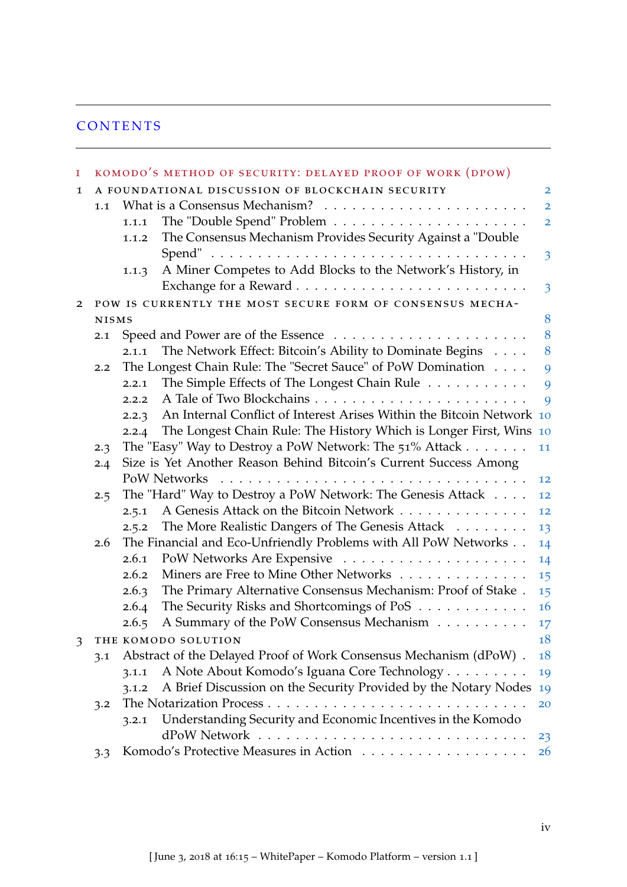# CONTENTS

I KOMODO'S METHOD OF SECURITY: DELAYED PROOF OF WORK (DPOW)

1 A FOUNDATIONAL DISCUSSION OF BLOCKCHAIN SECURITY 2
- 1.1 What is a Consensus Mechanism? 2
  - 1.1.1 The "Double Spend" Problem 2
  - 1.1.2 The Consensus Mechanism Provides Security Against a "Double Spend" 3
  - 1.1.3 A Miner Competes to Add Blocks to the Network's History, in Exchange for a Reward 3

2 POW IS CURRENTLY THE MOST SECURE FORM OF CONSENSUS MECHANISMS 8
- 2.1 Speed and Power are of the Essence 8
  - 2.1.1 The Network Effect: Bitcoin's Ability to Dominate Begins 8
- 2.2 The Longest Chain Rule: The "Secret Sauce" of PoW Domination 9
  - 2.2.1 The Simple Effects of The Longest Chain Rule 9
  - 2.2.2 A Tale of Two Blockchains 9
  - 2.2.3 An Internal Conflict of Interest Arises Within the Bitcoin Network 10
  - 2.2.4 The Longest Chain Rule: The History Which is Longer First, Wins 10
- 2.3 The "Easy" Way to Destroy a PoW Network: The 51% Attack 11
- 2.4 Size is Yet Another Reason Behind Bitcoin's Current Success Among PoW Networks 12
- 2.5 The "Hard" Way to Destroy a PoW Network: The Genesis Attack 12
  - 2.5.1 A Genesis Attack on the Bitcoin Network 12
  - 2.5.2 The More Realistic Dangers of The Genesis Attack 13
- 2.6 The Financial and Eco-Unfriendly Problems with All PoW Networks 14
  - 2.6.1 PoW Networks Are Expensive 14
  - 2.6.2 Miners are Free to Mine Other Networks 15
  - 2.6.3 The Primary Alternative Consensus Mechanism: Proof of Stake 15
  - 2.6.4 The Security Risks and Shortcomings of PoS 16
  - 2.6.5 A Summary of the PoW Consensus Mechanism 17

3 THE KOMODO SOLUTION 18
- 3.1 Abstract of the Delayed Proof of Work Consensus Mechanism (dPoW) 18
  - 3.1.1 A Note About Komodo's Iguana Core Technology 19
  - 3.1.2 A Brief Discussion on the Security Provided by the Notary Nodes 19
- 3.2 The Notarization Process 20
  - 3.2.1 Understanding Security and Economic Incentives in the Komodo dPoW Network 23
- 3.3 Komodo's Protective Measures in Action 26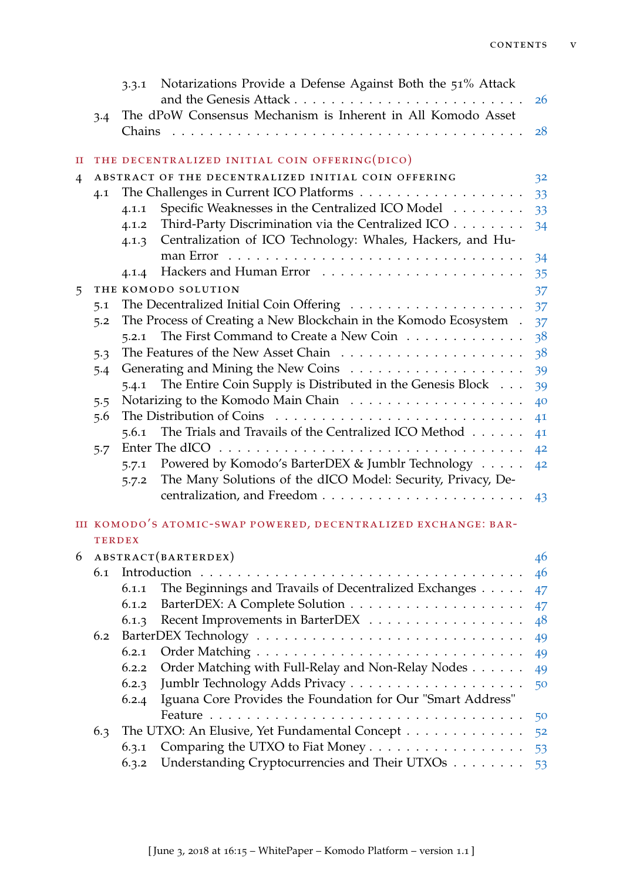- 3.3.1 Notarizations Provide a Defense Against Both the 51% Attack and the Genesis Attack . . . 26
- 3.4 The dPoW Consensus Mechanism is Inherent in All Komodo Asset Chains . . . 28

**II THE DECENTRALIZED INITIAL COIN OFFERING(DICO)**

- 4 ABSTRACT OF THE DECENTRALIZED INITIAL COIN OFFERING . . . 32
  - 4.1 The Challenges in Current ICO Platforms . . . 33
    - 4.1.1 Specific Weaknesses in the Centralized ICO Model . . . 33
    - 4.1.2 Third-Party Discrimination via the Centralized ICO . . . 34
    - 4.1.3 Centralization of ICO Technology: Whales, Hackers, and Human Error . . . 34
    - 4.1.4 Hackers and Human Error . . . 35
- 5 THE KOMODO SOLUTION . . . 37
  - 5.1 The Decentralized Initial Coin Offering . . . 37
  - 5.2 The Process of Creating a New Blockchain in the Komodo Ecosystem . . . 37
    - 5.2.1 The First Command to Create a New Coin . . . 38
  - 5.3 The Features of the New Asset Chain . . . 38
  - 5.4 Generating and Mining the New Coins . . . 39
    - 5.4.1 The Entire Coin Supply is Distributed in the Genesis Block . . . 39
  - 5.5 Notarizing to the Komodo Main Chain . . . 40
  - 5.6 The Distribution of Coins . . . 41
    - 5.6.1 The Trials and Travails of the Centralized ICO Method . . . 41
  - 5.7 Enter The dICO . . . 42
    - 5.7.1 Powered by Komodo's BarterDEX & Jumblr Technology . . . 42
    - 5.7.2 The Many Solutions of the dICO Model: Security, Privacy, Decentralization, and Freedom . . . 43

**III KOMODO'S ATOMIC-SWAP POWERED, DECENTRALIZED EXCHANGE: BARTERDEX**

- 6 ABSTRACT(BARTERDEX) . . . 46
  - 6.1 Introduction . . . 46
    - 6.1.1 The Beginnings and Travails of Decentralized Exchanges . . . 47
    - 6.1.2 BarterDEX: A Complete Solution . . . 47
    - 6.1.3 Recent Improvements in BarterDEX . . . 48
  - 6.2 BarterDEX Technology . . . 49
    - 6.2.1 Order Matching . . . 49
    - 6.2.2 Order Matching with Full-Relay and Non-Relay Nodes . . . 49
    - 6.2.3 Jumblr Technology Adds Privacy . . . 50
    - 6.2.4 Iguana Core Provides the Foundation for Our "Smart Address" Feature . . . 50
  - 6.3 The UTXO: An Elusive, Yet Fundamental Concept . . . 52
    - 6.3.1 Comparing the UTXO to Fiat Money . . . 53
    - 6.3.2 Understanding Cryptocurrencies and Their UTXOs . . . 53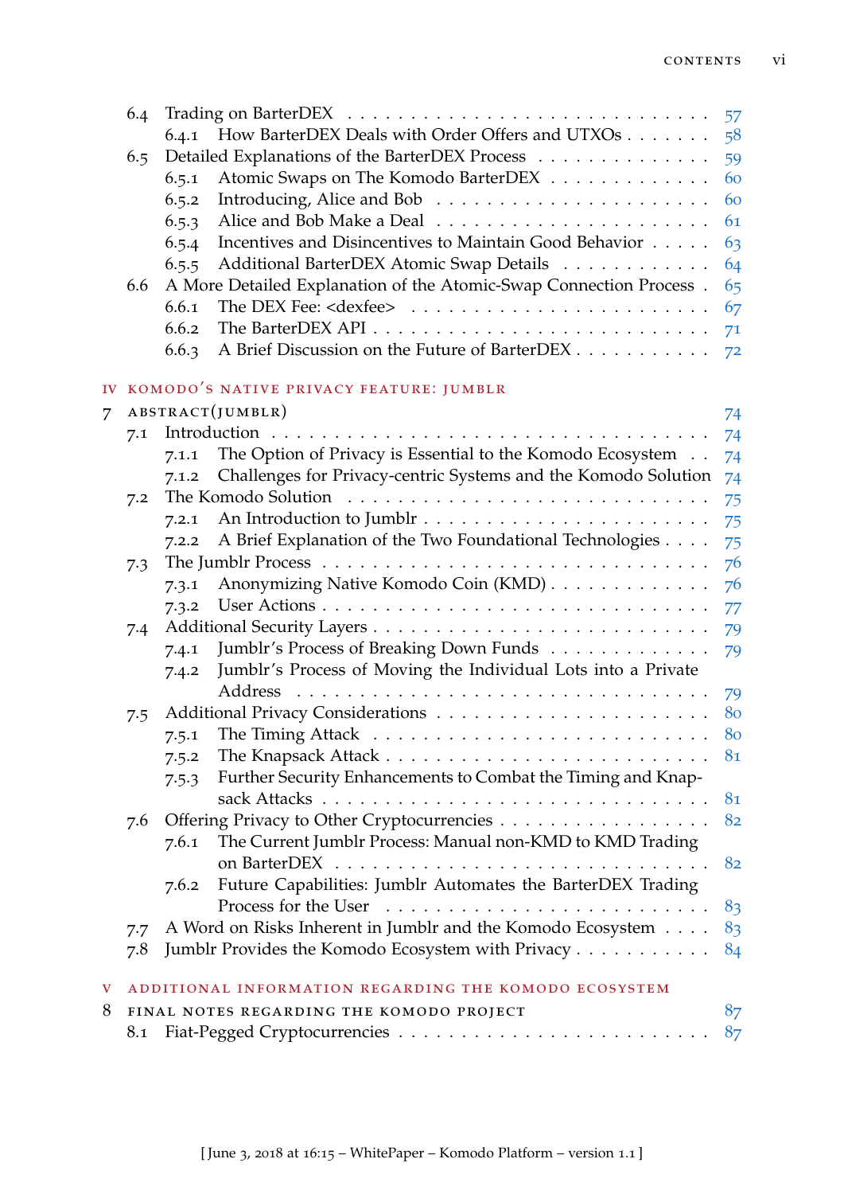- 6.4 Trading on BarterDEX . . . . . . . . . . . . . . . . . . . . . . . . . . . 57
  - 6.4.1 How BarterDEX Deals with Order Offers and UTXOs . . . . . . . 58
- 6.5 Detailed Explanations of the BarterDEX Process . . . . . . . . . . . . . . 59
  - 6.5.1 Atomic Swaps on The Komodo BarterDEX . . . . . . . . . . . . . 60
  - 6.5.2 Introducing, Alice and Bob . . . . . . . . . . . . . . . . . . . . 60
  - 6.5.3 Alice and Bob Make a Deal . . . . . . . . . . . . . . . . . . . . 61
  - 6.5.4 Incentives and Disincentives to Maintain Good Behavior . . . . . 63
  - 6.5.5 Additional BarterDEX Atomic Swap Details . . . . . . . . . . . . 64
- 6.6 A More Detailed Explanation of the Atomic-Swap Connection Process . 65
  - 6.6.1 The DEX Fee: <dexfee> . . . . . . . . . . . . . . . . . . . . . . 67
  - 6.6.2 The BarterDEX API . . . . . . . . . . . . . . . . . . . . . . . . 71
  - 6.6.3 A Brief Discussion on the Future of BarterDEX . . . . . . . . . . 72

IV KOMODO'S NATIVE PRIVACY FEATURE: JUMBLR

7 ABSTRACT(JUMBLR) 74
- 7.1 Introduction . . . . . . . . . . . . . . . . . . . . . . . . . . . . . . . 74
  - 7.1.1 The Option of Privacy is Essential to the Komodo Ecosystem . . 74
  - 7.1.2 Challenges for Privacy-centric Systems and the Komodo Solution 74
- 7.2 The Komodo Solution . . . . . . . . . . . . . . . . . . . . . . . . . . . 75
  - 7.2.1 An Introduction to Jumblr . . . . . . . . . . . . . . . . . . . . . 75
  - 7.2.2 A Brief Explanation of the Two Foundational Technologies . . . . 75
- 7.3 The Jumblr Process . . . . . . . . . . . . . . . . . . . . . . . . . . . . 76
  - 7.3.1 Anonymizing Native Komodo Coin (KMD) . . . . . . . . . . . . . 76
  - 7.3.2 User Actions . . . . . . . . . . . . . . . . . . . . . . . . . . . . 77
- 7.4 Additional Security Layers . . . . . . . . . . . . . . . . . . . . . . . . 79
  - 7.4.1 Jumblr's Process of Breaking Down Funds . . . . . . . . . . . . . 79
  - 7.4.2 Jumblr's Process of Moving the Individual Lots into a Private Address . . . . . . . . . . . . . . . . . . . . . . . . . . . . . . . 79
- 7.5 Additional Privacy Considerations . . . . . . . . . . . . . . . . . . . . 80
  - 7.5.1 The Timing Attack . . . . . . . . . . . . . . . . . . . . . . . . . 80
  - 7.5.2 The Knapsack Attack . . . . . . . . . . . . . . . . . . . . . . . 81
  - 7.5.3 Further Security Enhancements to Combat the Timing and Knapsack Attacks . . . . . . . . . . . . . . . . . . . . . . . . . . . . . 81
- 7.6 Offering Privacy to Other Cryptocurrencies . . . . . . . . . . . . . . . 82
  - 7.6.1 The Current Jumblr Process: Manual non-KMD to KMD Trading on BarterDEX . . . . . . . . . . . . . . . . . . . . . . . . . . . . 82
  - 7.6.2 Future Capabilities: Jumblr Automates the BarterDEX Trading Process for the User . . . . . . . . . . . . . . . . . . . . . . . . 83
- 7.7 A Word on Risks Inherent in Jumblr and the Komodo Ecosystem . . . . 83
- 7.8 Jumblr Provides the Komodo Ecosystem with Privacy . . . . . . . . . . 84

V ADDITIONAL INFORMATION REGARDING THE KOMODO ECOSYSTEM

8 FINAL NOTES REGARDING THE KOMODO PROJECT 87
- 8.1 Fiat-Pegged Cryptocurrencies . . . . . . . . . . . . . . . . . . . . . . 87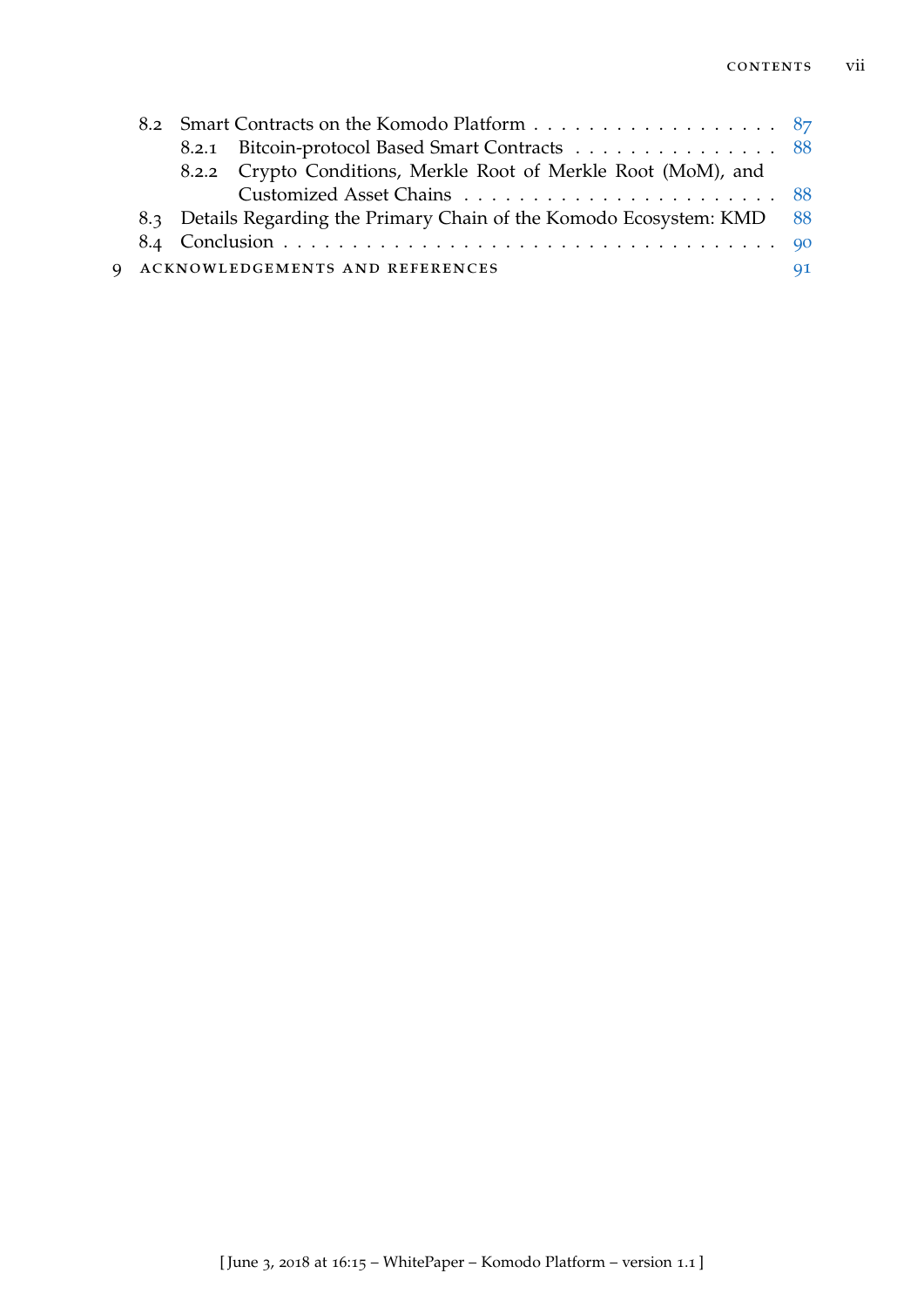- 8.2 Smart Contracts on the Komodo Platform . . . . . . . . . . . . . . . . . . 87
  - 8.2.1 Bitcoin-protocol Based Smart Contracts . . . . . . . . . . . . . . . 88
  - 8.2.2 Crypto Conditions, Merkle Root of Merkle Root (MoM), and Customized Asset Chains . . . . . . . . . . . . . . . . . . . . . . . 88
- 8.3 Details Regarding the Primary Chain of the Komodo Ecosystem: KMD 88
- 8.4 Conclusion . . . . . . . . . . . . . . . . . . . . . . . . . . . . . . . . . . . 90

9 ACKNOWLEDGEMENTS AND REFERENCES 91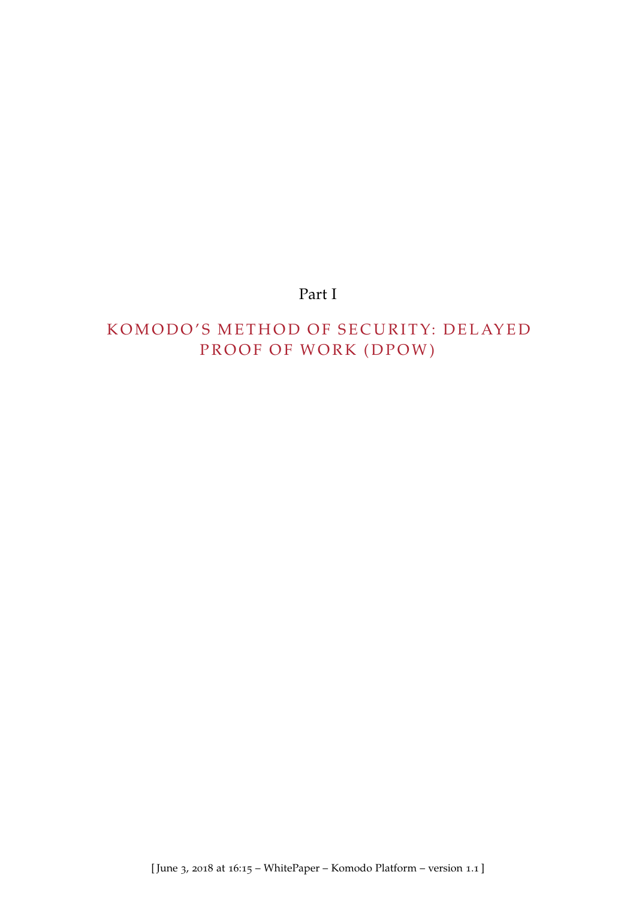# Part I

# KOMODO'S METHOD OF SECURITY: DELAYED PROOF OF WORK (DPOW)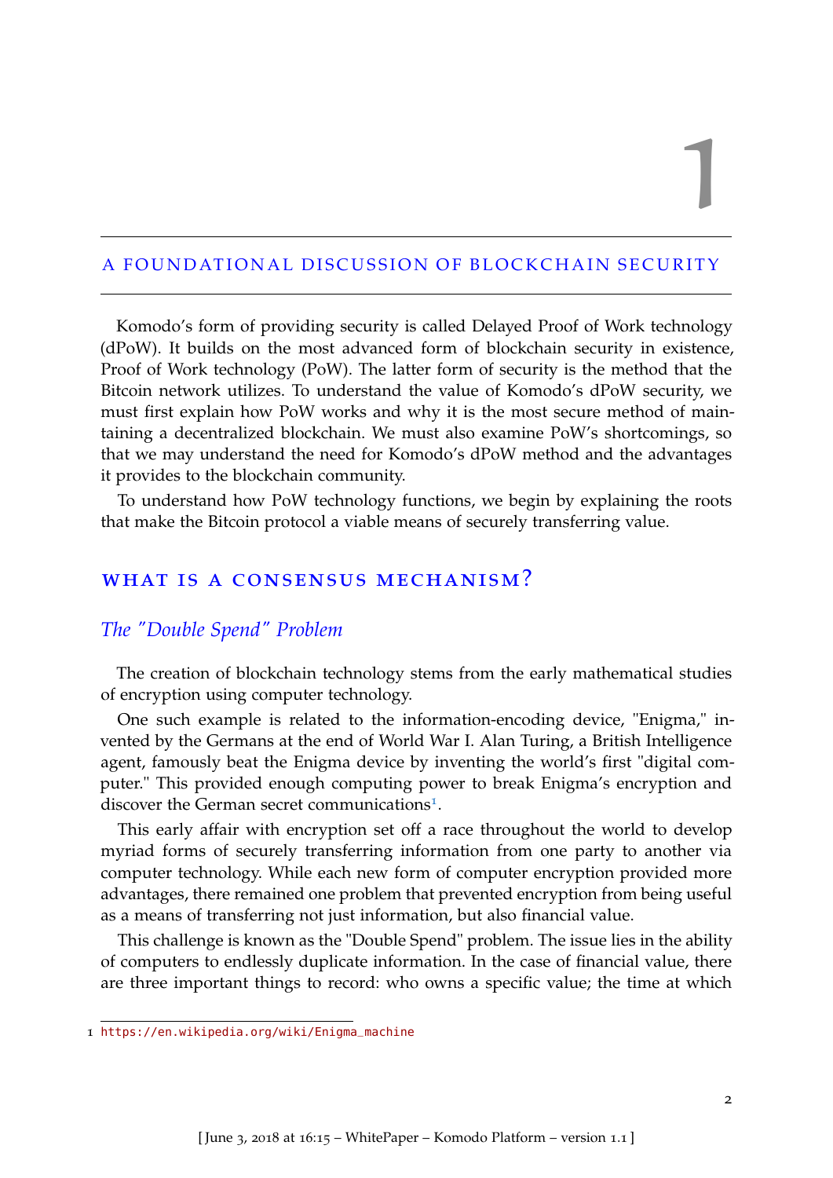# 1

## A FOUNDATIONAL DISCUSSION OF BLOCKCHAIN SECURITY

Komodo's form of providing security is called Delayed Proof of Work technology (dPoW). It builds on the most advanced form of blockchain security in existence, Proof of Work technology (PoW). The latter form of security is the method that the Bitcoin network utilizes. To understand the value of Komodo's dPoW security, we must first explain how PoW works and why it is the most secure method of maintaining a decentralized blockchain. We must also examine PoW's shortcomings, so that we may understand the need for Komodo's dPoW method and the advantages it provides to the blockchain community.

To understand how PoW technology functions, we begin by explaining the roots that make the Bitcoin protocol a viable means of securely transferring value.

## WHAT IS A CONSENSUS MECHANISM?

### *The "Double Spend" Problem*

The creation of blockchain technology stems from the early mathematical studies of encryption using computer technology.

One such example is related to the information-encoding device, "Enigma," invented by the Germans at the end of World War I. Alan Turing, a British Intelligence agent, famously beat the Enigma device by inventing the world's first "digital computer." This provided enough computing power to break Enigma's encryption and discover the German secret communications[1].

This early affair with encryption set off a race throughout the world to develop myriad forms of securely transferring information from one party to another via computer technology. While each new form of computer encryption provided more advantages, there remained one problem that prevented encryption from being useful as a means of transferring not just information, but also financial value.

This challenge is known as the "Double Spend" problem. The issue lies in the ability of computers to endlessly duplicate information. In the case of financial value, there are three important things to record: who owns a specific value; the time at which

---

1 https://en.wikipedia.org/wiki/Enigma_machine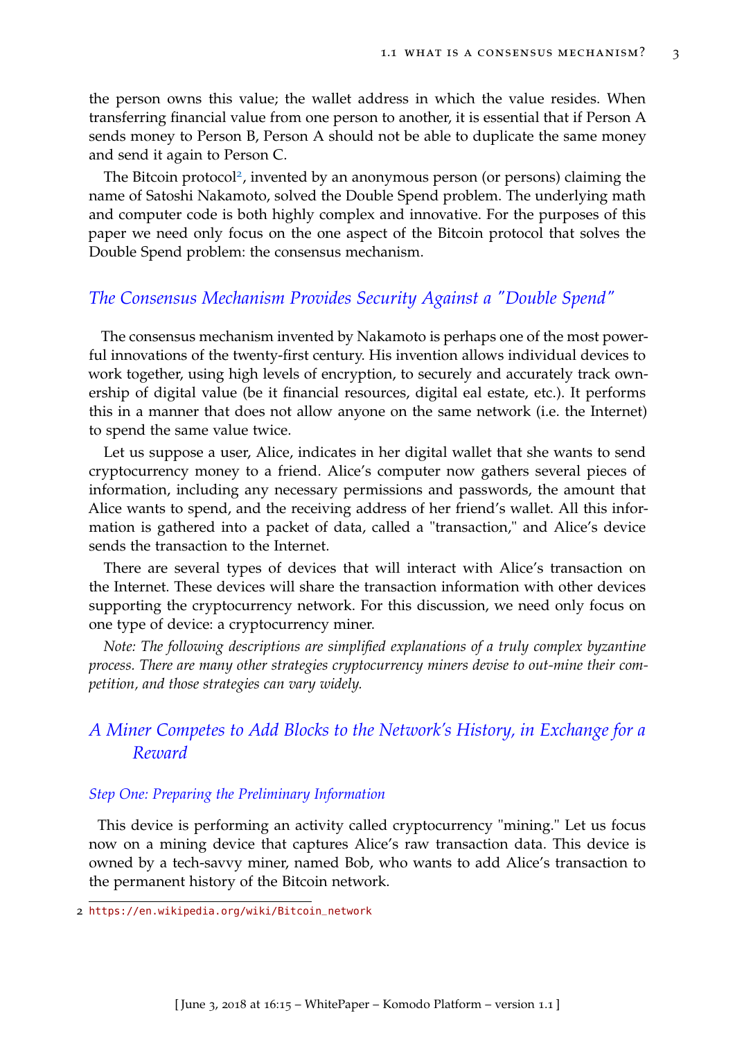the person owns this value; the wallet address in which the value resides. When transferring financial value from one person to another, it is essential that if Person A sends money to Person B, Person A should not be able to duplicate the same money and send it again to Person C.

The Bitcoin protocol[2], invented by an anonymous person (or persons) claiming the name of Satoshi Nakamoto, solved the Double Spend problem. The underlying math and computer code is both highly complex and innovative. For the purposes of this paper we need only focus on the one aspect of the Bitcoin protocol that solves the Double Spend problem: the consensus mechanism.

### *The Consensus Mechanism Provides Security Against a "Double Spend"*

The consensus mechanism invented by Nakamoto is perhaps one of the most powerful innovations of the twenty-first century. His invention allows individual devices to work together, using high levels of encryption, to securely and accurately track ownership of digital value (be it financial resources, digital eal estate, etc.). It performs this in a manner that does not allow anyone on the same network (i.e. the Internet) to spend the same value twice.

Let us suppose a user, Alice, indicates in her digital wallet that she wants to send cryptocurrency money to a friend. Alice's computer now gathers several pieces of information, including any necessary permissions and passwords, the amount that Alice wants to spend, and the receiving address of her friend's wallet. All this information is gathered into a packet of data, called a "transaction," and Alice's device sends the transaction to the Internet.

There are several types of devices that will interact with Alice's transaction on the Internet. These devices will share the transaction information with other devices supporting the cryptocurrency network. For this discussion, we need only focus on one type of device: a cryptocurrency miner.

*Note: The following descriptions are simplified explanations of a truly complex byzantine process. There are many other strategies cryptocurrency miners devise to out-mine their competition, and those strategies can vary widely.*

### *A Miner Competes to Add Blocks to the Network's History, in Exchange for a Reward*

#### *Step One: Preparing the Preliminary Information*

This device is performing an activity called cryptocurrency "mining." Let us focus now on a mining device that captures Alice's raw transaction data. This device is owned by a tech-savvy miner, named Bob, who wants to add Alice's transaction to the permanent history of the Bitcoin network.

2 https://en.wikipedia.org/wiki/Bitcoin_network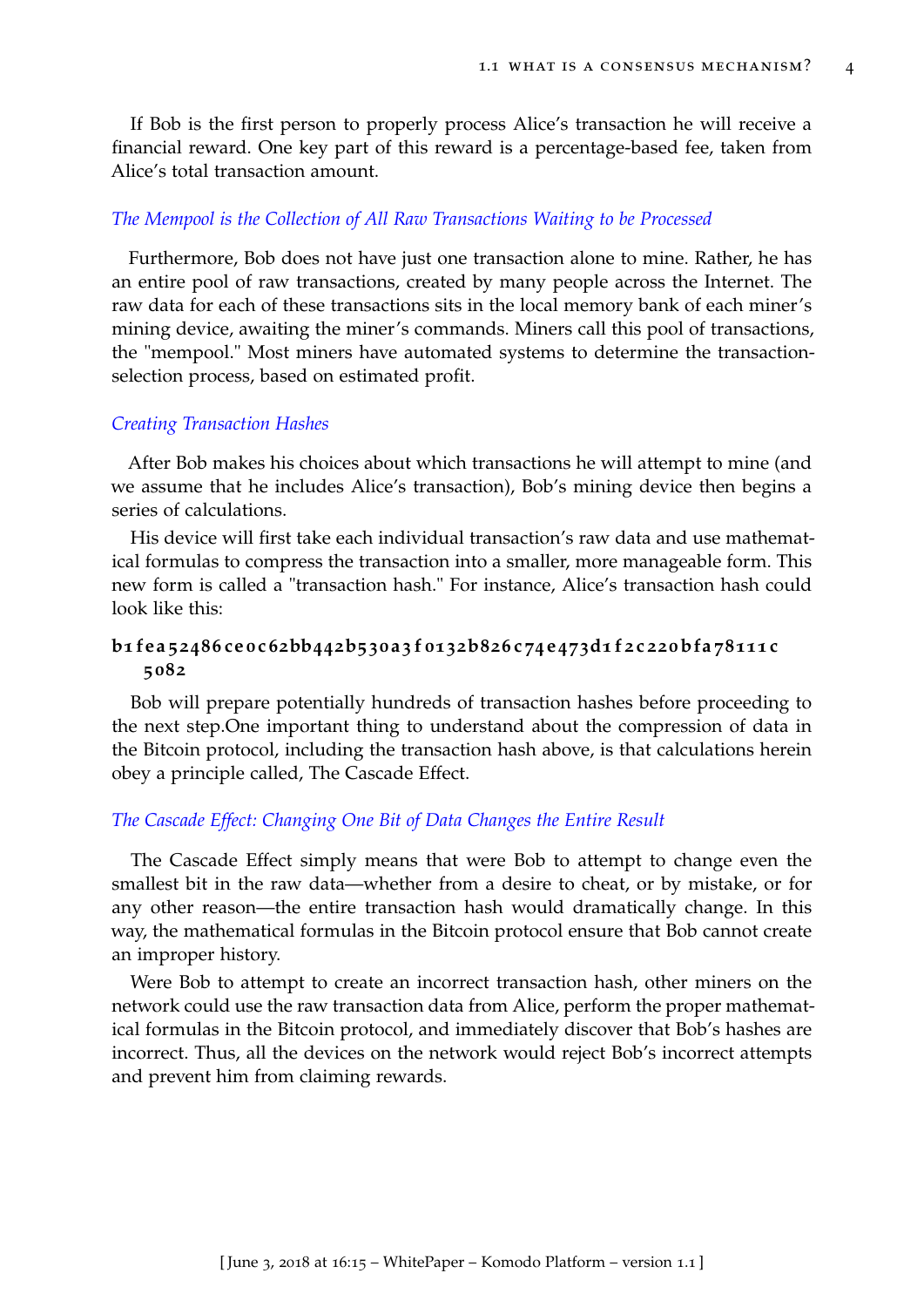If Bob is the first person to properly process Alice's transaction he will receive a financial reward. One key part of this reward is a percentage-based fee, taken from Alice's total transaction amount.

*The Mempool is the Collection of All Raw Transactions Waiting to be Processed*

Furthermore, Bob does not have just one transaction alone to mine. Rather, he has an entire pool of raw transactions, created by many people across the Internet. The raw data for each of these transactions sits in the local memory bank of each miner's mining device, awaiting the miner's commands. Miners call this pool of transactions, the "mempool." Most miners have automated systems to determine the transaction-selection process, based on estimated profit.

*Creating Transaction Hashes*

After Bob makes his choices about which transactions he will attempt to mine (and we assume that he includes Alice's transaction), Bob's mining device then begins a series of calculations.

His device will first take each individual transaction's raw data and use mathematical formulas to compress the transaction into a smaller, more manageable form. This new form is called a "transaction hash." For instance, Alice's transaction hash could look like this:

**b1fea52486ce0c62bb442b530a3f0132b826c74e473d1f2c220bfa78111c5082**

Bob will prepare potentially hundreds of transaction hashes before proceeding to the next step.One important thing to understand about the compression of data in the Bitcoin protocol, including the transaction hash above, is that calculations herein obey a principle called, The Cascade Effect.

*The Cascade Effect: Changing One Bit of Data Changes the Entire Result*

The Cascade Effect simply means that were Bob to attempt to change even the smallest bit in the raw data—whether from a desire to cheat, or by mistake, or for any other reason—the entire transaction hash would dramatically change. In this way, the mathematical formulas in the Bitcoin protocol ensure that Bob cannot create an improper history.

Were Bob to attempt to create an incorrect transaction hash, other miners on the network could use the raw transaction data from Alice, perform the proper mathematical formulas in the Bitcoin protocol, and immediately discover that Bob's hashes are incorrect. Thus, all the devices on the network would reject Bob's incorrect attempts and prevent him from claiming rewards.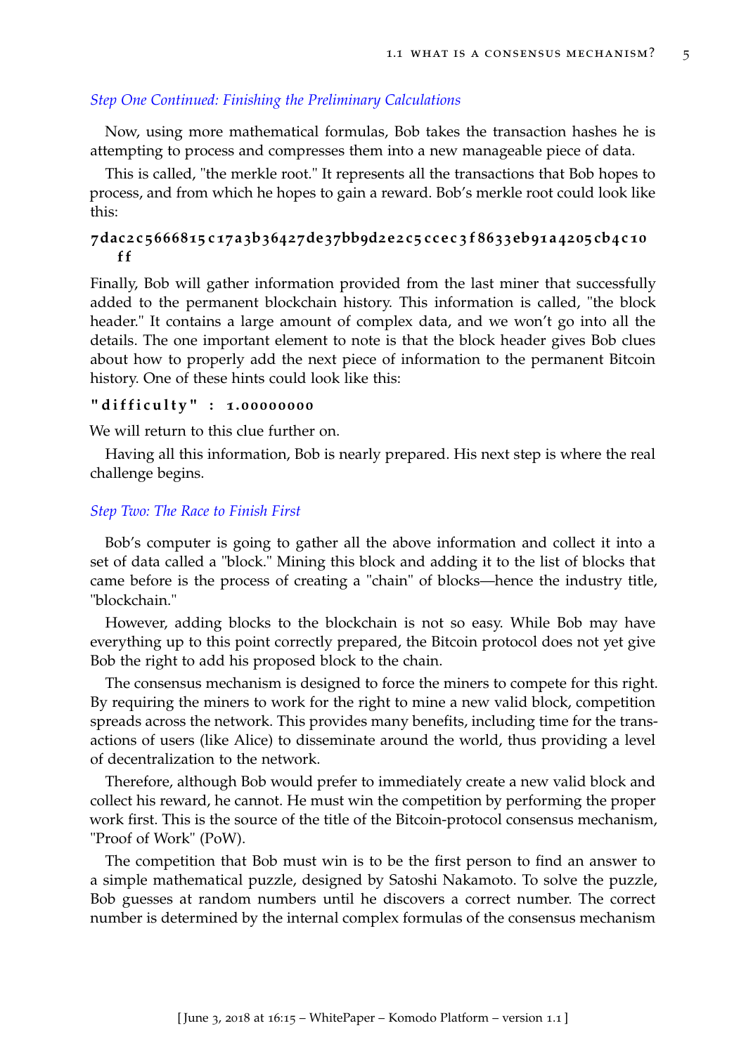*Step One Continued: Finishing the Preliminary Calculations*

Now, using more mathematical formulas, Bob takes the transaction hashes he is attempting to process and compresses them into a new manageable piece of data.

This is called, "the merkle root." It represents all the transactions that Bob hopes to process, and from which he hopes to gain a reward. Bob's merkle root could look like this:

**7dac2c5666815c17a3b36427de37bb9d2e2c5ccec3f8633eb91a4205cb4c10ff**

Finally, Bob will gather information provided from the last miner that successfully added to the permanent blockchain history. This information is called, "the block header." It contains a large amount of complex data, and we won't go into all the details. The one important element to note is that the block header gives Bob clues about how to properly add the next piece of information to the permanent Bitcoin history. One of these hints could look like this:

**"difficulty" : 1.00000000**

We will return to this clue further on.

Having all this information, Bob is nearly prepared. His next step is where the real challenge begins.

*Step Two: The Race to Finish First*

Bob's computer is going to gather all the above information and collect it into a set of data called a "block." Mining this block and adding it to the list of blocks that came before is the process of creating a "chain" of blocks—hence the industry title, "blockchain."

However, adding blocks to the blockchain is not so easy. While Bob may have everything up to this point correctly prepared, the Bitcoin protocol does not yet give Bob the right to add his proposed block to the chain.

The consensus mechanism is designed to force the miners to compete for this right. By requiring the miners to work for the right to mine a new valid block, competition spreads across the network. This provides many benefits, including time for the transactions of users (like Alice) to disseminate around the world, thus providing a level of decentralization to the network.

Therefore, although Bob would prefer to immediately create a new valid block and collect his reward, he cannot. He must win the competition by performing the proper work first. This is the source of the title of the Bitcoin-protocol consensus mechanism, "Proof of Work" (PoW).

The competition that Bob must win is to be the first person to find an answer to a simple mathematical puzzle, designed by Satoshi Nakamoto. To solve the puzzle, Bob guesses at random numbers until he discovers a correct number. The correct number is determined by the internal complex formulas of the consensus mechanism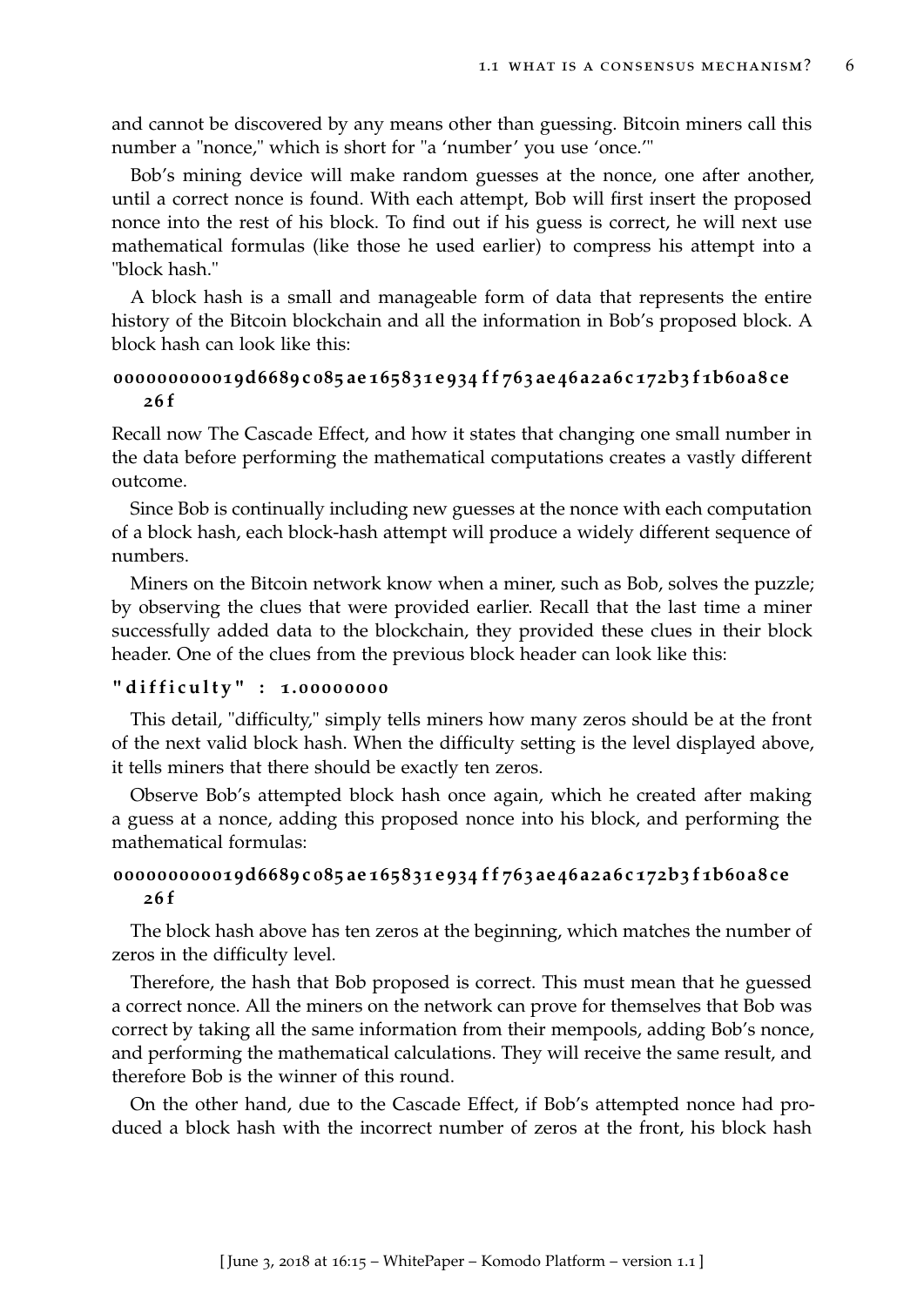and cannot be discovered by any means other than guessing. Bitcoin miners call this number a "nonce," which is short for "a 'number' you use 'once.'"

Bob's mining device will make random guesses at the nonce, one after another, until a correct nonce is found. With each attempt, Bob will first insert the proposed nonce into the rest of his block. To find out if his guess is correct, he will next use mathematical formulas (like those he used earlier) to compress his attempt into a "block hash."

A block hash is a small and manageable form of data that represents the entire history of the Bitcoin blockchain and all the information in Bob's proposed block. A block hash can look like this:

```
000000000019d6689c085ae165831e934ff763ae46a2a6c172b3f1b60a8ce26f
```

Recall now The Cascade Effect, and how it states that changing one small number in the data before performing the mathematical computations creates a vastly different outcome.

Since Bob is continually including new guesses at the nonce with each computation of a block hash, each block-hash attempt will produce a widely different sequence of numbers.

Miners on the Bitcoin network know when a miner, such as Bob, solves the puzzle; by observing the clues that were provided earlier. Recall that the last time a miner successfully added data to the blockchain, they provided these clues in their block header. One of the clues from the previous block header can look like this:

```
"difficulty" : 1.00000000
```

This detail, "difficulty," simply tells miners how many zeros should be at the front of the next valid block hash. When the difficulty setting is the level displayed above, it tells miners that there should be exactly ten zeros.

Observe Bob's attempted block hash once again, which he created after making a guess at a nonce, adding this proposed nonce into his block, and performing the mathematical formulas:

```
000000000019d6689c085ae165831e934ff763ae46a2a6c172b3f1b60a8ce26f
```

The block hash above has ten zeros at the beginning, which matches the number of zeros in the difficulty level.

Therefore, the hash that Bob proposed is correct. This must mean that he guessed a correct nonce. All the miners on the network can prove for themselves that Bob was correct by taking all the same information from their mempools, adding Bob's nonce, and performing the mathematical calculations. They will receive the same result, and therefore Bob is the winner of this round.

On the other hand, due to the Cascade Effect, if Bob's attempted nonce had produced a block hash with the incorrect number of zeros at the front, his block hash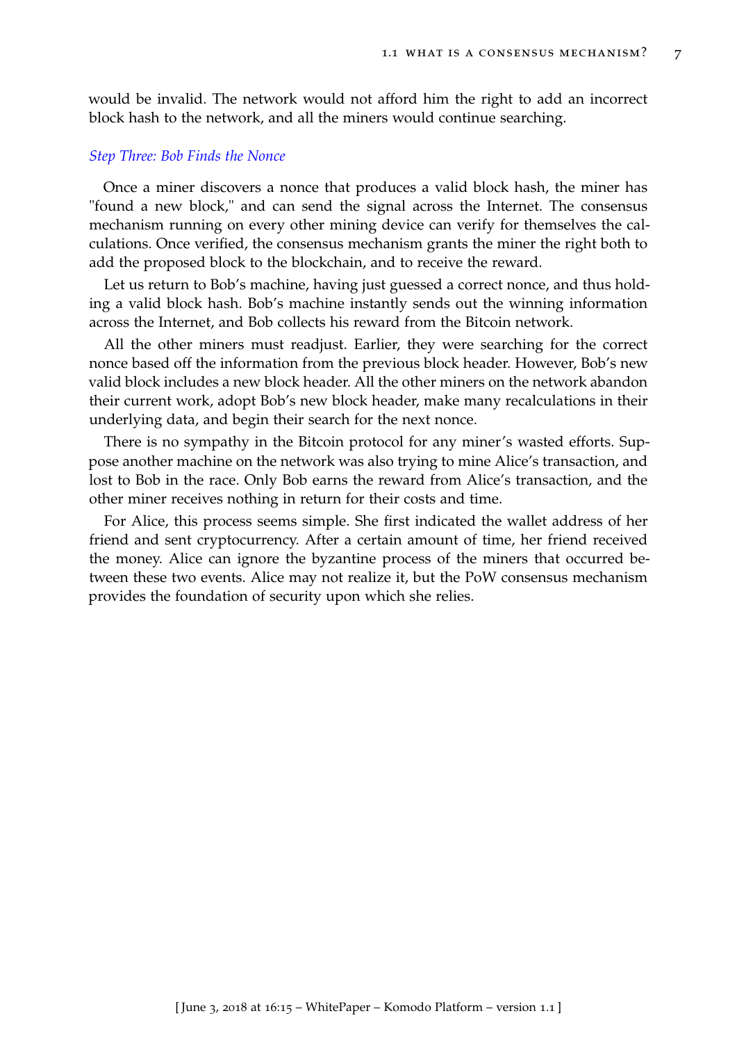would be invalid. The network would not afford him the right to add an incorrect block hash to the network, and all the miners would continue searching.

### *Step Three: Bob Finds the Nonce*

Once a miner discovers a nonce that produces a valid block hash, the miner has "found a new block," and can send the signal across the Internet. The consensus mechanism running on every other mining device can verify for themselves the calculations. Once verified, the consensus mechanism grants the miner the right both to add the proposed block to the blockchain, and to receive the reward.

Let us return to Bob's machine, having just guessed a correct nonce, and thus holding a valid block hash. Bob's machine instantly sends out the winning information across the Internet, and Bob collects his reward from the Bitcoin network.

All the other miners must readjust. Earlier, they were searching for the correct nonce based off the information from the previous block header. However, Bob's new valid block includes a new block header. All the other miners on the network abandon their current work, adopt Bob's new block header, make many recalculations in their underlying data, and begin their search for the next nonce.

There is no sympathy in the Bitcoin protocol for any miner's wasted efforts. Suppose another machine on the network was also trying to mine Alice's transaction, and lost to Bob in the race. Only Bob earns the reward from Alice's transaction, and the other miner receives nothing in return for their costs and time.

For Alice, this process seems simple. She first indicated the wallet address of her friend and sent cryptocurrency. After a certain amount of time, her friend received the money. Alice can ignore the byzantine process of the miners that occurred between these two events. Alice may not realize it, but the PoW consensus mechanism provides the foundation of security upon which she relies.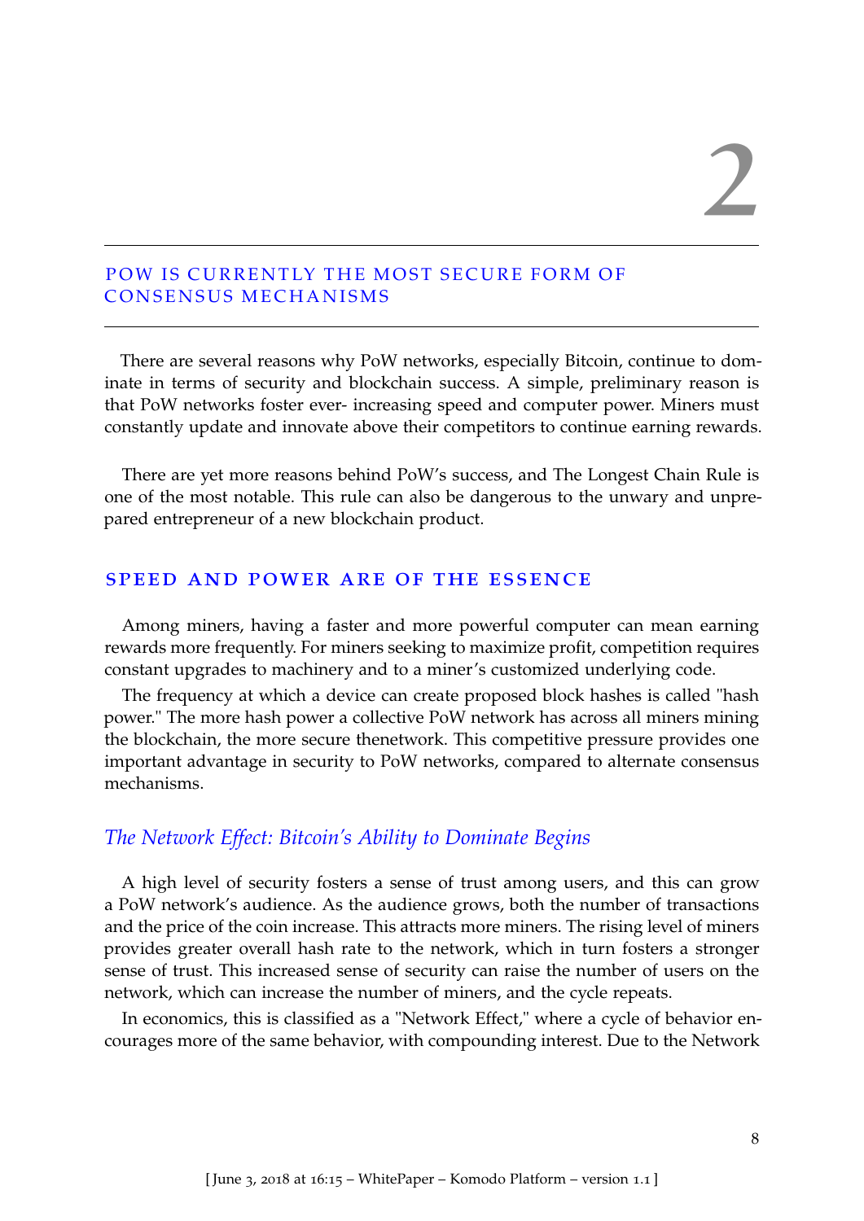# 2

## POW IS CURRENTLY THE MOST SECURE FORM OF CONSENSUS MECHANISMS

There are several reasons why PoW networks, especially Bitcoin, continue to dominate in terms of security and blockchain success. A simple, preliminary reason is that PoW networks foster ever- increasing speed and computer power. Miners must constantly update and innovate above their competitors to continue earning rewards.

There are yet more reasons behind PoW's success, and The Longest Chain Rule is one of the most notable. This rule can also be dangerous to the unwary and unprepared entrepreneur of a new blockchain product.

### SPEED AND POWER ARE OF THE ESSENCE

Among miners, having a faster and more powerful computer can mean earning rewards more frequently. For miners seeking to maximize profit, competition requires constant upgrades to machinery and to a miner's customized underlying code.

The frequency at which a device can create proposed block hashes is called "hash power." The more hash power a collective PoW network has across all miners mining the blockchain, the more secure thenetwork. This competitive pressure provides one important advantage in security to PoW networks, compared to alternate consensus mechanisms.

#### *The Network Effect: Bitcoin's Ability to Dominate Begins*

A high level of security fosters a sense of trust among users, and this can grow a PoW network's audience. As the audience grows, both the number of transactions and the price of the coin increase. This attracts more miners. The rising level of miners provides greater overall hash rate to the network, which in turn fosters a stronger sense of trust. This increased sense of security can raise the number of users on the network, which can increase the number of miners, and the cycle repeats.

In economics, this is classified as a "Network Effect," where a cycle of behavior encourages more of the same behavior, with compounding interest. Due to the Network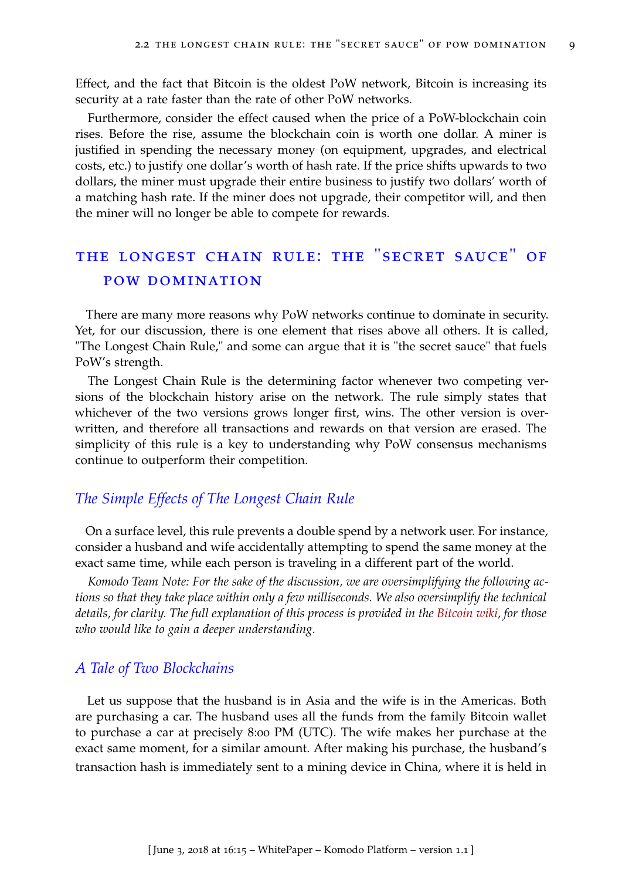Effect, and the fact that Bitcoin is the oldest PoW network, Bitcoin is increasing its security at a rate faster than the rate of other PoW networks.

Furthermore, consider the effect caused when the price of a PoW-blockchain coin rises. Before the rise, assume the blockchain coin is worth one dollar. A miner is justified in spending the necessary money (on equipment, upgrades, and electrical costs, etc.) to justify one dollar's worth of hash rate. If the price shifts upwards to two dollars, the miner must upgrade their entire business to justify two dollars' worth of a matching hash rate. If the miner does not upgrade, their competitor will, and then the miner will no longer be able to compete for rewards.

## The Longest Chain Rule: The "Secret Sauce" of PoW Domination

There are many more reasons why PoW networks continue to dominate in security. Yet, for our discussion, there is one element that rises above all others. It is called, "The Longest Chain Rule," and some can argue that it is "the secret sauce" that fuels PoW's strength.

The Longest Chain Rule is the determining factor whenever two competing versions of the blockchain history arise on the network. The rule simply states that whichever of the two versions grows longer first, wins. The other version is overwritten, and therefore all transactions and rewards on that version are erased. The simplicity of this rule is a key to understanding why PoW consensus mechanisms continue to outperform their competition.

### The Simple Effects of The Longest Chain Rule

On a surface level, this rule prevents a double spend by a network user. For instance, consider a husband and wife accidentally attempting to spend the same money at the exact same time, while each person is traveling in a different part of the world.

*Komodo Team Note: For the sake of the discussion, we are oversimplifying the following actions so that they take place within only a few milliseconds. We also oversimplify the technical details, for clarity. The full explanation of this process is provided in the Bitcoin wiki, for those who would like to gain a deeper understanding.*

### A Tale of Two Blockchains

Let us suppose that the husband is in Asia and the wife is in the Americas. Both are purchasing a car. The husband uses all the funds from the family Bitcoin wallet to purchase a car at precisely 8:00 PM (UTC). The wife makes her purchase at the exact same moment, for a similar amount. After making his purchase, the husband's transaction hash is immediately sent to a mining device in China, where it is held in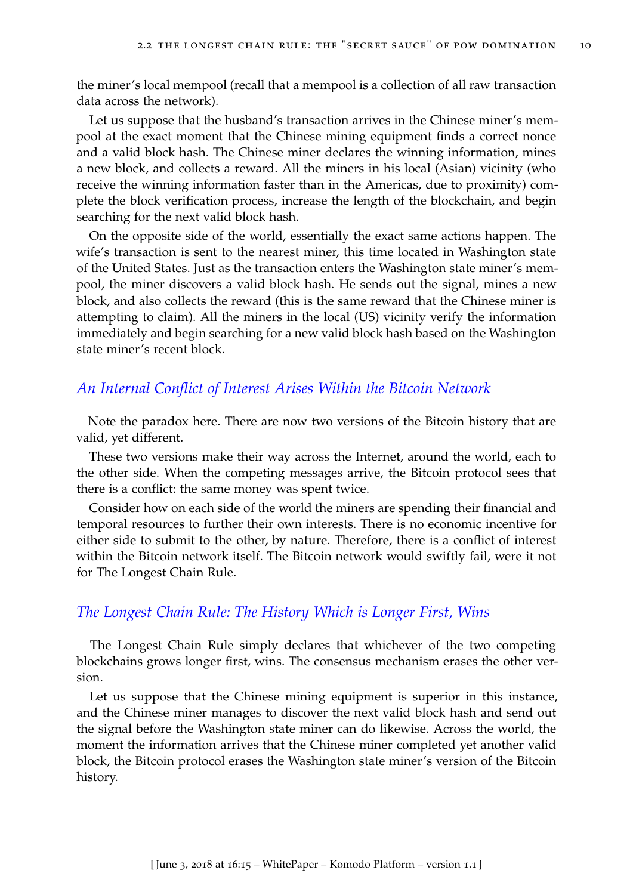the miner's local mempool (recall that a mempool is a collection of all raw transaction data across the network).

Let us suppose that the husband's transaction arrives in the Chinese miner's mempool at the exact moment that the Chinese mining equipment finds a correct nonce and a valid block hash. The Chinese miner declares the winning information, mines a new block, and collects a reward. All the miners in his local (Asian) vicinity (who receive the winning information faster than in the Americas, due to proximity) complete the block verification process, increase the length of the blockchain, and begin searching for the next valid block hash.

On the opposite side of the world, essentially the exact same actions happen. The wife's transaction is sent to the nearest miner, this time located in Washington state of the United States. Just as the transaction enters the Washington state miner's mempool, the miner discovers a valid block hash. He sends out the signal, mines a new block, and also collects the reward (this is the same reward that the Chinese miner is attempting to claim). All the miners in the local (US) vicinity verify the information immediately and begin searching for a new valid block hash based on the Washington state miner's recent block.

### *An Internal Conflict of Interest Arises Within the Bitcoin Network*

Note the paradox here. There are now two versions of the Bitcoin history that are valid, yet different.

These two versions make their way across the Internet, around the world, each to the other side. When the competing messages arrive, the Bitcoin protocol sees that there is a conflict: the same money was spent twice.

Consider how on each side of the world the miners are spending their financial and temporal resources to further their own interests. There is no economic incentive for either side to submit to the other, by nature. Therefore, there is a conflict of interest within the Bitcoin network itself. The Bitcoin network would swiftly fail, were it not for The Longest Chain Rule.

### *The Longest Chain Rule: The History Which is Longer First, Wins*

The Longest Chain Rule simply declares that whichever of the two competing blockchains grows longer first, wins. The consensus mechanism erases the other version.

Let us suppose that the Chinese mining equipment is superior in this instance, and the Chinese miner manages to discover the next valid block hash and send out the signal before the Washington state miner can do likewise. Across the world, the moment the information arrives that the Chinese miner completed yet another valid block, the Bitcoin protocol erases the Washington state miner's version of the Bitcoin history.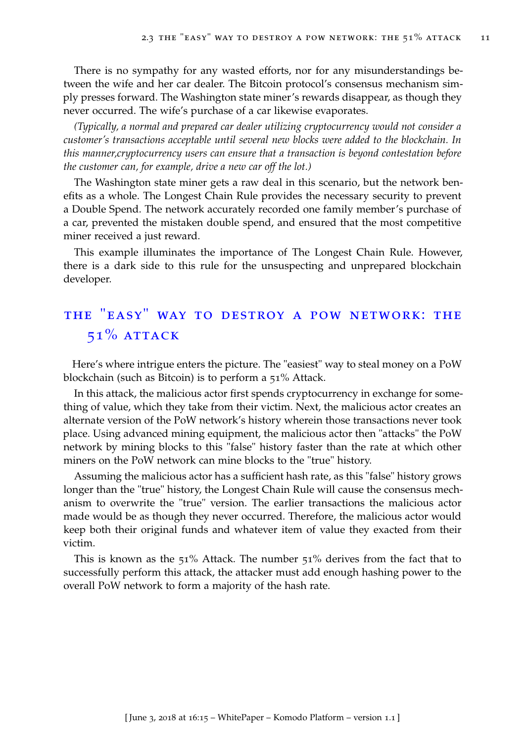There is no sympathy for any wasted efforts, nor for any misunderstandings between the wife and her car dealer. The Bitcoin protocol's consensus mechanism simply presses forward. The Washington state miner's rewards disappear, as though they never occurred. The wife's purchase of a car likewise evaporates.

*(Typically, a normal and prepared car dealer utilizing cryptocurrency would not consider a customer's transactions acceptable until several new blocks were added to the blockchain. In this manner,cryptocurrency users can ensure that a transaction is beyond contestation before the customer can, for example, drive a new car off the lot.)*

The Washington state miner gets a raw deal in this scenario, but the network benefits as a whole. The Longest Chain Rule provides the necessary security to prevent a Double Spend. The network accurately recorded one family member's purchase of a car, prevented the mistaken double spend, and ensured that the most competitive miner received a just reward.

This example illuminates the importance of The Longest Chain Rule. However, there is a dark side to this rule for the unsuspecting and unprepared blockchain developer.

## The "Easy" Way to Destroy a PoW Network: The 51% Attack

Here's where intrigue enters the picture. The "easiest" way to steal money on a PoW blockchain (such as Bitcoin) is to perform a 51% Attack.

In this attack, the malicious actor first spends cryptocurrency in exchange for something of value, which they take from their victim. Next, the malicious actor creates an alternate version of the PoW network's history wherein those transactions never took place. Using advanced mining equipment, the malicious actor then "attacks" the PoW network by mining blocks to this "false" history faster than the rate at which other miners on the PoW network can mine blocks to the "true" history.

Assuming the malicious actor has a sufficient hash rate, as this "false" history grows longer than the "true" history, the Longest Chain Rule will cause the consensus mechanism to overwrite the "true" version. The earlier transactions the malicious actor made would be as though they never occurred. Therefore, the malicious actor would keep both their original funds and whatever item of value they exacted from their victim.

This is known as the 51% Attack. The number 51% derives from the fact that to successfully perform this attack, the attacker must add enough hashing power to the overall PoW network to form a majority of the hash rate.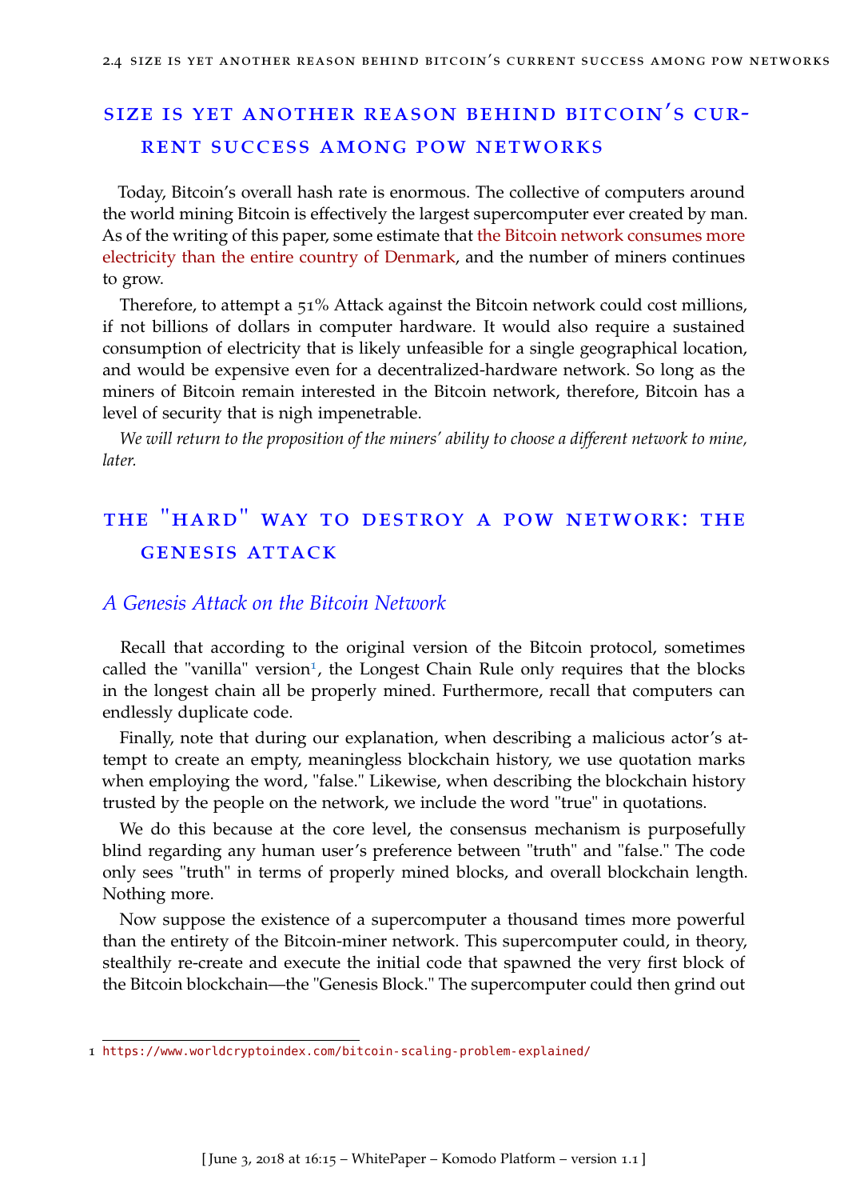## Size is yet another reason behind Bitcoin's current success among PoW networks

Today, Bitcoin's overall hash rate is enormous. The collective of computers around the world mining Bitcoin is effectively the largest supercomputer ever created by man. As of the writing of this paper, some estimate that the Bitcoin network consumes more electricity than the entire country of Denmark, and the number of miners continues to grow.

Therefore, to attempt a 51% Attack against the Bitcoin network could cost millions, if not billions of dollars in computer hardware. It would also require a sustained consumption of electricity that is likely unfeasible for a single geographical location, and would be expensive even for a decentralized-hardware network. So long as the miners of Bitcoin remain interested in the Bitcoin network, therefore, Bitcoin has a level of security that is nigh impenetrable.

*We will return to the proposition of the miners' ability to choose a different network to mine, later.*

## The "Hard" Way to Destroy a PoW Network: The Genesis Attack

### A Genesis Attack on the Bitcoin Network

Recall that according to the original version of the Bitcoin protocol, sometimes called the "vanilla" version[1], the Longest Chain Rule only requires that the blocks in the longest chain all be properly mined. Furthermore, recall that computers can endlessly duplicate code.

Finally, note that during our explanation, when describing a malicious actor's attempt to create an empty, meaningless blockchain history, we use quotation marks when employing the word, "false." Likewise, when describing the blockchain history trusted by the people on the network, we include the word "true" in quotations.

We do this because at the core level, the consensus mechanism is purposefully blind regarding any human user's preference between "truth" and "false." The code only sees "truth" in terms of properly mined blocks, and overall blockchain length. Nothing more.

Now suppose the existence of a supercomputer a thousand times more powerful than the entirety of the Bitcoin-miner network. This supercomputer could, in theory, stealthily re-create and execute the initial code that spawned the very first block of the Bitcoin blockchain—the "Genesis Block." The supercomputer could then grind out

---

[1] https://www.worldcryptoindex.com/bitcoin-scaling-problem-explained/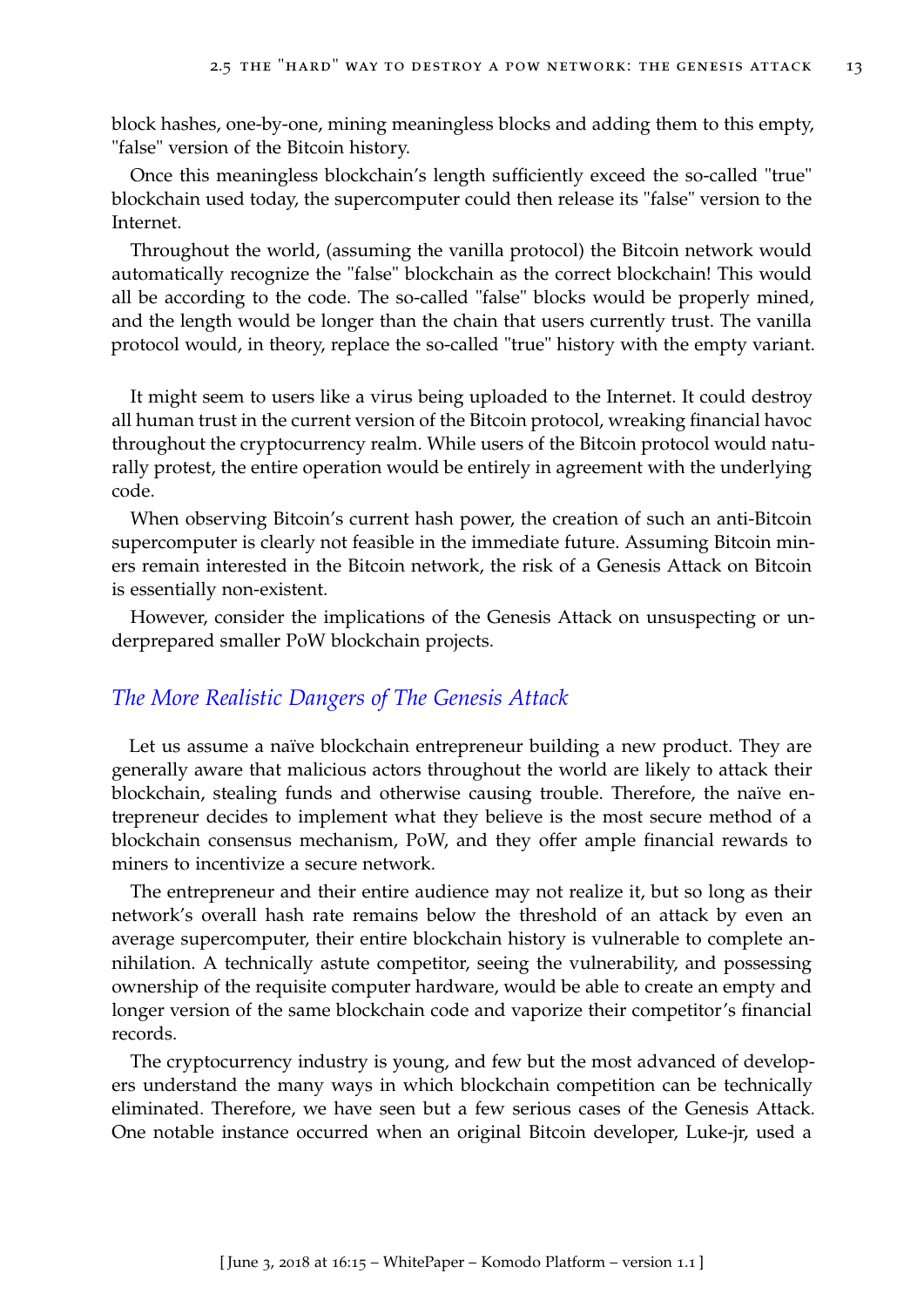block hashes, one-by-one, mining meaningless blocks and adding them to this empty, "false" version of the Bitcoin history.

Once this meaningless blockchain's length sufficiently exceed the so-called "true" blockchain used today, the supercomputer could then release its "false" version to the Internet.

Throughout the world, (assuming the vanilla protocol) the Bitcoin network would automatically recognize the "false" blockchain as the correct blockchain! This would all be according to the code. The so-called "false" blocks would be properly mined, and the length would be longer than the chain that users currently trust. The vanilla protocol would, in theory, replace the so-called "true" history with the empty variant.

It might seem to users like a virus being uploaded to the Internet. It could destroy all human trust in the current version of the Bitcoin protocol, wreaking financial havoc throughout the cryptocurrency realm. While users of the Bitcoin protocol would naturally protest, the entire operation would be entirely in agreement with the underlying code.

When observing Bitcoin's current hash power, the creation of such an anti-Bitcoin supercomputer is clearly not feasible in the immediate future. Assuming Bitcoin miners remain interested in the Bitcoin network, the risk of a Genesis Attack on Bitcoin is essentially non-existent.

However, consider the implications of the Genesis Attack on unsuspecting or underprepared smaller PoW blockchain projects.

### *The More Realistic Dangers of The Genesis Attack*

Let us assume a naïve blockchain entrepreneur building a new product. They are generally aware that malicious actors throughout the world are likely to attack their blockchain, stealing funds and otherwise causing trouble. Therefore, the naïve entrepreneur decides to implement what they believe is the most secure method of a blockchain consensus mechanism, PoW, and they offer ample financial rewards to miners to incentivize a secure network.

The entrepreneur and their entire audience may not realize it, but so long as their network's overall hash rate remains below the threshold of an attack by even an average supercomputer, their entire blockchain history is vulnerable to complete annihilation. A technically astute competitor, seeing the vulnerability, and possessing ownership of the requisite computer hardware, would be able to create an empty and longer version of the same blockchain code and vaporize their competitor's financial records.

The cryptocurrency industry is young, and few but the most advanced of developers understand the many ways in which blockchain competition can be technically eliminated. Therefore, we have seen but a few serious cases of the Genesis Attack. One notable instance occurred when an original Bitcoin developer, Luke-jr, used a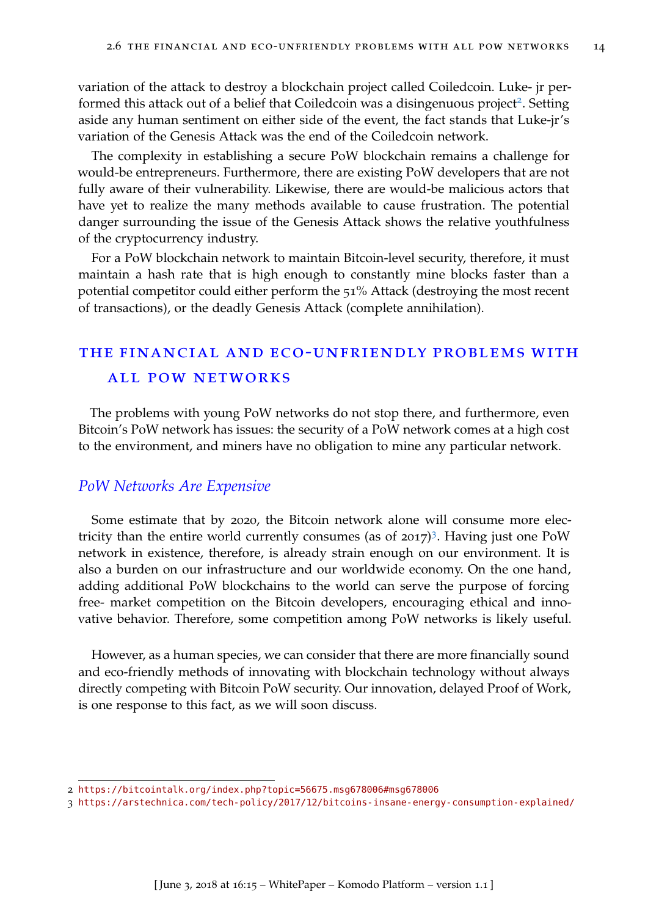variation of the attack to destroy a blockchain project called Coiledcoin. Luke- jr performed this attack out of a belief that Coiledcoin was a disingenuous project[2]. Setting aside any human sentiment on either side of the event, the fact stands that Luke-jr's variation of the Genesis Attack was the end of the Coiledcoin network.

The complexity in establishing a secure PoW blockchain remains a challenge for would-be entrepreneurs. Furthermore, there are existing PoW developers that are not fully aware of their vulnerability. Likewise, there are would-be malicious actors that have yet to realize the many methods available to cause frustration. The potential danger surrounding the issue of the Genesis Attack shows the relative youthfulness of the cryptocurrency industry.

For a PoW blockchain network to maintain Bitcoin-level security, therefore, it must maintain a hash rate that is high enough to constantly mine blocks faster than a potential competitor could either perform the 51% Attack (destroying the most recent of transactions), or the deadly Genesis Attack (complete annihilation).

## The Financial and Eco-Unfriendly Problems with All PoW Networks

The problems with young PoW networks do not stop there, and furthermore, even Bitcoin's PoW network has issues: the security of a PoW network comes at a high cost to the environment, and miners have no obligation to mine any particular network.

### *PoW Networks Are Expensive*

Some estimate that by 2020, the Bitcoin network alone will consume more electricity than the entire world currently consumes (as of 2017)[3]. Having just one PoW network in existence, therefore, is already strain enough on our environment. It is also a burden on our infrastructure and our worldwide economy. On the one hand, adding additional PoW blockchains to the world can serve the purpose of forcing free- market competition on the Bitcoin developers, encouraging ethical and innovative behavior. Therefore, some competition among PoW networks is likely useful.

However, as a human species, we can consider that there are more financially sound and eco-friendly methods of innovating with blockchain technology without always directly competing with Bitcoin PoW security. Our innovation, delayed Proof of Work, is one response to this fact, as we will soon discuss.

---

2 https://bitcointalk.org/index.php?topic=56675.msg678006#msg678006

3 https://arstechnica.com/tech-policy/2017/12/bitcoins-insane-energy-consumption-explained/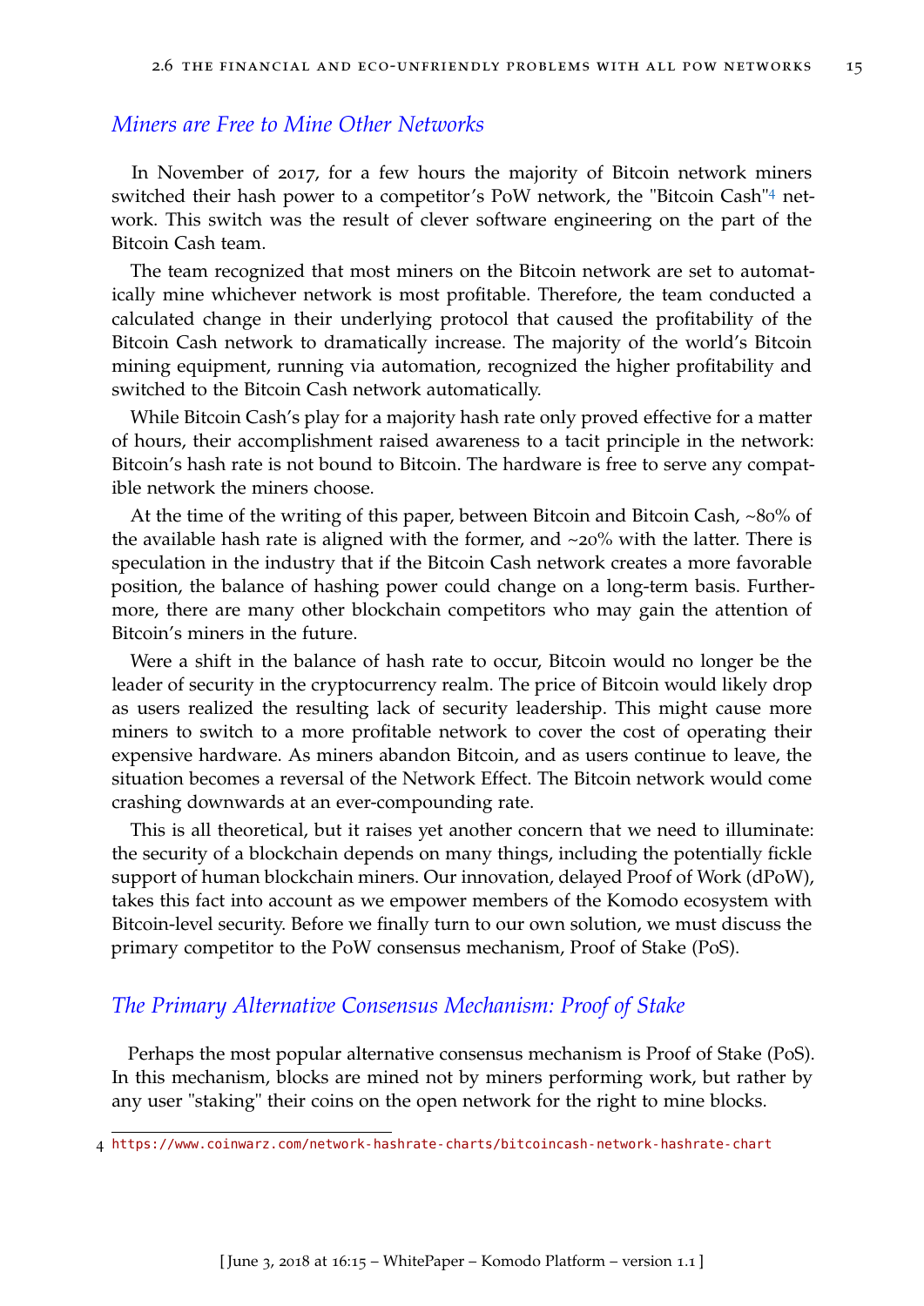### *Miners are Free to Mine Other Networks*

In November of 2017, for a few hours the majority of Bitcoin network miners switched their hash power to a competitor's PoW network, the "Bitcoin Cash"[4] network. This switch was the result of clever software engineering on the part of the Bitcoin Cash team.

The team recognized that most miners on the Bitcoin network are set to automatically mine whichever network is most profitable. Therefore, the team conducted a calculated change in their underlying protocol that caused the profitability of the Bitcoin Cash network to dramatically increase. The majority of the world's Bitcoin mining equipment, running via automation, recognized the higher profitability and switched to the Bitcoin Cash network automatically.

While Bitcoin Cash's play for a majority hash rate only proved effective for a matter of hours, their accomplishment raised awareness to a tacit principle in the network: Bitcoin's hash rate is not bound to Bitcoin. The hardware is free to serve any compatible network the miners choose.

At the time of the writing of this paper, between Bitcoin and Bitcoin Cash, ~80% of the available hash rate is aligned with the former, and ~20% with the latter. There is speculation in the industry that if the Bitcoin Cash network creates a more favorable position, the balance of hashing power could change on a long-term basis. Furthermore, there are many other blockchain competitors who may gain the attention of Bitcoin's miners in the future.

Were a shift in the balance of hash rate to occur, Bitcoin would no longer be the leader of security in the cryptocurrency realm. The price of Bitcoin would likely drop as users realized the resulting lack of security leadership. This might cause more miners to switch to a more profitable network to cover the cost of operating their expensive hardware. As miners abandon Bitcoin, and as users continue to leave, the situation becomes a reversal of the Network Effect. The Bitcoin network would come crashing downwards at an ever-compounding rate.

This is all theoretical, but it raises yet another concern that we need to illuminate: the security of a blockchain depends on many things, including the potentially fickle support of human blockchain miners. Our innovation, delayed Proof of Work (dPoW), takes this fact into account as we empower members of the Komodo ecosystem with Bitcoin-level security. Before we finally turn to our own solution, we must discuss the primary competitor to the PoW consensus mechanism, Proof of Stake (PoS).

### *The Primary Alternative Consensus Mechanism: Proof of Stake*

Perhaps the most popular alternative consensus mechanism is Proof of Stake (PoS). In this mechanism, blocks are mined not by miners performing work, but rather by any user "staking" their coins on the open network for the right to mine blocks.

---

4 https://www.coinwarz.com/network-hashrate-charts/bitcoincash-network-hashrate-chart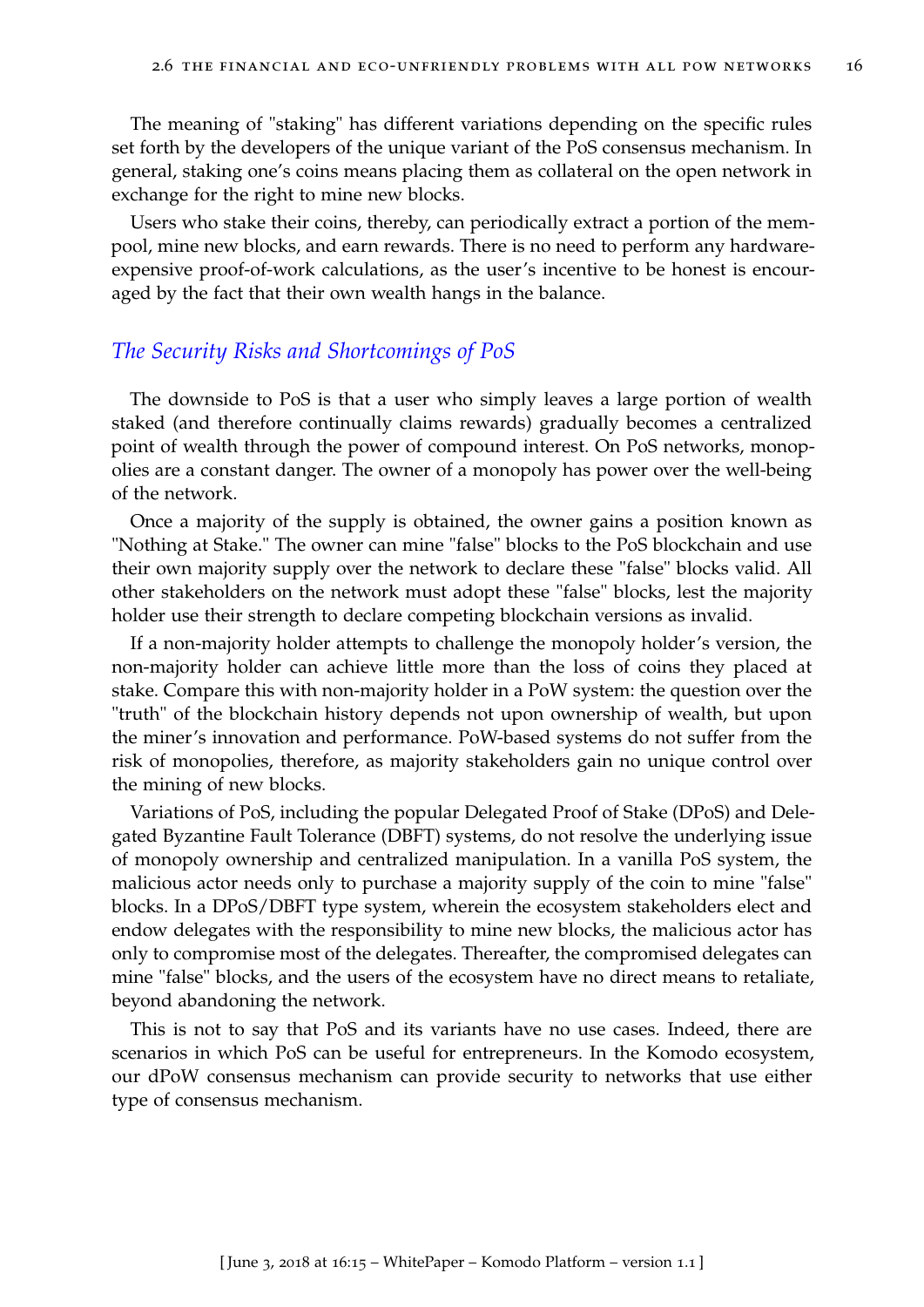The meaning of "staking" has different variations depending on the specific rules set forth by the developers of the unique variant of the PoS consensus mechanism. In general, staking one's coins means placing them as collateral on the open network in exchange for the right to mine new blocks.

Users who stake their coins, thereby, can periodically extract a portion of the mempool, mine new blocks, and earn rewards. There is no need to perform any hardware-expensive proof-of-work calculations, as the user's incentive to be honest is encouraged by the fact that their own wealth hangs in the balance.

### *The Security Risks and Shortcomings of PoS*

The downside to PoS is that a user who simply leaves a large portion of wealth staked (and therefore continually claims rewards) gradually becomes a centralized point of wealth through the power of compound interest. On PoS networks, monopolies are a constant danger. The owner of a monopoly has power over the well-being of the network.

Once a majority of the supply is obtained, the owner gains a position known as "Nothing at Stake." The owner can mine "false" blocks to the PoS blockchain and use their own majority supply over the network to declare these "false" blocks valid. All other stakeholders on the network must adopt these "false" blocks, lest the majority holder use their strength to declare competing blockchain versions as invalid.

If a non-majority holder attempts to challenge the monopoly holder's version, the non-majority holder can achieve little more than the loss of coins they placed at stake. Compare this with non-majority holder in a PoW system: the question over the "truth" of the blockchain history depends not upon ownership of wealth, but upon the miner's innovation and performance. PoW-based systems do not suffer from the risk of monopolies, therefore, as majority stakeholders gain no unique control over the mining of new blocks.

Variations of PoS, including the popular Delegated Proof of Stake (DPoS) and Delegated Byzantine Fault Tolerance (DBFT) systems, do not resolve the underlying issue of monopoly ownership and centralized manipulation. In a vanilla PoS system, the malicious actor needs only to purchase a majority supply of the coin to mine "false" blocks. In a DPoS/DBFT type system, wherein the ecosystem stakeholders elect and endow delegates with the responsibility to mine new blocks, the malicious actor has only to compromise most of the delegates. Thereafter, the compromised delegates can mine "false" blocks, and the users of the ecosystem have no direct means to retaliate, beyond abandoning the network.

This is not to say that PoS and its variants have no use cases. Indeed, there are scenarios in which PoS can be useful for entrepreneurs. In the Komodo ecosystem, our dPoW consensus mechanism can provide security to networks that use either type of consensus mechanism.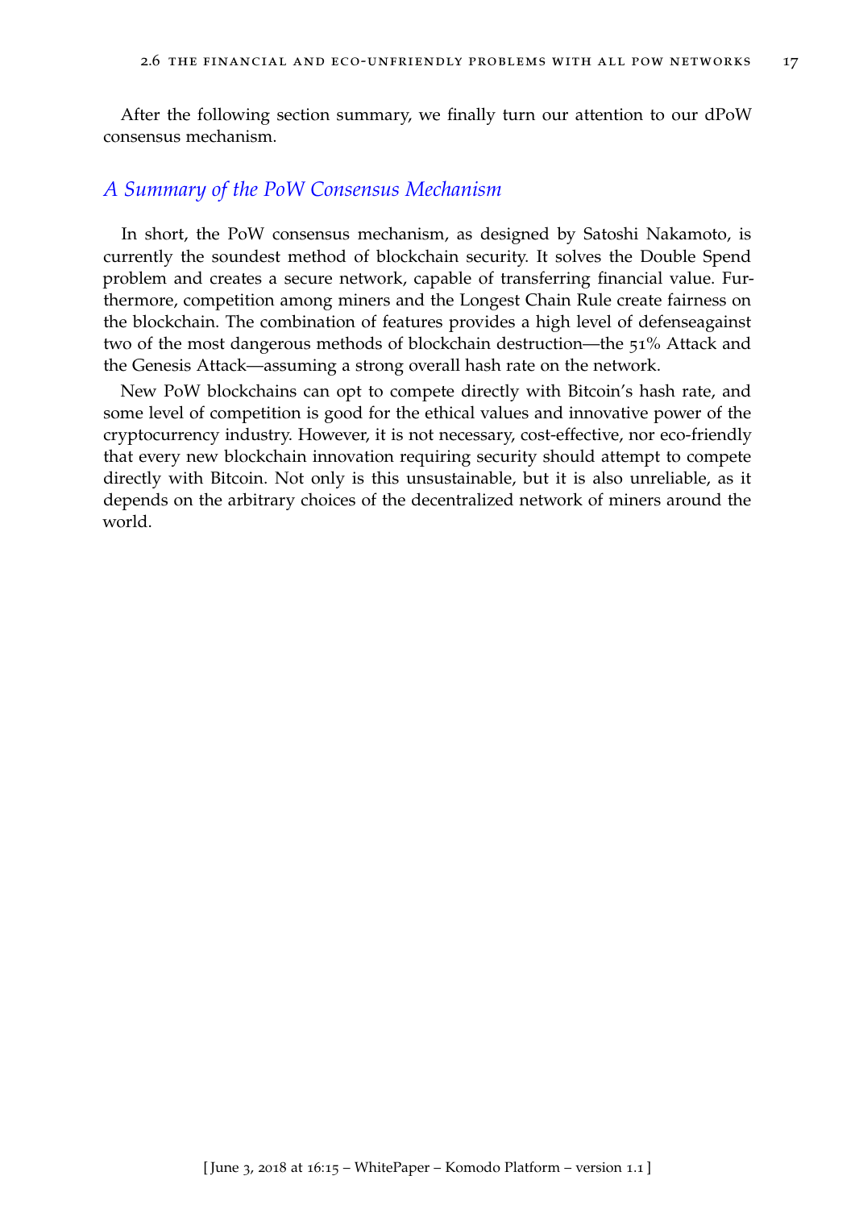After the following section summary, we finally turn our attention to our dPoW consensus mechanism.

### *A Summary of the PoW Consensus Mechanism*

In short, the PoW consensus mechanism, as designed by Satoshi Nakamoto, is currently the soundest method of blockchain security. It solves the Double Spend problem and creates a secure network, capable of transferring financial value. Furthermore, competition among miners and the Longest Chain Rule create fairness on the blockchain. The combination of features provides a high level of defenseagainst two of the most dangerous methods of blockchain destruction—the 51% Attack and the Genesis Attack—assuming a strong overall hash rate on the network.

New PoW blockchains can opt to compete directly with Bitcoin's hash rate, and some level of competition is good for the ethical values and innovative power of the cryptocurrency industry. However, it is not necessary, cost-effective, nor eco-friendly that every new blockchain innovation requiring security should attempt to compete directly with Bitcoin. Not only is this unsustainable, but it is also unreliable, as it depends on the arbitrary choices of the decentralized network of miners around the world.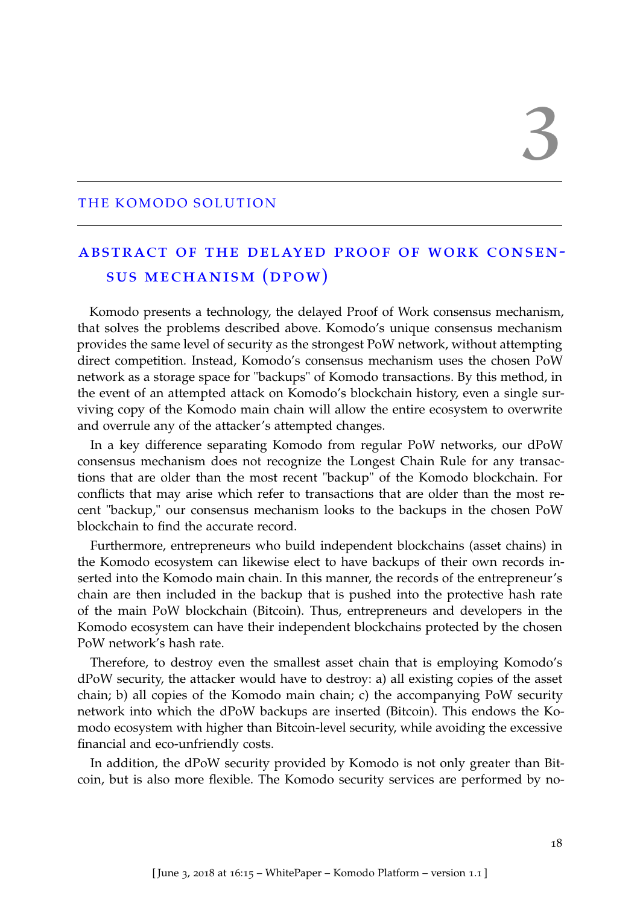# 3

# THE KOMODO SOLUTION

## ABSTRACT OF THE DELAYED PROOF OF WORK CONSENSUS MECHANISM (DPOW)

Komodo presents a technology, the delayed Proof of Work consensus mechanism, that solves the problems described above. Komodo's unique consensus mechanism provides the same level of security as the strongest PoW network, without attempting direct competition. Instead, Komodo's consensus mechanism uses the chosen PoW network as a storage space for "backups" of Komodo transactions. By this method, in the event of an attempted attack on Komodo's blockchain history, even a single surviving copy of the Komodo main chain will allow the entire ecosystem to overwrite and overrule any of the attacker's attempted changes.

In a key difference separating Komodo from regular PoW networks, our dPoW consensus mechanism does not recognize the Longest Chain Rule for any transactions that are older than the most recent "backup" of the Komodo blockchain. For conflicts that may arise which refer to transactions that are older than the most recent "backup," our consensus mechanism looks to the backups in the chosen PoW blockchain to find the accurate record.

Furthermore, entrepreneurs who build independent blockchains (asset chains) in the Komodo ecosystem can likewise elect to have backups of their own records inserted into the Komodo main chain. In this manner, the records of the entrepreneur's chain are then included in the backup that is pushed into the protective hash rate of the main PoW blockchain (Bitcoin). Thus, entrepreneurs and developers in the Komodo ecosystem can have their independent blockchains protected by the chosen PoW network's hash rate.

Therefore, to destroy even the smallest asset chain that is employing Komodo's dPoW security, the attacker would have to destroy: a) all existing copies of the asset chain; b) all copies of the Komodo main chain; c) the accompanying PoW security network into which the dPoW backups are inserted (Bitcoin). This endows the Komodo ecosystem with higher than Bitcoin-level security, while avoiding the excessive financial and eco-unfriendly costs.

In addition, the dPoW security provided by Komodo is not only greater than Bitcoin, but is also more flexible. The Komodo security services are performed by no-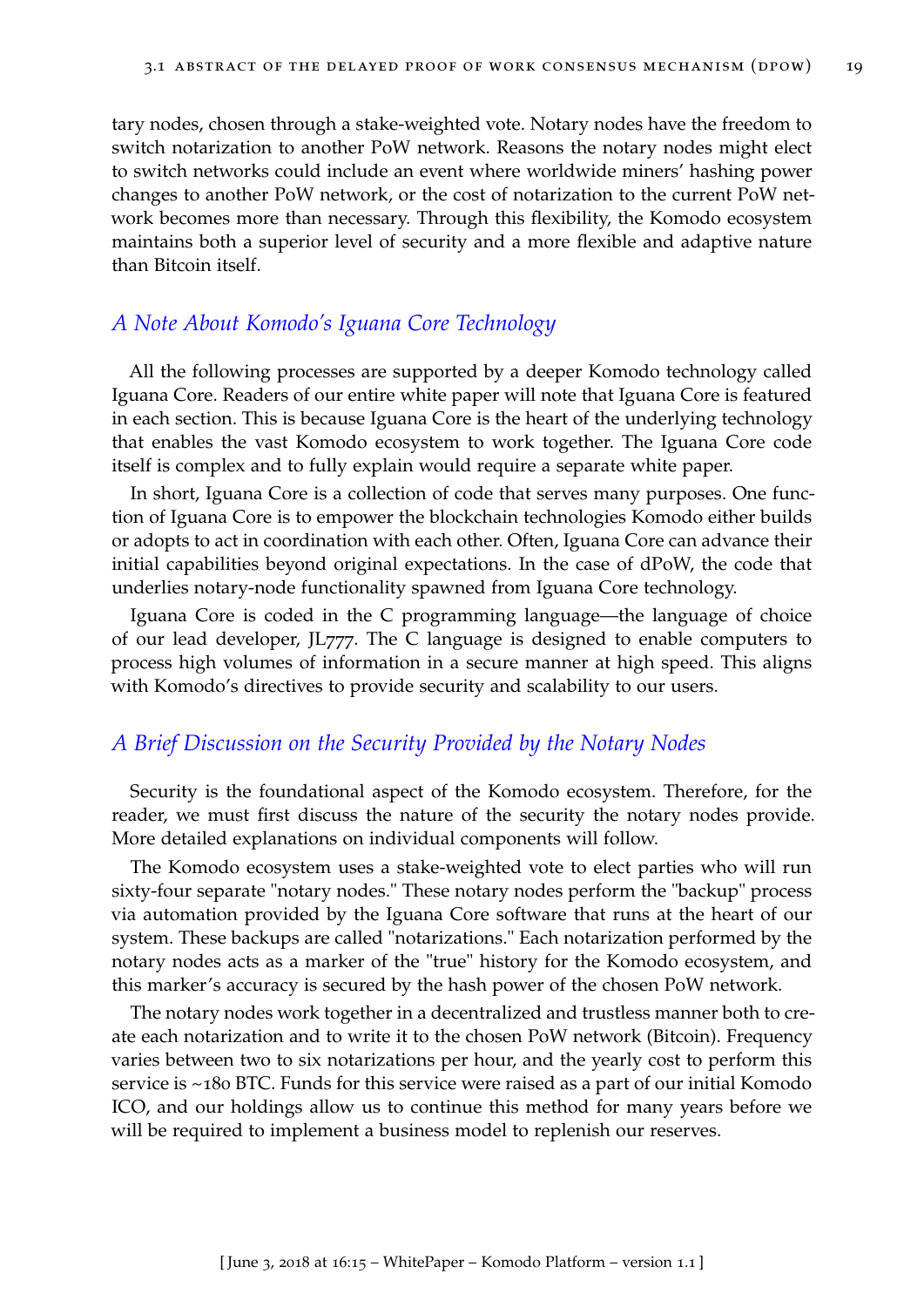tary nodes, chosen through a stake-weighted vote. Notary nodes have the freedom to switch notarization to another PoW network. Reasons the notary nodes might elect to switch networks could include an event where worldwide miners' hashing power changes to another PoW network, or the cost of notarization to the current PoW network becomes more than necessary. Through this flexibility, the Komodo ecosystem maintains both a superior level of security and a more flexible and adaptive nature than Bitcoin itself.

### *A Note About Komodo's Iguana Core Technology*

All the following processes are supported by a deeper Komodo technology called Iguana Core. Readers of our entire white paper will note that Iguana Core is featured in each section. This is because Iguana Core is the heart of the underlying technology that enables the vast Komodo ecosystem to work together. The Iguana Core code itself is complex and to fully explain would require a separate white paper.

In short, Iguana Core is a collection of code that serves many purposes. One function of Iguana Core is to empower the blockchain technologies Komodo either builds or adopts to act in coordination with each other. Often, Iguana Core can advance their initial capabilities beyond original expectations. In the case of dPoW, the code that underlies notary-node functionality spawned from Iguana Core technology.

Iguana Core is coded in the C programming language—the language of choice of our lead developer, JL777. The C language is designed to enable computers to process high volumes of information in a secure manner at high speed. This aligns with Komodo's directives to provide security and scalability to our users.

### *A Brief Discussion on the Security Provided by the Notary Nodes*

Security is the foundational aspect of the Komodo ecosystem. Therefore, for the reader, we must first discuss the nature of the security the notary nodes provide. More detailed explanations on individual components will follow.

The Komodo ecosystem uses a stake-weighted vote to elect parties who will run sixty-four separate "notary nodes." These notary nodes perform the "backup" process via automation provided by the Iguana Core software that runs at the heart of our system. These backups are called "notarizations." Each notarization performed by the notary nodes acts as a marker of the "true" history for the Komodo ecosystem, and this marker's accuracy is secured by the hash power of the chosen PoW network.

The notary nodes work together in a decentralized and trustless manner both to create each notarization and to write it to the chosen PoW network (Bitcoin). Frequency varies between two to six notarizations per hour, and the yearly cost to perform this service is ~180 BTC. Funds for this service were raised as a part of our initial Komodo ICO, and our holdings allow us to continue this method for many years before we will be required to implement a business model to replenish our reserves.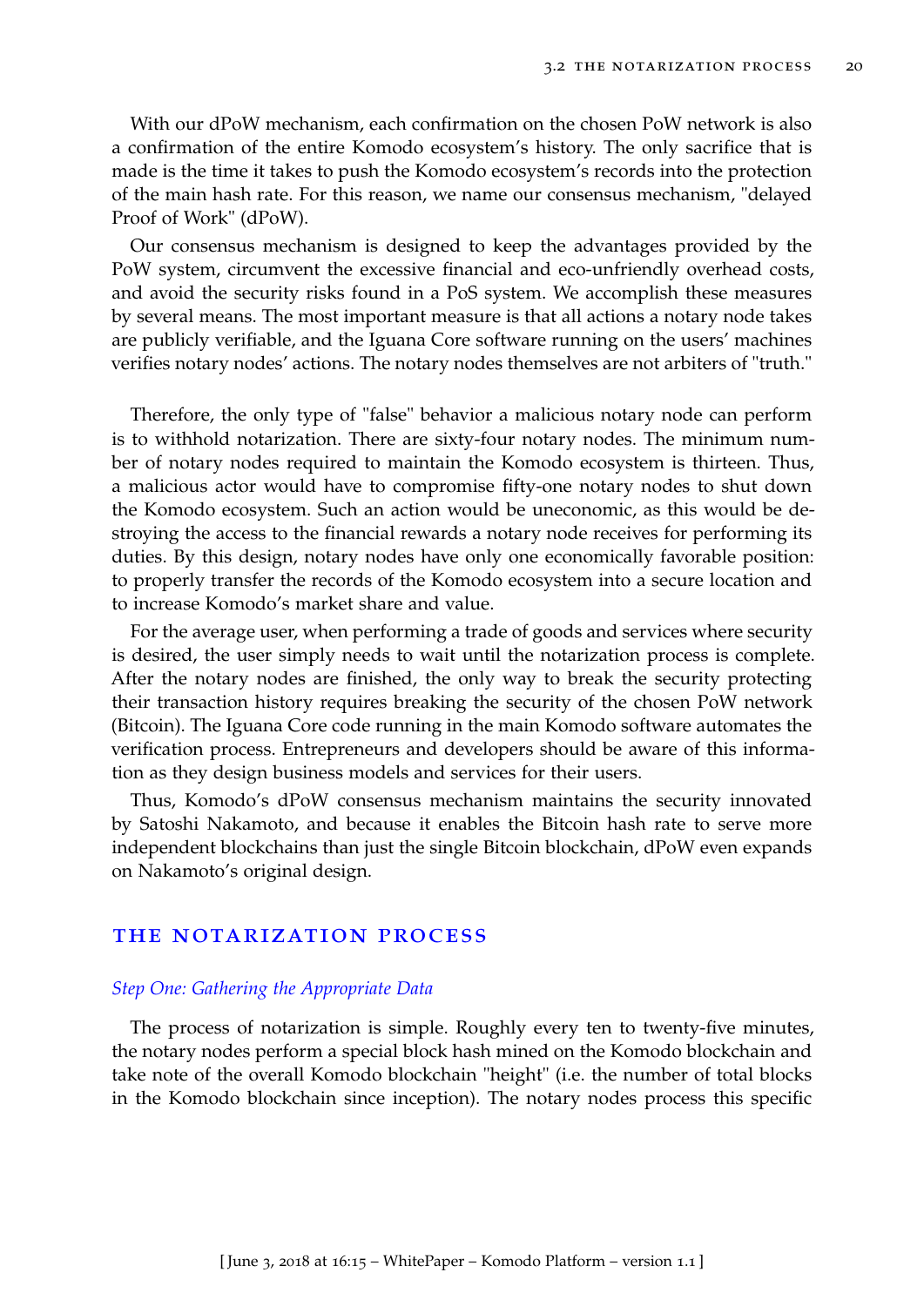With our dPoW mechanism, each confirmation on the chosen PoW network is also a confirmation of the entire Komodo ecosystem's history. The only sacrifice that is made is the time it takes to push the Komodo ecosystem's records into the protection of the main hash rate. For this reason, we name our consensus mechanism, "delayed Proof of Work" (dPoW).

Our consensus mechanism is designed to keep the advantages provided by the PoW system, circumvent the excessive financial and eco-unfriendly overhead costs, and avoid the security risks found in a PoS system. We accomplish these measures by several means. The most important measure is that all actions a notary node takes are publicly verifiable, and the Iguana Core software running on the users' machines verifies notary nodes' actions. The notary nodes themselves are not arbiters of "truth."

Therefore, the only type of "false" behavior a malicious notary node can perform is to withhold notarization. There are sixty-four notary nodes. The minimum number of notary nodes required to maintain the Komodo ecosystem is thirteen. Thus, a malicious actor would have to compromise fifty-one notary nodes to shut down the Komodo ecosystem. Such an action would be uneconomic, as this would be destroying the access to the financial rewards a notary node receives for performing its duties. By this design, notary nodes have only one economically favorable position: to properly transfer the records of the Komodo ecosystem into a secure location and to increase Komodo's market share and value.

For the average user, when performing a trade of goods and services where security is desired, the user simply needs to wait until the notarization process is complete. After the notary nodes are finished, the only way to break the security protecting their transaction history requires breaking the security of the chosen PoW network (Bitcoin). The Iguana Core code running in the main Komodo software automates the verification process. Entrepreneurs and developers should be aware of this information as they design business models and services for their users.

Thus, Komodo's dPoW consensus mechanism maintains the security innovated by Satoshi Nakamoto, and because it enables the Bitcoin hash rate to serve more independent blockchains than just the single Bitcoin blockchain, dPoW even expands on Nakamoto's original design.

## The Notarization Process

### *Step One: Gathering the Appropriate Data*

The process of notarization is simple. Roughly every ten to twenty-five minutes, the notary nodes perform a special block hash mined on the Komodo blockchain and take note of the overall Komodo blockchain "height" (i.e. the number of total blocks in the Komodo blockchain since inception). The notary nodes process this specific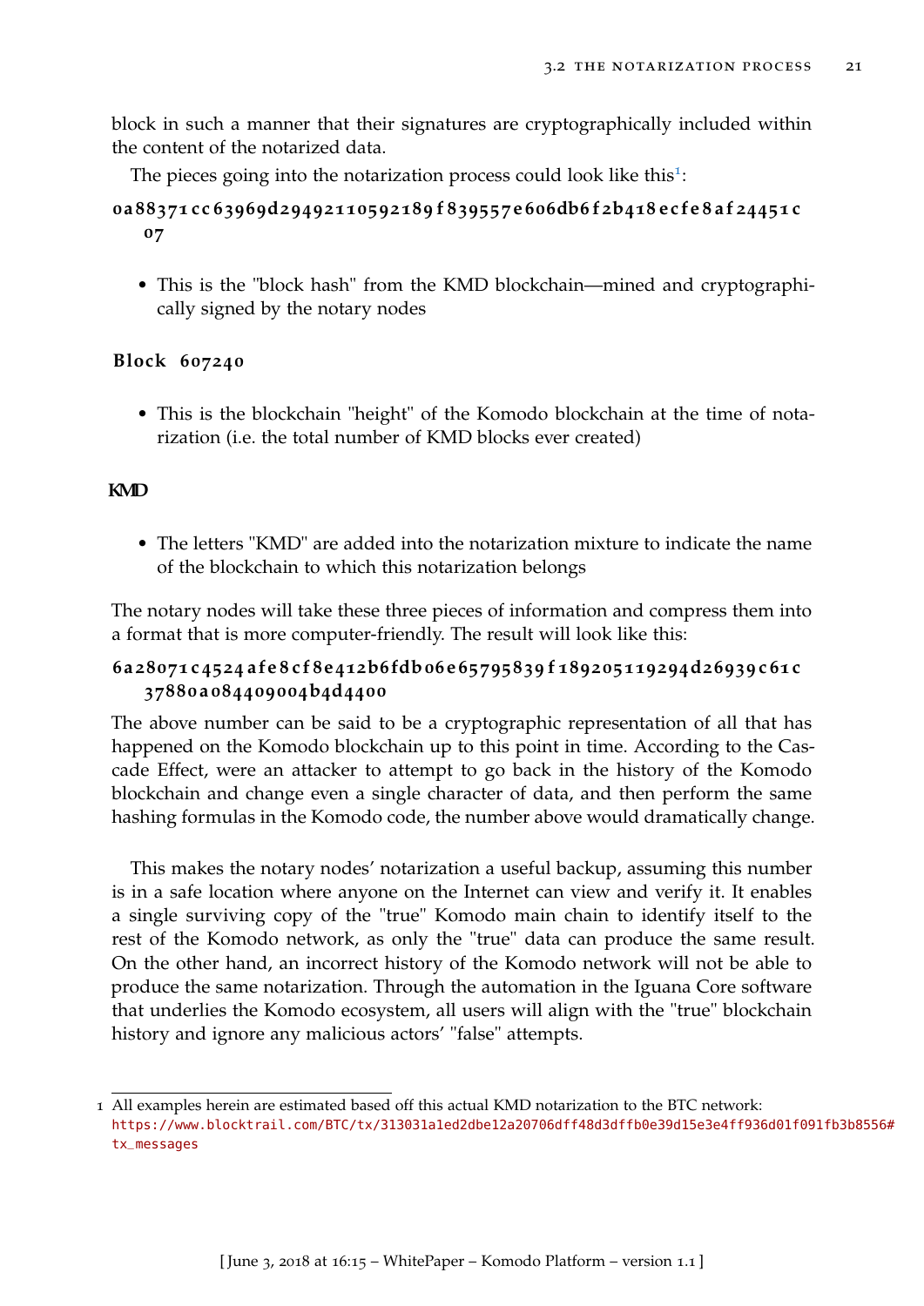block in such a manner that their signatures are cryptographically included within the content of the notarized data.

The pieces going into the notarization process could look like this[1]:

**0a88371cc63969d29492110592189f839557e606db6f2b418ecfe8af24451c07**

- This is the "block hash" from the KMD blockchain—mined and cryptographically signed by the notary nodes

**Block 607240**

- This is the blockchain "height" of the Komodo blockchain at the time of notarization (i.e. the total number of KMD blocks ever created)

**KMD**

- The letters "KMD" are added into the notarization mixture to indicate the name of the blockchain to which this notarization belongs

The notary nodes will take these three pieces of information and compress them into a format that is more computer-friendly. The result will look like this:

**6a28071c4524afe8cf8e412b6fdb06e65795839f189205119294d26939c61c37880a084409004b4d4400**

The above number can be said to be a cryptographic representation of all that has happened on the Komodo blockchain up to this point in time. According to the Cascade Effect, were an attacker to attempt to go back in the history of the Komodo blockchain and change even a single character of data, and then perform the same hashing formulas in the Komodo code, the number above would dramatically change.

This makes the notary nodes' notarization a useful backup, assuming this number is in a safe location where anyone on the Internet can view and verify it. It enables a single surviving copy of the "true" Komodo main chain to identify itself to the rest of the Komodo network, as only the "true" data can produce the same result. On the other hand, an incorrect history of the Komodo network will not be able to produce the same notarization. Through the automation in the Iguana Core software that underlies the Komodo ecosystem, all users will align with the "true" blockchain history and ignore any malicious actors' "false" attempts.

---

1 All examples herein are estimated based off this actual KMD notarization to the BTC network: https://www.blocktrail.com/BTC/tx/313031a1ed2dbe12a20706dff48d3dffb0e39d15e3e4ff936d01f091fb3b8556#tx_messages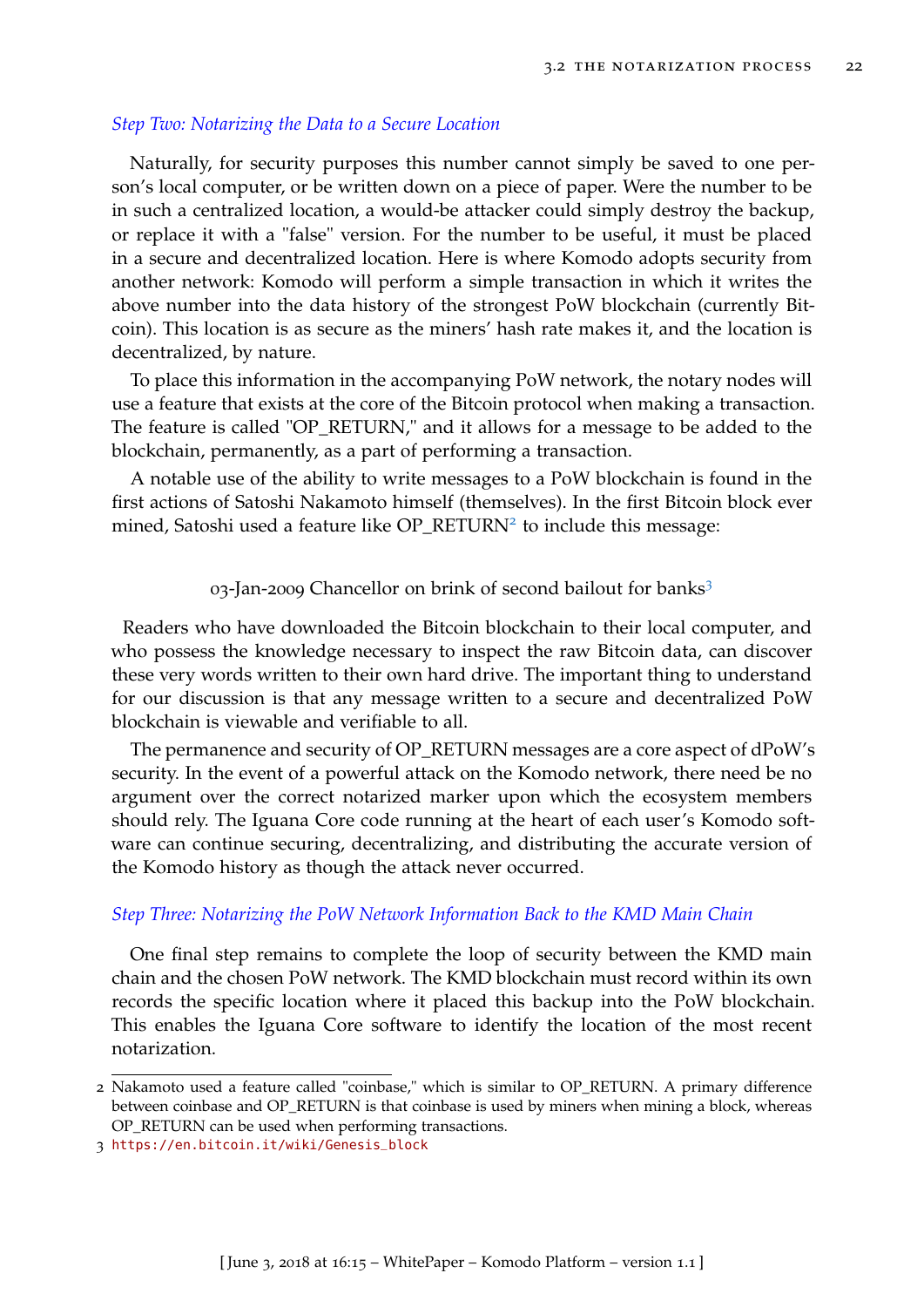*Step Two: Notarizing the Data to a Secure Location*

Naturally, for security purposes this number cannot simply be saved to one person's local computer, or be written down on a piece of paper. Were the number to be in such a centralized location, a would-be attacker could simply destroy the backup, or replace it with a "false" version. For the number to be useful, it must be placed in a secure and decentralized location. Here is where Komodo adopts security from another network: Komodo will perform a simple transaction in which it writes the above number into the data history of the strongest PoW blockchain (currently Bitcoin). This location is as secure as the miners' hash rate makes it, and the location is decentralized, by nature.

To place this information in the accompanying PoW network, the notary nodes will use a feature that exists at the core of the Bitcoin protocol when making a transaction. The feature is called "OP_RETURN," and it allows for a message to be added to the blockchain, permanently, as a part of performing a transaction.

A notable use of the ability to write messages to a PoW blockchain is found in the first actions of Satoshi Nakamoto himself (themselves). In the first Bitcoin block ever mined, Satoshi used a feature like OP_RETURN[2] to include this message:

03-Jan-2009 Chancellor on brink of second bailout for banks[3]

Readers who have downloaded the Bitcoin blockchain to their local computer, and who possess the knowledge necessary to inspect the raw Bitcoin data, can discover these very words written to their own hard drive. The important thing to understand for our discussion is that any message written to a secure and decentralized PoW blockchain is viewable and verifiable to all.

The permanence and security of OP_RETURN messages are a core aspect of dPoW's security. In the event of a powerful attack on the Komodo network, there need be no argument over the correct notarized marker upon which the ecosystem members should rely. The Iguana Core code running at the heart of each user's Komodo software can continue securing, decentralizing, and distributing the accurate version of the Komodo history as though the attack never occurred.

*Step Three: Notarizing the PoW Network Information Back to the KMD Main Chain*

One final step remains to complete the loop of security between the KMD main chain and the chosen PoW network. The KMD blockchain must record within its own records the specific location where it placed this backup into the PoW blockchain. This enables the Iguana Core software to identify the location of the most recent notarization.

---

2 Nakamoto used a feature called "coinbase," which is similar to OP_RETURN. A primary difference between coinbase and OP_RETURN is that coinbase is used by miners when mining a block, whereas OP_RETURN can be used when performing transactions.

3 https://en.bitcoin.it/wiki/Genesis_block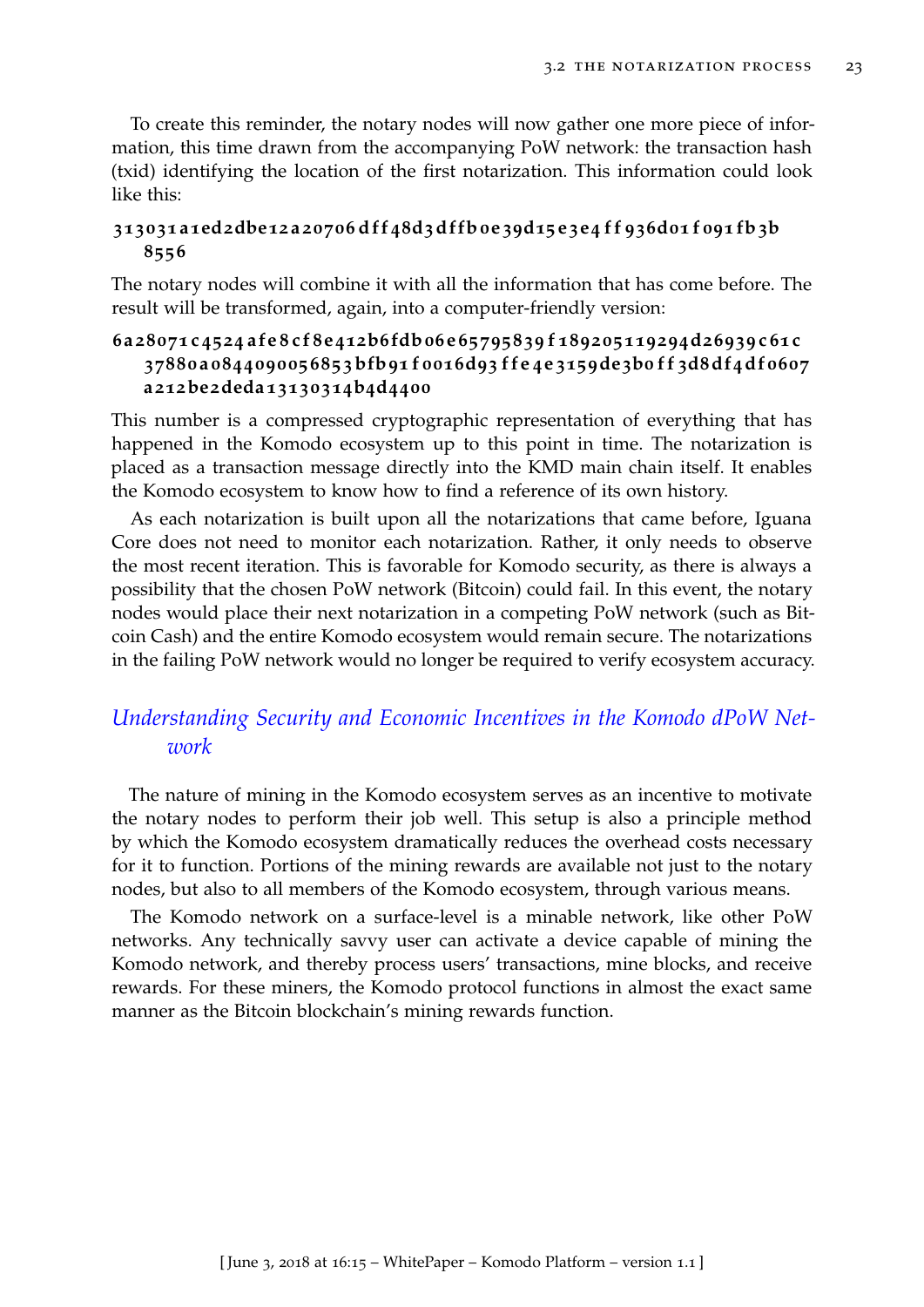To create this reminder, the notary nodes will now gather one more piece of information, this time drawn from the accompanying PoW network: the transaction hash (txid) identifying the location of the first notarization. This information could look like this:

**313031a1ed2dbe12a20706dff48d3dffb0e39d15e3e4ff936d01f091fb3b8556**

The notary nodes will combine it with all the information that has come before. The result will be transformed, again, into a computer-friendly version:

**6a28071c4524afe8cf8e412b6fdb06e65795839f189205119294d26939c61c37880a0844090056853bfb91f0016d93ffe4e3159de3b0ff3d8df4df0607a212be2deda13130314b4d4400**

This number is a compressed cryptographic representation of everything that has happened in the Komodo ecosystem up to this point in time. The notarization is placed as a transaction message directly into the KMD main chain itself. It enables the Komodo ecosystem to know how to find a reference of its own history.

As each notarization is built upon all the notarizations that came before, Iguana Core does not need to monitor each notarization. Rather, it only needs to observe the most recent iteration. This is favorable for Komodo security, as there is always a possibility that the chosen PoW network (Bitcoin) could fail. In this event, the notary nodes would place their next notarization in a competing PoW network (such as Bitcoin Cash) and the entire Komodo ecosystem would remain secure. The notarizations in the failing PoW network would no longer be required to verify ecosystem accuracy.

### *Understanding Security and Economic Incentives in the Komodo dPoW Network*

The nature of mining in the Komodo ecosystem serves as an incentive to motivate the notary nodes to perform their job well. This setup is also a principle method by which the Komodo ecosystem dramatically reduces the overhead costs necessary for it to function. Portions of the mining rewards are available not just to the notary nodes, but also to all members of the Komodo ecosystem, through various means.

The Komodo network on a surface-level is a minable network, like other PoW networks. Any technically savvy user can activate a device capable of mining the Komodo network, and thereby process users' transactions, mine blocks, and receive rewards. For these miners, the Komodo protocol functions in almost the exact same manner as the Bitcoin blockchain's mining rewards function.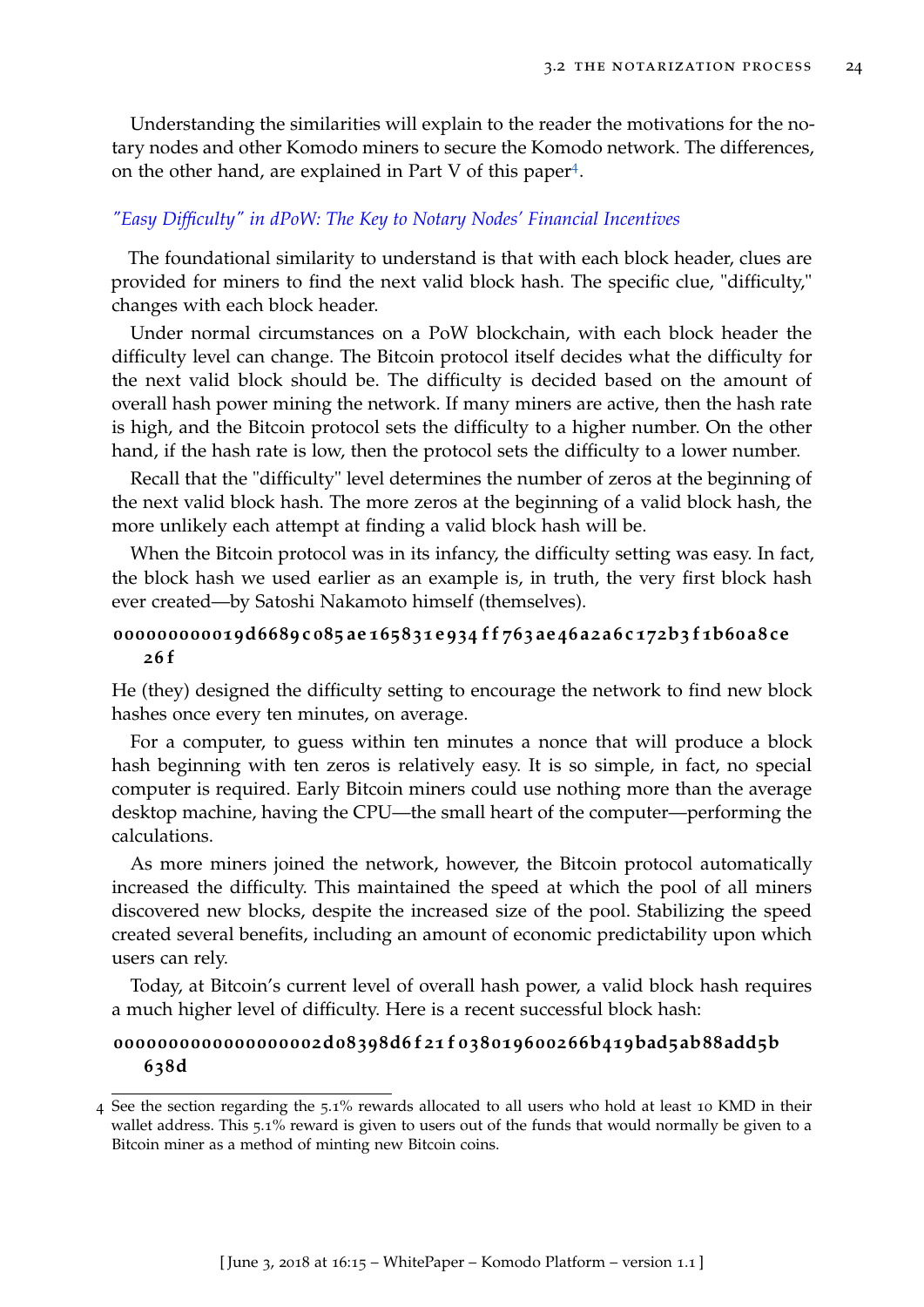Understanding the similarities will explain to the reader the motivations for the notary nodes and other Komodo miners to secure the Komodo network. The differences, on the other hand, are explained in Part V of this paper[4].

### *"Easy Difficulty" in dPoW: The Key to Notary Nodes' Financial Incentives*

The foundational similarity to understand is that with each block header, clues are provided for miners to find the next valid block hash. The specific clue, "difficulty," changes with each block header.

Under normal circumstances on a PoW blockchain, with each block header the difficulty level can change. The Bitcoin protocol itself decides what the difficulty for the next valid block should be. The difficulty is decided based on the amount of overall hash power mining the network. If many miners are active, then the hash rate is high, and the Bitcoin protocol sets the difficulty to a higher number. On the other hand, if the hash rate is low, then the protocol sets the difficulty to a lower number.

Recall that the "difficulty" level determines the number of zeros at the beginning of the next valid block hash. The more zeros at the beginning of a valid block hash, the more unlikely each attempt at finding a valid block hash will be.

When the Bitcoin protocol was in its infancy, the difficulty setting was easy. In fact, the block hash we used earlier as an example is, in truth, the very first block hash ever created—by Satoshi Nakamoto himself (themselves).

**000000000019d6689c085ae165831e934ff763ae46a2a6c172b3f1b60a8ce26f**

He (they) designed the difficulty setting to encourage the network to find new block hashes once every ten minutes, on average.

For a computer, to guess within ten minutes a nonce that will produce a block hash beginning with ten zeros is relatively easy. It is so simple, in fact, no special computer is required. Early Bitcoin miners could use nothing more than the average desktop machine, having the CPU—the small heart of the computer—performing the calculations.

As more miners joined the network, however, the Bitcoin protocol automatically increased the difficulty. This maintained the speed at which the pool of all miners discovered new blocks, despite the increased size of the pool. Stabilizing the speed created several benefits, including an amount of economic predictability upon which users can rely.

Today, at Bitcoin's current level of overall hash power, a valid block hash requires a much higher level of difficulty. Here is a recent successful block hash:

**0000000000000000002d08398d6f21f038019600266b419bad5ab88add5b638d**

---

4 See the section regarding the 5.1% rewards allocated to all users who hold at least 10 KMD in their wallet address. This 5.1% reward is given to users out of the funds that would normally be given to a Bitcoin miner as a method of minting new Bitcoin coins.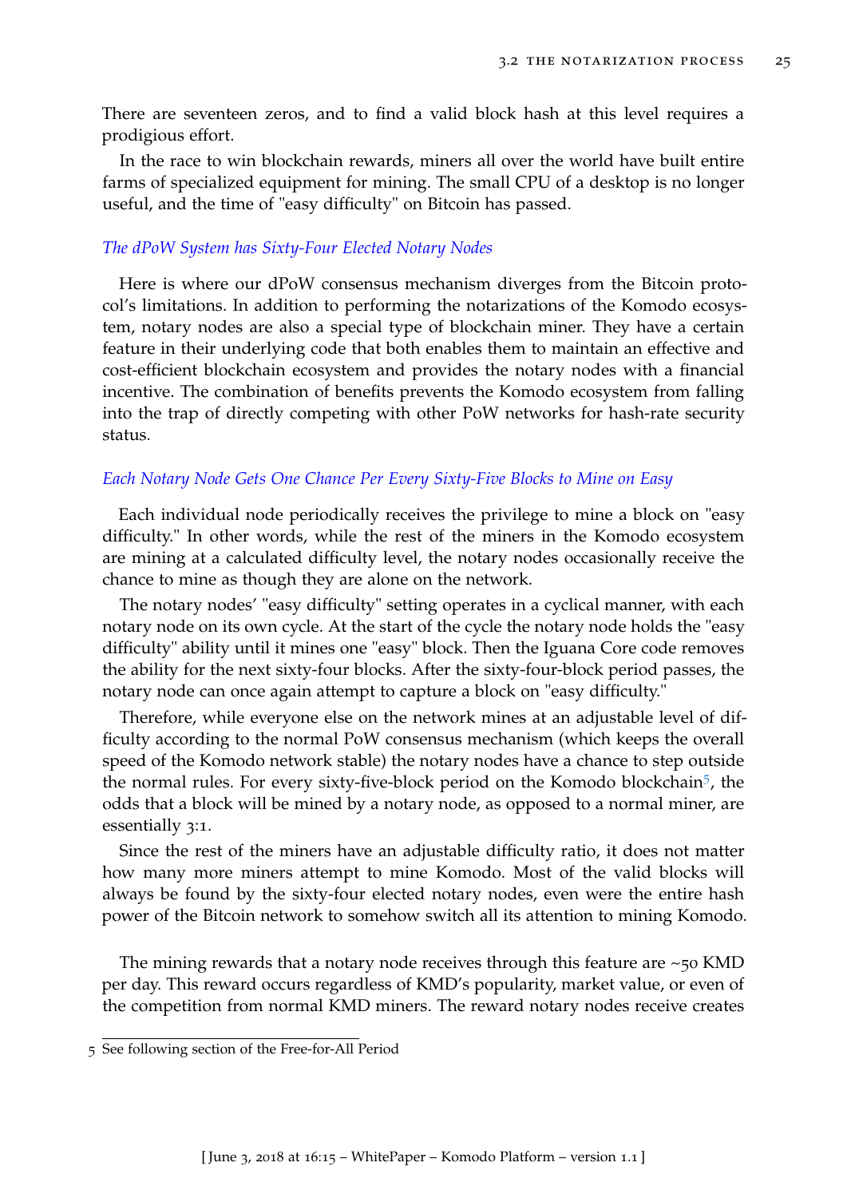There are seventeen zeros, and to find a valid block hash at this level requires a prodigious effort.

In the race to win blockchain rewards, miners all over the world have built entire farms of specialized equipment for mining. The small CPU of a desktop is no longer useful, and the time of "easy difficulty" on Bitcoin has passed.

### *The dPoW System has Sixty-Four Elected Notary Nodes*

Here is where our dPoW consensus mechanism diverges from the Bitcoin protocol's limitations. In addition to performing the notarizations of the Komodo ecosystem, notary nodes are also a special type of blockchain miner. They have a certain feature in their underlying code that both enables them to maintain an effective and cost-efficient blockchain ecosystem and provides the notary nodes with a financial incentive. The combination of benefits prevents the Komodo ecosystem from falling into the trap of directly competing with other PoW networks for hash-rate security status.

### *Each Notary Node Gets One Chance Per Every Sixty-Five Blocks to Mine on Easy*

Each individual node periodically receives the privilege to mine a block on "easy difficulty." In other words, while the rest of the miners in the Komodo ecosystem are mining at a calculated difficulty level, the notary nodes occasionally receive the chance to mine as though they are alone on the network.

The notary nodes' "easy difficulty" setting operates in a cyclical manner, with each notary node on its own cycle. At the start of the cycle the notary node holds the "easy difficulty" ability until it mines one "easy" block. Then the Iguana Core code removes the ability for the next sixty-four blocks. After the sixty-four-block period passes, the notary node can once again attempt to capture a block on "easy difficulty."

Therefore, while everyone else on the network mines at an adjustable level of difficulty according to the normal PoW consensus mechanism (which keeps the overall speed of the Komodo network stable) the notary nodes have a chance to step outside the normal rules. For every sixty-five-block period on the Komodo blockchain[5], the odds that a block will be mined by a notary node, as opposed to a normal miner, are essentially 3:1.

Since the rest of the miners have an adjustable difficulty ratio, it does not matter how many more miners attempt to mine Komodo. Most of the valid blocks will always be found by the sixty-four elected notary nodes, even were the entire hash power of the Bitcoin network to somehow switch all its attention to mining Komodo.

The mining rewards that a notary node receives through this feature are ~50 KMD per day. This reward occurs regardless of KMD's popularity, market value, or even of the competition from normal KMD miners. The reward notary nodes receive creates

---

5 See following section of the Free-for-All Period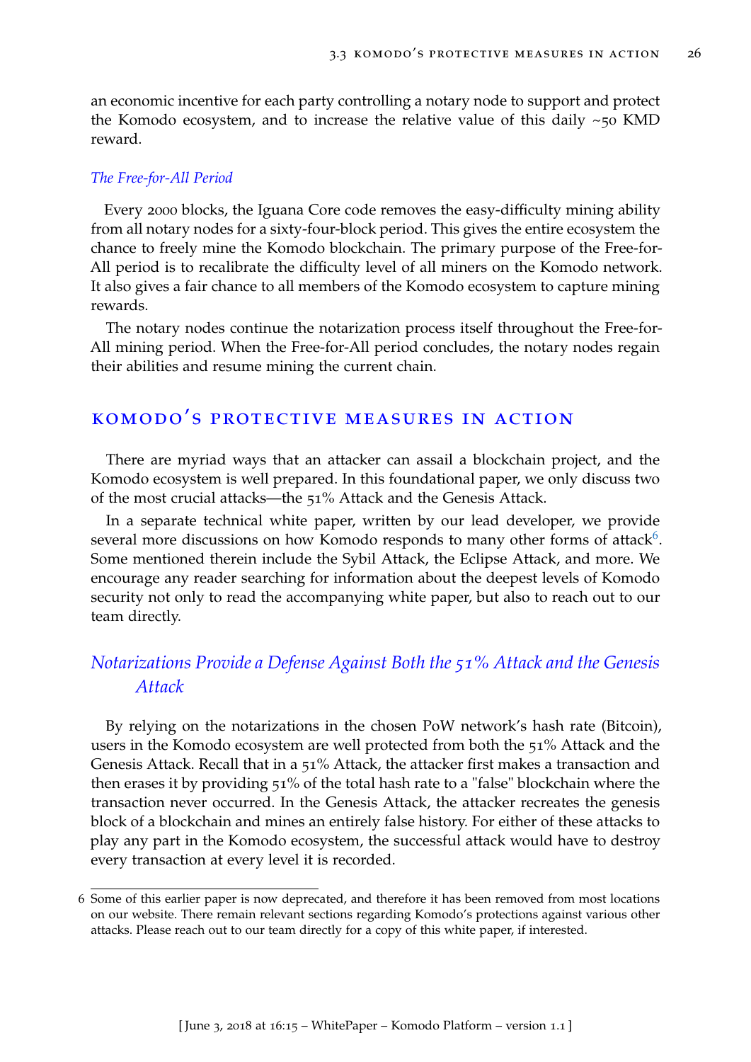an economic incentive for each party controlling a notary node to support and protect the Komodo ecosystem, and to increase the relative value of this daily ~50 KMD reward.

*The Free-for-All Period*

Every 2000 blocks, the Iguana Core code removes the easy-difficulty mining ability from all notary nodes for a sixty-four-block period. This gives the entire ecosystem the chance to freely mine the Komodo blockchain. The primary purpose of the Free-for-All period is to recalibrate the difficulty level of all miners on the Komodo network. It also gives a fair chance to all members of the Komodo ecosystem to capture mining rewards.

The notary nodes continue the notarization process itself throughout the Free-for-All mining period. When the Free-for-All period concludes, the notary nodes regain their abilities and resume mining the current chain.

## KOMODO'S PROTECTIVE MEASURES IN ACTION

There are myriad ways that an attacker can assail a blockchain project, and the Komodo ecosystem is well prepared. In this foundational paper, we only discuss two of the most crucial attacks—the 51% Attack and the Genesis Attack.

In a separate technical white paper, written by our lead developer, we provide several more discussions on how Komodo responds to many other forms of attack[6]. Some mentioned therein include the Sybil Attack, the Eclipse Attack, and more. We encourage any reader searching for information about the deepest levels of Komodo security not only to read the accompanying white paper, but also to reach out to our team directly.

### *Notarizations Provide a Defense Against Both the 51% Attack and the Genesis Attack*

By relying on the notarizations in the chosen PoW network's hash rate (Bitcoin), users in the Komodo ecosystem are well protected from both the 51% Attack and the Genesis Attack. Recall that in a 51% Attack, the attacker first makes a transaction and then erases it by providing 51% of the total hash rate to a "false" blockchain where the transaction never occurred. In the Genesis Attack, the attacker recreates the genesis block of a blockchain and mines an entirely false history. For either of these attacks to play any part in the Komodo ecosystem, the successful attack would have to destroy every transaction at every level it is recorded.

[6] Some of this earlier paper is now deprecated, and therefore it has been removed from most locations on our website. There remain relevant sections regarding Komodo's protections against various other attacks. Please reach out to our team directly for a copy of this white paper, if interested.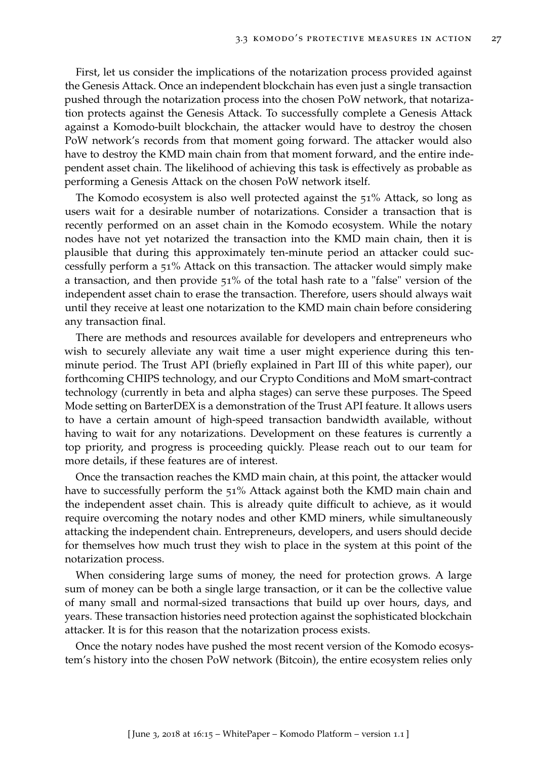First, let us consider the implications of the notarization process provided against the Genesis Attack. Once an independent blockchain has even just a single transaction pushed through the notarization process into the chosen PoW network, that notarization protects against the Genesis Attack. To successfully complete a Genesis Attack against a Komodo-built blockchain, the attacker would have to destroy the chosen PoW network's records from that moment going forward. The attacker would also have to destroy the KMD main chain from that moment forward, and the entire independent asset chain. The likelihood of achieving this task is effectively as probable as performing a Genesis Attack on the chosen PoW network itself.

The Komodo ecosystem is also well protected against the 51% Attack, so long as users wait for a desirable number of notarizations. Consider a transaction that is recently performed on an asset chain in the Komodo ecosystem. While the notary nodes have not yet notarized the transaction into the KMD main chain, then it is plausible that during this approximately ten-minute period an attacker could successfully perform a 51% Attack on this transaction. The attacker would simply make a transaction, and then provide 51% of the total hash rate to a "false" version of the independent asset chain to erase the transaction. Therefore, users should always wait until they receive at least one notarization to the KMD main chain before considering any transaction final.

There are methods and resources available for developers and entrepreneurs who wish to securely alleviate any wait time a user might experience during this ten-minute period. The Trust API (briefly explained in Part III of this white paper), our forthcoming CHIPS technology, and our Crypto Conditions and MoM smart-contract technology (currently in beta and alpha stages) can serve these purposes. The Speed Mode setting on BarterDEX is a demonstration of the Trust API feature. It allows users to have a certain amount of high-speed transaction bandwidth available, without having to wait for any notarizations. Development on these features is currently a top priority, and progress is proceeding quickly. Please reach out to our team for more details, if these features are of interest.

Once the transaction reaches the KMD main chain, at this point, the attacker would have to successfully perform the 51% Attack against both the KMD main chain and the independent asset chain. This is already quite difficult to achieve, as it would require overcoming the notary nodes and other KMD miners, while simultaneously attacking the independent chain. Entrepreneurs, developers, and users should decide for themselves how much trust they wish to place in the system at this point of the notarization process.

When considering large sums of money, the need for protection grows. A large sum of money can be both a single large transaction, or it can be the collective value of many small and normal-sized transactions that build up over hours, days, and years. These transaction histories need protection against the sophisticated blockchain attacker. It is for this reason that the notarization process exists.

Once the notary nodes have pushed the most recent version of the Komodo ecosystem's history into the chosen PoW network (Bitcoin), the entire ecosystem relies only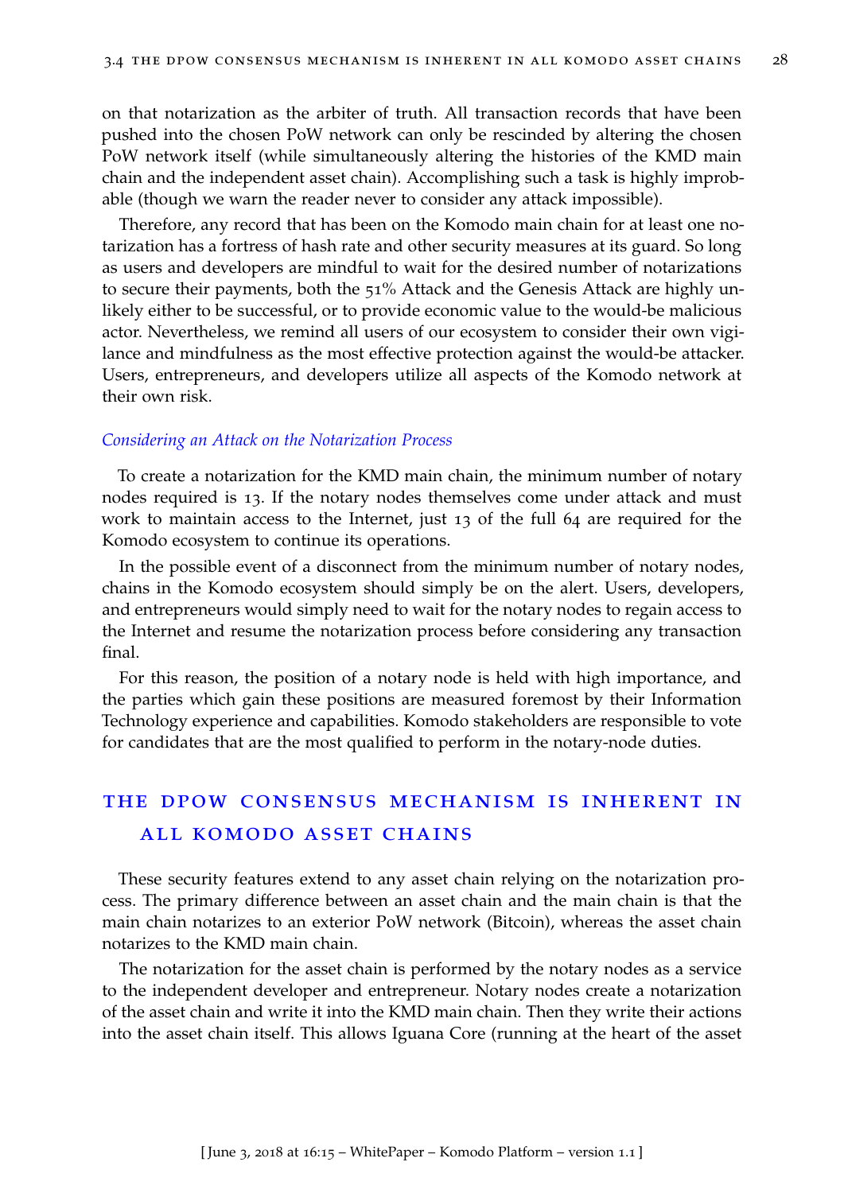on that notarization as the arbiter of truth. All transaction records that have been pushed into the chosen PoW network can only be rescinded by altering the chosen PoW network itself (while simultaneously altering the histories of the KMD main chain and the independent asset chain). Accomplishing such a task is highly improbable (though we warn the reader never to consider any attack impossible).

Therefore, any record that has been on the Komodo main chain for at least one notarization has a fortress of hash rate and other security measures at its guard. So long as users and developers are mindful to wait for the desired number of notarizations to secure their payments, both the 51% Attack and the Genesis Attack are highly unlikely either to be successful, or to provide economic value to the would-be malicious actor. Nevertheless, we remind all users of our ecosystem to consider their own vigilance and mindfulness as the most effective protection against the would-be attacker. Users, entrepreneurs, and developers utilize all aspects of the Komodo network at their own risk.

#### *Considering an Attack on the Notarization Process*

To create a notarization for the KMD main chain, the minimum number of notary nodes required is 13. If the notary nodes themselves come under attack and must work to maintain access to the Internet, just 13 of the full 64 are required for the Komodo ecosystem to continue its operations.

In the possible event of a disconnect from the minimum number of notary nodes, chains in the Komodo ecosystem should simply be on the alert. Users, developers, and entrepreneurs would simply need to wait for the notary nodes to regain access to the Internet and resume the notarization process before considering any transaction final.

For this reason, the position of a notary node is held with high importance, and the parties which gain these positions are measured foremost by their Information Technology experience and capabilities. Komodo stakeholders are responsible to vote for candidates that are the most qualified to perform in the notary-node duties.

## THE DPOW CONSENSUS MECHANISM IS INHERENT IN ALL KOMODO ASSET CHAINS

These security features extend to any asset chain relying on the notarization process. The primary difference between an asset chain and the main chain is that the main chain notarizes to an exterior PoW network (Bitcoin), whereas the asset chain notarizes to the KMD main chain.

The notarization for the asset chain is performed by the notary nodes as a service to the independent developer and entrepreneur. Notary nodes create a notarization of the asset chain and write it into the KMD main chain. Then they write their actions into the asset chain itself. This allows Iguana Core (running at the heart of the asset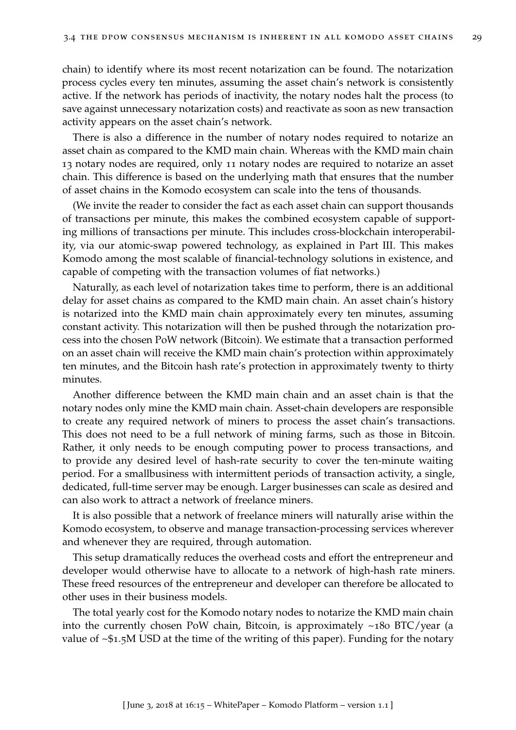chain) to identify where its most recent notarization can be found. The notarization process cycles every ten minutes, assuming the asset chain's network is consistently active. If the network has periods of inactivity, the notary nodes halt the process (to save against unnecessary notarization costs) and reactivate as soon as new transaction activity appears on the asset chain's network.

There is also a difference in the number of notary nodes required to notarize an asset chain as compared to the KMD main chain. Whereas with the KMD main chain 13 notary nodes are required, only 11 notary nodes are required to notarize an asset chain. This difference is based on the underlying math that ensures that the number of asset chains in the Komodo ecosystem can scale into the tens of thousands.

(We invite the reader to consider the fact as each asset chain can support thousands of transactions per minute, this makes the combined ecosystem capable of supporting millions of transactions per minute. This includes cross-blockchain interoperability, via our atomic-swap powered technology, as explained in Part III. This makes Komodo among the most scalable of financial-technology solutions in existence, and capable of competing with the transaction volumes of fiat networks.)

Naturally, as each level of notarization takes time to perform, there is an additional delay for asset chains as compared to the KMD main chain. An asset chain's history is notarized into the KMD main chain approximately every ten minutes, assuming constant activity. This notarization will then be pushed through the notarization process into the chosen PoW network (Bitcoin). We estimate that a transaction performed on an asset chain will receive the KMD main chain's protection within approximately ten minutes, and the Bitcoin hash rate's protection in approximately twenty to thirty minutes.

Another difference between the KMD main chain and an asset chain is that the notary nodes only mine the KMD main chain. Asset-chain developers are responsible to create any required network of miners to process the asset chain's transactions. This does not need to be a full network of mining farms, such as those in Bitcoin. Rather, it only needs to be enough computing power to process transactions, and to provide any desired level of hash-rate security to cover the ten-minute waiting period. For a smallbusiness with intermittent periods of transaction activity, a single, dedicated, full-time server may be enough. Larger businesses can scale as desired and can also work to attract a network of freelance miners.

It is also possible that a network of freelance miners will naturally arise within the Komodo ecosystem, to observe and manage transaction-processing services wherever and whenever they are required, through automation.

This setup dramatically reduces the overhead costs and effort the entrepreneur and developer would otherwise have to allocate to a network of high-hash rate miners. These freed resources of the entrepreneur and developer can therefore be allocated to other uses in their business models.

The total yearly cost for the Komodo notary nodes to notarize the KMD main chain into the currently chosen PoW chain, Bitcoin, is approximately ~180 BTC/year (a value of ~$1.5M USD at the time of the writing of this paper). Funding for the notary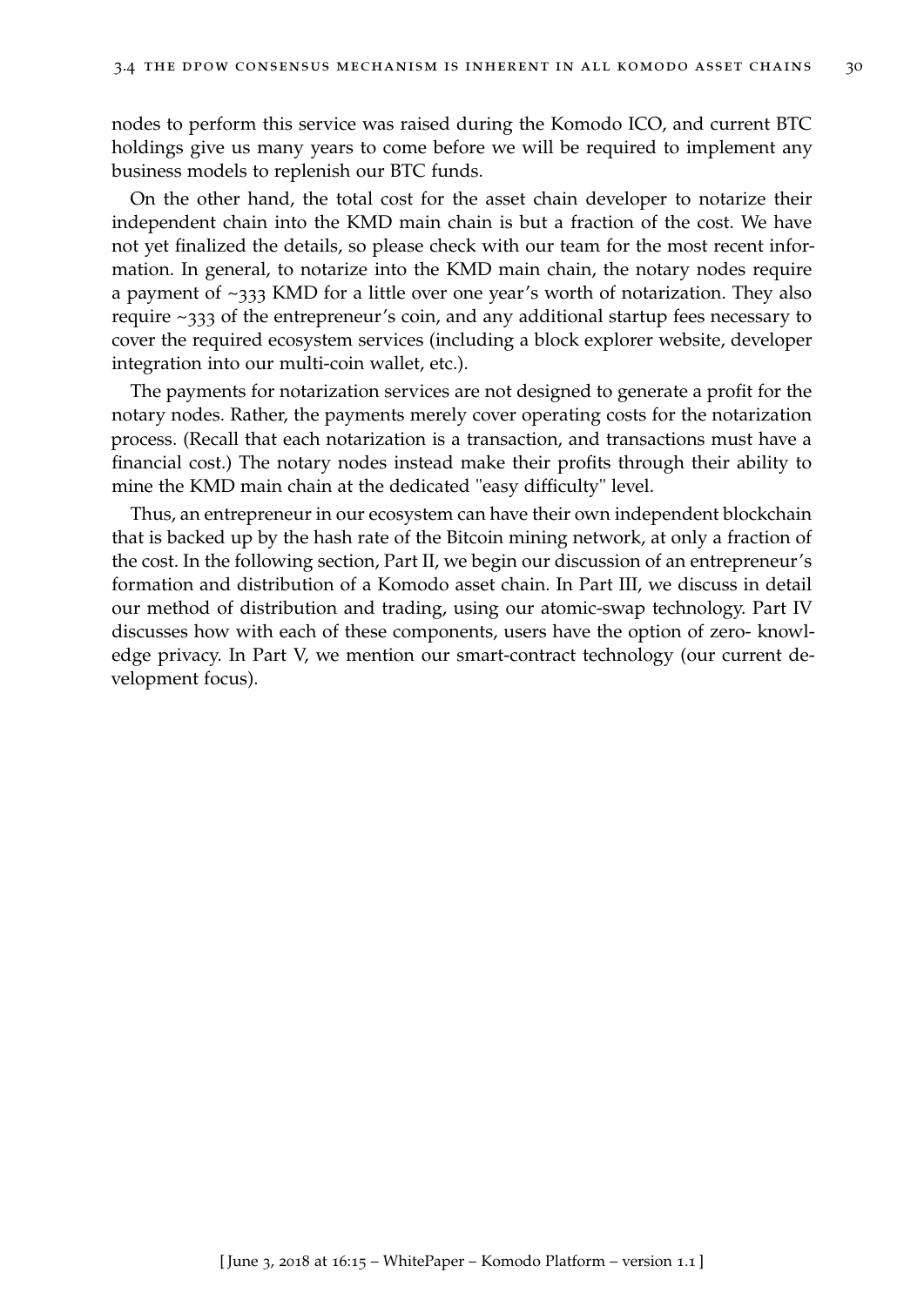nodes to perform this service was raised during the Komodo ICO, and current BTC holdings give us many years to come before we will be required to implement any business models to replenish our BTC funds.

On the other hand, the total cost for the asset chain developer to notarize their independent chain into the KMD main chain is but a fraction of the cost. We have not yet finalized the details, so please check with our team for the most recent information. In general, to notarize into the KMD main chain, the notary nodes require a payment of ~333 KMD for a little over one year's worth of notarization. They also require ~333 of the entrepreneur's coin, and any additional startup fees necessary to cover the required ecosystem services (including a block explorer website, developer integration into our multi-coin wallet, etc.).

The payments for notarization services are not designed to generate a profit for the notary nodes. Rather, the payments merely cover operating costs for the notarization process. (Recall that each notarization is a transaction, and transactions must have a financial cost.) The notary nodes instead make their profits through their ability to mine the KMD main chain at the dedicated "easy difficulty" level.

Thus, an entrepreneur in our ecosystem can have their own independent blockchain that is backed up by the hash rate of the Bitcoin mining network, at only a fraction of the cost. In the following section, Part II, we begin our discussion of an entrepreneur's formation and distribution of a Komodo asset chain. In Part III, we discuss in detail our method of distribution and trading, using our atomic-swap technology. Part IV discusses how with each of these components, users have the option of zero- knowledge privacy. In Part V, we mention our smart-contract technology (our current development focus).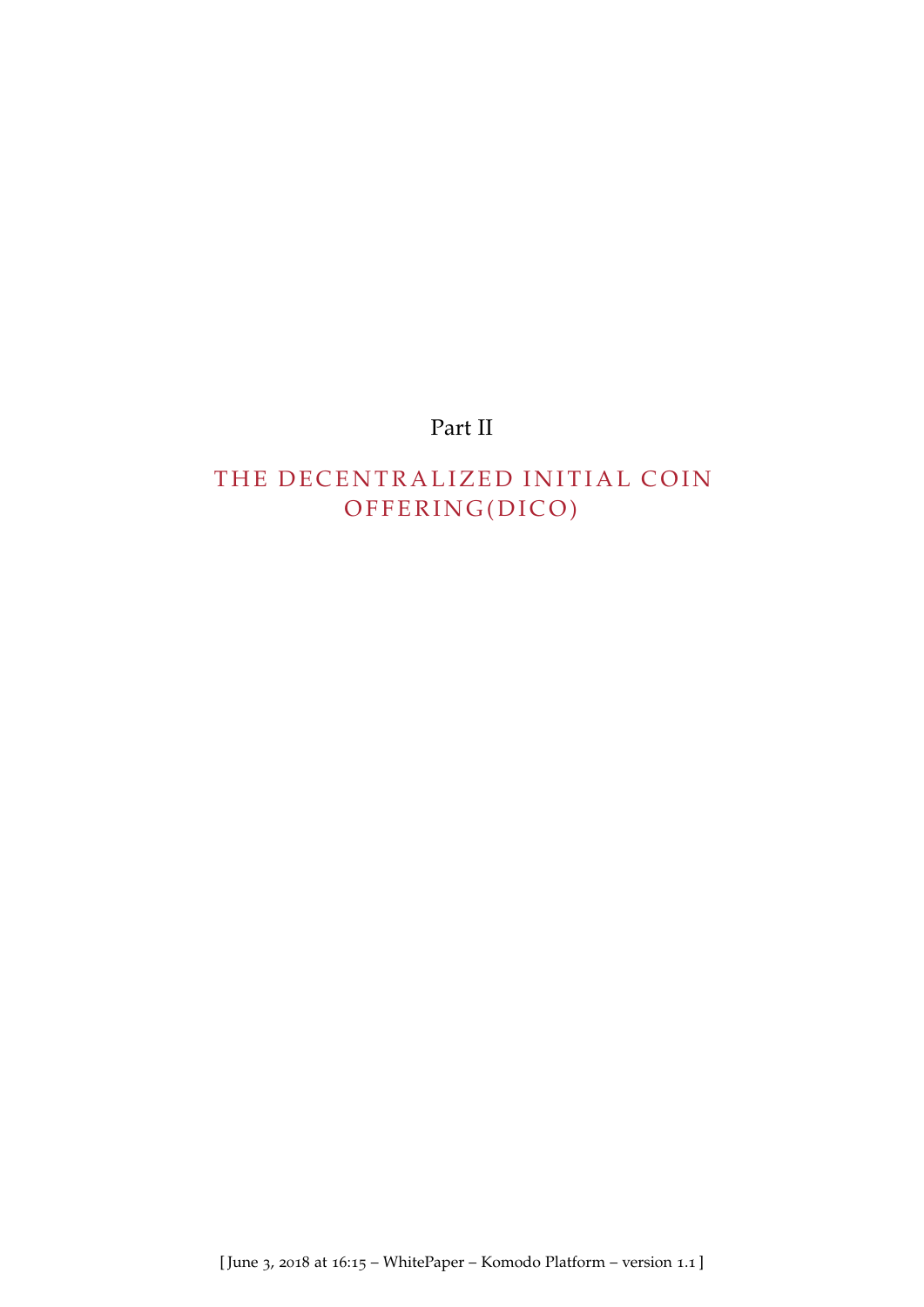Part II

# THE DECENTRALIZED INITIAL COIN OFFERING(DICO)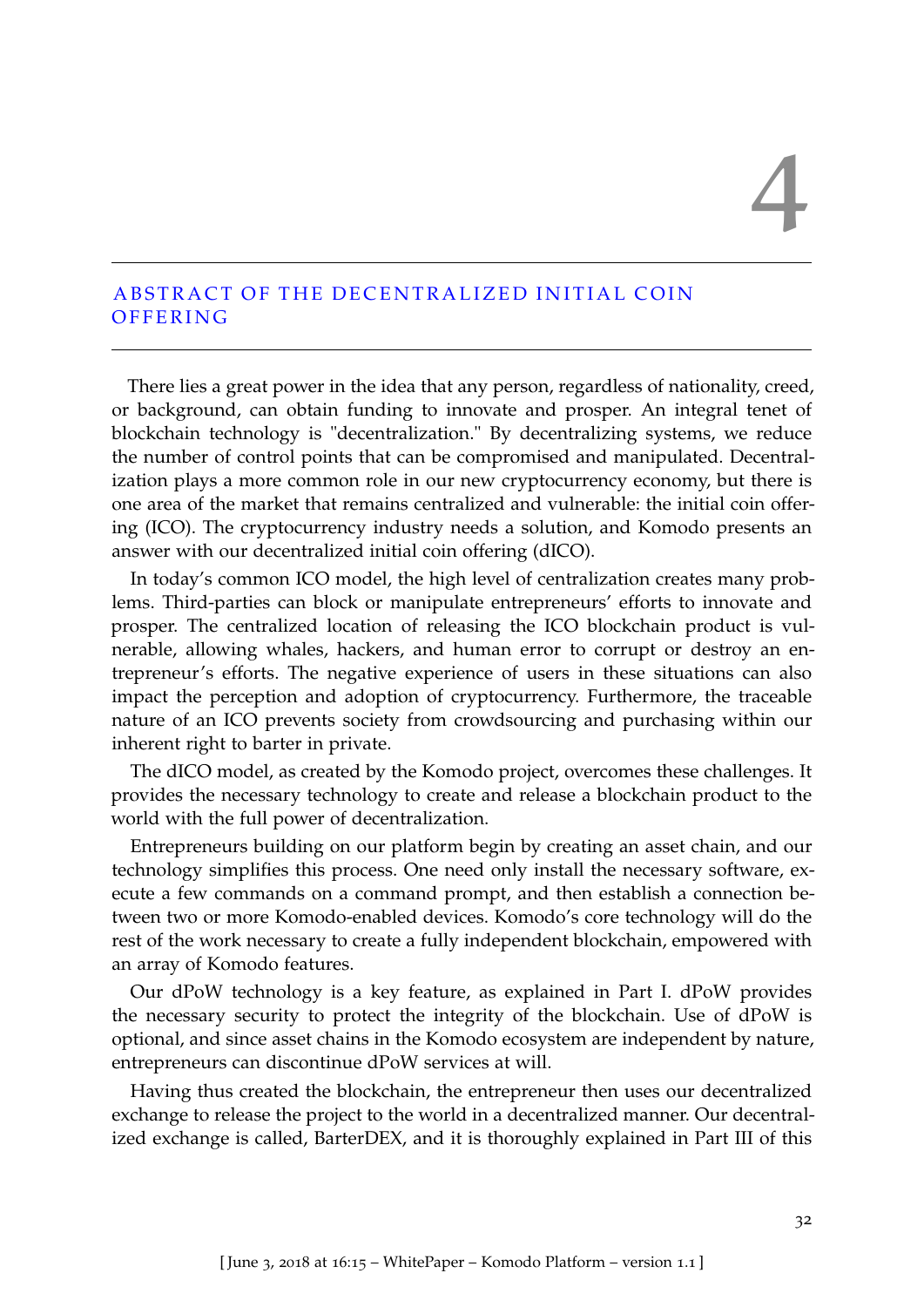# 4

## ABSTRACT OF THE DECENTRALIZED INITIAL COIN OFFERING

There lies a great power in the idea that any person, regardless of nationality, creed, or background, can obtain funding to innovate and prosper. An integral tenet of blockchain technology is "decentralization." By decentralizing systems, we reduce the number of control points that can be compromised and manipulated. Decentralization plays a more common role in our new cryptocurrency economy, but there is one area of the market that remains centralized and vulnerable: the initial coin offering (ICO). The cryptocurrency industry needs a solution, and Komodo presents an answer with our decentralized initial coin offering (dICO).

In today's common ICO model, the high level of centralization creates many problems. Third-parties can block or manipulate entrepreneurs' efforts to innovate and prosper. The centralized location of releasing the ICO blockchain product is vulnerable, allowing whales, hackers, and human error to corrupt or destroy an entrepreneur's efforts. The negative experience of users in these situations can also impact the perception and adoption of cryptocurrency. Furthermore, the traceable nature of an ICO prevents society from crowdsourcing and purchasing within our inherent right to barter in private.

The dICO model, as created by the Komodo project, overcomes these challenges. It provides the necessary technology to create and release a blockchain product to the world with the full power of decentralization.

Entrepreneurs building on our platform begin by creating an asset chain, and our technology simplifies this process. One need only install the necessary software, execute a few commands on a command prompt, and then establish a connection between two or more Komodo-enabled devices. Komodo's core technology will do the rest of the work necessary to create a fully independent blockchain, empowered with an array of Komodo features.

Our dPoW technology is a key feature, as explained in Part I. dPoW provides the necessary security to protect the integrity of the blockchain. Use of dPoW is optional, and since asset chains in the Komodo ecosystem are independent by nature, entrepreneurs can discontinue dPoW services at will.

Having thus created the blockchain, the entrepreneur then uses our decentralized exchange to release the project to the world in a decentralized manner. Our decentralized exchange is called, BarterDEX, and it is thoroughly explained in Part III of this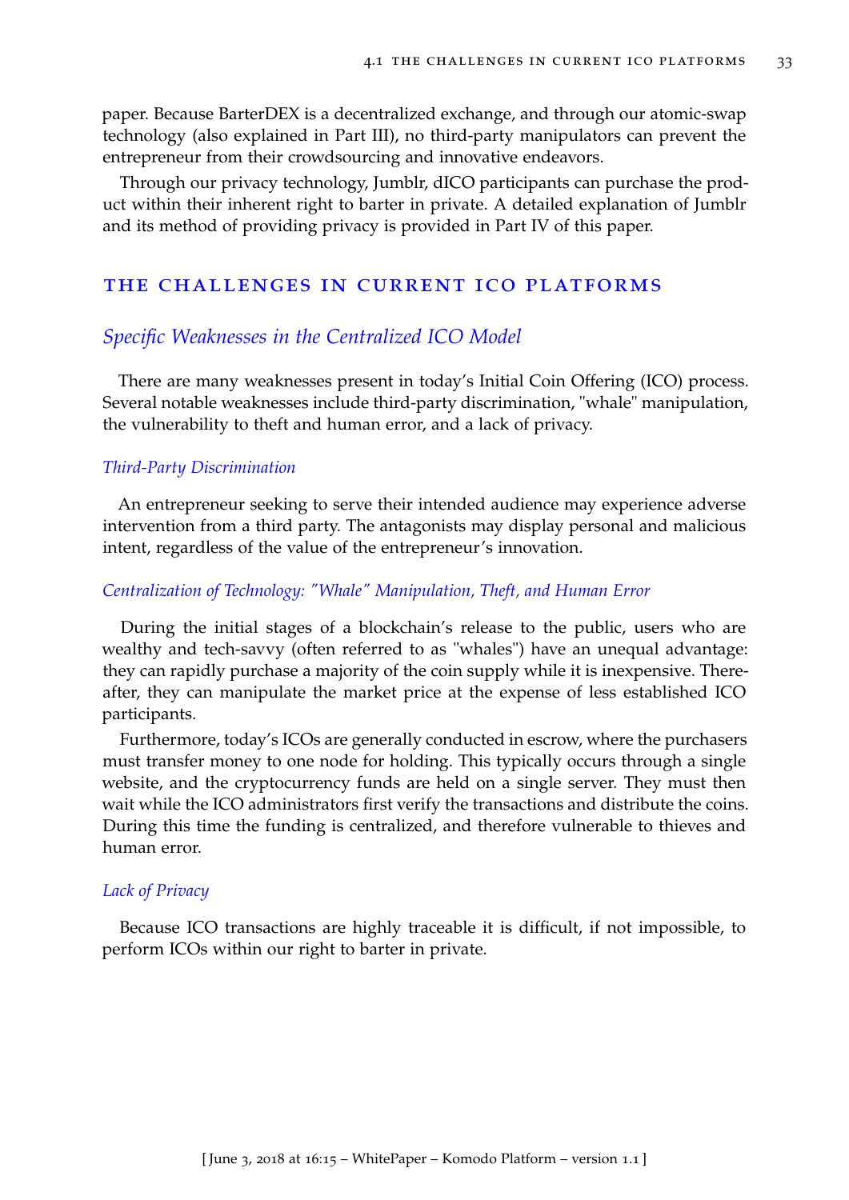paper. Because BarterDEX is a decentralized exchange, and through our atomic-swap technology (also explained in Part III), no third-party manipulators can prevent the entrepreneur from their crowdsourcing and innovative endeavors.

Through our privacy technology, Jumblr, dICO participants can purchase the product within their inherent right to barter in private. A detailed explanation of Jumblr and its method of providing privacy is provided in Part IV of this paper.

## THE CHALLENGES IN CURRENT ICO PLATFORMS

### *Specific Weaknesses in the Centralized ICO Model*

There are many weaknesses present in today's Initial Coin Offering (ICO) process. Several notable weaknesses include third-party discrimination, "whale" manipulation, the vulnerability to theft and human error, and a lack of privacy.

#### *Third-Party Discrimination*

An entrepreneur seeking to serve their intended audience may experience adverse intervention from a third party. The antagonists may display personal and malicious intent, regardless of the value of the entrepreneur's innovation.

#### *Centralization of Technology: "Whale" Manipulation, Theft, and Human Error*

During the initial stages of a blockchain's release to the public, users who are wealthy and tech-savvy (often referred to as "whales") have an unequal advantage: they can rapidly purchase a majority of the coin supply while it is inexpensive. Thereafter, they can manipulate the market price at the expense of less established ICO participants.

Furthermore, today's ICOs are generally conducted in escrow, where the purchasers must transfer money to one node for holding. This typically occurs through a single website, and the cryptocurrency funds are held on a single server. They must then wait while the ICO administrators first verify the transactions and distribute the coins. During this time the funding is centralized, and therefore vulnerable to thieves and human error.

#### *Lack of Privacy*

Because ICO transactions are highly traceable it is difficult, if not impossible, to perform ICOs within our right to barter in private.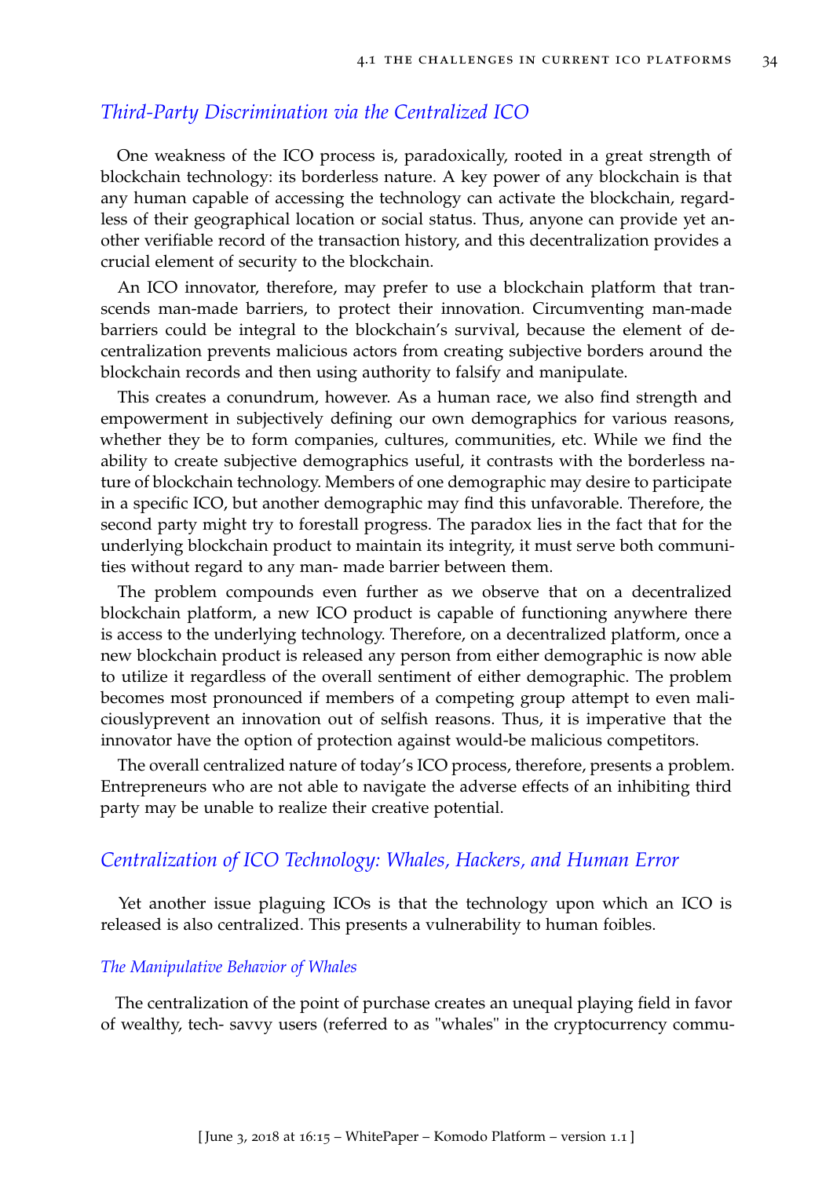### *Third-Party Discrimination via the Centralized ICO*

One weakness of the ICO process is, paradoxically, rooted in a great strength of blockchain technology: its borderless nature. A key power of any blockchain is that any human capable of accessing the technology can activate the blockchain, regardless of their geographical location or social status. Thus, anyone can provide yet another verifiable record of the transaction history, and this decentralization provides a crucial element of security to the blockchain.

An ICO innovator, therefore, may prefer to use a blockchain platform that transcends man-made barriers, to protect their innovation. Circumventing man-made barriers could be integral to the blockchain's survival, because the element of decentralization prevents malicious actors from creating subjective borders around the blockchain records and then using authority to falsify and manipulate.

This creates a conundrum, however. As a human race, we also find strength and empowerment in subjectively defining our own demographics for various reasons, whether they be to form companies, cultures, communities, etc. While we find the ability to create subjective demographics useful, it contrasts with the borderless nature of blockchain technology. Members of one demographic may desire to participate in a specific ICO, but another demographic may find this unfavorable. Therefore, the second party might try to forestall progress. The paradox lies in the fact that for the underlying blockchain product to maintain its integrity, it must serve both communities without regard to any man- made barrier between them.

The problem compounds even further as we observe that on a decentralized blockchain platform, a new ICO product is capable of functioning anywhere there is access to the underlying technology. Therefore, on a decentralized platform, once a new blockchain product is released any person from either demographic is now able to utilize it regardless of the overall sentiment of either demographic. The problem becomes most pronounced if members of a competing group attempt to even maliciouslyprevent an innovation out of selfish reasons. Thus, it is imperative that the innovator have the option of protection against would-be malicious competitors.

The overall centralized nature of today's ICO process, therefore, presents a problem. Entrepreneurs who are not able to navigate the adverse effects of an inhibiting third party may be unable to realize their creative potential.

### *Centralization of ICO Technology: Whales, Hackers, and Human Error*

Yet another issue plaguing ICOs is that the technology upon which an ICO is released is also centralized. This presents a vulnerability to human foibles.

#### *The Manipulative Behavior of Whales*

The centralization of the point of purchase creates an unequal playing field in favor of wealthy, tech- savvy users (referred to as "whales" in the cryptocurrency commu-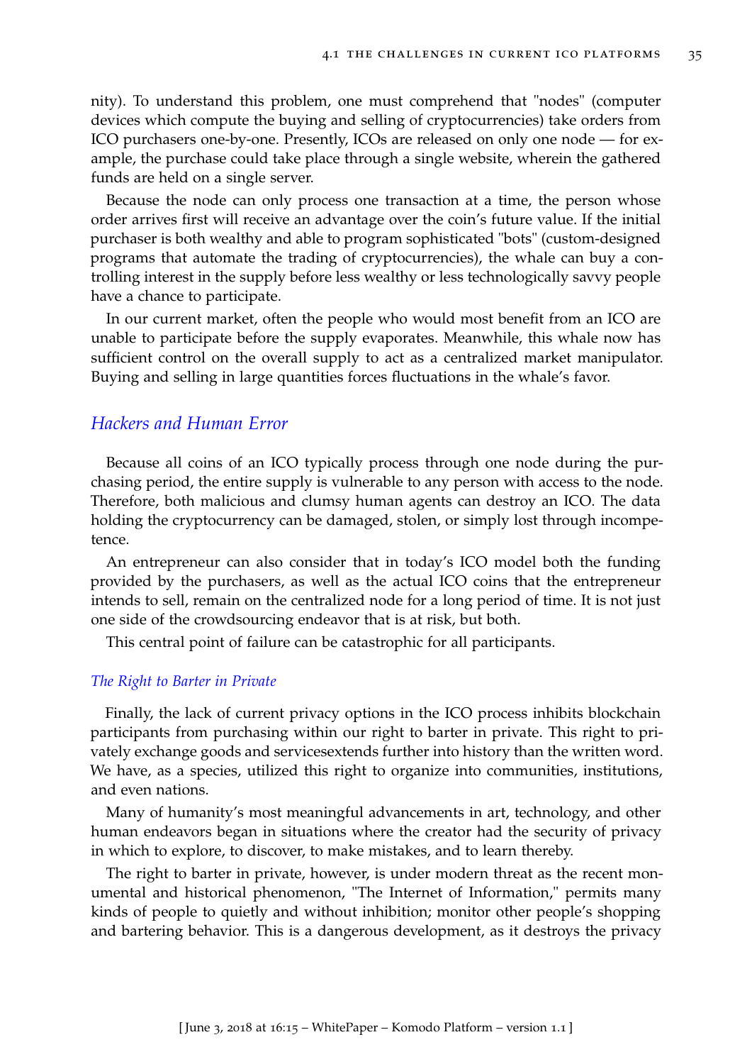nity). To understand this problem, one must comprehend that "nodes" (computer devices which compute the buying and selling of cryptocurrencies) take orders from ICO purchasers one-by-one. Presently, ICOs are released on only one node — for example, the purchase could take place through a single website, wherein the gathered funds are held on a single server.

Because the node can only process one transaction at a time, the person whose order arrives first will receive an advantage over the coin's future value. If the initial purchaser is both wealthy and able to program sophisticated "bots" (custom-designed programs that automate the trading of cryptocurrencies), the whale can buy a controlling interest in the supply before less wealthy or less technologically savvy people have a chance to participate.

In our current market, often the people who would most benefit from an ICO are unable to participate before the supply evaporates. Meanwhile, this whale now has sufficient control on the overall supply to act as a centralized market manipulator. Buying and selling in large quantities forces fluctuations in the whale's favor.

## *Hackers and Human Error*

Because all coins of an ICO typically process through one node during the purchasing period, the entire supply is vulnerable to any person with access to the node. Therefore, both malicious and clumsy human agents can destroy an ICO. The data holding the cryptocurrency can be damaged, stolen, or simply lost through incompetence.

An entrepreneur can also consider that in today's ICO model both the funding provided by the purchasers, as well as the actual ICO coins that the entrepreneur intends to sell, remain on the centralized node for a long period of time. It is not just one side of the crowdsourcing endeavor that is at risk, but both.

This central point of failure can be catastrophic for all participants.

### *The Right to Barter in Private*

Finally, the lack of current privacy options in the ICO process inhibits blockchain participants from purchasing within our right to barter in private. This right to privately exchange goods and servicesextends further into history than the written word. We have, as a species, utilized this right to organize into communities, institutions, and even nations.

Many of humanity's most meaningful advancements in art, technology, and other human endeavors began in situations where the creator had the security of privacy in which to explore, to discover, to make mistakes, and to learn thereby.

The right to barter in private, however, is under modern threat as the recent monumental and historical phenomenon, "The Internet of Information," permits many kinds of people to quietly and without inhibition; monitor other people's shopping and bartering behavior. This is a dangerous development, as it destroys the privacy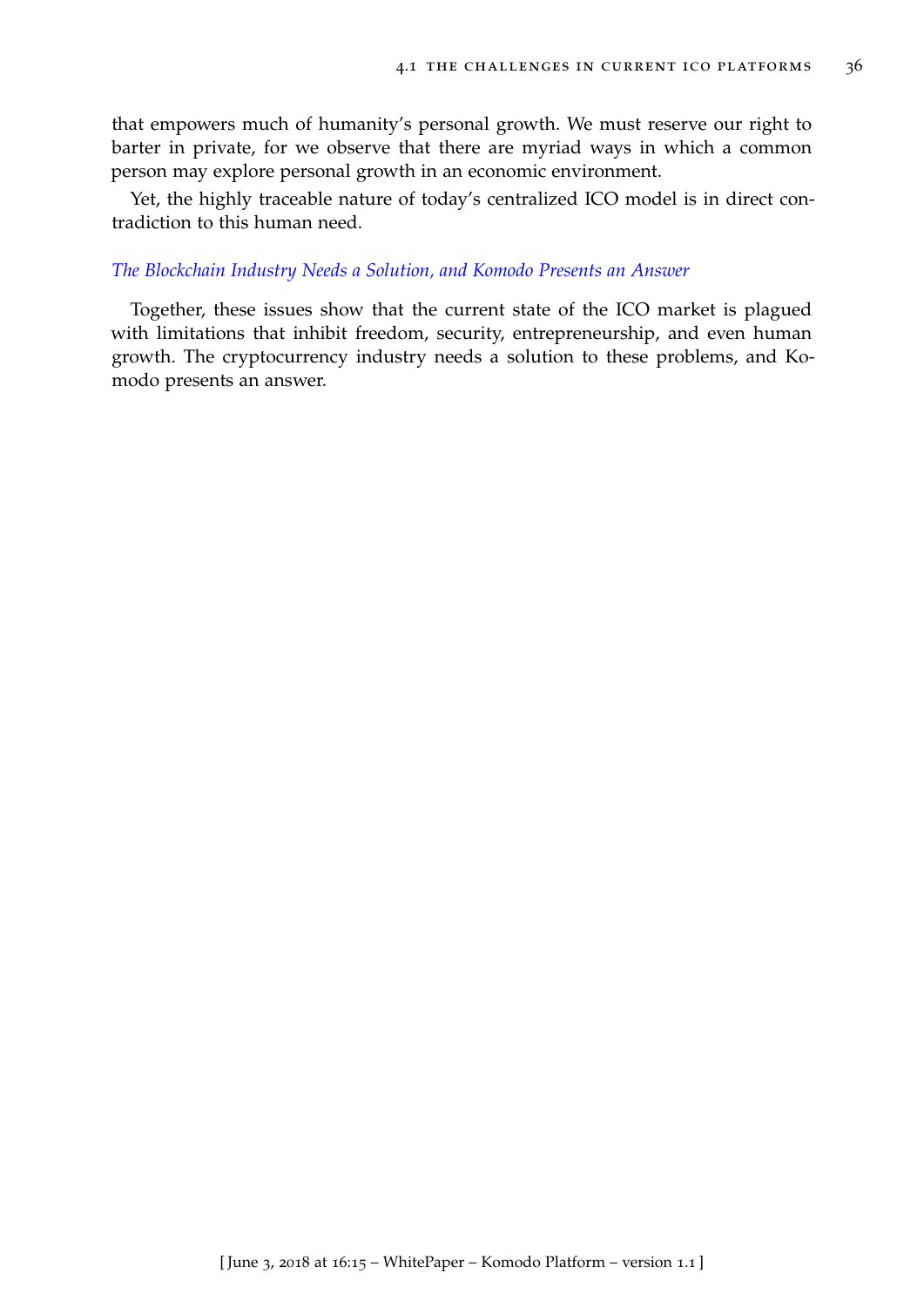that empowers much of humanity's personal growth. We must reserve our right to barter in private, for we observe that there are myriad ways in which a common person may explore personal growth in an economic environment.

Yet, the highly traceable nature of today's centralized ICO model is in direct contradiction to this human need.

*The Blockchain Industry Needs a Solution, and Komodo Presents an Answer*

Together, these issues show that the current state of the ICO market is plagued with limitations that inhibit freedom, security, entrepreneurship, and even human growth. The cryptocurrency industry needs a solution to these problems, and Komodo presents an answer.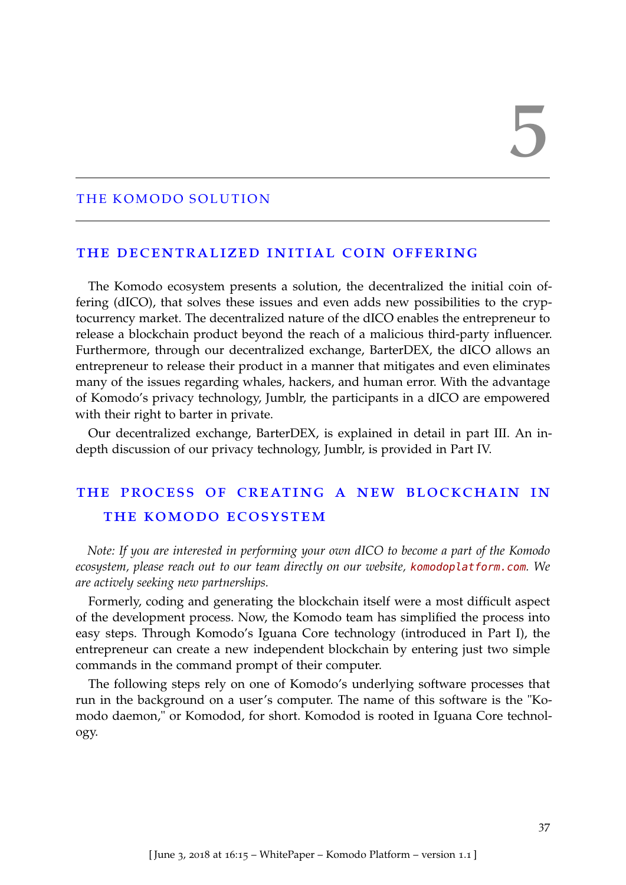# 5

# THE KOMODO SOLUTION

## THE DECENTRALIZED INITIAL COIN OFFERING

The Komodo ecosystem presents a solution, the decentralized the initial coin offering (dICO), that solves these issues and even adds new possibilities to the cryptocurrency market. The decentralized nature of the dICO enables the entrepreneur to release a blockchain product beyond the reach of a malicious third-party influencer. Furthermore, through our decentralized exchange, BarterDEX, the dICO allows an entrepreneur to release their product in a manner that mitigates and even eliminates many of the issues regarding whales, hackers, and human error. With the advantage of Komodo's privacy technology, Jumblr, the participants in a dICO are empowered with their right to barter in private.

Our decentralized exchange, BarterDEX, is explained in detail in part III. An in-depth discussion of our privacy technology, Jumblr, is provided in Part IV.

## THE PROCESS OF CREATING A NEW BLOCKCHAIN IN THE KOMODO ECOSYSTEM

*Note: If you are interested in performing your own dICO to become a part of the Komodo ecosystem, please reach out to our team directly on our website,* `komodoplatform.com`*. We are actively seeking new partnerships.*

Formerly, coding and generating the blockchain itself were a most difficult aspect of the development process. Now, the Komodo team has simplified the process into easy steps. Through Komodo's Iguana Core technology (introduced in Part I), the entrepreneur can create a new independent blockchain by entering just two simple commands in the command prompt of their computer.

The following steps rely on one of Komodo's underlying software processes that run in the background on a user's computer. The name of this software is the "Komodo daemon," or Komodod, for short. Komodod is rooted in Iguana Core technology.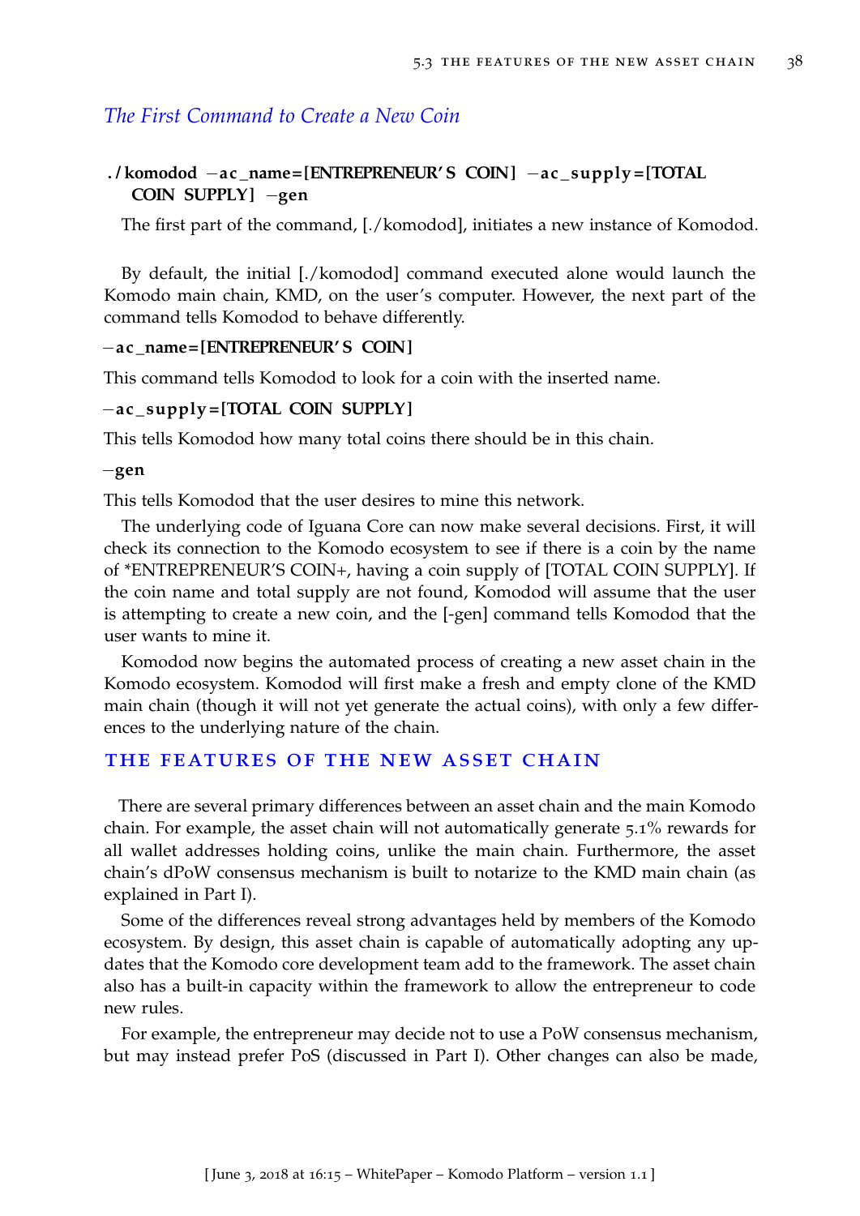### *The First Command to Create a New Coin*

**./komodod −ac_name=[ENTREPRENEUR'S COIN] −ac_supply=[TOTAL COIN SUPPLY] −gen**

The first part of the command, [./komodod], initiates a new instance of Komodod.

By default, the initial [./komodod] command executed alone would launch the Komodo main chain, KMD, on the user's computer. However, the next part of the command tells Komodod to behave differently.

**−ac_name=[ENTREPRENEUR'S COIN]**

This command tells Komodod to look for a coin with the inserted name.

**−ac_supply=[TOTAL COIN SUPPLY]**

This tells Komodod how many total coins there should be in this chain.

**−gen**

This tells Komodod that the user desires to mine this network.

The underlying code of Iguana Core can now make several decisions. First, it will check its connection to the Komodo ecosystem to see if there is a coin by the name of *ENTREPRENEUR'S COIN+, having a coin supply of [TOTAL COIN SUPPLY]. If the coin name and total supply are not found, Komodod will assume that the user is attempting to create a new coin, and the [-gen] command tells Komodod that the user wants to mine it.

Komodod now begins the automated process of creating a new asset chain in the Komodo ecosystem. Komodod will first make a fresh and empty clone of the KMD main chain (though it will not yet generate the actual coins), with only a few differences to the underlying nature of the chain.

## THE FEATURES OF THE NEW ASSET CHAIN

There are several primary differences between an asset chain and the main Komodo chain. For example, the asset chain will not automatically generate 5.1% rewards for all wallet addresses holding coins, unlike the main chain. Furthermore, the asset chain's dPoW consensus mechanism is built to notarize to the KMD main chain (as explained in Part I).

Some of the differences reveal strong advantages held by members of the Komodo ecosystem. By design, this asset chain is capable of automatically adopting any updates that the Komodo core development team add to the framework. The asset chain also has a built-in capacity within the framework to allow the entrepreneur to code new rules.

For example, the entrepreneur may decide not to use a PoW consensus mechanism, but may instead prefer PoS (discussed in Part I). Other changes can also be made,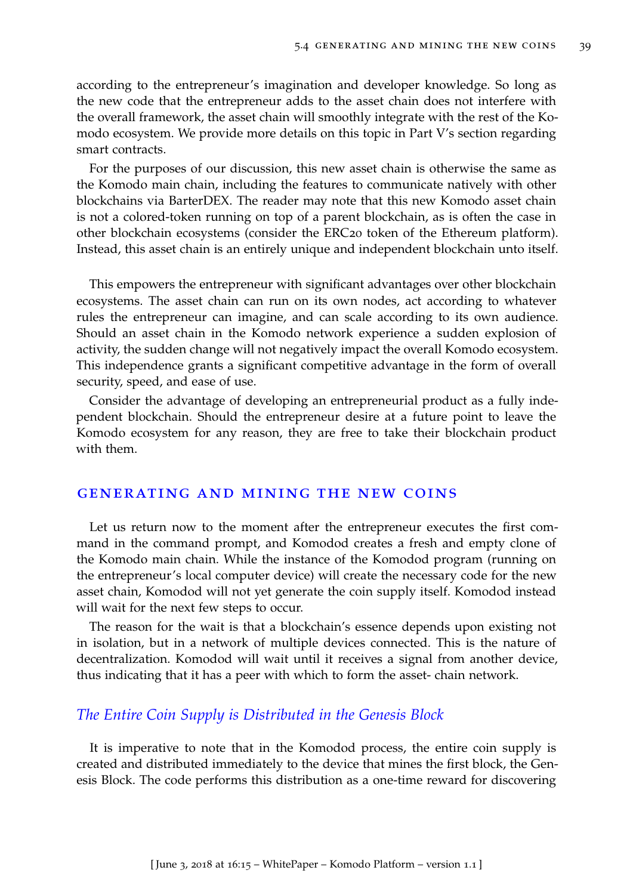according to the entrepreneur's imagination and developer knowledge. So long as the new code that the entrepreneur adds to the asset chain does not interfere with the overall framework, the asset chain will smoothly integrate with the rest of the Komodo ecosystem. We provide more details on this topic in Part V's section regarding smart contracts.

For the purposes of our discussion, this new asset chain is otherwise the same as the Komodo main chain, including the features to communicate natively with other blockchains via BarterDEX. The reader may note that this new Komodo asset chain is not a colored-token running on top of a parent blockchain, as is often the case in other blockchain ecosystems (consider the ERC20 token of the Ethereum platform). Instead, this asset chain is an entirely unique and independent blockchain unto itself.

This empowers the entrepreneur with significant advantages over other blockchain ecosystems. The asset chain can run on its own nodes, act according to whatever rules the entrepreneur can imagine, and can scale according to its own audience. Should an asset chain in the Komodo network experience a sudden explosion of activity, the sudden change will not negatively impact the overall Komodo ecosystem. This independence grants a significant competitive advantage in the form of overall security, speed, and ease of use.

Consider the advantage of developing an entrepreneurial product as a fully independent blockchain. Should the entrepreneur desire at a future point to leave the Komodo ecosystem for any reason, they are free to take their blockchain product with them.

## GENERATING AND MINING THE NEW COINS

Let us return now to the moment after the entrepreneur executes the first command in the command prompt, and Komodod creates a fresh and empty clone of the Komodo main chain. While the instance of the Komodod program (running on the entrepreneur's local computer device) will create the necessary code for the new asset chain, Komodod will not yet generate the coin supply itself. Komodod instead will wait for the next few steps to occur.

The reason for the wait is that a blockchain's essence depends upon existing not in isolation, but in a network of multiple devices connected. This is the nature of decentralization. Komodod will wait until it receives a signal from another device, thus indicating that it has a peer with which to form the asset- chain network.

### *The Entire Coin Supply is Distributed in the Genesis Block*

It is imperative to note that in the Komodod process, the entire coin supply is created and distributed immediately to the device that mines the first block, the Genesis Block. The code performs this distribution as a one-time reward for discovering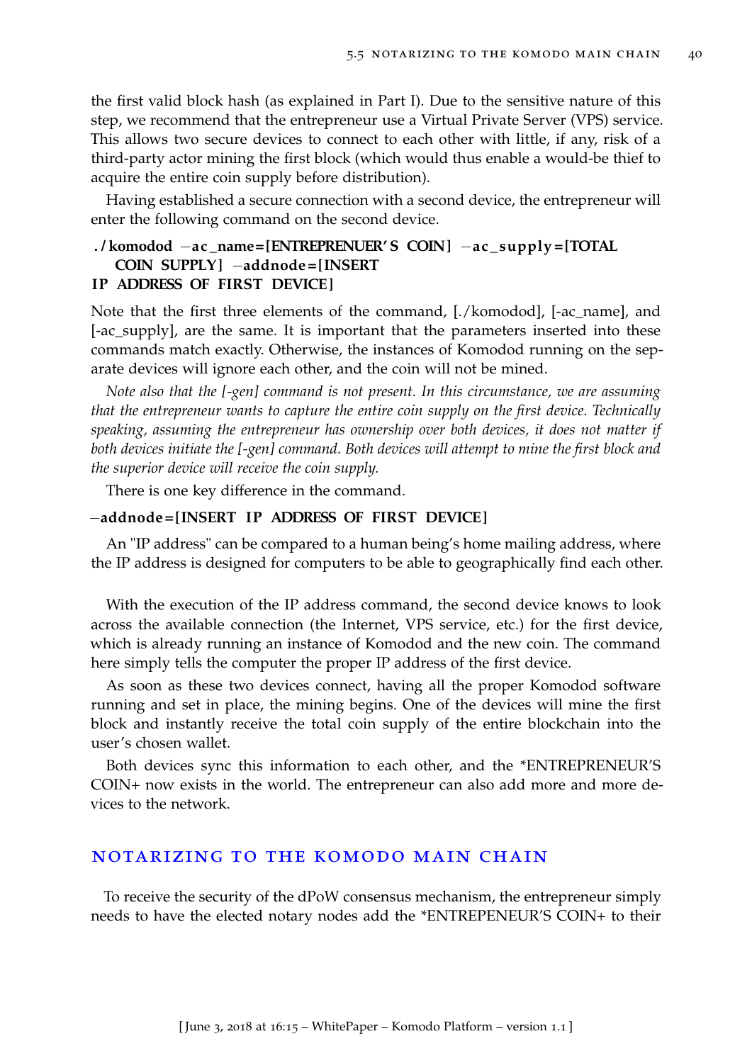the first valid block hash (as explained in Part I). Due to the sensitive nature of this step, we recommend that the entrepreneur use a Virtual Private Server (VPS) service. This allows two secure devices to connect to each other with little, if any, risk of a third-party actor mining the first block (which would thus enable a would-be thief to acquire the entire coin supply before distribution).

Having established a secure connection with a second device, the entrepreneur will enter the following command on the second device.

```
./komodod -ac_name=[ENTREPRENUER'S COIN] -ac_supply=[TOTAL
    COIN SUPPLY] -addnode=[INSERT
IP ADDRESS OF FIRST DEVICE]
```

Note that the first three elements of the command, [./komodod], [-ac_name], and [-ac_supply], are the same. It is important that the parameters inserted into these commands match exactly. Otherwise, the instances of Komodod running on the separate devices will ignore each other, and the coin will not be mined.

*Note also that the [-gen] command is not present. In this circumstance, we are assuming that the entrepreneur wants to capture the entire coin supply on the first device. Technically speaking, assuming the entrepreneur has ownership over both devices, it does not matter if both devices initiate the [-gen] command. Both devices will attempt to mine the first block and the superior device will receive the coin supply.*

There is one key difference in the command.

```
-addnode=[INSERT IP ADDRESS OF FIRST DEVICE]
```

An "IP address" can be compared to a human being's home mailing address, where the IP address is designed for computers to be able to geographically find each other.

With the execution of the IP address command, the second device knows to look across the available connection (the Internet, VPS service, etc.) for the first device, which is already running an instance of Komodod and the new coin. The command here simply tells the computer the proper IP address of the first device.

As soon as these two devices connect, having all the proper Komodod software running and set in place, the mining begins. One of the devices will mine the first block and instantly receive the total coin supply of the entire blockchain into the user's chosen wallet.

Both devices sync this information to each other, and the *ENTREPRENEUR'S COIN+ now exists in the world. The entrepreneur can also add more and more devices to the network.

## Notarizing to the Komodo Main Chain

To receive the security of the dPoW consensus mechanism, the entrepreneur simply needs to have the elected notary nodes add the *ENTREPENEUR'S COIN+ to their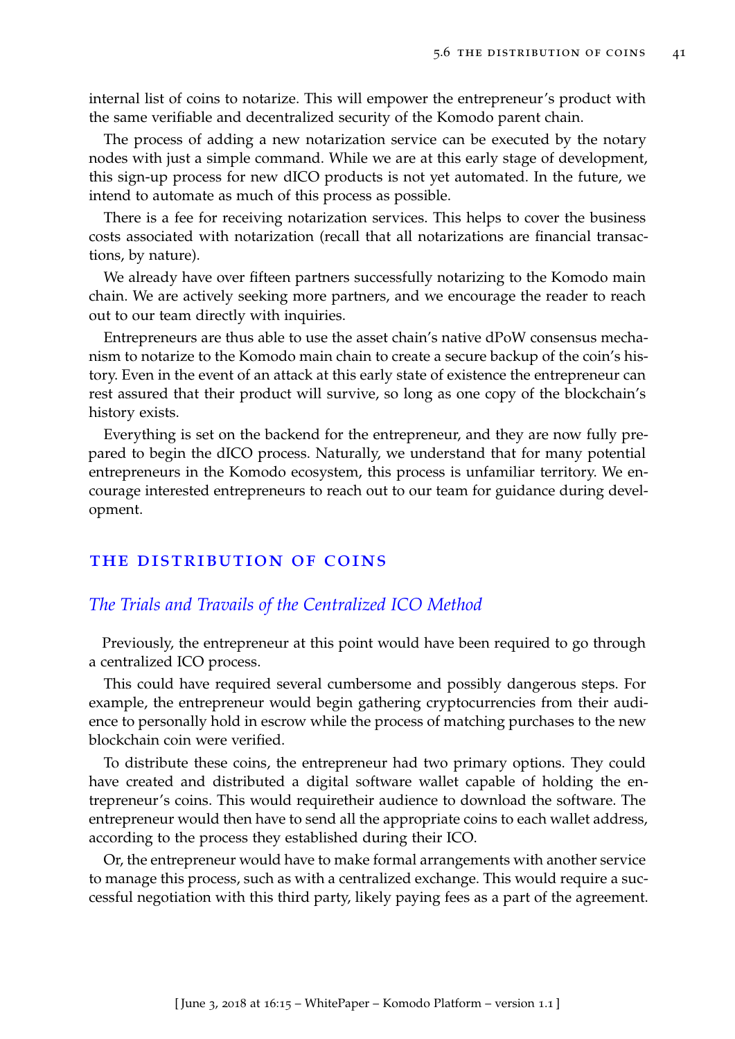internal list of coins to notarize. This will empower the entrepreneur's product with the same verifiable and decentralized security of the Komodo parent chain.

The process of adding a new notarization service can be executed by the notary nodes with just a simple command. While we are at this early stage of development, this sign-up process for new dICO products is not yet automated. In the future, we intend to automate as much of this process as possible.

There is a fee for receiving notarization services. This helps to cover the business costs associated with notarization (recall that all notarizations are financial transactions, by nature).

We already have over fifteen partners successfully notarizing to the Komodo main chain. We are actively seeking more partners, and we encourage the reader to reach out to our team directly with inquiries.

Entrepreneurs are thus able to use the asset chain's native dPoW consensus mechanism to notarize to the Komodo main chain to create a secure backup of the coin's history. Even in the event of an attack at this early state of existence the entrepreneur can rest assured that their product will survive, so long as one copy of the blockchain's history exists.

Everything is set on the backend for the entrepreneur, and they are now fully prepared to begin the dICO process. Naturally, we understand that for many potential entrepreneurs in the Komodo ecosystem, this process is unfamiliar territory. We encourage interested entrepreneurs to reach out to our team for guidance during development.

## THE DISTRIBUTION OF COINS

### *The Trials and Travails of the Centralized ICO Method*

Previously, the entrepreneur at this point would have been required to go through a centralized ICO process.

This could have required several cumbersome and possibly dangerous steps. For example, the entrepreneur would begin gathering cryptocurrencies from their audience to personally hold in escrow while the process of matching purchases to the new blockchain coin were verified.

To distribute these coins, the entrepreneur had two primary options. They could have created and distributed a digital software wallet capable of holding the entrepreneur's coins. This would requiretheir audience to download the software. The entrepreneur would then have to send all the appropriate coins to each wallet address, according to the process they established during their ICO.

Or, the entrepreneur would have to make formal arrangements with another service to manage this process, such as with a centralized exchange. This would require a successful negotiation with this third party, likely paying fees as a part of the agreement.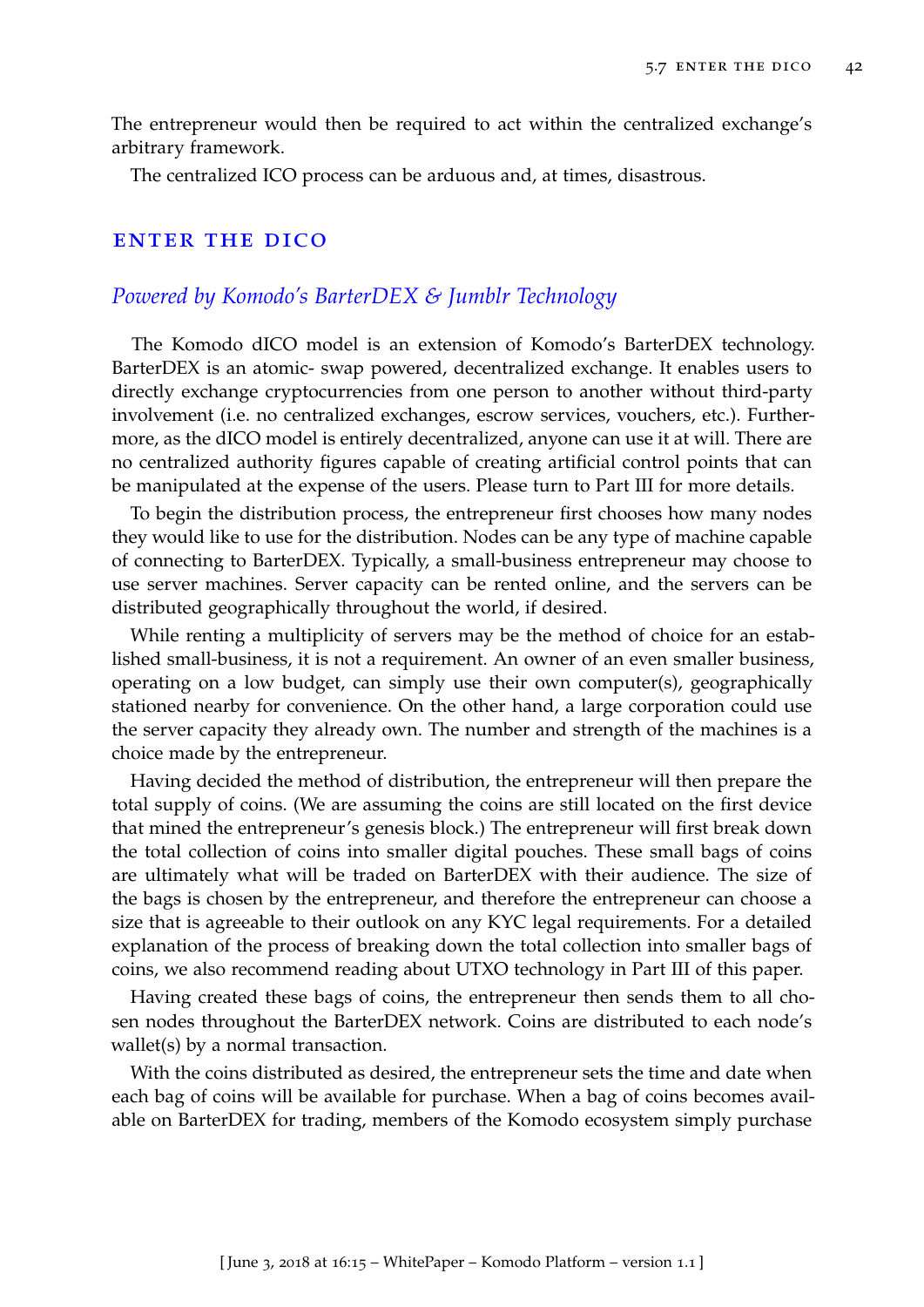The entrepreneur would then be required to act within the centralized exchange's arbitrary framework.

The centralized ICO process can be arduous and, at times, disastrous.

## ENTER THE DICO

### *Powered by Komodo's BarterDEX & Jumblr Technology*

The Komodo dICO model is an extension of Komodo's BarterDEX technology. BarterDEX is an atomic- swap powered, decentralized exchange. It enables users to directly exchange cryptocurrencies from one person to another without third-party involvement (i.e. no centralized exchanges, escrow services, vouchers, etc.). Furthermore, as the dICO model is entirely decentralized, anyone can use it at will. There are no centralized authority figures capable of creating artificial control points that can be manipulated at the expense of the users. Please turn to Part III for more details.

To begin the distribution process, the entrepreneur first chooses how many nodes they would like to use for the distribution. Nodes can be any type of machine capable of connecting to BarterDEX. Typically, a small-business entrepreneur may choose to use server machines. Server capacity can be rented online, and the servers can be distributed geographically throughout the world, if desired.

While renting a multiplicity of servers may be the method of choice for an established small-business, it is not a requirement. An owner of an even smaller business, operating on a low budget, can simply use their own computer(s), geographically stationed nearby for convenience. On the other hand, a large corporation could use the server capacity they already own. The number and strength of the machines is a choice made by the entrepreneur.

Having decided the method of distribution, the entrepreneur will then prepare the total supply of coins. (We are assuming the coins are still located on the first device that mined the entrepreneur's genesis block.) The entrepreneur will first break down the total collection of coins into smaller digital pouches. These small bags of coins are ultimately what will be traded on BarterDEX with their audience. The size of the bags is chosen by the entrepreneur, and therefore the entrepreneur can choose a size that is agreeable to their outlook on any KYC legal requirements. For a detailed explanation of the process of breaking down the total collection into smaller bags of coins, we also recommend reading about UTXO technology in Part III of this paper.

Having created these bags of coins, the entrepreneur then sends them to all chosen nodes throughout the BarterDEX network. Coins are distributed to each node's wallet(s) by a normal transaction.

With the coins distributed as desired, the entrepreneur sets the time and date when each bag of coins will be available for purchase. When a bag of coins becomes available on BarterDEX for trading, members of the Komodo ecosystem simply purchase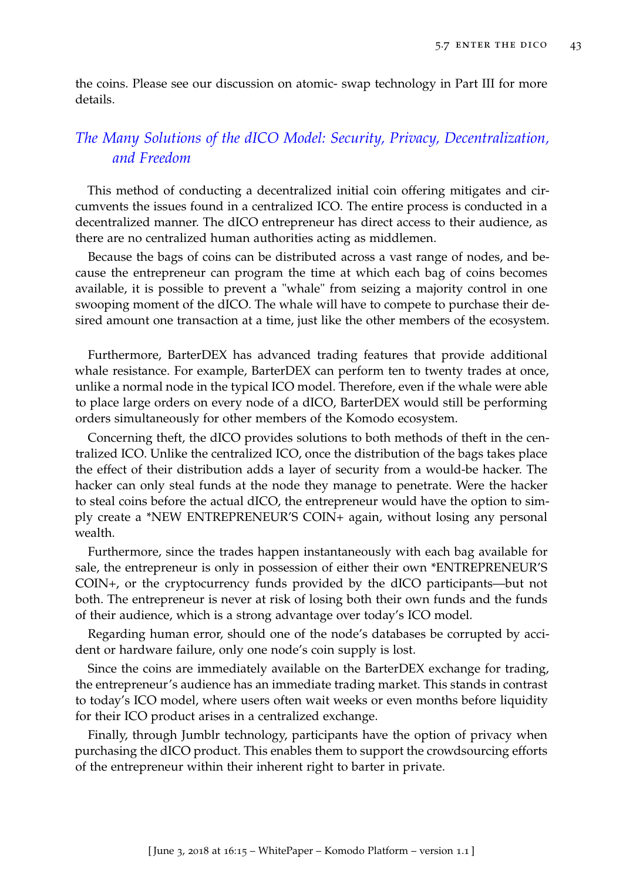the coins. Please see our discussion on atomic- swap technology in Part III for more details.

### *The Many Solutions of the dICO Model: Security, Privacy, Decentralization, and Freedom*

This method of conducting a decentralized initial coin offering mitigates and circumvents the issues found in a centralized ICO. The entire process is conducted in a decentralized manner. The dICO entrepreneur has direct access to their audience, as there are no centralized human authorities acting as middlemen.

Because the bags of coins can be distributed across a vast range of nodes, and because the entrepreneur can program the time at which each bag of coins becomes available, it is possible to prevent a "whale" from seizing a majority control in one swooping moment of the dICO. The whale will have to compete to purchase their desired amount one transaction at a time, just like the other members of the ecosystem.

Furthermore, BarterDEX has advanced trading features that provide additional whale resistance. For example, BarterDEX can perform ten to twenty trades at once, unlike a normal node in the typical ICO model. Therefore, even if the whale were able to place large orders on every node of a dICO, BarterDEX would still be performing orders simultaneously for other members of the Komodo ecosystem.

Concerning theft, the dICO provides solutions to both methods of theft in the centralized ICO. Unlike the centralized ICO, once the distribution of the bags takes place the effect of their distribution adds a layer of security from a would-be hacker. The hacker can only steal funds at the node they manage to penetrate. Were the hacker to steal coins before the actual dICO, the entrepreneur would have the option to simply create a *NEW ENTREPRENEUR'S COIN+ again, without losing any personal wealth.

Furthermore, since the trades happen instantaneously with each bag available for sale, the entrepreneur is only in possession of either their own *ENTREPRENEUR'S COIN+, or the cryptocurrency funds provided by the dICO participants—but not both. The entrepreneur is never at risk of losing both their own funds and the funds of their audience, which is a strong advantage over today's ICO model.

Regarding human error, should one of the node's databases be corrupted by accident or hardware failure, only one node's coin supply is lost.

Since the coins are immediately available on the BarterDEX exchange for trading, the entrepreneur's audience has an immediate trading market. This stands in contrast to today's ICO model, where users often wait weeks or even months before liquidity for their ICO product arises in a centralized exchange.

Finally, through Jumblr technology, participants have the option of privacy when purchasing the dICO product. This enables them to support the crowdsourcing efforts of the entrepreneur within their inherent right to barter in private.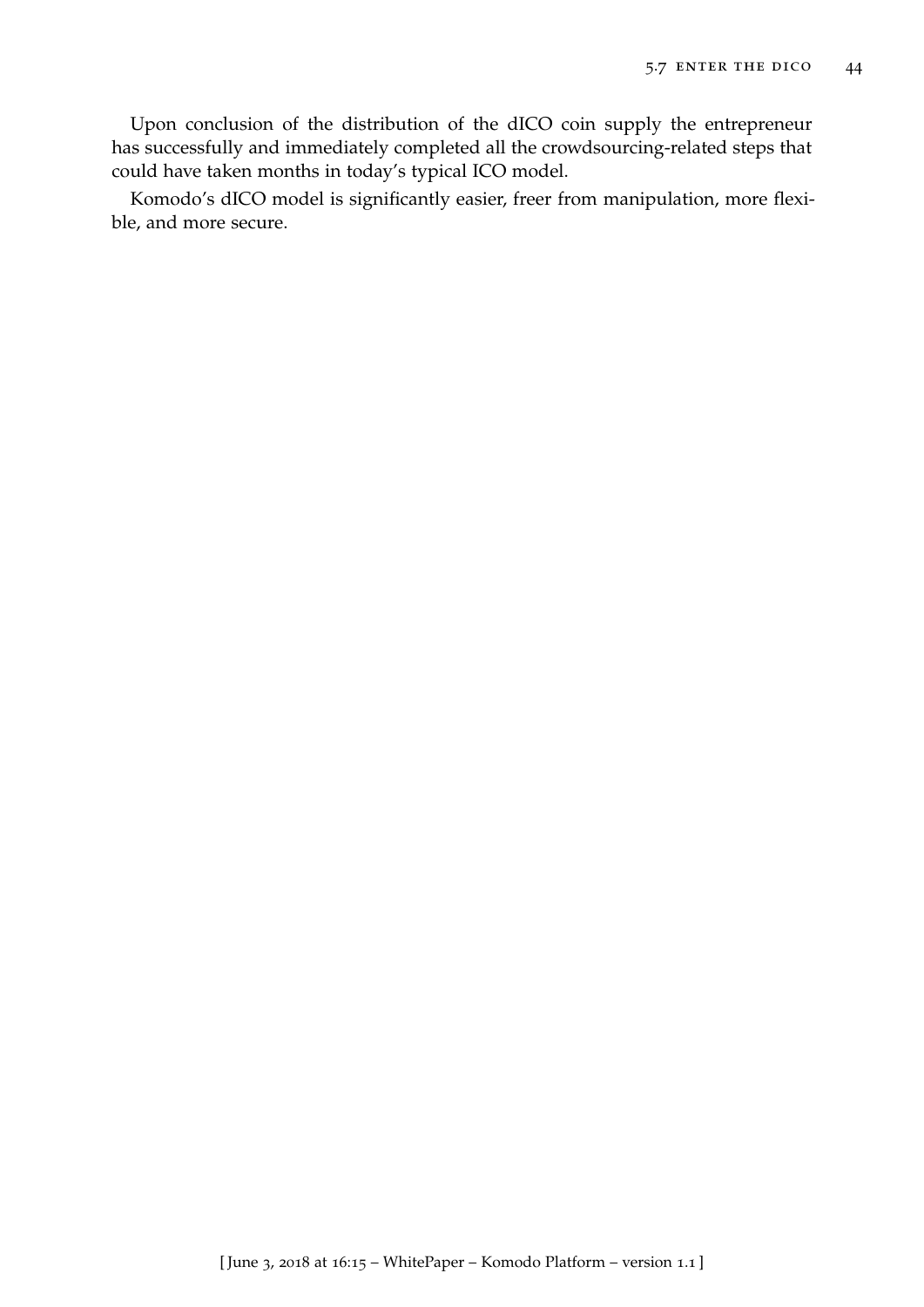Upon conclusion of the distribution of the dICO coin supply the entrepreneur has successfully and immediately completed all the crowdsourcing-related steps that could have taken months in today's typical ICO model.

Komodo's dICO model is significantly easier, freer from manipulation, more flexible, and more secure.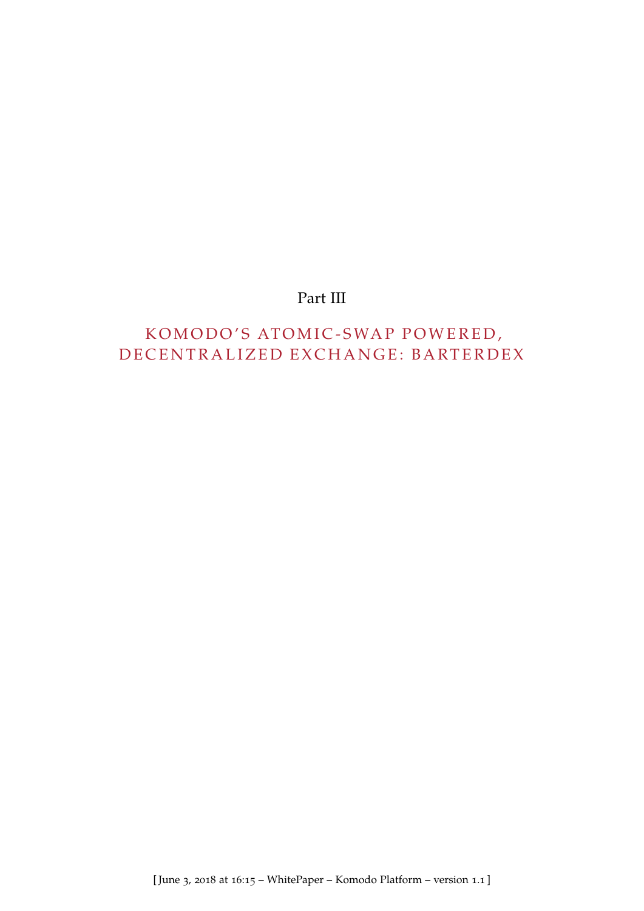# Part III

# KOMODO'S ATOMIC-SWAP POWERED, DECENTRALIZED EXCHANGE: BARTERDEX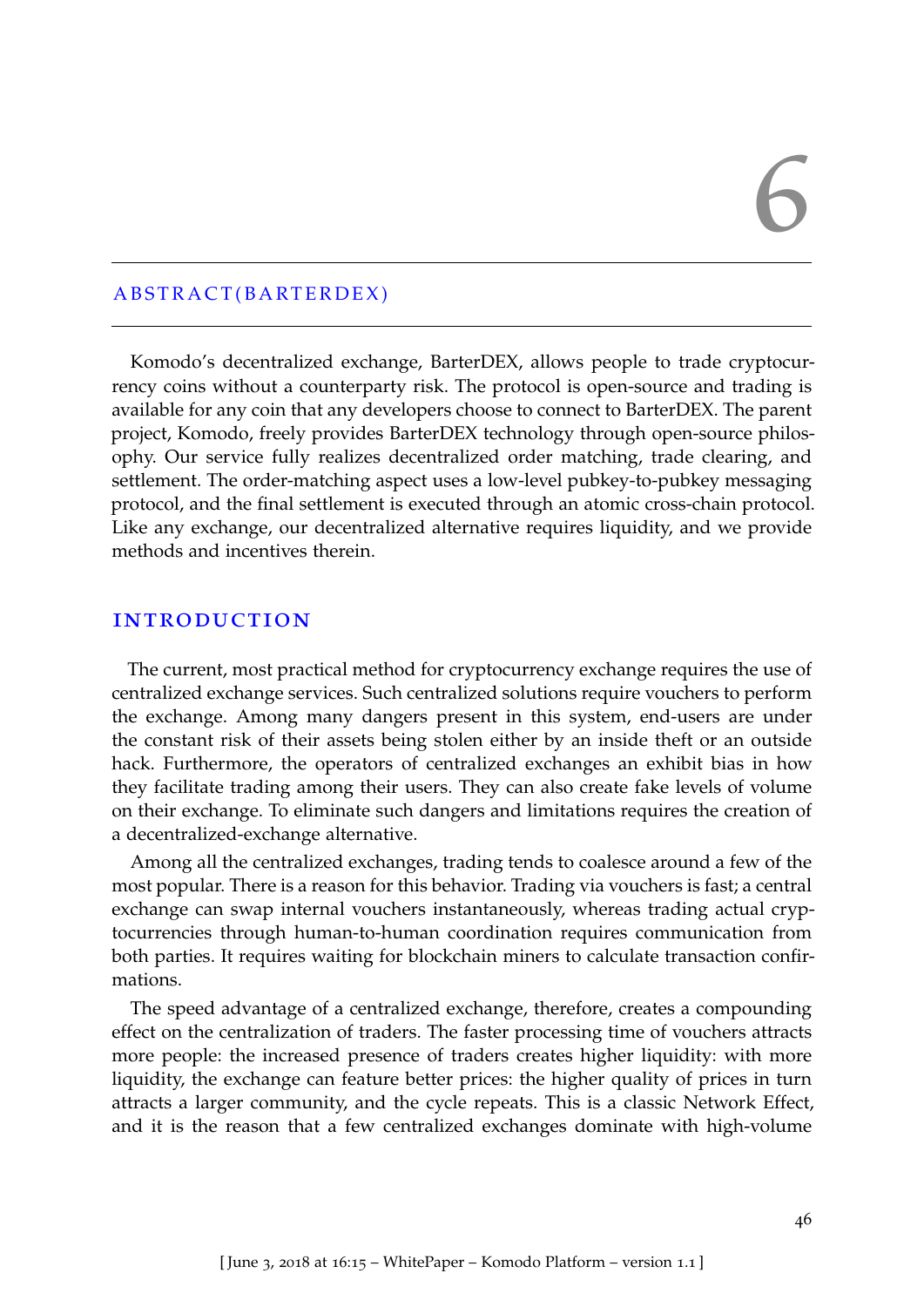# 6

## ABSTRACT(BARTERDEX)

Komodo's decentralized exchange, BarterDEX, allows people to trade cryptocurrency coins without a counterparty risk. The protocol is open-source and trading is available for any coin that any developers choose to connect to BarterDEX. The parent project, Komodo, freely provides BarterDEX technology through open-source philosophy. Our service fully realizes decentralized order matching, trade clearing, and settlement. The order-matching aspect uses a low-level pubkey-to-pubkey messaging protocol, and the final settlement is executed through an atomic cross-chain protocol. Like any exchange, our decentralized alternative requires liquidity, and we provide methods and incentives therein.

## INTRODUCTION

The current, most practical method for cryptocurrency exchange requires the use of centralized exchange services. Such centralized solutions require vouchers to perform the exchange. Among many dangers present in this system, end-users are under the constant risk of their assets being stolen either by an inside theft or an outside hack. Furthermore, the operators of centralized exchanges an exhibit bias in how they facilitate trading among their users. They can also create fake levels of volume on their exchange. To eliminate such dangers and limitations requires the creation of a decentralized-exchange alternative.

Among all the centralized exchanges, trading tends to coalesce around a few of the most popular. There is a reason for this behavior. Trading via vouchers is fast; a central exchange can swap internal vouchers instantaneously, whereas trading actual cryptocurrencies through human-to-human coordination requires communication from both parties. It requires waiting for blockchain miners to calculate transaction confirmations.

The speed advantage of a centralized exchange, therefore, creates a compounding effect on the centralization of traders. The faster processing time of vouchers attracts more people: the increased presence of traders creates higher liquidity: with more liquidity, the exchange can feature better prices: the higher quality of prices in turn attracts a larger community, and the cycle repeats. This is a classic Network Effect, and it is the reason that a few centralized exchanges dominate with high-volume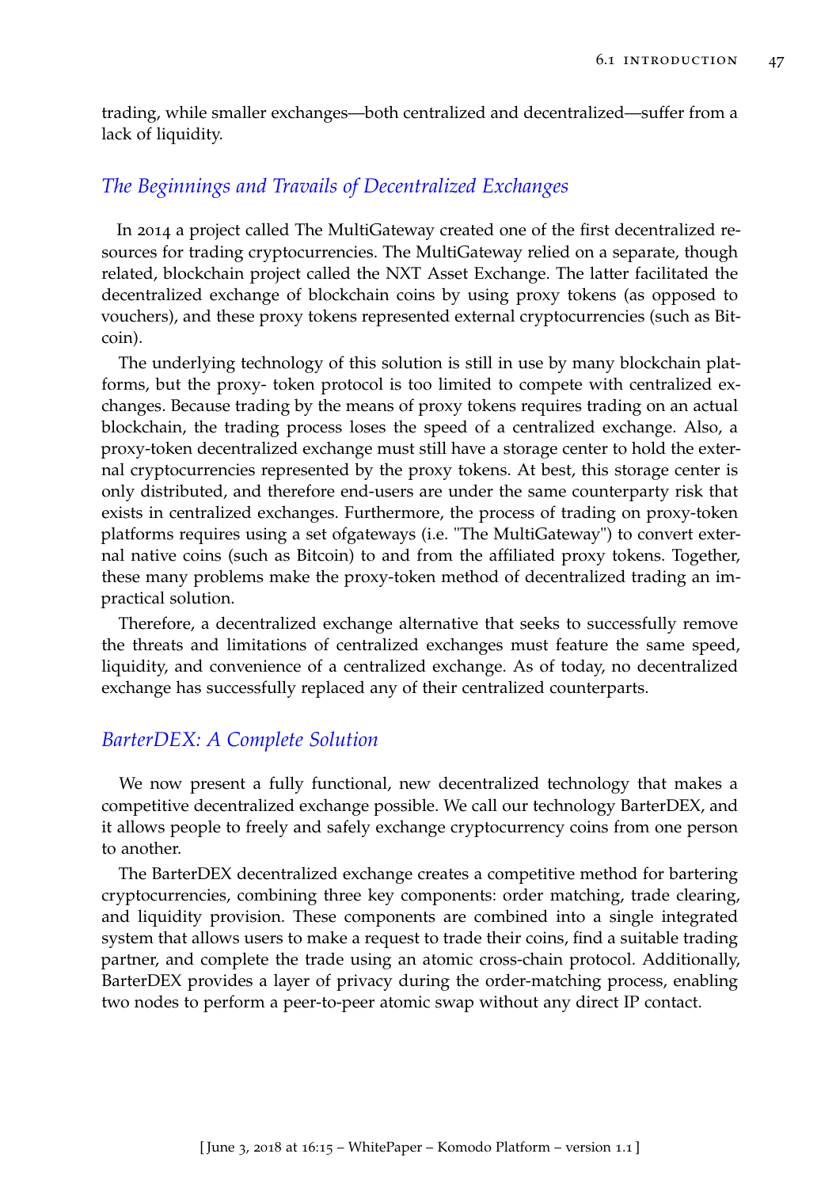trading, while smaller exchanges—both centralized and decentralized—suffer from a lack of liquidity.

### *The Beginnings and Travails of Decentralized Exchanges*

In 2014 a project called The MultiGateway created one of the first decentralized resources for trading cryptocurrencies. The MultiGateway relied on a separate, though related, blockchain project called the NXT Asset Exchange. The latter facilitated the decentralized exchange of blockchain coins by using proxy tokens (as opposed to vouchers), and these proxy tokens represented external cryptocurrencies (such as Bitcoin).

The underlying technology of this solution is still in use by many blockchain platforms, but the proxy- token protocol is too limited to compete with centralized exchanges. Because trading by the means of proxy tokens requires trading on an actual blockchain, the trading process loses the speed of a centralized exchange. Also, a proxy-token decentralized exchange must still have a storage center to hold the external cryptocurrencies represented by the proxy tokens. At best, this storage center is only distributed, and therefore end-users are under the same counterparty risk that exists in centralized exchanges. Furthermore, the process of trading on proxy-token platforms requires using a set ofgateways (i.e. "The MultiGateway") to convert external native coins (such as Bitcoin) to and from the affiliated proxy tokens. Together, these many problems make the proxy-token method of decentralized trading an impractical solution.

Therefore, a decentralized exchange alternative that seeks to successfully remove the threats and limitations of centralized exchanges must feature the same speed, liquidity, and convenience of a centralized exchange. As of today, no decentralized exchange has successfully replaced any of their centralized counterparts.

### *BarterDEX: A Complete Solution*

We now present a fully functional, new decentralized technology that makes a competitive decentralized exchange possible. We call our technology BarterDEX, and it allows people to freely and safely exchange cryptocurrency coins from one person to another.

The BarterDEX decentralized exchange creates a competitive method for bartering cryptocurrencies, combining three key components: order matching, trade clearing, and liquidity provision. These components are combined into a single integrated system that allows users to make a request to trade their coins, find a suitable trading partner, and complete the trade using an atomic cross-chain protocol. Additionally, BarterDEX provides a layer of privacy during the order-matching process, enabling two nodes to perform a peer-to-peer atomic swap without any direct IP contact.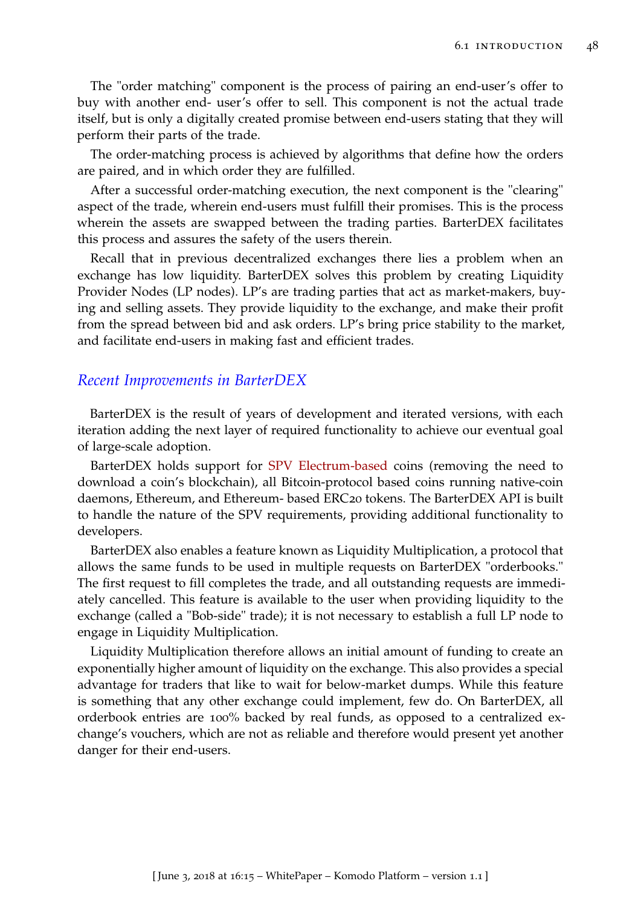The "order matching" component is the process of pairing an end-user's offer to buy with another end- user's offer to sell. This component is not the actual trade itself, but is only a digitally created promise between end-users stating that they will perform their parts of the trade.

The order-matching process is achieved by algorithms that define how the orders are paired, and in which order they are fulfilled.

After a successful order-matching execution, the next component is the "clearing" aspect of the trade, wherein end-users must fulfill their promises. This is the process wherein the assets are swapped between the trading parties. BarterDEX facilitates this process and assures the safety of the users therein.

Recall that in previous decentralized exchanges there lies a problem when an exchange has low liquidity. BarterDEX solves this problem by creating Liquidity Provider Nodes (LP nodes). LP's are trading parties that act as market-makers, buying and selling assets. They provide liquidity to the exchange, and make their profit from the spread between bid and ask orders. LP's bring price stability to the market, and facilitate end-users in making fast and efficient trades.

### *Recent Improvements in BarterDEX*

BarterDEX is the result of years of development and iterated versions, with each iteration adding the next layer of required functionality to achieve our eventual goal of large-scale adoption.

BarterDEX holds support for SPV Electrum-based coins (removing the need to download a coin's blockchain), all Bitcoin-protocol based coins running native-coin daemons, Ethereum, and Ethereum- based ERC20 tokens. The BarterDEX API is built to handle the nature of the SPV requirements, providing additional functionality to developers.

BarterDEX also enables a feature known as Liquidity Multiplication, a protocol that allows the same funds to be used in multiple requests on BarterDEX "orderbooks." The first request to fill completes the trade, and all outstanding requests are immediately cancelled. This feature is available to the user when providing liquidity to the exchange (called a "Bob-side" trade); it is not necessary to establish a full LP node to engage in Liquidity Multiplication.

Liquidity Multiplication therefore allows an initial amount of funding to create an exponentially higher amount of liquidity on the exchange. This also provides a special advantage for traders that like to wait for below-market dumps. While this feature is something that any other exchange could implement, few do. On BarterDEX, all orderbook entries are 100% backed by real funds, as opposed to a centralized exchange's vouchers, which are not as reliable and therefore would present yet another danger for their end-users.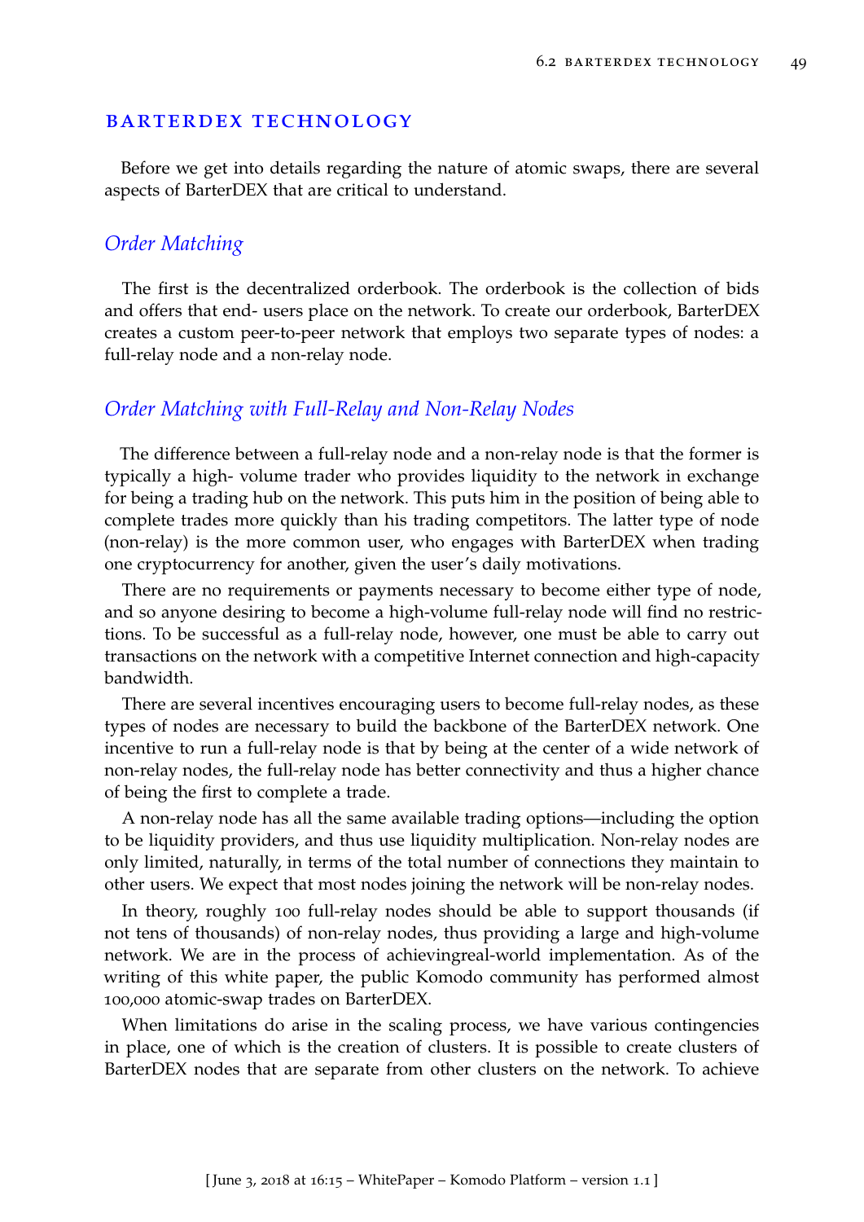## BARTERDEX TECHNOLOGY

Before we get into details regarding the nature of atomic swaps, there are several aspects of BarterDEX that are critical to understand.

### *Order Matching*

The first is the decentralized orderbook. The orderbook is the collection of bids and offers that end- users place on the network. To create our orderbook, BarterDEX creates a custom peer-to-peer network that employs two separate types of nodes: a full-relay node and a non-relay node.

### *Order Matching with Full-Relay and Non-Relay Nodes*

The difference between a full-relay node and a non-relay node is that the former is typically a high- volume trader who provides liquidity to the network in exchange for being a trading hub on the network. This puts him in the position of being able to complete trades more quickly than his trading competitors. The latter type of node (non-relay) is the more common user, who engages with BarterDEX when trading one cryptocurrency for another, given the user's daily motivations.

There are no requirements or payments necessary to become either type of node, and so anyone desiring to become a high-volume full-relay node will find no restrictions. To be successful as a full-relay node, however, one must be able to carry out transactions on the network with a competitive Internet connection and high-capacity bandwidth.

There are several incentives encouraging users to become full-relay nodes, as these types of nodes are necessary to build the backbone of the BarterDEX network. One incentive to run a full-relay node is that by being at the center of a wide network of non-relay nodes, the full-relay node has better connectivity and thus a higher chance of being the first to complete a trade.

A non-relay node has all the same available trading options—including the option to be liquidity providers, and thus use liquidity multiplication. Non-relay nodes are only limited, naturally, in terms of the total number of connections they maintain to other users. We expect that most nodes joining the network will be non-relay nodes.

In theory, roughly 100 full-relay nodes should be able to support thousands (if not tens of thousands) of non-relay nodes, thus providing a large and high-volume network. We are in the process of achievingreal-world implementation. As of the writing of this white paper, the public Komodo community has performed almost 100,000 atomic-swap trades on BarterDEX.

When limitations do arise in the scaling process, we have various contingencies in place, one of which is the creation of clusters. It is possible to create clusters of BarterDEX nodes that are separate from other clusters on the network. To achieve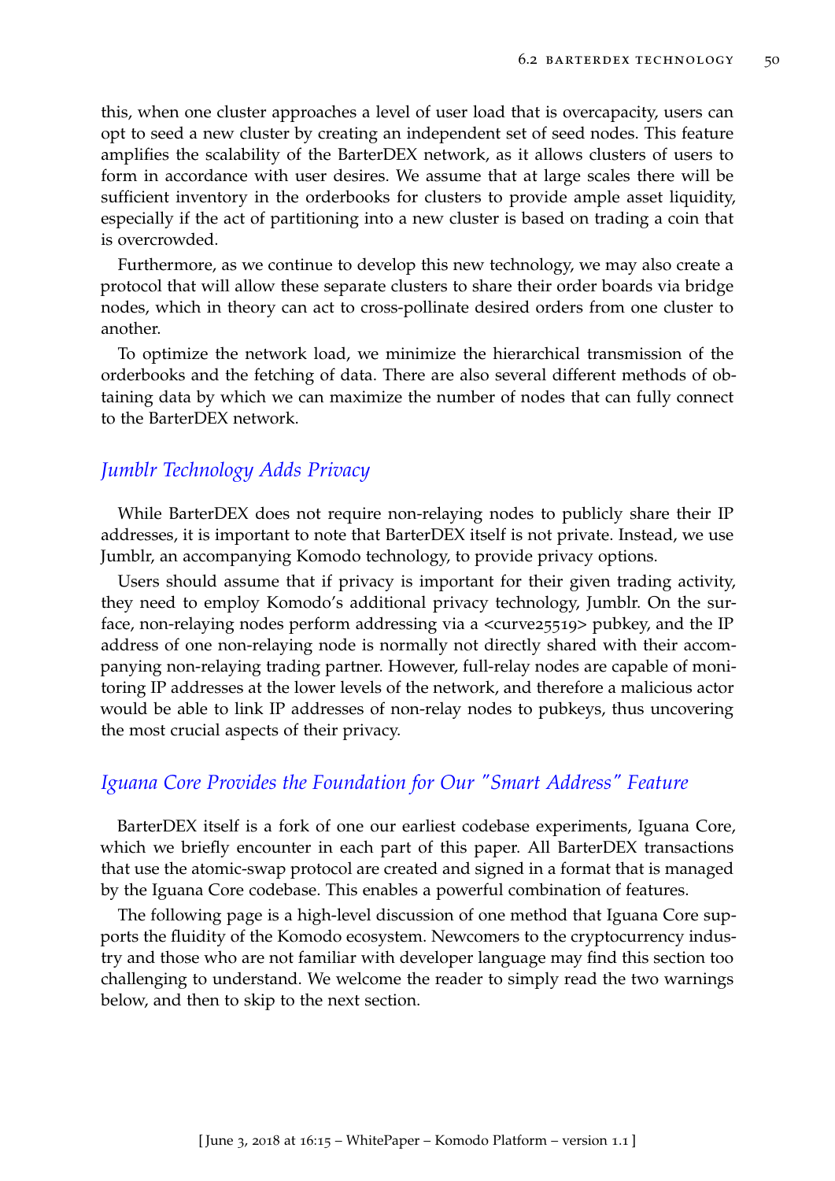this, when one cluster approaches a level of user load that is overcapacity, users can opt to seed a new cluster by creating an independent set of seed nodes. This feature amplifies the scalability of the BarterDEX network, as it allows clusters of users to form in accordance with user desires. We assume that at large scales there will be sufficient inventory in the orderbooks for clusters to provide ample asset liquidity, especially if the act of partitioning into a new cluster is based on trading a coin that is overcrowded.

Furthermore, as we continue to develop this new technology, we may also create a protocol that will allow these separate clusters to share their order boards via bridge nodes, which in theory can act to cross-pollinate desired orders from one cluster to another.

To optimize the network load, we minimize the hierarchical transmission of the orderbooks and the fetching of data. There are also several different methods of obtaining data by which we can maximize the number of nodes that can fully connect to the BarterDEX network.

## *Jumblr Technology Adds Privacy*

While BarterDEX does not require non-relaying nodes to publicly share their IP addresses, it is important to note that BarterDEX itself is not private. Instead, we use Jumblr, an accompanying Komodo technology, to provide privacy options.

Users should assume that if privacy is important for their given trading activity, they need to employ Komodo's additional privacy technology, Jumblr. On the surface, non-relaying nodes perform addressing via a <curve25519> pubkey, and the IP address of one non-relaying node is normally not directly shared with their accompanying non-relaying trading partner. However, full-relay nodes are capable of monitoring IP addresses at the lower levels of the network, and therefore a malicious actor would be able to link IP addresses of non-relay nodes to pubkeys, thus uncovering the most crucial aspects of their privacy.

## *Iguana Core Provides the Foundation for Our "Smart Address" Feature*

BarterDEX itself is a fork of one our earliest codebase experiments, Iguana Core, which we briefly encounter in each part of this paper. All BarterDEX transactions that use the atomic-swap protocol are created and signed in a format that is managed by the Iguana Core codebase. This enables a powerful combination of features.

The following page is a high-level discussion of one method that Iguana Core supports the fluidity of the Komodo ecosystem. Newcomers to the cryptocurrency industry and those who are not familiar with developer language may find this section too challenging to understand. We welcome the reader to simply read the two warnings below, and then to skip to the next section.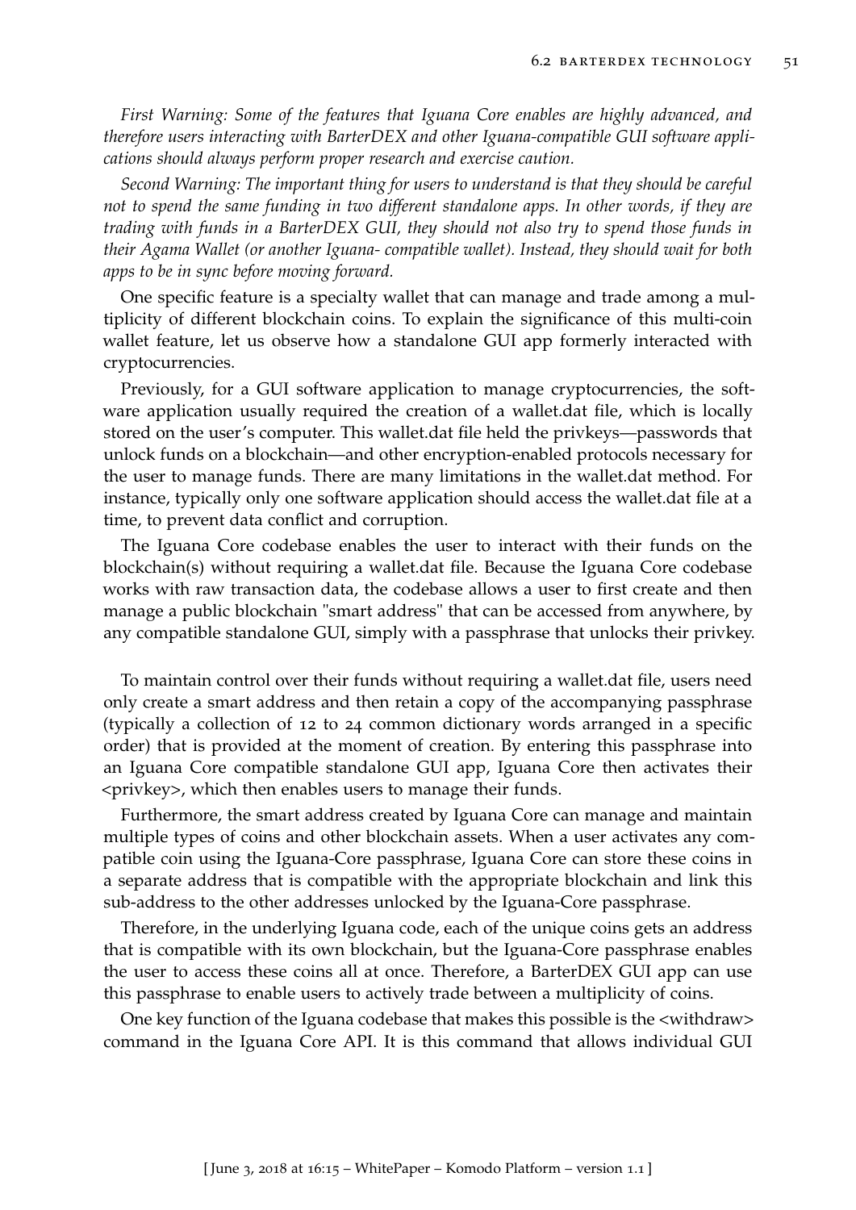*First Warning: Some of the features that Iguana Core enables are highly advanced, and therefore users interacting with BarterDEX and other Iguana-compatible GUI software applications should always perform proper research and exercise caution.*

*Second Warning: The important thing for users to understand is that they should be careful not to spend the same funding in two different standalone apps. In other words, if they are trading with funds in a BarterDEX GUI, they should not also try to spend those funds in their Agama Wallet (or another Iguana- compatible wallet). Instead, they should wait for both apps to be in sync before moving forward.*

One specific feature is a specialty wallet that can manage and trade among a multiplicity of different blockchain coins. To explain the significance of this multi-coin wallet feature, let us observe how a standalone GUI app formerly interacted with cryptocurrencies.

Previously, for a GUI software application to manage cryptocurrencies, the software application usually required the creation of a wallet.dat file, which is locally stored on the user's computer. This wallet.dat file held the privkeys—passwords that unlock funds on a blockchain—and other encryption-enabled protocols necessary for the user to manage funds. There are many limitations in the wallet.dat method. For instance, typically only one software application should access the wallet.dat file at a time, to prevent data conflict and corruption.

The Iguana Core codebase enables the user to interact with their funds on the blockchain(s) without requiring a wallet.dat file. Because the Iguana Core codebase works with raw transaction data, the codebase allows a user to first create and then manage a public blockchain "smart address" that can be accessed from anywhere, by any compatible standalone GUI, simply with a passphrase that unlocks their privkey.

To maintain control over their funds without requiring a wallet.dat file, users need only create a smart address and then retain a copy of the accompanying passphrase (typically a collection of 12 to 24 common dictionary words arranged in a specific order) that is provided at the moment of creation. By entering this passphrase into an Iguana Core compatible standalone GUI app, Iguana Core then activates their <privkey>, which then enables users to manage their funds.

Furthermore, the smart address created by Iguana Core can manage and maintain multiple types of coins and other blockchain assets. When a user activates any compatible coin using the Iguana-Core passphrase, Iguana Core can store these coins in a separate address that is compatible with the appropriate blockchain and link this sub-address to the other addresses unlocked by the Iguana-Core passphrase.

Therefore, in the underlying Iguana code, each of the unique coins gets an address that is compatible with its own blockchain, but the Iguana-Core passphrase enables the user to access these coins all at once. Therefore, a BarterDEX GUI app can use this passphrase to enable users to actively trade between a multiplicity of coins.

One key function of the Iguana codebase that makes this possible is the <withdraw> command in the Iguana Core API. It is this command that allows individual GUI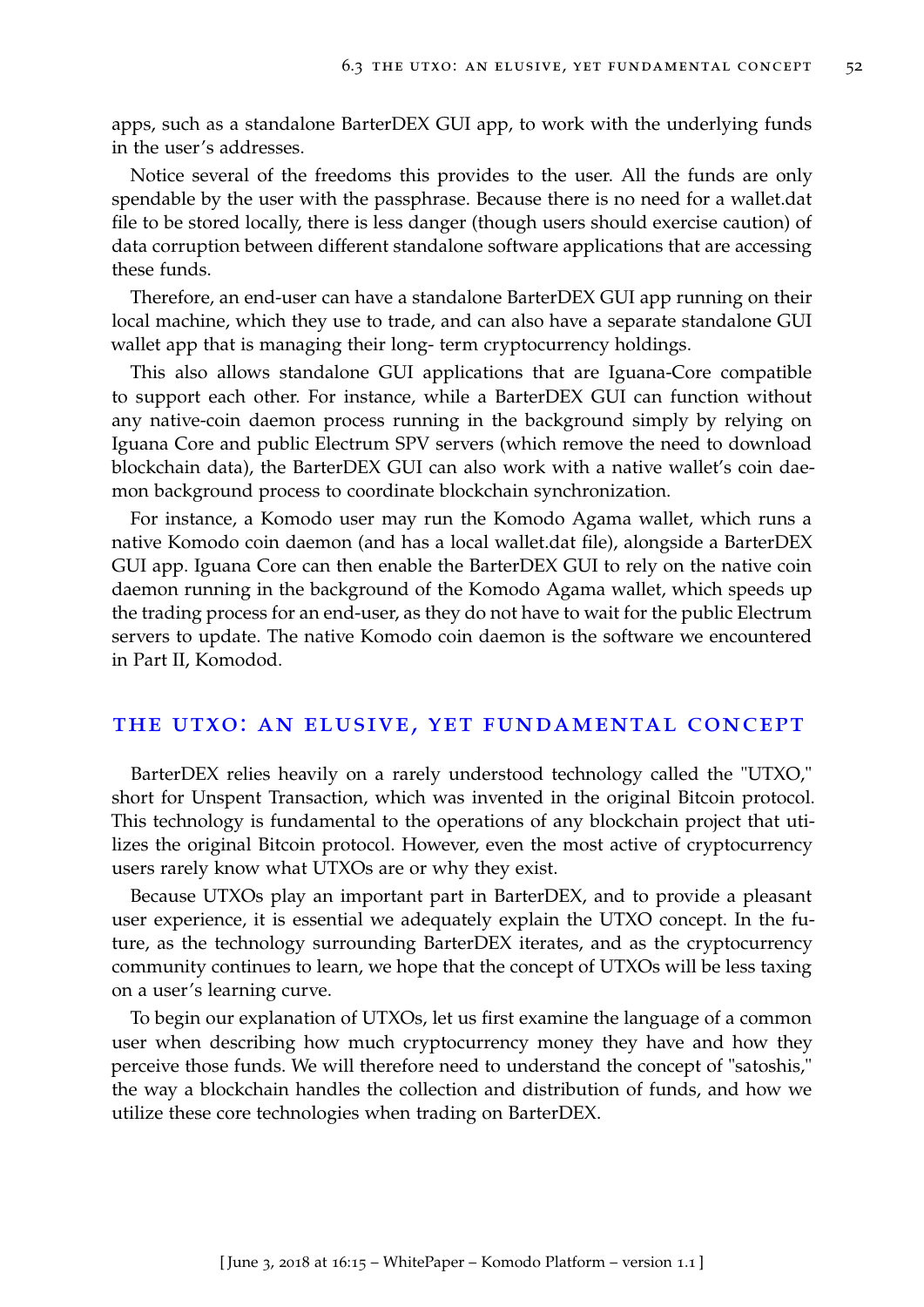apps, such as a standalone BarterDEX GUI app, to work with the underlying funds in the user's addresses.

Notice several of the freedoms this provides to the user. All the funds are only spendable by the user with the passphrase. Because there is no need for a wallet.dat file to be stored locally, there is less danger (though users should exercise caution) of data corruption between different standalone software applications that are accessing these funds.

Therefore, an end-user can have a standalone BarterDEX GUI app running on their local machine, which they use to trade, and can also have a separate standalone GUI wallet app that is managing their long- term cryptocurrency holdings.

This also allows standalone GUI applications that are Iguana-Core compatible to support each other. For instance, while a BarterDEX GUI can function without any native-coin daemon process running in the background simply by relying on Iguana Core and public Electrum SPV servers (which remove the need to download blockchain data), the BarterDEX GUI can also work with a native wallet's coin daemon background process to coordinate blockchain synchronization.

For instance, a Komodo user may run the Komodo Agama wallet, which runs a native Komodo coin daemon (and has a local wallet.dat file), alongside a BarterDEX GUI app. Iguana Core can then enable the BarterDEX GUI to rely on the native coin daemon running in the background of the Komodo Agama wallet, which speeds up the trading process for an end-user, as they do not have to wait for the public Electrum servers to update. The native Komodo coin daemon is the software we encountered in Part II, Komodod.

## The UTXO: An Elusive, Yet Fundamental Concept

BarterDEX relies heavily on a rarely understood technology called the "UTXO," short for Unspent Transaction, which was invented in the original Bitcoin protocol. This technology is fundamental to the operations of any blockchain project that utilizes the original Bitcoin protocol. However, even the most active of cryptocurrency users rarely know what UTXOs are or why they exist.

Because UTXOs play an important part in BarterDEX, and to provide a pleasant user experience, it is essential we adequately explain the UTXO concept. In the future, as the technology surrounding BarterDEX iterates, and as the cryptocurrency community continues to learn, we hope that the concept of UTXOs will be less taxing on a user's learning curve.

To begin our explanation of UTXOs, let us first examine the language of a common user when describing how much cryptocurrency money they have and how they perceive those funds. We will therefore need to understand the concept of "satoshis," the way a blockchain handles the collection and distribution of funds, and how we utilize these core technologies when trading on BarterDEX.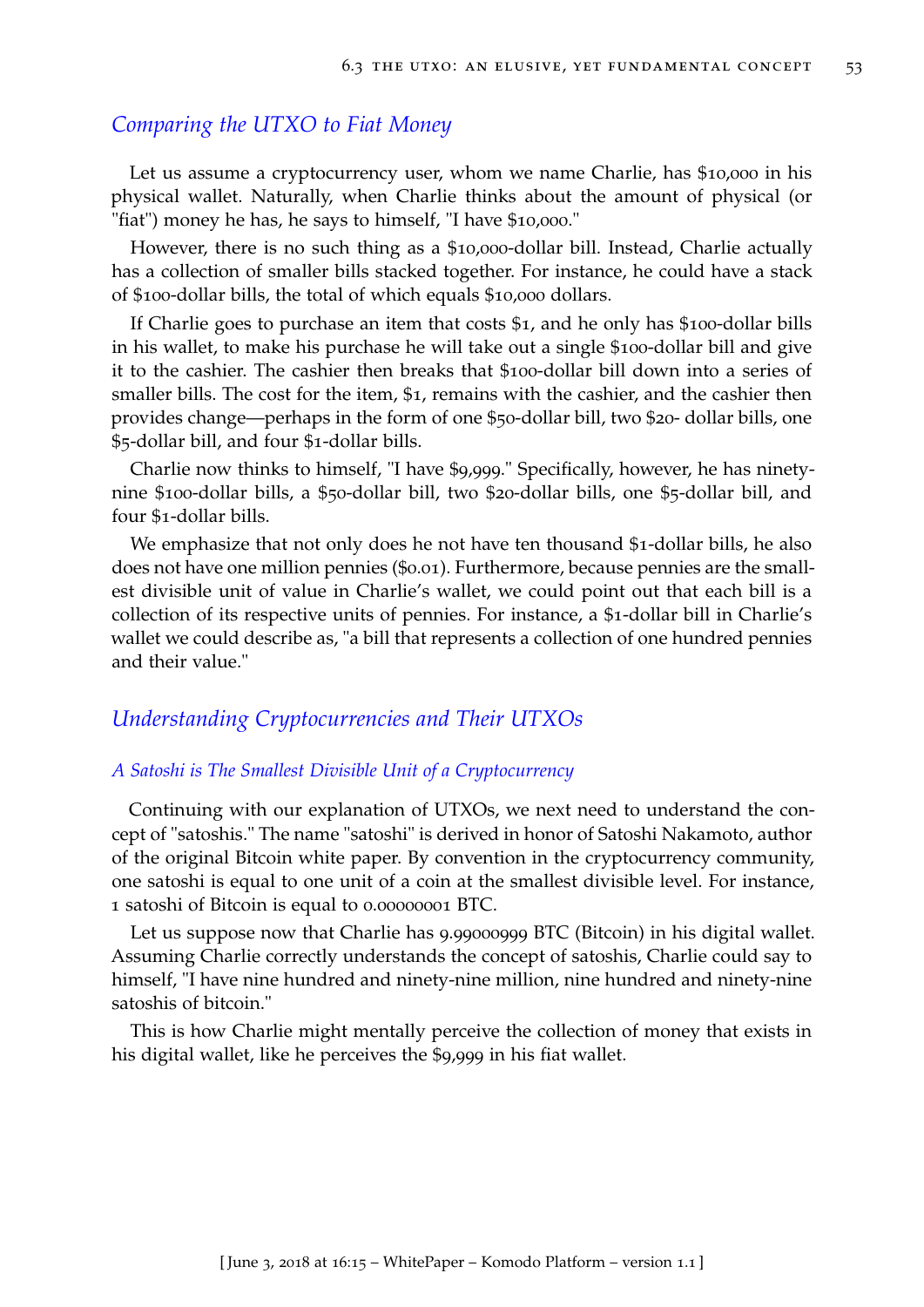### Comparing the UTXO to Fiat Money

Let us assume a cryptocurrency user, whom we name Charlie, has $10,000 in his physical wallet. Naturally, when Charlie thinks about the amount of physical (or "fiat") money he has, he says to himself, "I have $10,000."

However, there is no such thing as a $10,000-dollar bill. Instead, Charlie actually has a collection of smaller bills stacked together. For instance, he could have a stack of $100-dollar bills, the total of which equals $10,000 dollars.

If Charlie goes to purchase an item that costs $1, and he only has $100-dollar bills in his wallet, to make his purchase he will take out a single $100-dollar bill and give it to the cashier. The cashier then breaks that $100-dollar bill down into a series of smaller bills. The cost for the item, $1, remains with the cashier, and the cashier then provides change—perhaps in the form of one $50-dollar bill, two $20- dollar bills, one $5-dollar bill, and four $1-dollar bills.

Charlie now thinks to himself, "I have $9,999." Specifically, however, he has ninety-nine $100-dollar bills, a $50-dollar bill, two $20-dollar bills, one $5-dollar bill, and four $1-dollar bills.

We emphasize that not only does he not have ten thousand $1-dollar bills, he also does not have one million pennies ($0.01). Furthermore, because pennies are the smallest divisible unit of value in Charlie's wallet, we could point out that each bill is a collection of its respective units of pennies. For instance, a $1-dollar bill in Charlie's wallet we could describe as, "a bill that represents a collection of one hundred pennies and their value."

### Understanding Cryptocurrencies and Their UTXOs

#### A Satoshi is The Smallest Divisible Unit of a Cryptocurrency

Continuing with our explanation of UTXOs, we next need to understand the concept of "satoshis." The name "satoshi" is derived in honor of Satoshi Nakamoto, author of the original Bitcoin white paper. By convention in the cryptocurrency community, one satoshi is equal to one unit of a coin at the smallest divisible level. For instance, 1 satoshi of Bitcoin is equal to 0.00000001 BTC.

Let us suppose now that Charlie has 9.99000999 BTC (Bitcoin) in his digital wallet. Assuming Charlie correctly understands the concept of satoshis, Charlie could say to himself, "I have nine hundred and ninety-nine million, nine hundred and ninety-nine satoshis of bitcoin."

This is how Charlie might mentally perceive the collection of money that exists in his digital wallet, like he perceives the $9,999 in his fiat wallet.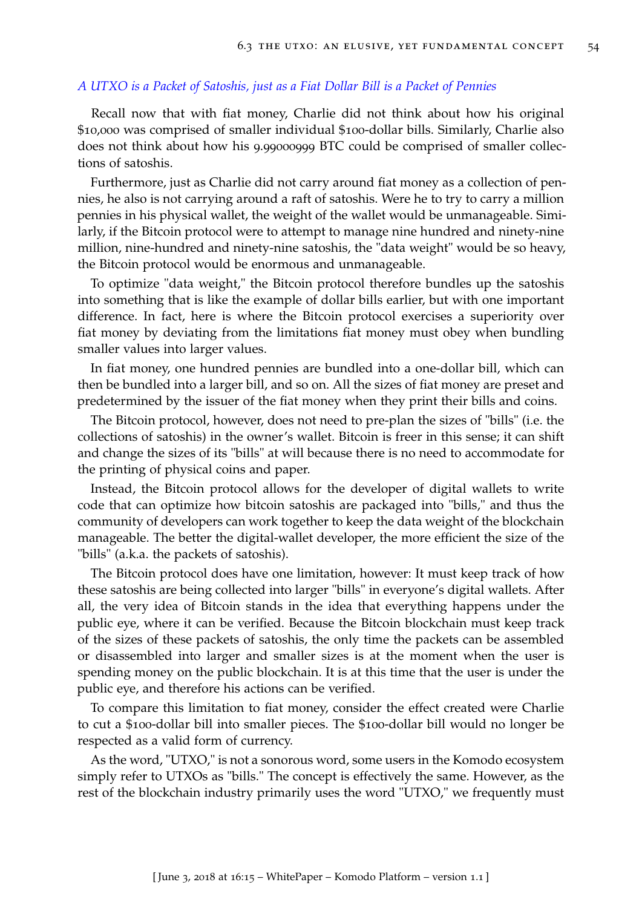*A UTXO is a Packet of Satoshis, just as a Fiat Dollar Bill is a Packet of Pennies*

Recall now that with fiat money, Charlie did not think about how his original $10,000 was comprised of smaller individual $100-dollar bills. Similarly, Charlie also does not think about how his 9.99000999 BTC could be comprised of smaller collections of satoshis.

Furthermore, just as Charlie did not carry around fiat money as a collection of pennies, he also is not carrying around a raft of satoshis. Were he to try to carry a million pennies in his physical wallet, the weight of the wallet would be unmanageable. Similarly, if the Bitcoin protocol were to attempt to manage nine hundred and ninety-nine million, nine-hundred and ninety-nine satoshis, the "data weight" would be so heavy, the Bitcoin protocol would be enormous and unmanageable.

To optimize "data weight," the Bitcoin protocol therefore bundles up the satoshis into something that is like the example of dollar bills earlier, but with one important difference. In fact, here is where the Bitcoin protocol exercises a superiority over fiat money by deviating from the limitations fiat money must obey when bundling smaller values into larger values.

In fiat money, one hundred pennies are bundled into a one-dollar bill, which can then be bundled into a larger bill, and so on. All the sizes of fiat money are preset and predetermined by the issuer of the fiat money when they print their bills and coins.

The Bitcoin protocol, however, does not need to pre-plan the sizes of "bills" (i.e. the collections of satoshis) in the owner's wallet. Bitcoin is freer in this sense; it can shift and change the sizes of its "bills" at will because there is no need to accommodate for the printing of physical coins and paper.

Instead, the Bitcoin protocol allows for the developer of digital wallets to write code that can optimize how bitcoin satoshis are packaged into "bills," and thus the community of developers can work together to keep the data weight of the blockchain manageable. The better the digital-wallet developer, the more efficient the size of the "bills" (a.k.a. the packets of satoshis).

The Bitcoin protocol does have one limitation, however: It must keep track of how these satoshis are being collected into larger "bills" in everyone's digital wallets. After all, the very idea of Bitcoin stands in the idea that everything happens under the public eye, where it can be verified. Because the Bitcoin blockchain must keep track of the sizes of these packets of satoshis, the only time the packets can be assembled or disassembled into larger and smaller sizes is at the moment when the user is spending money on the public blockchain. It is at this time that the user is under the public eye, and therefore his actions can be verified.

To compare this limitation to fiat money, consider the effect created were Charlie to cut a $100-dollar bill into smaller pieces. The $100-dollar bill would no longer be respected as a valid form of currency.

As the word, "UTXO," is not a sonorous word, some users in the Komodo ecosystem simply refer to UTXOs as "bills." The concept is effectively the same. However, as the rest of the blockchain industry primarily uses the word "UTXO," we frequently must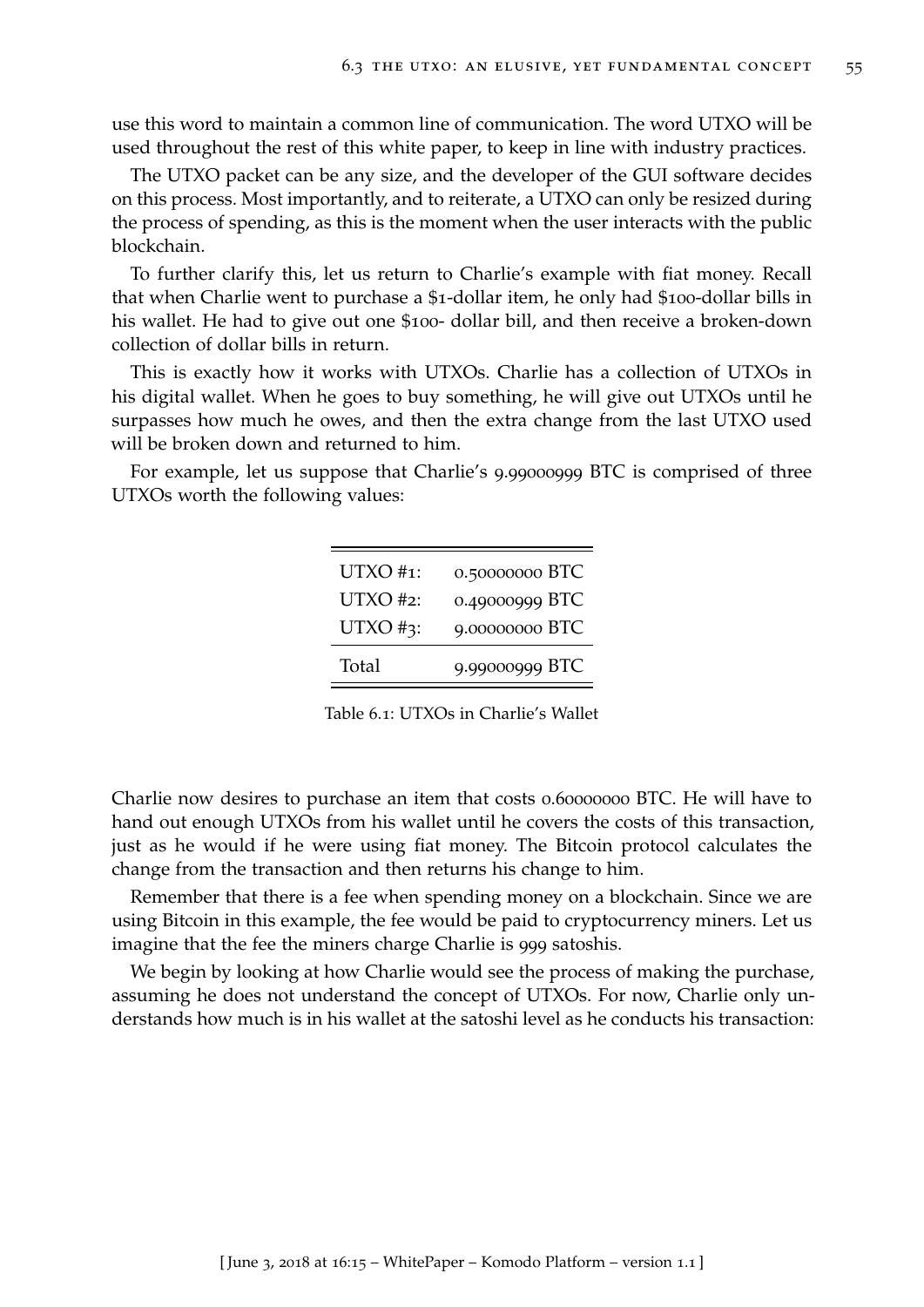use this word to maintain a common line of communication. The word UTXO will be used throughout the rest of this white paper, to keep in line with industry practices.

The UTXO packet can be any size, and the developer of the GUI software decides on this process. Most importantly, and to reiterate, a UTXO can only be resized during the process of spending, as this is the moment when the user interacts with the public blockchain.

To further clarify this, let us return to Charlie's example with fiat money. Recall that when Charlie went to purchase a $1-dollar item, he only had $100-dollar bills in his wallet. He had to give out one $100- dollar bill, and then receive a broken-down collection of dollar bills in return.

This is exactly how it works with UTXOs. Charlie has a collection of UTXOs in his digital wallet. When he goes to buy something, he will give out UTXOs until he surpasses how much he owes, and then the extra change from the last UTXO used will be broken down and returned to him.

For example, let us suppose that Charlie's 9.99000999 BTC is comprised of three UTXOs worth the following values:

| | |
|---|---|
| UTXO #1: | 0.50000000 BTC |
| UTXO #2: | 0.49000999 BTC |
| UTXO #3: | 9.00000000 BTC |
| Total | 9.99000999 BTC |

Table 6.1: UTXOs in Charlie's Wallet

Charlie now desires to purchase an item that costs 0.60000000 BTC. He will have to hand out enough UTXOs from his wallet until he covers the costs of this transaction, just as he would if he were using fiat money. The Bitcoin protocol calculates the change from the transaction and then returns his change to him.

Remember that there is a fee when spending money on a blockchain. Since we are using Bitcoin in this example, the fee would be paid to cryptocurrency miners. Let us imagine that the fee the miners charge Charlie is 999 satoshis.

We begin by looking at how Charlie would see the process of making the purchase, assuming he does not understand the concept of UTXOs. For now, Charlie only understands how much is in his wallet at the satoshi level as he conducts his transaction: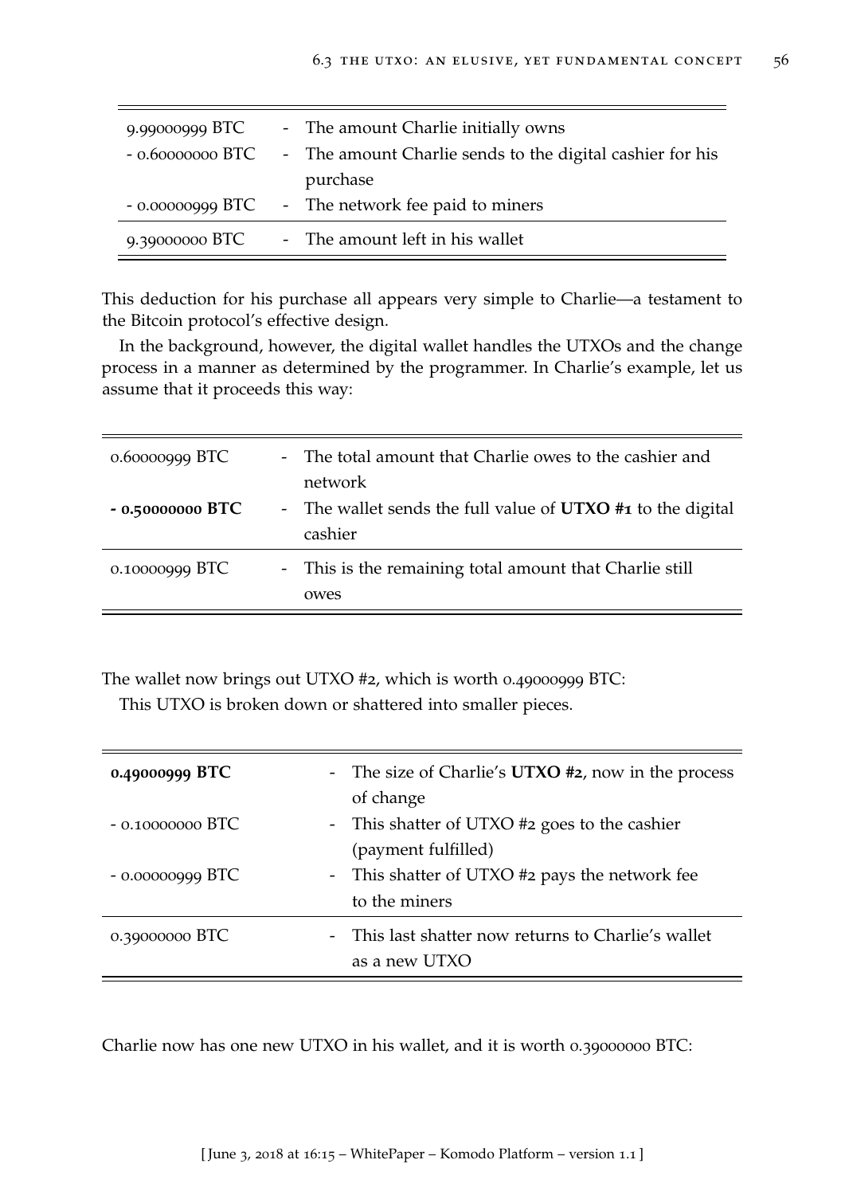| | |
|---|---|
| 9.99000999 BTC | - The amount Charlie initially owns |
| - 0.60000000 BTC | - The amount Charlie sends to the digital cashier for his purchase |
| - 0.00000999 BTC | - The network fee paid to miners |
| 9.39000000 BTC | - The amount left in his wallet |

This deduction for his purchase all appears very simple to Charlie—a testament to the Bitcoin protocol's effective design.

In the background, however, the digital wallet handles the UTXOs and the change process in a manner as determined by the programmer. In Charlie's example, let us assume that it proceeds this way:

| | |
|---|---|
| 0.60000999 BTC | - The total amount that Charlie owes to the cashier and network |
| **- 0.50000000 BTC** | - The wallet sends the full value of **UTXO #1** to the digital cashier |
| 0.10000999 BTC | - This is the remaining total amount that Charlie still owes |

The wallet now brings out UTXO #2, which is worth 0.49000999 BTC:

This UTXO is broken down or shattered into smaller pieces.

| | |
|---|---|
| **0.49000999 BTC** | - The size of Charlie's **UTXO #2**, now in the process of change |
| - 0.10000000 BTC | - This shatter of UTXO #2 goes to the cashier (payment fulfilled) |
| - 0.00000999 BTC | - This shatter of UTXO #2 pays the network fee to the miners |
| 0.39000000 BTC | - This last shatter now returns to Charlie's wallet as a new UTXO |

Charlie now has one new UTXO in his wallet, and it is worth 0.39000000 BTC: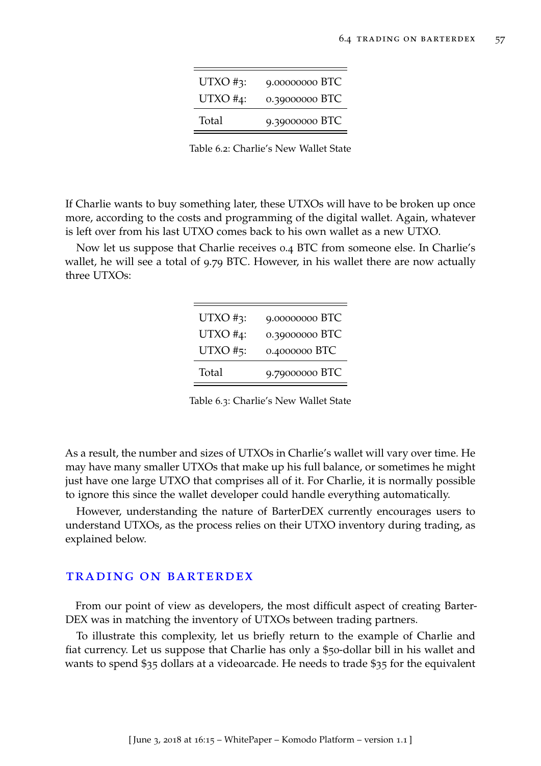| | |
|---|---|
| UTXO #3: | 9.00000000 BTC |
| UTXO #4: | 0.39000000 BTC |
| Total | 9.39000000 BTC |

Table 6.2: Charlie's New Wallet State

If Charlie wants to buy something later, these UTXOs will have to be broken up once more, according to the costs and programming of the digital wallet. Again, whatever is left over from his last UTXO comes back to his own wallet as a new UTXO.

Now let us suppose that Charlie receives 0.4 BTC from someone else. In Charlie's wallet, he will see a total of 9.79 BTC. However, in his wallet there are now actually three UTXOs:

| | |
|---|---|
| UTXO #3: | 9.00000000 BTC |
| UTXO #4: | 0.39000000 BTC |
| UTXO #5: | 0.4000000 BTC |
| Total | 9.79000000 BTC |

Table 6.3: Charlie's New Wallet State

As a result, the number and sizes of UTXOs in Charlie's wallet will vary over time. He may have many smaller UTXOs that make up his full balance, or sometimes he might just have one large UTXO that comprises all of it. For Charlie, it is normally possible to ignore this since the wallet developer could handle everything automatically.

However, understanding the nature of BarterDEX currently encourages users to understand UTXOs, as the process relies on their UTXO inventory during trading, as explained below.

## Trading on BarterDEX

From our point of view as developers, the most difficult aspect of creating BarterDEX was in matching the inventory of UTXOs between trading partners.

To illustrate this complexity, let us briefly return to the example of Charlie and fiat currency. Let us suppose that Charlie has only a $50-dollar bill in his wallet and wants to spend $35 dollars at a videoarcade. He needs to trade $35 for the equivalent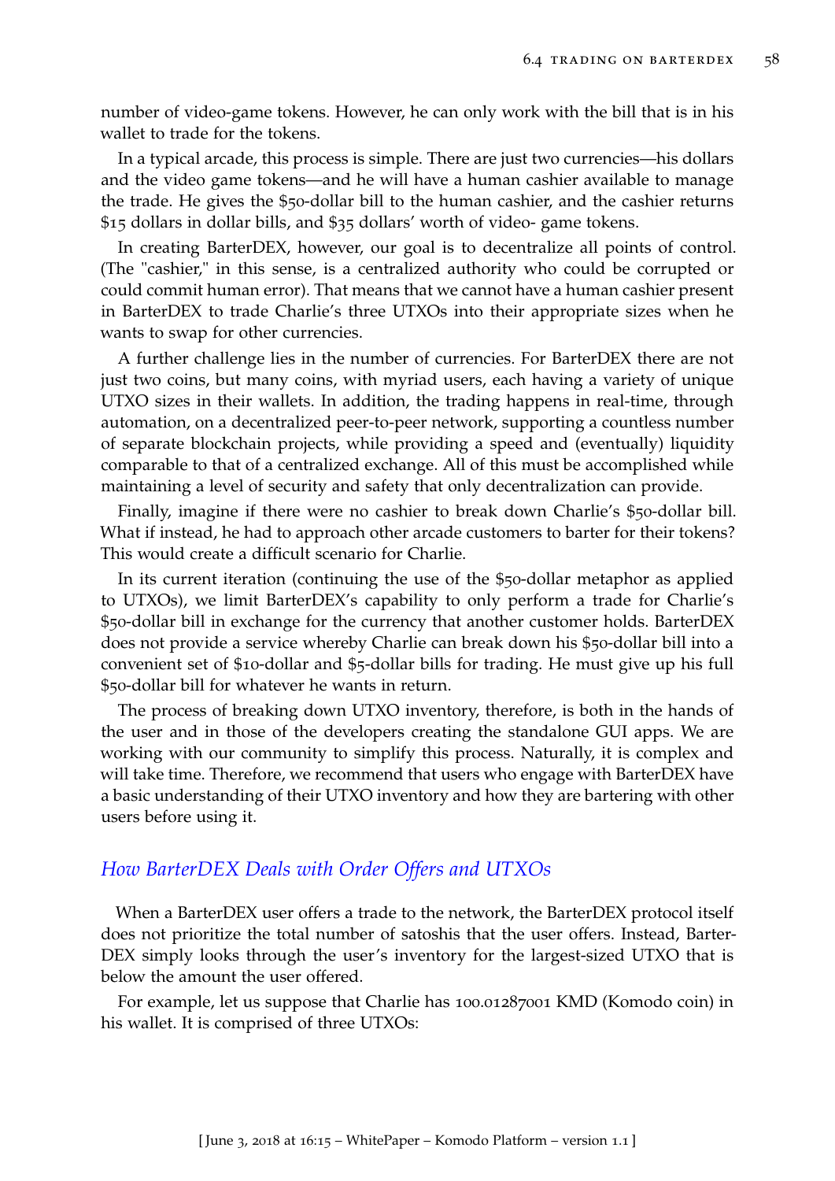number of video-game tokens. However, he can only work with the bill that is in his wallet to trade for the tokens.

In a typical arcade, this process is simple. There are just two currencies—his dollars and the video game tokens—and he will have a human cashier available to manage the trade. He gives the $50-dollar bill to the human cashier, and the cashier returns $15 dollars in dollar bills, and $35 dollars' worth of video- game tokens.

In creating BarterDEX, however, our goal is to decentralize all points of control. (The "cashier," in this sense, is a centralized authority who could be corrupted or could commit human error). That means that we cannot have a human cashier present in BarterDEX to trade Charlie's three UTXOs into their appropriate sizes when he wants to swap for other currencies.

A further challenge lies in the number of currencies. For BarterDEX there are not just two coins, but many coins, with myriad users, each having a variety of unique UTXO sizes in their wallets. In addition, the trading happens in real-time, through automation, on a decentralized peer-to-peer network, supporting a countless number of separate blockchain projects, while providing a speed and (eventually) liquidity comparable to that of a centralized exchange. All of this must be accomplished while maintaining a level of security and safety that only decentralization can provide.

Finally, imagine if there were no cashier to break down Charlie's $50-dollar bill. What if instead, he had to approach other arcade customers to barter for their tokens? This would create a difficult scenario for Charlie.

In its current iteration (continuing the use of the $50-dollar metaphor as applied to UTXOs), we limit BarterDEX's capability to only perform a trade for Charlie's $50-dollar bill in exchange for the currency that another customer holds. BarterDEX does not provide a service whereby Charlie can break down his $50-dollar bill into a convenient set of $10-dollar and $5-dollar bills for trading. He must give up his full $50-dollar bill for whatever he wants in return.

The process of breaking down UTXO inventory, therefore, is both in the hands of the user and in those of the developers creating the standalone GUI apps. We are working with our community to simplify this process. Naturally, it is complex and will take time. Therefore, we recommend that users who engage with BarterDEX have a basic understanding of their UTXO inventory and how they are bartering with other users before using it.

### *How BarterDEX Deals with Order Offers and UTXOs*

When a BarterDEX user offers a trade to the network, the BarterDEX protocol itself does not prioritize the total number of satoshis that the user offers. Instead, BarterDEX simply looks through the user's inventory for the largest-sized UTXO that is below the amount the user offered.

For example, let us suppose that Charlie has 100.01287001 KMD (Komodo coin) in his wallet. It is comprised of three UTXOs: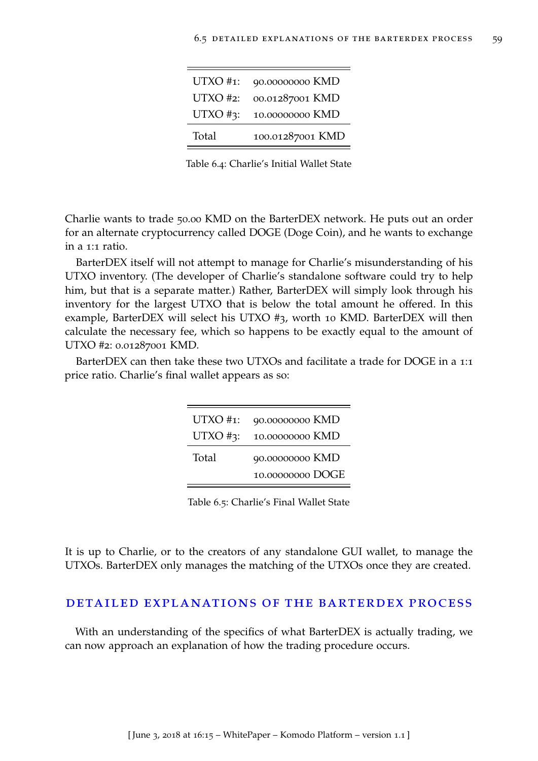| | |
|---|---|
| UTXO #1: | 90.00000000 KMD |
| UTXO #2: | 00.01287001 KMD |
| UTXO #3: | 10.00000000 KMD |
| Total | 100.01287001 KMD |

Table 6.4: Charlie's Initial Wallet State

Charlie wants to trade 50.00 KMD on the BarterDEX network. He puts out an order for an alternate cryptocurrency called DOGE (Doge Coin), and he wants to exchange in a 1:1 ratio.

BarterDEX itself will not attempt to manage for Charlie's misunderstanding of his UTXO inventory. (The developer of Charlie's standalone software could try to help him, but that is a separate matter.) Rather, BarterDEX will simply look through his inventory for the largest UTXO that is below the total amount he offered. In this example, BarterDEX will select his UTXO #3, worth 10 KMD. BarterDEX will then calculate the necessary fee, which so happens to be exactly equal to the amount of UTXO #2: 0.01287001 KMD.

BarterDEX can then take these two UTXOs and facilitate a trade for DOGE in a 1:1 price ratio. Charlie's final wallet appears as so:

| | |
|---|---|
| UTXO #1: | 90.00000000 KMD |
| UTXO #3: | 10.00000000 KMD |
| Total | 90.00000000 KMD |
| | 10.00000000 DOGE |

Table 6.5: Charlie's Final Wallet State

It is up to Charlie, or to the creators of any standalone GUI wallet, to manage the UTXOs. BarterDEX only manages the matching of the UTXOs once they are created.

## DETAILED EXPLANATIONS OF THE BARTERDEX PROCESS

With an understanding of the specifics of what BarterDEX is actually trading, we can now approach an explanation of how the trading procedure occurs.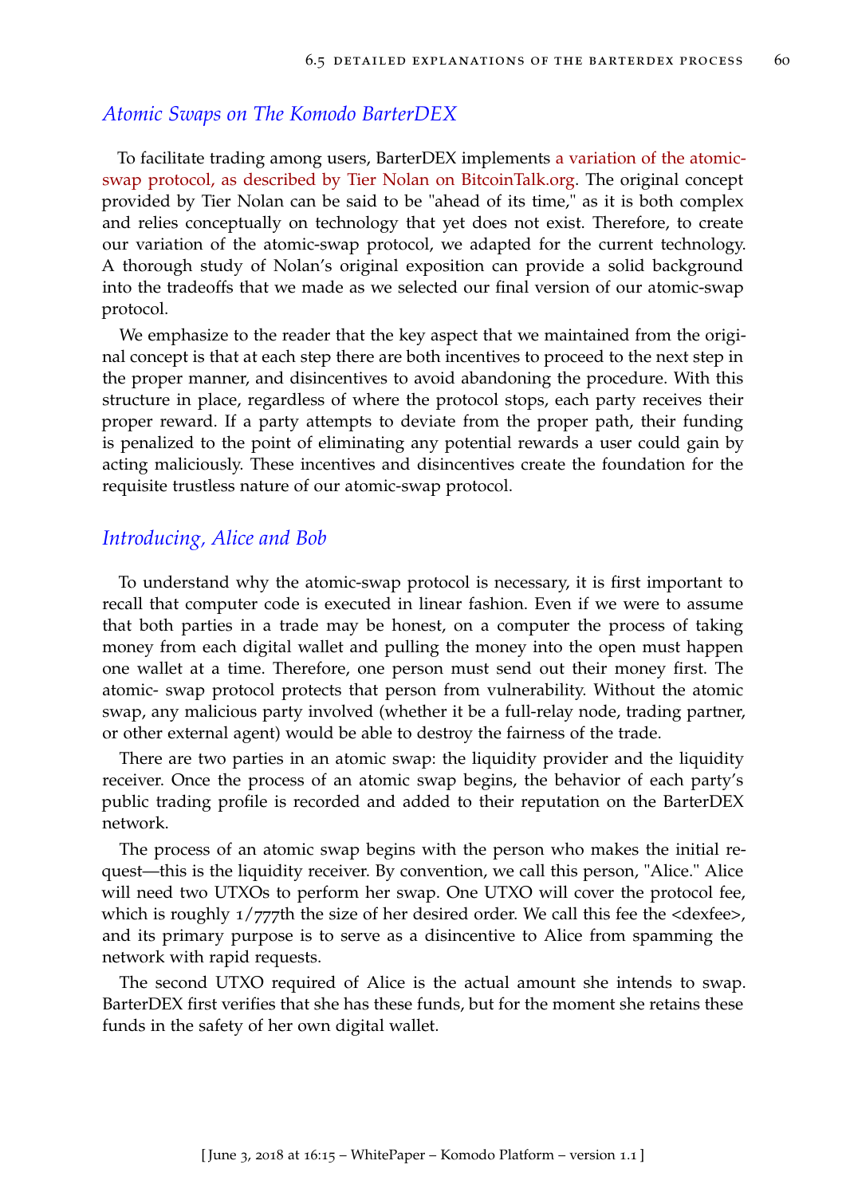## *Atomic Swaps on The Komodo BarterDEX*

To facilitate trading among users, BarterDEX implements a variation of the atomic-swap protocol, as described by Tier Nolan on BitcoinTalk.org. The original concept provided by Tier Nolan can be said to be "ahead of its time," as it is both complex and relies conceptually on technology that yet does not exist. Therefore, to create our variation of the atomic-swap protocol, we adapted for the current technology. A thorough study of Nolan's original exposition can provide a solid background into the tradeoffs that we made as we selected our final version of our atomic-swap protocol.

We emphasize to the reader that the key aspect that we maintained from the original concept is that at each step there are both incentives to proceed to the next step in the proper manner, and disincentives to avoid abandoning the procedure. With this structure in place, regardless of where the protocol stops, each party receives their proper reward. If a party attempts to deviate from the proper path, their funding is penalized to the point of eliminating any potential rewards a user could gain by acting maliciously. These incentives and disincentives create the foundation for the requisite trustless nature of our atomic-swap protocol.

## *Introducing, Alice and Bob*

To understand why the atomic-swap protocol is necessary, it is first important to recall that computer code is executed in linear fashion. Even if we were to assume that both parties in a trade may be honest, on a computer the process of taking money from each digital wallet and pulling the money into the open must happen one wallet at a time. Therefore, one person must send out their money first. The atomic- swap protocol protects that person from vulnerability. Without the atomic swap, any malicious party involved (whether it be a full-relay node, trading partner, or other external agent) would be able to destroy the fairness of the trade.

There are two parties in an atomic swap: the liquidity provider and the liquidity receiver. Once the process of an atomic swap begins, the behavior of each party's public trading profile is recorded and added to their reputation on the BarterDEX network.

The process of an atomic swap begins with the person who makes the initial request—this is the liquidity receiver. By convention, we call this person, "Alice." Alice will need two UTXOs to perform her swap. One UTXO will cover the protocol fee, which is roughly 1/777th the size of her desired order. We call this fee the <dexfee>, and its primary purpose is to serve as a disincentive to Alice from spamming the network with rapid requests.

The second UTXO required of Alice is the actual amount she intends to swap. BarterDEX first verifies that she has these funds, but for the moment she retains these funds in the safety of her own digital wallet.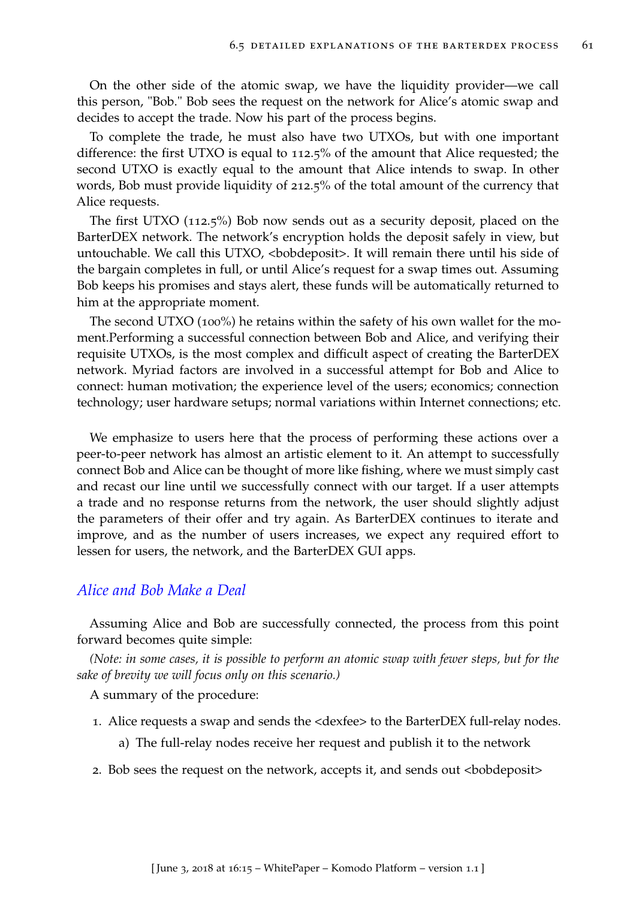On the other side of the atomic swap, we have the liquidity provider—we call this person, "Bob." Bob sees the request on the network for Alice's atomic swap and decides to accept the trade. Now his part of the process begins.

To complete the trade, he must also have two UTXOs, but with one important difference: the first UTXO is equal to 112.5% of the amount that Alice requested; the second UTXO is exactly equal to the amount that Alice intends to swap. In other words, Bob must provide liquidity of 212.5% of the total amount of the currency that Alice requests.

The first UTXO (112.5%) Bob now sends out as a security deposit, placed on the BarterDEX network. The network's encryption holds the deposit safely in view, but untouchable. We call this UTXO, <bobdeposit>. It will remain there until his side of the bargain completes in full, or until Alice's request for a swap times out. Assuming Bob keeps his promises and stays alert, these funds will be automatically returned to him at the appropriate moment.

The second UTXO (100%) he retains within the safety of his own wallet for the moment.Performing a successful connection between Bob and Alice, and verifying their requisite UTXOs, is the most complex and difficult aspect of creating the BarterDEX network. Myriad factors are involved in a successful attempt for Bob and Alice to connect: human motivation; the experience level of the users; economics; connection technology; user hardware setups; normal variations within Internet connections; etc.

We emphasize to users here that the process of performing these actions over a peer-to-peer network has almost an artistic element to it. An attempt to successfully connect Bob and Alice can be thought of more like fishing, where we must simply cast and recast our line until we successfully connect with our target. If a user attempts a trade and no response returns from the network, the user should slightly adjust the parameters of their offer and try again. As BarterDEX continues to iterate and improve, and as the number of users increases, we expect any required effort to lessen for users, the network, and the BarterDEX GUI apps.

### *Alice and Bob Make a Deal*

Assuming Alice and Bob are successfully connected, the process from this point forward becomes quite simple:

*(Note: in some cases, it is possible to perform an atomic swap with fewer steps, but for the sake of brevity we will focus only on this scenario.)*

A summary of the procedure:

1. Alice requests a swap and sends the <dexfee> to the BarterDEX full-relay nodes.
   a) The full-relay nodes receive her request and publish it to the network
2. Bob sees the request on the network, accepts it, and sends out <bobdeposit>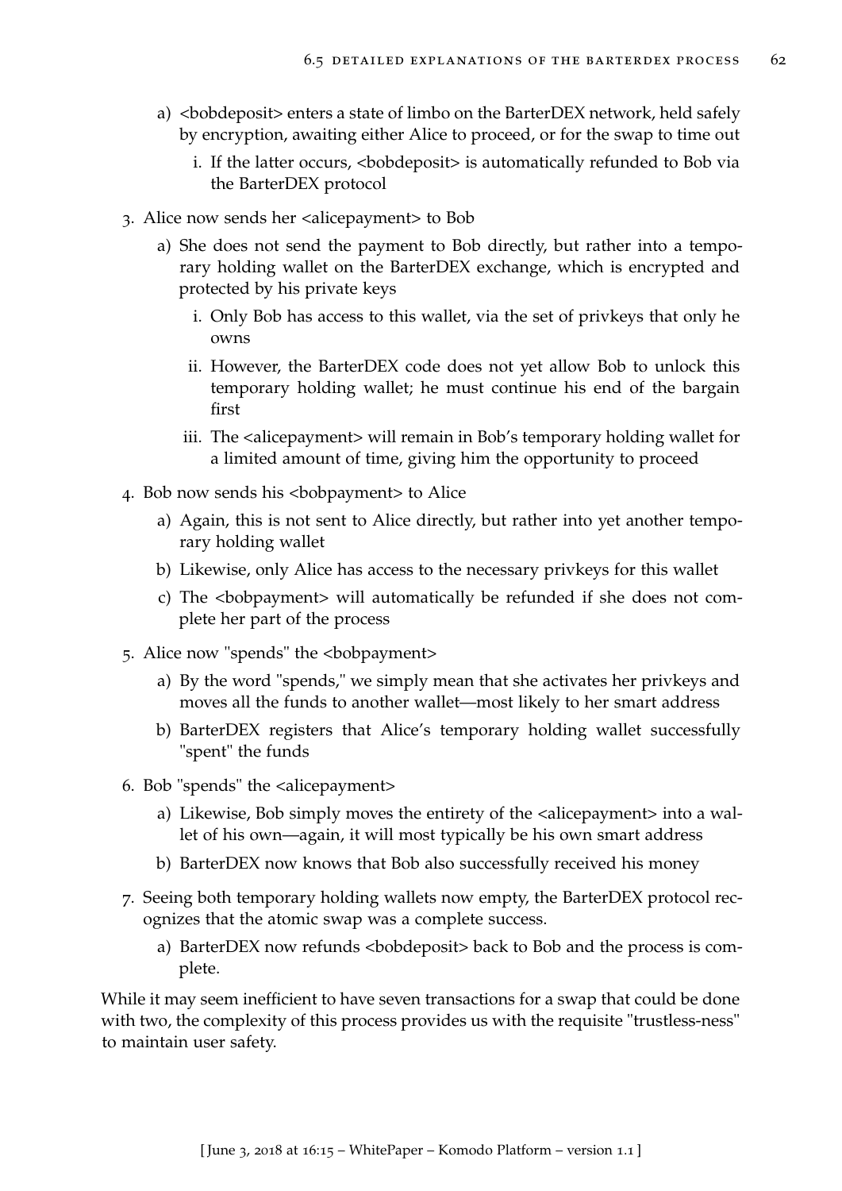a) <bobdeposit> enters a state of limbo on the BarterDEX network, held safely by encryption, awaiting either Alice to proceed, or for the swap to time out

   i. If the latter occurs, <bobdeposit> is automatically refunded to Bob via the BarterDEX protocol

3. Alice now sends her <alicepayment> to Bob

   a) She does not send the payment to Bob directly, but rather into a temporary holding wallet on the BarterDEX exchange, which is encrypted and protected by his private keys

      i. Only Bob has access to this wallet, via the set of privkeys that only he owns

      ii. However, the BarterDEX code does not yet allow Bob to unlock this temporary holding wallet; he must continue his end of the bargain first

      iii. The <alicepayment> will remain in Bob's temporary holding wallet for a limited amount of time, giving him the opportunity to proceed

4. Bob now sends his <bobpayment> to Alice

   a) Again, this is not sent to Alice directly, but rather into yet another temporary holding wallet

   b) Likewise, only Alice has access to the necessary privkeys for this wallet

   c) The <bobpayment> will automatically be refunded if she does not complete her part of the process

5. Alice now "spends" the <bobpayment>

   a) By the word "spends," we simply mean that she activates her privkeys and moves all the funds to another wallet—most likely to her smart address

   b) BarterDEX registers that Alice's temporary holding wallet successfully "spent" the funds

6. Bob "spends" the <alicepayment>

   a) Likewise, Bob simply moves the entirety of the <alicepayment> into a wallet of his own—again, it will most typically be his own smart address

   b) BarterDEX now knows that Bob also successfully received his money

7. Seeing both temporary holding wallets now empty, the BarterDEX protocol recognizes that the atomic swap was a complete success.

   a) BarterDEX now refunds <bobdeposit> back to Bob and the process is complete.

While it may seem inefficient to have seven transactions for a swap that could be done with two, the complexity of this process provides us with the requisite "trustless-ness" to maintain user safety.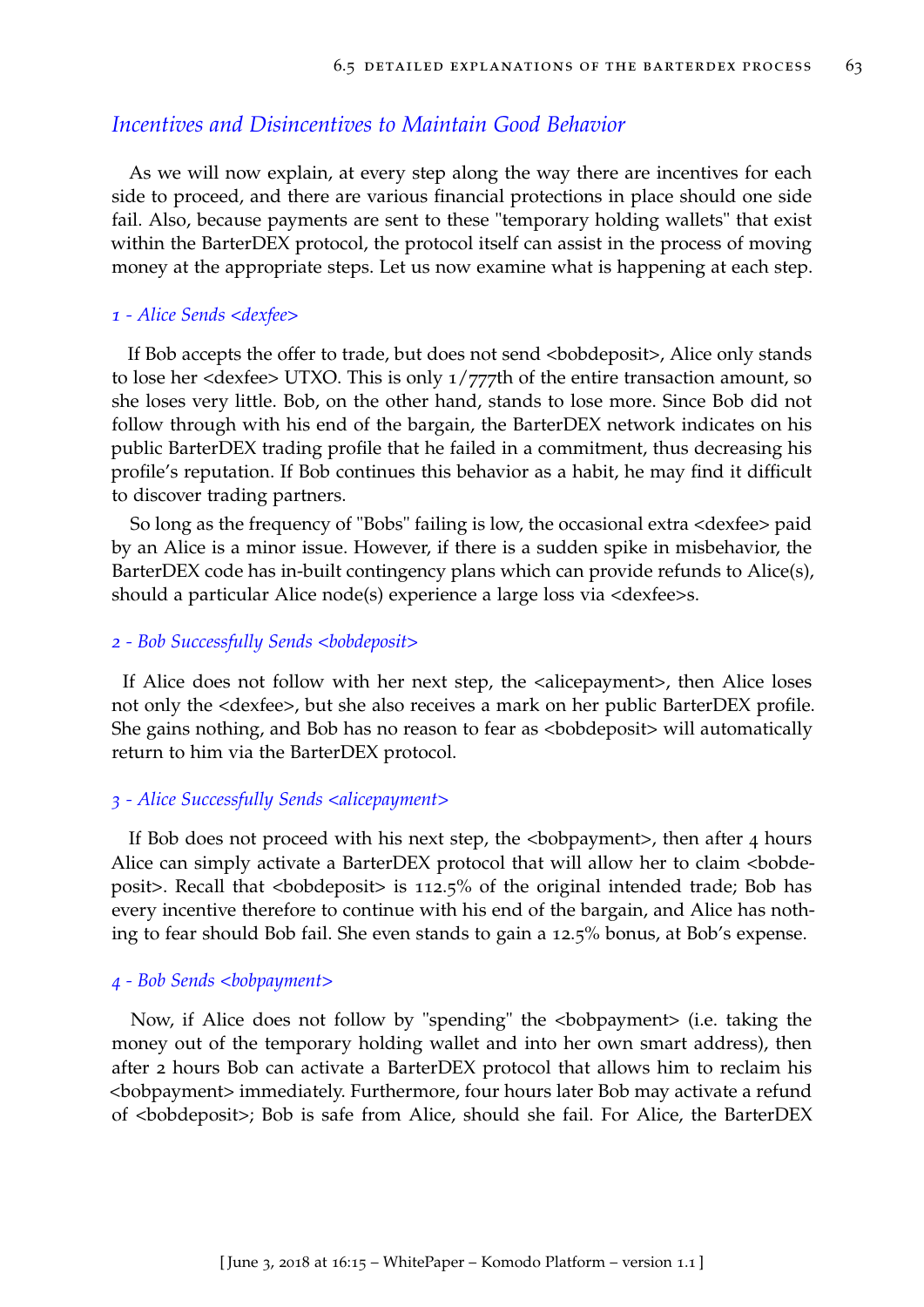### *Incentives and Disincentives to Maintain Good Behavior*

As we will now explain, at every step along the way there are incentives for each side to proceed, and there are various financial protections in place should one side fail. Also, because payments are sent to these "temporary holding wallets" that exist within the BarterDEX protocol, the protocol itself can assist in the process of moving money at the appropriate steps. Let us now examine what is happening at each step.

#### *1 - Alice Sends <dexfee>*

If Bob accepts the offer to trade, but does not send <bobdeposit>, Alice only stands to lose her <dexfee> UTXO. This is only 1/777th of the entire transaction amount, so she loses very little. Bob, on the other hand, stands to lose more. Since Bob did not follow through with his end of the bargain, the BarterDEX network indicates on his public BarterDEX trading profile that he failed in a commitment, thus decreasing his profile's reputation. If Bob continues this behavior as a habit, he may find it difficult to discover trading partners.

So long as the frequency of "Bobs" failing is low, the occasional extra <dexfee> paid by an Alice is a minor issue. However, if there is a sudden spike in misbehavior, the BarterDEX code has in-built contingency plans which can provide refunds to Alice(s), should a particular Alice node(s) experience a large loss via <dexfee>s.

#### *2 - Bob Successfully Sends <bobdeposit>*

If Alice does not follow with her next step, the <alicepayment>, then Alice loses not only the <dexfee>, but she also receives a mark on her public BarterDEX profile. She gains nothing, and Bob has no reason to fear as <bobdeposit> will automatically return to him via the BarterDEX protocol.

#### *3 - Alice Successfully Sends <alicepayment>*

If Bob does not proceed with his next step, the <bobpayment>, then after 4 hours Alice can simply activate a BarterDEX protocol that will allow her to claim <bobdeposit>. Recall that <bobdeposit> is 112.5% of the original intended trade; Bob has every incentive therefore to continue with his end of the bargain, and Alice has nothing to fear should Bob fail. She even stands to gain a 12.5% bonus, at Bob's expense.

#### *4 - Bob Sends <bobpayment>*

Now, if Alice does not follow by "spending" the <bobpayment> (i.e. taking the money out of the temporary holding wallet and into her own smart address), then after 2 hours Bob can activate a BarterDEX protocol that allows him to reclaim his <bobpayment> immediately. Furthermore, four hours later Bob may activate a refund of <bobdeposit>; Bob is safe from Alice, should she fail. For Alice, the BarterDEX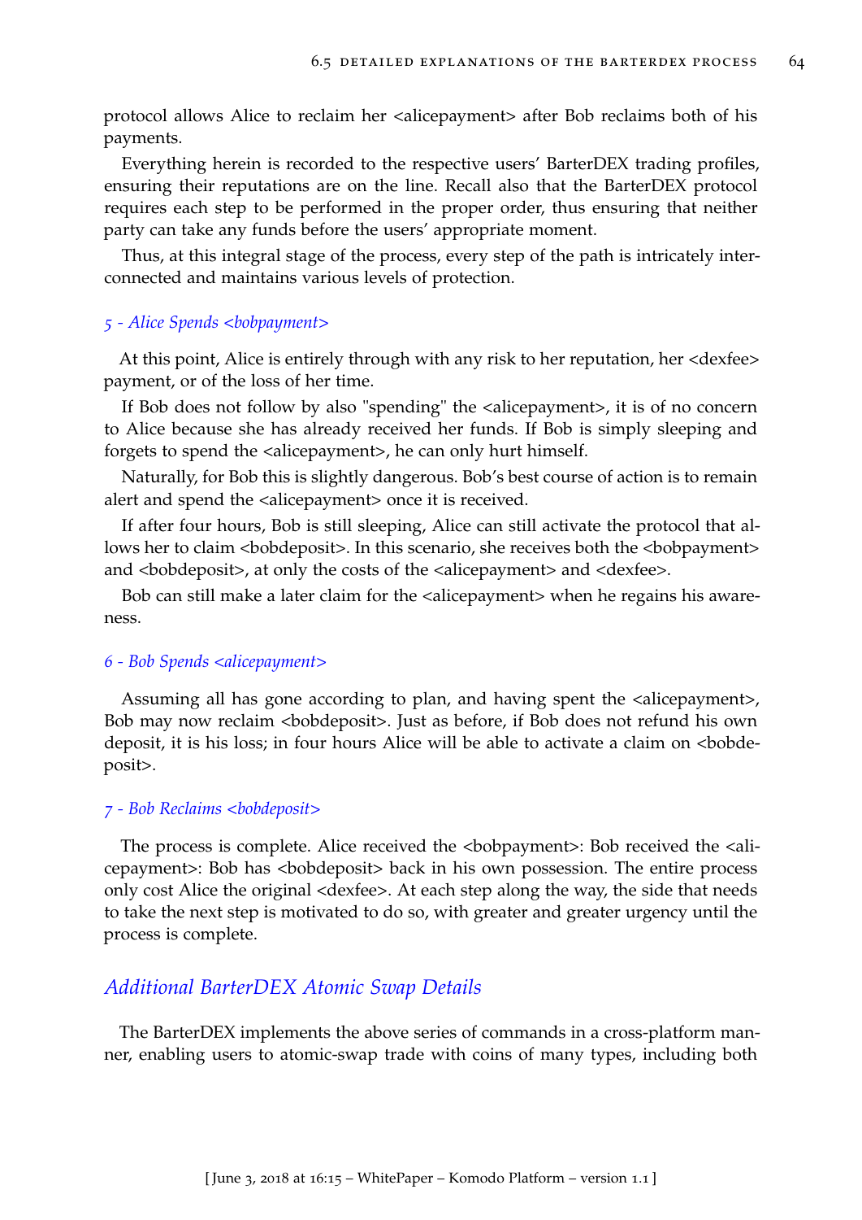protocol allows Alice to reclaim her <alicepayment> after Bob reclaims both of his payments.

Everything herein is recorded to the respective users' BarterDEX trading profiles, ensuring their reputations are on the line. Recall also that the BarterDEX protocol requires each step to be performed in the proper order, thus ensuring that neither party can take any funds before the users' appropriate moment.

Thus, at this integral stage of the process, every step of the path is intricately interconnected and maintains various levels of protection.

#### *5 - Alice Spends <bobpayment>*

At this point, Alice is entirely through with any risk to her reputation, her <dexfee> payment, or of the loss of her time.

If Bob does not follow by also "spending" the <alicepayment>, it is of no concern to Alice because she has already received her funds. If Bob is simply sleeping and forgets to spend the <alicepayment>, he can only hurt himself.

Naturally, for Bob this is slightly dangerous. Bob's best course of action is to remain alert and spend the <alicepayment> once it is received.

If after four hours, Bob is still sleeping, Alice can still activate the protocol that allows her to claim <bobdeposit>. In this scenario, she receives both the <bobpayment> and <bobdeposit>, at only the costs of the <alicepayment> and <dexfee>.

Bob can still make a later claim for the <alicepayment> when he regains his awareness.

#### *6 - Bob Spends <alicepayment>*

Assuming all has gone according to plan, and having spent the <alicepayment>, Bob may now reclaim <bobdeposit>. Just as before, if Bob does not refund his own deposit, it is his loss; in four hours Alice will be able to activate a claim on <bobdeposit>.

#### *7 - Bob Reclaims <bobdeposit>*

The process is complete. Alice received the <bobpayment>: Bob received the <alicepayment>: Bob has <bobdeposit> back in his own possession. The entire process only cost Alice the original <dexfee>. At each step along the way, the side that needs to take the next step is motivated to do so, with greater and greater urgency until the process is complete.

## *Additional BarterDEX Atomic Swap Details*

The BarterDEX implements the above series of commands in a cross-platform manner, enabling users to atomic-swap trade with coins of many types, including both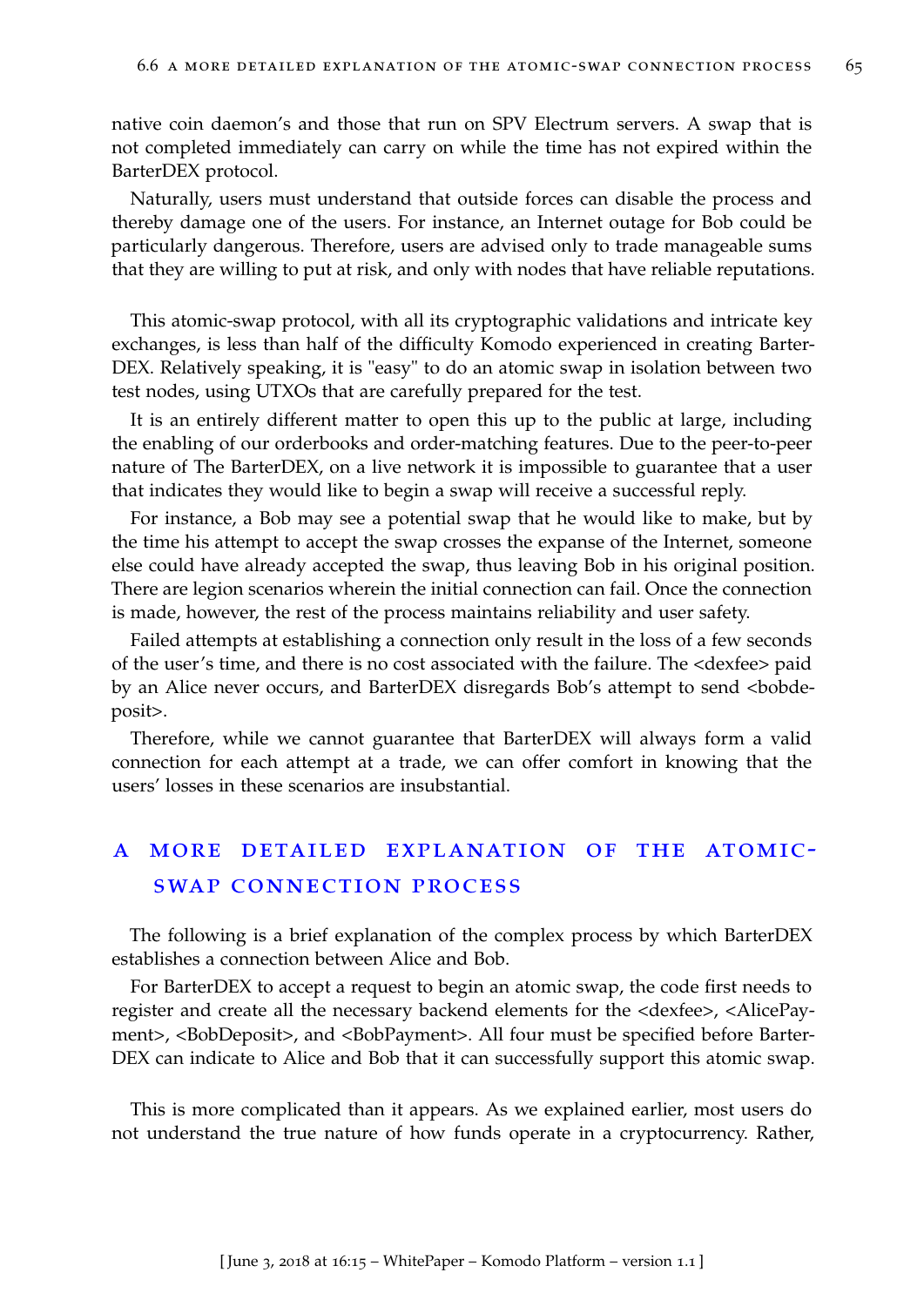native coin daemon's and those that run on SPV Electrum servers. A swap that is not completed immediately can carry on while the time has not expired within the BarterDEX protocol.

Naturally, users must understand that outside forces can disable the process and thereby damage one of the users. For instance, an Internet outage for Bob could be particularly dangerous. Therefore, users are advised only to trade manageable sums that they are willing to put at risk, and only with nodes that have reliable reputations.

This atomic-swap protocol, with all its cryptographic validations and intricate key exchanges, is less than half of the difficulty Komodo experienced in creating BarterDEX. Relatively speaking, it is "easy" to do an atomic swap in isolation between two test nodes, using UTXOs that are carefully prepared for the test.

It is an entirely different matter to open this up to the public at large, including the enabling of our orderbooks and order-matching features. Due to the peer-to-peer nature of The BarterDEX, on a live network it is impossible to guarantee that a user that indicates they would like to begin a swap will receive a successful reply.

For instance, a Bob may see a potential swap that he would like to make, but by the time his attempt to accept the swap crosses the expanse of the Internet, someone else could have already accepted the swap, thus leaving Bob in his original position. There are legion scenarios wherein the initial connection can fail. Once the connection is made, however, the rest of the process maintains reliability and user safety.

Failed attempts at establishing a connection only result in the loss of a few seconds of the user's time, and there is no cost associated with the failure. The <dexfee> paid by an Alice never occurs, and BarterDEX disregards Bob's attempt to send <bobdeposit>.

Therefore, while we cannot guarantee that BarterDEX will always form a valid connection for each attempt at a trade, we can offer comfort in knowing that the users' losses in these scenarios are insubstantial.

## A More Detailed Explanation of the Atomic-Swap Connection Process

The following is a brief explanation of the complex process by which BarterDEX establishes a connection between Alice and Bob.

For BarterDEX to accept a request to begin an atomic swap, the code first needs to register and create all the necessary backend elements for the <dexfee>, <AlicePayment>, <BobDeposit>, and <BobPayment>. All four must be specified before BarterDEX can indicate to Alice and Bob that it can successfully support this atomic swap.

This is more complicated than it appears. As we explained earlier, most users do not understand the true nature of how funds operate in a cryptocurrency. Rather,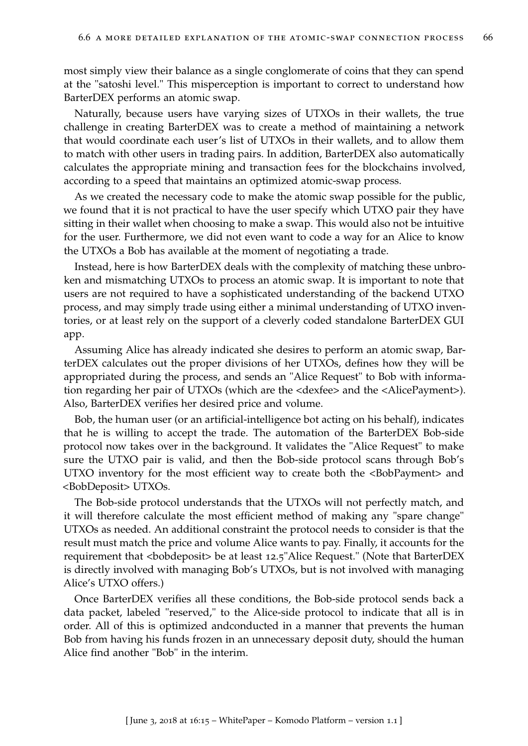most simply view their balance as a single conglomerate of coins that they can spend at the "satoshi level." This misperception is important to correct to understand how BarterDEX performs an atomic swap.

Naturally, because users have varying sizes of UTXOs in their wallets, the true challenge in creating BarterDEX was to create a method of maintaining a network that would coordinate each user's list of UTXOs in their wallets, and to allow them to match with other users in trading pairs. In addition, BarterDEX also automatically calculates the appropriate mining and transaction fees for the blockchains involved, according to a speed that maintains an optimized atomic-swap process.

As we created the necessary code to make the atomic swap possible for the public, we found that it is not practical to have the user specify which UTXO pair they have sitting in their wallet when choosing to make a swap. This would also not be intuitive for the user. Furthermore, we did not even want to code a way for an Alice to know the UTXOs a Bob has available at the moment of negotiating a trade.

Instead, here is how BarterDEX deals with the complexity of matching these unbroken and mismatching UTXOs to process an atomic swap. It is important to note that users are not required to have a sophisticated understanding of the backend UTXO process, and may simply trade using either a minimal understanding of UTXO inventories, or at least rely on the support of a cleverly coded standalone BarterDEX GUI app.

Assuming Alice has already indicated she desires to perform an atomic swap, BarterDEX calculates out the proper divisions of her UTXOs, defines how they will be appropriated during the process, and sends an "Alice Request" to Bob with information regarding her pair of UTXOs (which are the <dexfee> and the <AlicePayment>). Also, BarterDEX verifies her desired price and volume.

Bob, the human user (or an artificial-intelligence bot acting on his behalf), indicates that he is willing to accept the trade. The automation of the BarterDEX Bob-side protocol now takes over in the background. It validates the "Alice Request" to make sure the UTXO pair is valid, and then the Bob-side protocol scans through Bob's UTXO inventory for the most efficient way to create both the <BobPayment> and <BobDeposit> UTXOs.

The Bob-side protocol understands that the UTXOs will not perfectly match, and it will therefore calculate the most efficient method of making any "spare change" UTXOs as needed. An additional constraint the protocol needs to consider is that the result must match the price and volume Alice wants to pay. Finally, it accounts for the requirement that <bobdeposit> be at least 12.5"Alice Request." (Note that BarterDEX is directly involved with managing Bob's UTXOs, but is not involved with managing Alice's UTXO offers.)

Once BarterDEX verifies all these conditions, the Bob-side protocol sends back a data packet, labeled "reserved," to the Alice-side protocol to indicate that all is in order. All of this is optimized andconducted in a manner that prevents the human Bob from having his funds frozen in an unnecessary deposit duty, should the human Alice find another "Bob" in the interim.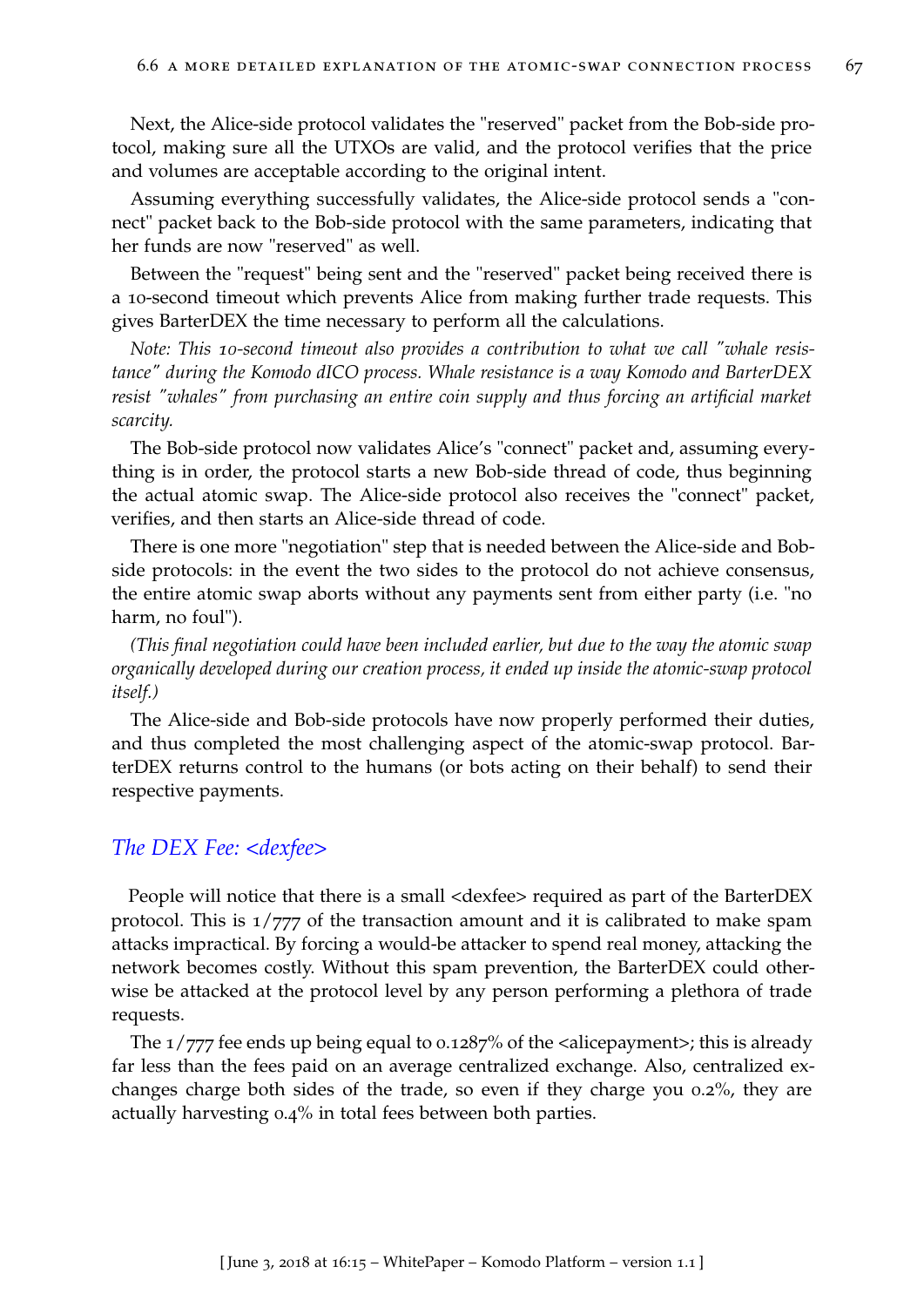Next, the Alice-side protocol validates the "reserved" packet from the Bob-side protocol, making sure all the UTXOs are valid, and the protocol verifies that the price and volumes are acceptable according to the original intent.

Assuming everything successfully validates, the Alice-side protocol sends a "connect" packet back to the Bob-side protocol with the same parameters, indicating that her funds are now "reserved" as well.

Between the "request" being sent and the "reserved" packet being received there is a 10-second timeout which prevents Alice from making further trade requests. This gives BarterDEX the time necessary to perform all the calculations.

*Note: This 10-second timeout also provides a contribution to what we call "whale resistance" during the Komodo dICO process. Whale resistance is a way Komodo and BarterDEX resist "whales" from purchasing an entire coin supply and thus forcing an artificial market scarcity.*

The Bob-side protocol now validates Alice's "connect" packet and, assuming everything is in order, the protocol starts a new Bob-side thread of code, thus beginning the actual atomic swap. The Alice-side protocol also receives the "connect" packet, verifies, and then starts an Alice-side thread of code.

There is one more "negotiation" step that is needed between the Alice-side and Bob-side protocols: in the event the two sides to the protocol do not achieve consensus, the entire atomic swap aborts without any payments sent from either party (i.e. "no harm, no foul").

*(This final negotiation could have been included earlier, but due to the way the atomic swap organically developed during our creation process, it ended up inside the atomic-swap protocol itself.)*

The Alice-side and Bob-side protocols have now properly performed their duties, and thus completed the most challenging aspect of the atomic-swap protocol. BarterDEX returns control to the humans (or bots acting on their behalf) to send their respective payments.

### *The DEX Fee: <dexfee>*

People will notice that there is a small <dexfee> required as part of the BarterDEX protocol. This is 1/777 of the transaction amount and it is calibrated to make spam attacks impractical. By forcing a would-be attacker to spend real money, attacking the network becomes costly. Without this spam prevention, the BarterDEX could otherwise be attacked at the protocol level by any person performing a plethora of trade requests.

The 1/777 fee ends up being equal to 0.1287% of the <alicepayment>; this is already far less than the fees paid on an average centralized exchange. Also, centralized exchanges charge both sides of the trade, so even if they charge you 0.2%, they are actually harvesting 0.4% in total fees between both parties.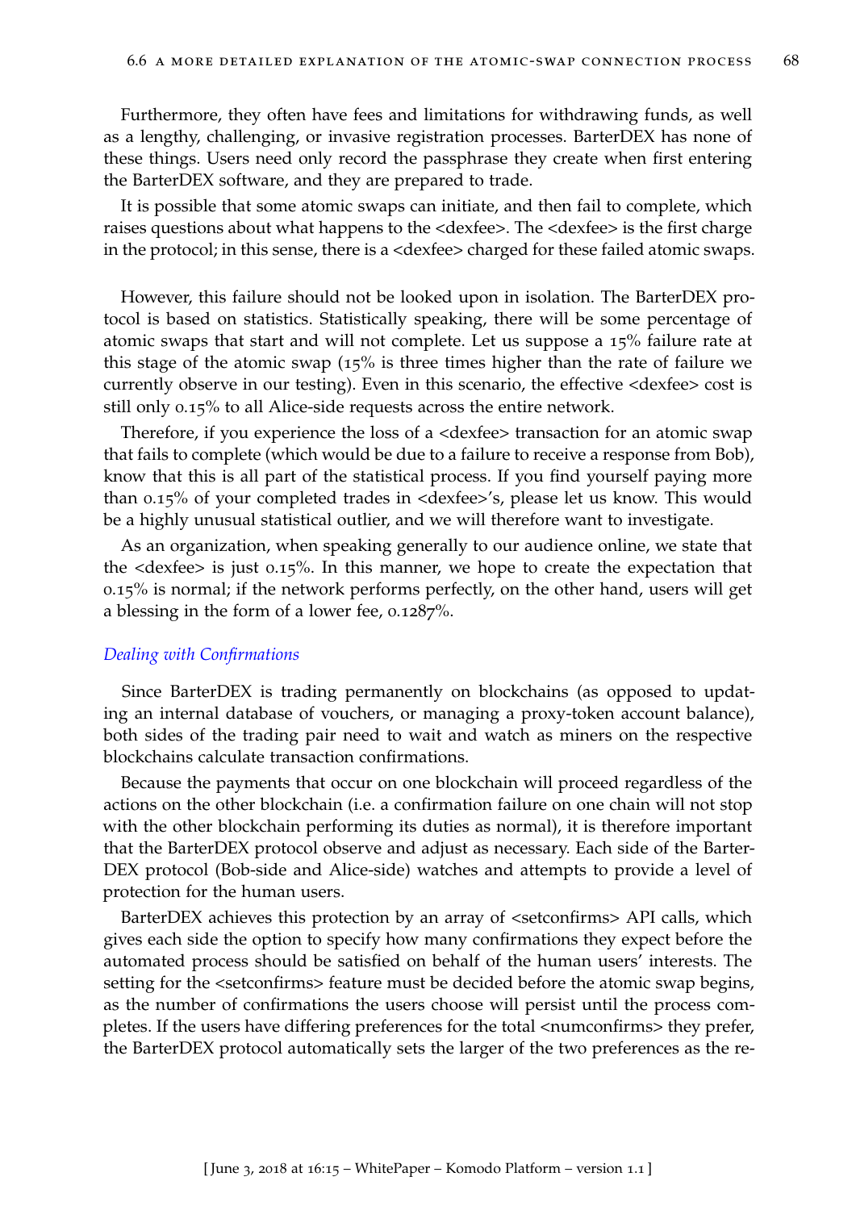Furthermore, they often have fees and limitations for withdrawing funds, as well as a lengthy, challenging, or invasive registration processes. BarterDEX has none of these things. Users need only record the passphrase they create when first entering the BarterDEX software, and they are prepared to trade.

It is possible that some atomic swaps can initiate, and then fail to complete, which raises questions about what happens to the <dexfee>. The <dexfee> is the first charge in the protocol; in this sense, there is a <dexfee> charged for these failed atomic swaps.

However, this failure should not be looked upon in isolation. The BarterDEX protocol is based on statistics. Statistically speaking, there will be some percentage of atomic swaps that start and will not complete. Let us suppose a 15% failure rate at this stage of the atomic swap (15% is three times higher than the rate of failure we currently observe in our testing). Even in this scenario, the effective <dexfee> cost is still only 0.15% to all Alice-side requests across the entire network.

Therefore, if you experience the loss of a <dexfee> transaction for an atomic swap that fails to complete (which would be due to a failure to receive a response from Bob), know that this is all part of the statistical process. If you find yourself paying more than 0.15% of your completed trades in <dexfee>'s, please let us know. This would be a highly unusual statistical outlier, and we will therefore want to investigate.

As an organization, when speaking generally to our audience online, we state that the <dexfee> is just 0.15%. In this manner, we hope to create the expectation that 0.15% is normal; if the network performs perfectly, on the other hand, users will get a blessing in the form of a lower fee, 0.1287%.

*Dealing with Confirmations*

Since BarterDEX is trading permanently on blockchains (as opposed to updating an internal database of vouchers, or managing a proxy-token account balance), both sides of the trading pair need to wait and watch as miners on the respective blockchains calculate transaction confirmations.

Because the payments that occur on one blockchain will proceed regardless of the actions on the other blockchain (i.e. a confirmation failure on one chain will not stop with the other blockchain performing its duties as normal), it is therefore important that the BarterDEX protocol observe and adjust as necessary. Each side of the BarterDEX protocol (Bob-side and Alice-side) watches and attempts to provide a level of protection for the human users.

BarterDEX achieves this protection by an array of <setconfirms> API calls, which gives each side the option to specify how many confirmations they expect before the automated process should be satisfied on behalf of the human users' interests. The setting for the <setconfirms> feature must be decided before the atomic swap begins, as the number of confirmations the users choose will persist until the process completes. If the users have differing preferences for the total <numconfirms> they prefer, the BarterDEX protocol automatically sets the larger of the two preferences as the re-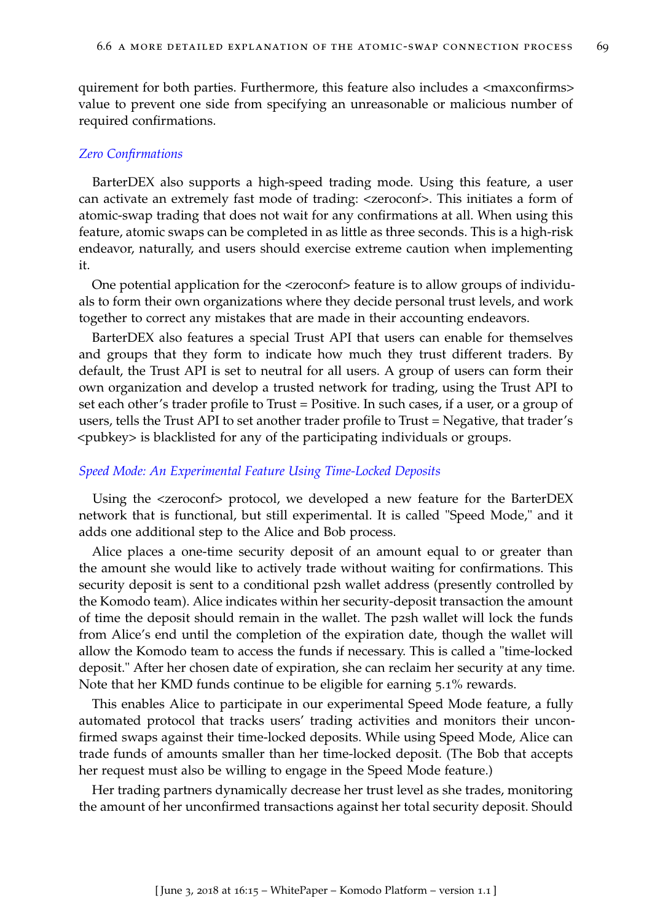quirement for both parties. Furthermore, this feature also includes a <maxconfirms> value to prevent one side from specifying an unreasonable or malicious number of required confirmations.

*Zero Confirmations*

BarterDEX also supports a high-speed trading mode. Using this feature, a user can activate an extremely fast mode of trading: <zeroconf>. This initiates a form of atomic-swap trading that does not wait for any confirmations at all. When using this feature, atomic swaps can be completed in as little as three seconds. This is a high-risk endeavor, naturally, and users should exercise extreme caution when implementing it.

One potential application for the <zeroconf> feature is to allow groups of individuals to form their own organizations where they decide personal trust levels, and work together to correct any mistakes that are made in their accounting endeavors.

BarterDEX also features a special Trust API that users can enable for themselves and groups that they form to indicate how much they trust different traders. By default, the Trust API is set to neutral for all users. A group of users can form their own organization and develop a trusted network for trading, using the Trust API to set each other's trader profile to Trust = Positive. In such cases, if a user, or a group of users, tells the Trust API to set another trader profile to Trust = Negative, that trader's <pubkey> is blacklisted for any of the participating individuals or groups.

*Speed Mode: An Experimental Feature Using Time-Locked Deposits*

Using the <zeroconf> protocol, we developed a new feature for the BarterDEX network that is functional, but still experimental. It is called "Speed Mode," and it adds one additional step to the Alice and Bob process.

Alice places a one-time security deposit of an amount equal to or greater than the amount she would like to actively trade without waiting for confirmations. This security deposit is sent to a conditional p2sh wallet address (presently controlled by the Komodo team). Alice indicates within her security-deposit transaction the amount of time the deposit should remain in the wallet. The p2sh wallet will lock the funds from Alice's end until the completion of the expiration date, though the wallet will allow the Komodo team to access the funds if necessary. This is called a "time-locked deposit." After her chosen date of expiration, she can reclaim her security at any time. Note that her KMD funds continue to be eligible for earning 5.1% rewards.

This enables Alice to participate in our experimental Speed Mode feature, a fully automated protocol that tracks users' trading activities and monitors their unconfirmed swaps against their time-locked deposits. While using Speed Mode, Alice can trade funds of amounts smaller than her time-locked deposit. (The Bob that accepts her request must also be willing to engage in the Speed Mode feature.)

Her trading partners dynamically decrease her trust level as she trades, monitoring the amount of her unconfirmed transactions against her total security deposit. Should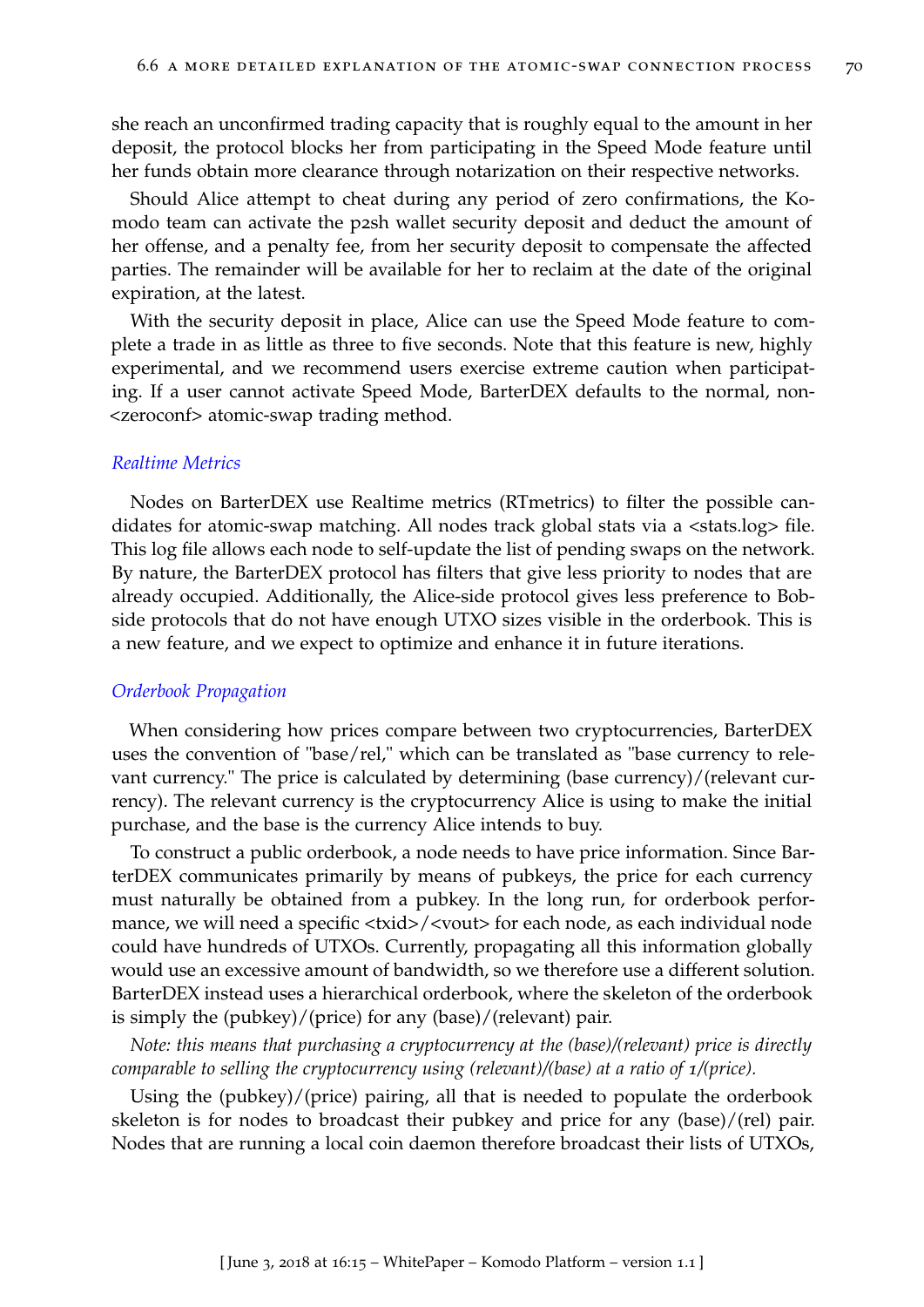she reach an unconfirmed trading capacity that is roughly equal to the amount in her deposit, the protocol blocks her from participating in the Speed Mode feature until her funds obtain more clearance through notarization on their respective networks.

Should Alice attempt to cheat during any period of zero confirmations, the Komodo team can activate the p2sh wallet security deposit and deduct the amount of her offense, and a penalty fee, from her security deposit to compensate the affected parties. The remainder will be available for her to reclaim at the date of the original expiration, at the latest.

With the security deposit in place, Alice can use the Speed Mode feature to complete a trade in as little as three to five seconds. Note that this feature is new, highly experimental, and we recommend users exercise extreme caution when participating. If a user cannot activate Speed Mode, BarterDEX defaults to the normal, non-<zeroconf> atomic-swap trading method.

### *Realtime Metrics*

Nodes on BarterDEX use Realtime metrics (RTmetrics) to filter the possible candidates for atomic-swap matching. All nodes track global stats via a <stats.log> file. This log file allows each node to self-update the list of pending swaps on the network. By nature, the BarterDEX protocol has filters that give less priority to nodes that are already occupied. Additionally, the Alice-side protocol gives less preference to Bob-side protocols that do not have enough UTXO sizes visible in the orderbook. This is a new feature, and we expect to optimize and enhance it in future iterations.

### *Orderbook Propagation*

When considering how prices compare between two cryptocurrencies, BarterDEX uses the convention of "base/rel," which can be translated as "base currency to relevant currency." The price is calculated by determining (base currency)/(relevant currency). The relevant currency is the cryptocurrency Alice is using to make the initial purchase, and the base is the currency Alice intends to buy.

To construct a public orderbook, a node needs to have price information. Since BarterDEX communicates primarily by means of pubkeys, the price for each currency must naturally be obtained from a pubkey. In the long run, for orderbook performance, we will need a specific <txid>/<vout> for each node, as each individual node could have hundreds of UTXOs. Currently, propagating all this information globally would use an excessive amount of bandwidth, so we therefore use a different solution. BarterDEX instead uses a hierarchical orderbook, where the skeleton of the orderbook is simply the (pubkey)/(price) for any (base)/(relevant) pair.

*Note: this means that purchasing a cryptocurrency at the (base)/(relevant) price is directly comparable to selling the cryptocurrency using (relevant)/(base) at a ratio of 1/(price).*

Using the (pubkey)/(price) pairing, all that is needed to populate the orderbook skeleton is for nodes to broadcast their pubkey and price for any (base)/(rel) pair. Nodes that are running a local coin daemon therefore broadcast their lists of UTXOs,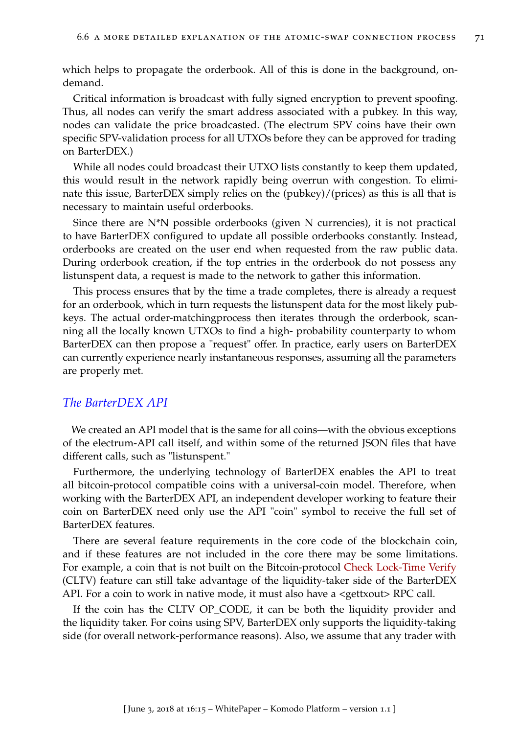which helps to propagate the orderbook. All of this is done in the background, on-demand.

Critical information is broadcast with fully signed encryption to prevent spoofing. Thus, all nodes can verify the smart address associated with a pubkey. In this way, nodes can validate the price broadcasted. (The electrum SPV coins have their own specific SPV-validation process for all UTXOs before they can be approved for trading on BarterDEX.)

While all nodes could broadcast their UTXO lists constantly to keep them updated, this would result in the network rapidly being overrun with congestion. To eliminate this issue, BarterDEX simply relies on the (pubkey)/(prices) as this is all that is necessary to maintain useful orderbooks.

Since there are N*N possible orderbooks (given N currencies), it is not practical to have BarterDEX configured to update all possible orderbooks constantly. Instead, orderbooks are created on the user end when requested from the raw public data. During orderbook creation, if the top entries in the orderbook do not possess any listunspent data, a request is made to the network to gather this information.

This process ensures that by the time a trade completes, there is already a request for an orderbook, which in turn requests the listunspent data for the most likely pubkeys. The actual order-matchingprocess then iterates through the orderbook, scanning all the locally known UTXOs to find a high- probability counterparty to whom BarterDEX can then propose a "request" offer. In practice, early users on BarterDEX can currently experience nearly instantaneous responses, assuming all the parameters are properly met.

## *The BarterDEX API*

We created an API model that is the same for all coins—with the obvious exceptions of the electrum-API call itself, and within some of the returned JSON files that have different calls, such as "listunspent."

Furthermore, the underlying technology of BarterDEX enables the API to treat all bitcoin-protocol compatible coins with a universal-coin model. Therefore, when working with the BarterDEX API, an independent developer working to feature their coin on BarterDEX need only use the API "coin" symbol to receive the full set of BarterDEX features.

There are several feature requirements in the core code of the blockchain coin, and if these features are not included in the core there may be some limitations. For example, a coin that is not built on the Bitcoin-protocol Check Lock-Time Verify (CLTV) feature can still take advantage of the liquidity-taker side of the BarterDEX API. For a coin to work in native mode, it must also have a <gettxout> RPC call.

If the coin has the CLTV OP_CODE, it can be both the liquidity provider and the liquidity taker. For coins using SPV, BarterDEX only supports the liquidity-taking side (for overall network-performance reasons). Also, we assume that any trader with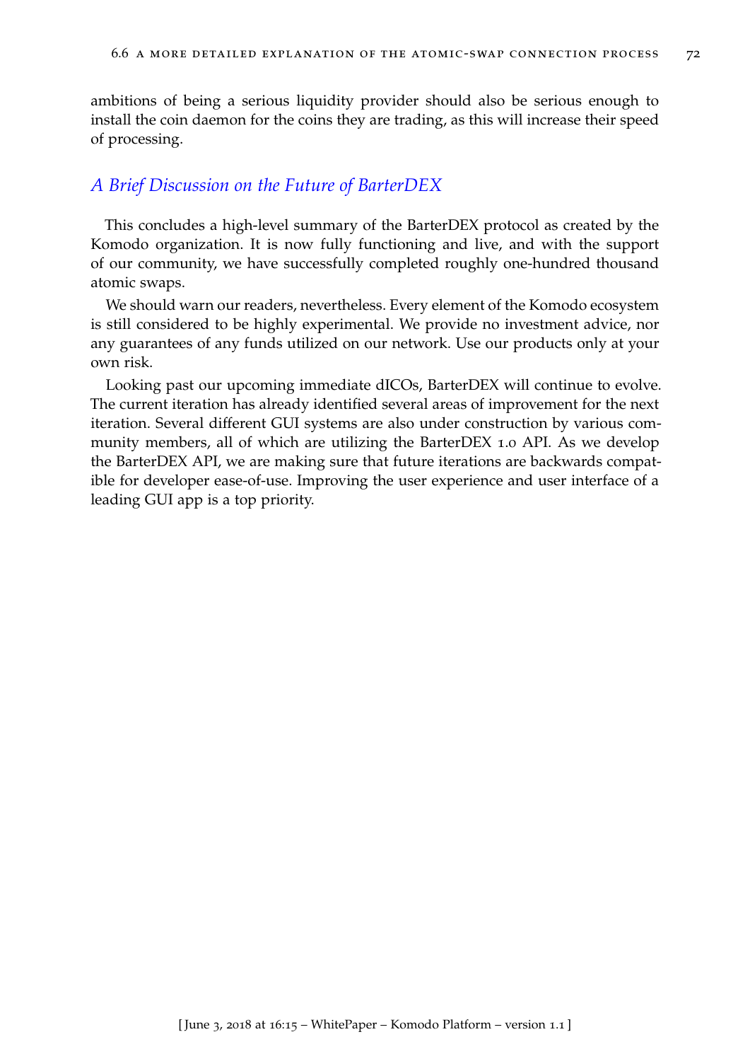ambitions of being a serious liquidity provider should also be serious enough to install the coin daemon for the coins they are trading, as this will increase their speed of processing.

### *A Brief Discussion on the Future of BarterDEX*

This concludes a high-level summary of the BarterDEX protocol as created by the Komodo organization. It is now fully functioning and live, and with the support of our community, we have successfully completed roughly one-hundred thousand atomic swaps.

We should warn our readers, nevertheless. Every element of the Komodo ecosystem is still considered to be highly experimental. We provide no investment advice, nor any guarantees of any funds utilized on our network. Use our products only at your own risk.

Looking past our upcoming immediate dICOs, BarterDEX will continue to evolve. The current iteration has already identified several areas of improvement for the next iteration. Several different GUI systems are also under construction by various community members, all of which are utilizing the BarterDEX 1.0 API. As we develop the BarterDEX API, we are making sure that future iterations are backwards compatible for developer ease-of-use. Improving the user experience and user interface of a leading GUI app is a top priority.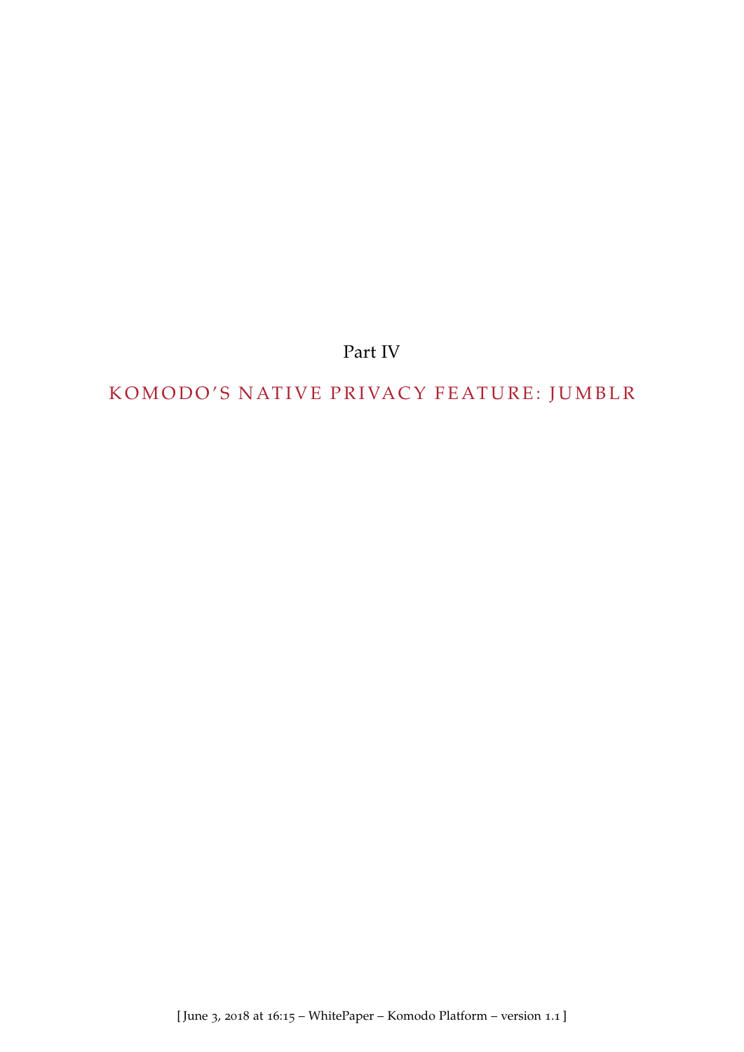# Part IV

# KOMODO'S NATIVE PRIVACY FEATURE: JUMBLR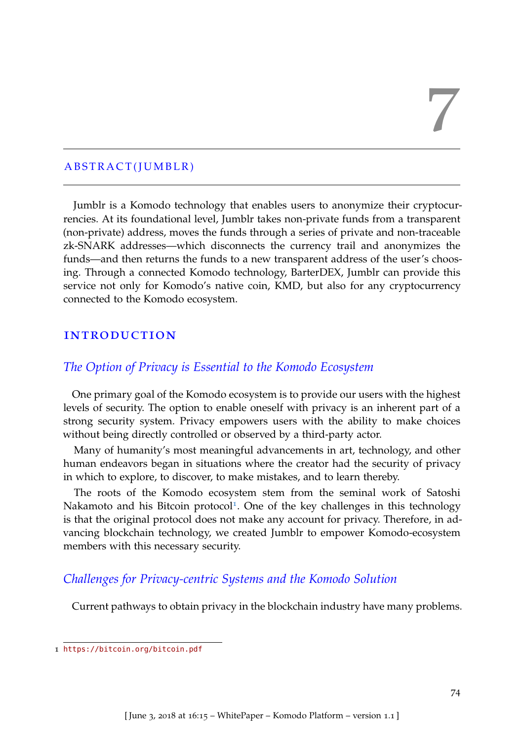# 7

## ABSTRACT(JUMBLR)

Jumblr is a Komodo technology that enables users to anonymize their cryptocurrencies. At its foundational level, Jumblr takes non-private funds from a transparent (non-private) address, moves the funds through a series of private and non-traceable zk-SNARK addresses—which disconnects the currency trail and anonymizes the funds—and then returns the funds to a new transparent address of the user's choosing. Through a connected Komodo technology, BarterDEX, Jumblr can provide this service not only for Komodo's native coin, KMD, but also for any cryptocurrency connected to the Komodo ecosystem.

## INTRODUCTION

### *The Option of Privacy is Essential to the Komodo Ecosystem*

One primary goal of the Komodo ecosystem is to provide our users with the highest levels of security. The option to enable oneself with privacy is an inherent part of a strong security system. Privacy empowers users with the ability to make choices without being directly controlled or observed by a third-party actor.

Many of humanity's most meaningful advancements in art, technology, and other human endeavors began in situations where the creator had the security of privacy in which to explore, to discover, to make mistakes, and to learn thereby.

The roots of the Komodo ecosystem stem from the seminal work of Satoshi Nakamoto and his Bitcoin protocol[1]. One of the key challenges in this technology is that the original protocol does not make any account for privacy. Therefore, in advancing blockchain technology, we created Jumblr to empower Komodo-ecosystem members with this necessary security.

### *Challenges for Privacy-centric Systems and the Komodo Solution*

Current pathways to obtain privacy in the blockchain industry have many problems.

---

1 https://bitcoin.org/bitcoin.pdf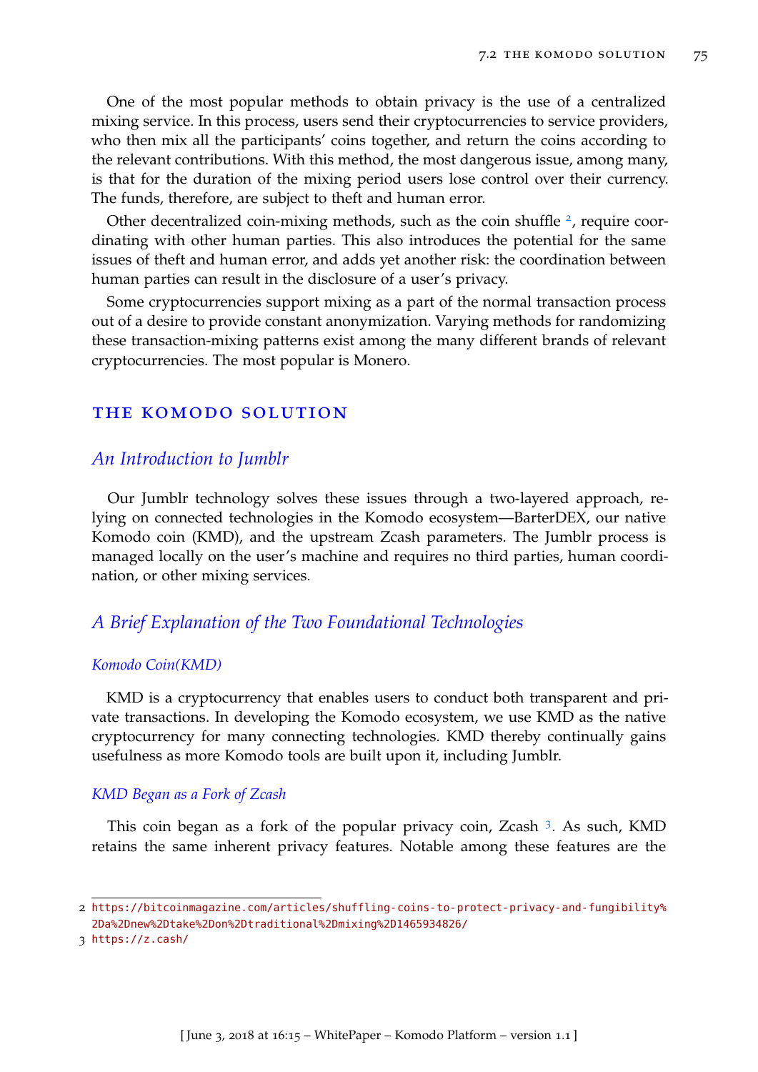One of the most popular methods to obtain privacy is the use of a centralized mixing service. In this process, users send their cryptocurrencies to service providers, who then mix all the participants' coins together, and return the coins according to the relevant contributions. With this method, the most dangerous issue, among many, is that for the duration of the mixing period users lose control over their currency. The funds, therefore, are subject to theft and human error.

Other decentralized coin-mixing methods, such as the coin shuffle [2], require coordinating with other human parties. This also introduces the potential for the same issues of theft and human error, and adds yet another risk: the coordination between human parties can result in the disclosure of a user's privacy.

Some cryptocurrencies support mixing as a part of the normal transaction process out of a desire to provide constant anonymization. Varying methods for randomizing these transaction-mixing patterns exist among the many different brands of relevant cryptocurrencies. The most popular is Monero.

## THE KOMODO SOLUTION

### *An Introduction to Jumblr*

Our Jumblr technology solves these issues through a two-layered approach, relying on connected technologies in the Komodo ecosystem—BarterDEX, our native Komodo coin (KMD), and the upstream Zcash parameters. The Jumblr process is managed locally on the user's machine and requires no third parties, human coordination, or other mixing services.

### *A Brief Explanation of the Two Foundational Technologies*

#### *Komodo Coin(KMD)*

KMD is a cryptocurrency that enables users to conduct both transparent and private transactions. In developing the Komodo ecosystem, we use KMD as the native cryptocurrency for many connecting technologies. KMD thereby continually gains usefulness as more Komodo tools are built upon it, including Jumblr.

#### *KMD Began as a Fork of Zcash*

This coin began as a fork of the popular privacy coin, Zcash [3]. As such, KMD retains the same inherent privacy features. Notable among these features are the

---

2 https://bitcoinmagazine.com/articles/shuffling-coins-to-protect-privacy-and-fungibility%2Da%2Dnew%2Dtake%2Don%2Dtraditional%2Dmixing%2D1465934826/

3 https://z.cash/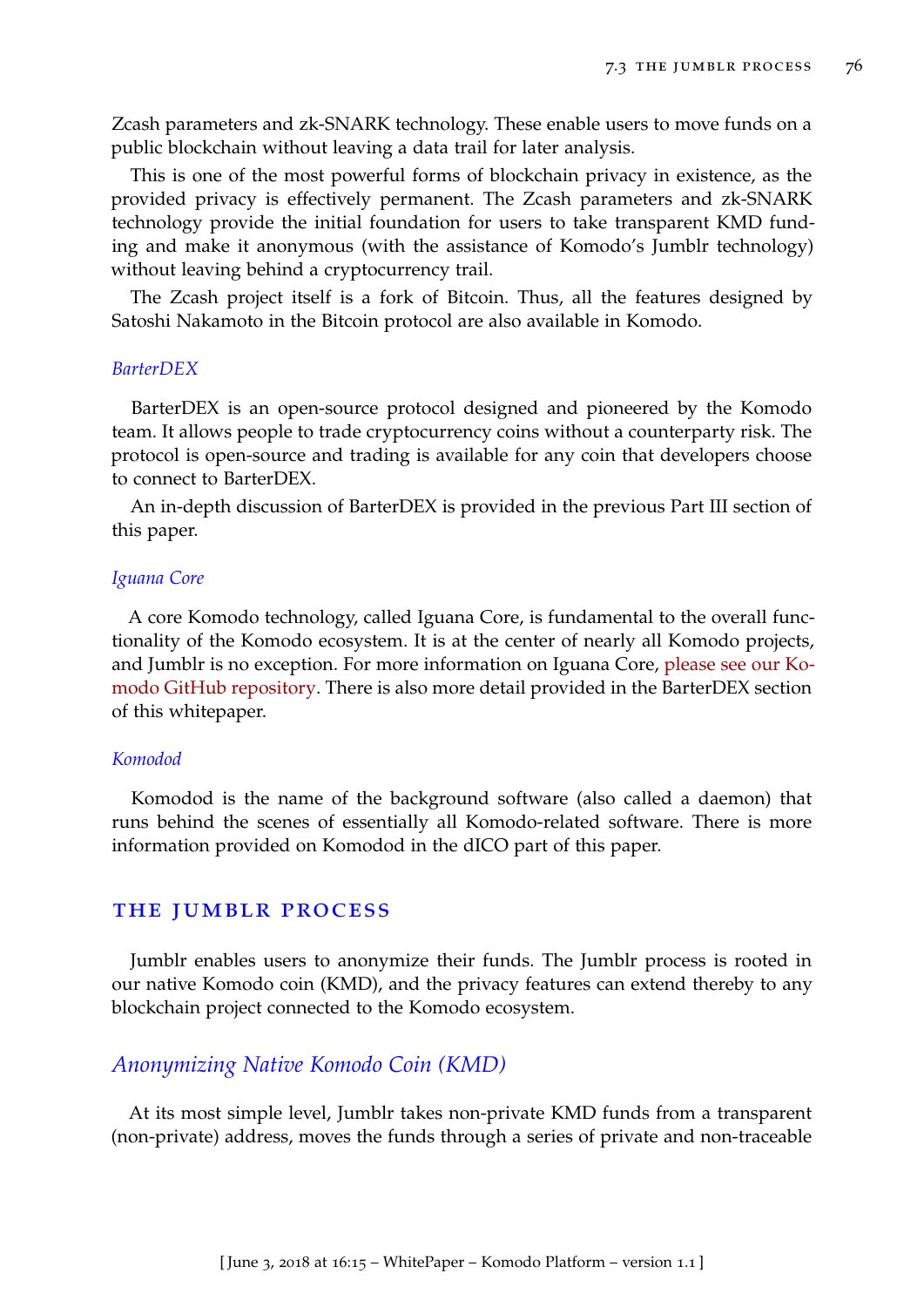Zcash parameters and zk-SNARK technology. These enable users to move funds on a public blockchain without leaving a data trail for later analysis.

This is one of the most powerful forms of blockchain privacy in existence, as the provided privacy is effectively permanent. The Zcash parameters and zk-SNARK technology provide the initial foundation for users to take transparent KMD funding and make it anonymous (with the assistance of Komodo's Jumblr technology) without leaving behind a cryptocurrency trail.

The Zcash project itself is a fork of Bitcoin. Thus, all the features designed by Satoshi Nakamoto in the Bitcoin protocol are also available in Komodo.

#### *BarterDEX*

BarterDEX is an open-source protocol designed and pioneered by the Komodo team. It allows people to trade cryptocurrency coins without a counterparty risk. The protocol is open-source and trading is available for any coin that developers choose to connect to BarterDEX.

An in-depth discussion of BarterDEX is provided in the previous Part III section of this paper.

#### *Iguana Core*

A core Komodo technology, called Iguana Core, is fundamental to the overall functionality of the Komodo ecosystem. It is at the center of nearly all Komodo projects, and Jumblr is no exception. For more information on Iguana Core, please see our Komodo GitHub repository. There is also more detail provided in the BarterDEX section of this whitepaper.

#### *Komodod*

Komodod is the name of the background software (also called a daemon) that runs behind the scenes of essentially all Komodo-related software. There is more information provided on Komodod in the dICO part of this paper.

## THE JUMBLR PROCESS

Jumblr enables users to anonymize their funds. The Jumblr process is rooted in our native Komodo coin (KMD), and the privacy features can extend thereby to any blockchain project connected to the Komodo ecosystem.

### *Anonymizing Native Komodo Coin (KMD)*

At its most simple level, Jumblr takes non-private KMD funds from a transparent (non-private) address, moves the funds through a series of private and non-traceable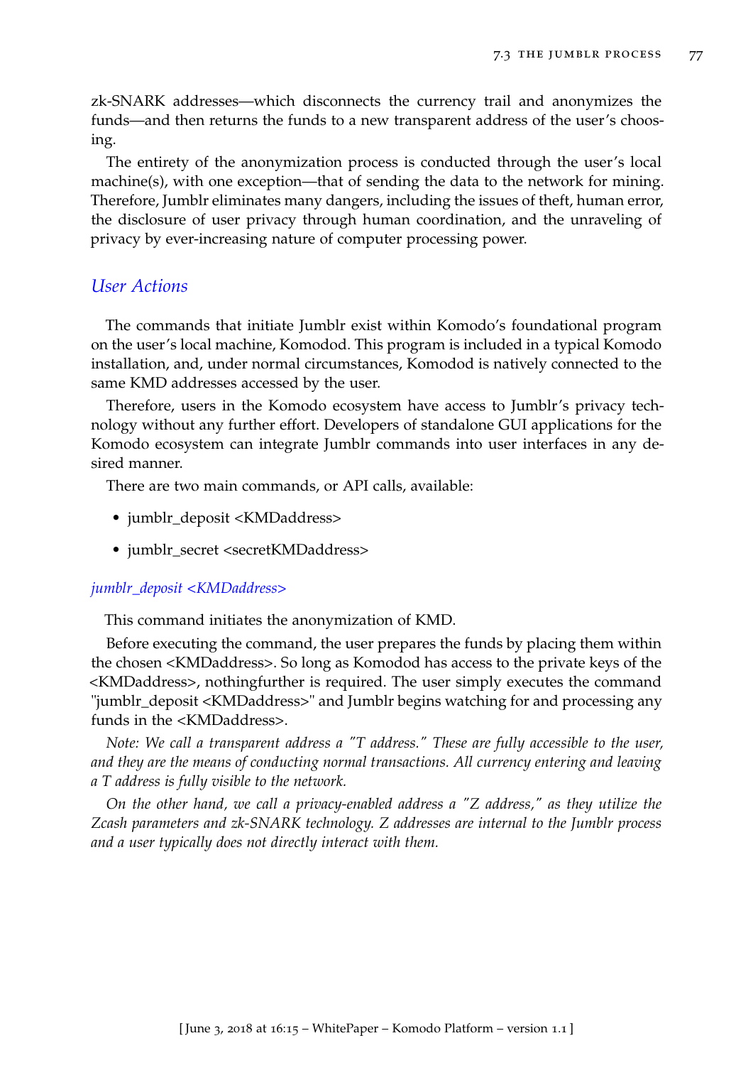zk-SNARK addresses—which disconnects the currency trail and anonymizes the funds—and then returns the funds to a new transparent address of the user's choosing.

The entirety of the anonymization process is conducted through the user's local machine(s), with one exception—that of sending the data to the network for mining. Therefore, Jumblr eliminates many dangers, including the issues of theft, human error, the disclosure of user privacy through human coordination, and the unraveling of privacy by ever-increasing nature of computer processing power.

### *User Actions*

The commands that initiate Jumblr exist within Komodo's foundational program on the user's local machine, Komodod. This program is included in a typical Komodo installation, and, under normal circumstances, Komodod is natively connected to the same KMD addresses accessed by the user.

Therefore, users in the Komodo ecosystem have access to Jumblr's privacy technology without any further effort. Developers of standalone GUI applications for the Komodo ecosystem can integrate Jumblr commands into user interfaces in any desired manner.

There are two main commands, or API calls, available:

- jumblr_deposit <KMDaddress>
- jumblr_secret <secretKMDaddress>

#### *jumblr_deposit <KMDaddress>*

This command initiates the anonymization of KMD.

Before executing the command, the user prepares the funds by placing them within the chosen <KMDaddress>. So long as Komodod has access to the private keys of the <KMDaddress>, nothingfurther is required. The user simply executes the command "jumblr_deposit <KMDaddress>" and Jumblr begins watching for and processing any funds in the <KMDaddress>.

*Note: We call a transparent address a "T address." These are fully accessible to the user, and they are the means of conducting normal transactions. All currency entering and leaving a T address is fully visible to the network.*

*On the other hand, we call a privacy-enabled address a "Z address," as they utilize the Zcash parameters and zk-SNARK technology. Z addresses are internal to the Jumblr process and a user typically does not directly interact with them.*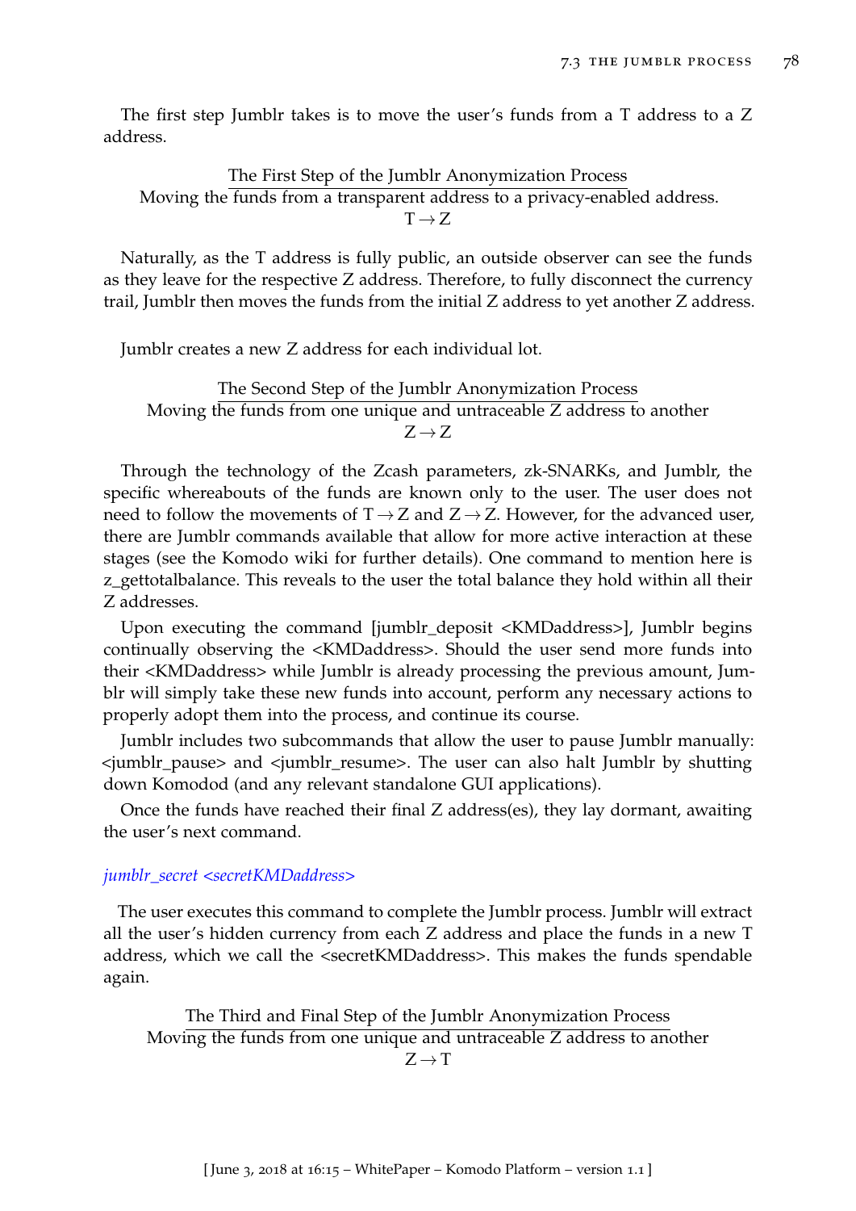The first step Jumblr takes is to move the user's funds from a T address to a Z address.

<u>The First Step of the Jumblr Anonymization Process</u>
Moving the funds from a transparent address to a privacy-enabled address.
T → Z

Naturally, as the T address is fully public, an outside observer can see the funds as they leave for the respective Z address. Therefore, to fully disconnect the currency trail, Jumblr then moves the funds from the initial Z address to yet another Z address.

Jumblr creates a new Z address for each individual lot.

<u>The Second Step of the Jumblr Anonymization Process</u>
Moving the funds from one unique and untraceable Z address to another
Z → Z

Through the technology of the Zcash parameters, zk-SNARKs, and Jumblr, the specific whereabouts of the funds are known only to the user. The user does not need to follow the movements of T → Z and Z → Z. However, for the advanced user, there are Jumblr commands available that allow for more active interaction at these stages (see the Komodo wiki for further details). One command to mention here is z_gettotalbalance. This reveals to the user the total balance they hold within all their Z addresses.

Upon executing the command [jumblr_deposit <KMDaddress>], Jumblr begins continually observing the <KMDaddress>. Should the user send more funds into their <KMDaddress> while Jumblr is already processing the previous amount, Jumblr will simply take these new funds into account, perform any necessary actions to properly adopt them into the process, and continue its course.

Jumblr includes two subcommands that allow the user to pause Jumblr manually: <jumblr_pause> and <jumblr_resume>. The user can also halt Jumblr by shutting down Komodod (and any relevant standalone GUI applications).

Once the funds have reached their final Z address(es), they lay dormant, awaiting the user's next command.

*jumblr_secret <secretKMDaddress>*

The user executes this command to complete the Jumblr process. Jumblr will extract all the user's hidden currency from each Z address and place the funds in a new T address, which we call the <secretKMDaddress>. This makes the funds spendable again.

<u>The Third and Final Step of the Jumblr Anonymization Process</u>
Moving the funds from one unique and untraceable Z address to another
Z → T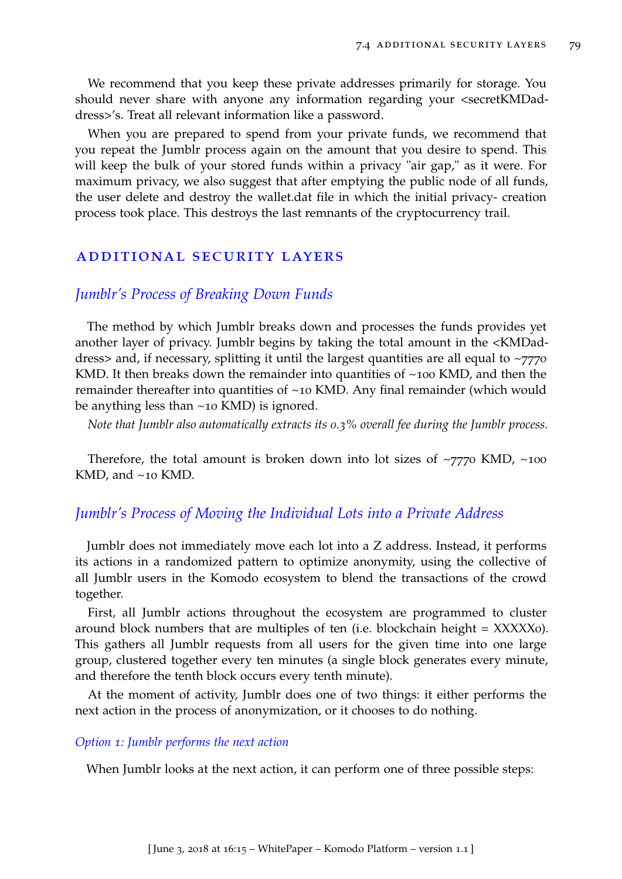We recommend that you keep these private addresses primarily for storage. You should never share with anyone any information regarding your <secretKMDaddress>'s. Treat all relevant information like a password.

When you are prepared to spend from your private funds, we recommend that you repeat the Jumblr process again on the amount that you desire to spend. This will keep the bulk of your stored funds within a privacy "air gap," as it were. For maximum privacy, we also suggest that after emptying the public node of all funds, the user delete and destroy the wallet.dat file in which the initial privacy- creation process took place. This destroys the last remnants of the cryptocurrency trail.

## ADDITIONAL SECURITY LAYERS

### *Jumblr's Process of Breaking Down Funds*

The method by which Jumblr breaks down and processes the funds provides yet another layer of privacy. Jumblr begins by taking the total amount in the <KMDaddress> and, if necessary, splitting it until the largest quantities are all equal to ~7770 KMD. It then breaks down the remainder into quantities of ~100 KMD, and then the remainder thereafter into quantities of ~10 KMD. Any final remainder (which would be anything less than ~10 KMD) is ignored.

*Note that Jumblr also automatically extracts its 0.3% overall fee during the Jumblr process.*

Therefore, the total amount is broken down into lot sizes of ~7770 KMD, ~100 KMD, and ~10 KMD.

### *Jumblr's Process of Moving the Individual Lots into a Private Address*

Jumblr does not immediately move each lot into a Z address. Instead, it performs its actions in a randomized pattern to optimize anonymity, using the collective of all Jumblr users in the Komodo ecosystem to blend the transactions of the crowd together.

First, all Jumblr actions throughout the ecosystem are programmed to cluster around block numbers that are multiples of ten (i.e. blockchain height = XXXXX0). This gathers all Jumblr requests from all users for the given time into one large group, clustered together every ten minutes (a single block generates every minute, and therefore the tenth block occurs every tenth minute).

At the moment of activity, Jumblr does one of two things: it either performs the next action in the process of anonymization, or it chooses to do nothing.

#### *Option 1: Jumblr performs the next action*

When Jumblr looks at the next action, it can perform one of three possible steps: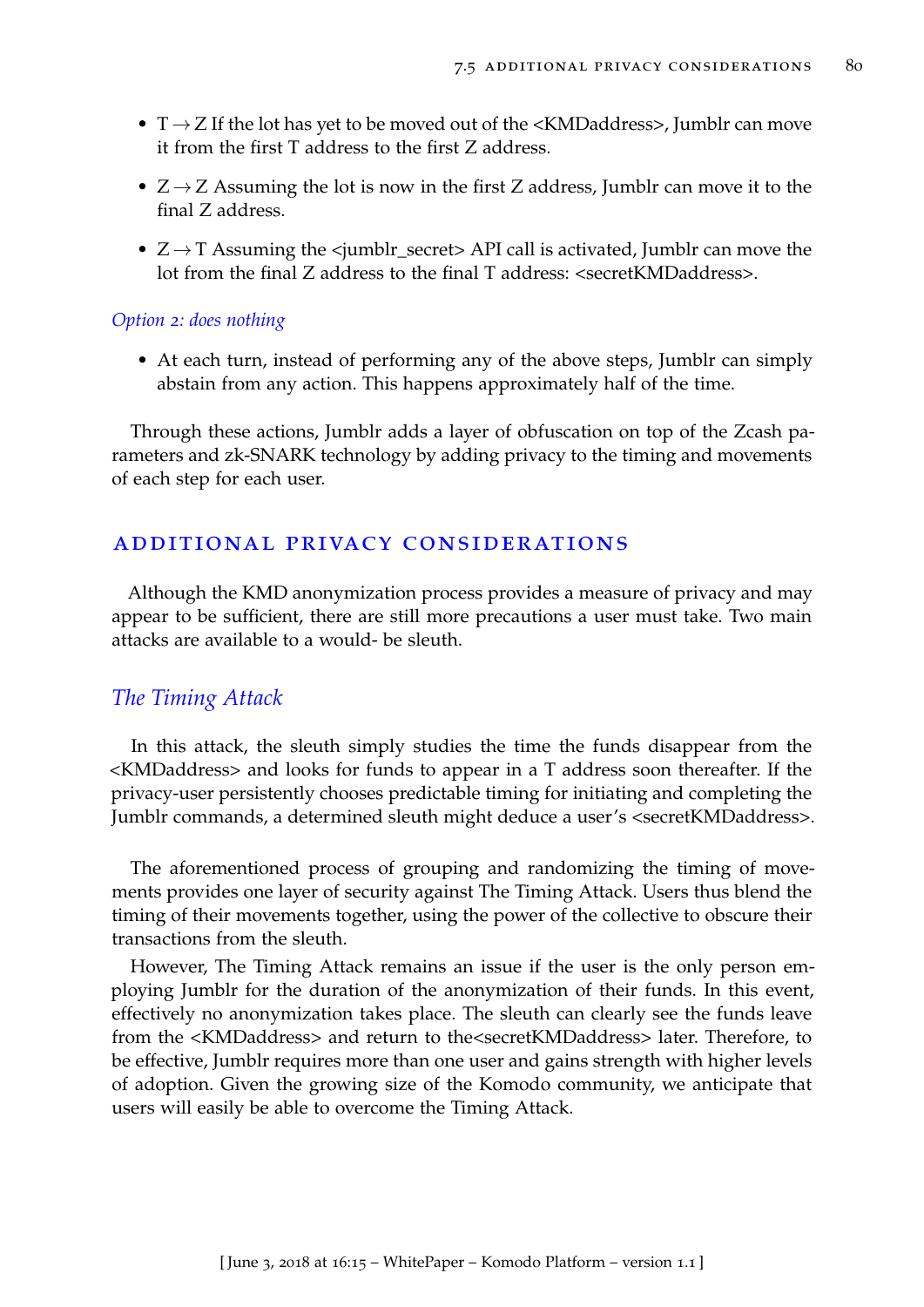- T → Z If the lot has yet to be moved out of the <KMDaddress>, Jumblr can move it from the first T address to the first Z address.
- Z → Z Assuming the lot is now in the first Z address, Jumblr can move it to the final Z address.
- Z → T Assuming the <jumblr_secret> API call is activated, Jumblr can move the lot from the final Z address to the final T address: <secretKMDaddress>.

*Option 2: does nothing*

- At each turn, instead of performing any of the above steps, Jumblr can simply abstain from any action. This happens approximately half of the time.

Through these actions, Jumblr adds a layer of obfuscation on top of the Zcash parameters and zk-SNARK technology by adding privacy to the timing and movements of each step for each user.

## ADDITIONAL PRIVACY CONSIDERATIONS

Although the KMD anonymization process provides a measure of privacy and may appear to be sufficient, there are still more precautions a user must take. Two main attacks are available to a would- be sleuth.

### *The Timing Attack*

In this attack, the sleuth simply studies the time the funds disappear from the <KMDaddress> and looks for funds to appear in a T address soon thereafter. If the privacy-user persistently chooses predictable timing for initiating and completing the Jumblr commands, a determined sleuth might deduce a user's <secretKMDaddress>.

The aforementioned process of grouping and randomizing the timing of movements provides one layer of security against The Timing Attack. Users thus blend the timing of their movements together, using the power of the collective to obscure their transactions from the sleuth.

However, The Timing Attack remains an issue if the user is the only person employing Jumblr for the duration of the anonymization of their funds. In this event, effectively no anonymization takes place. The sleuth can clearly see the funds leave from the <KMDaddress> and return to the<secretKMDaddress> later. Therefore, to be effective, Jumblr requires more than one user and gains strength with higher levels of adoption. Given the growing size of the Komodo community, we anticipate that users will easily be able to overcome the Timing Attack.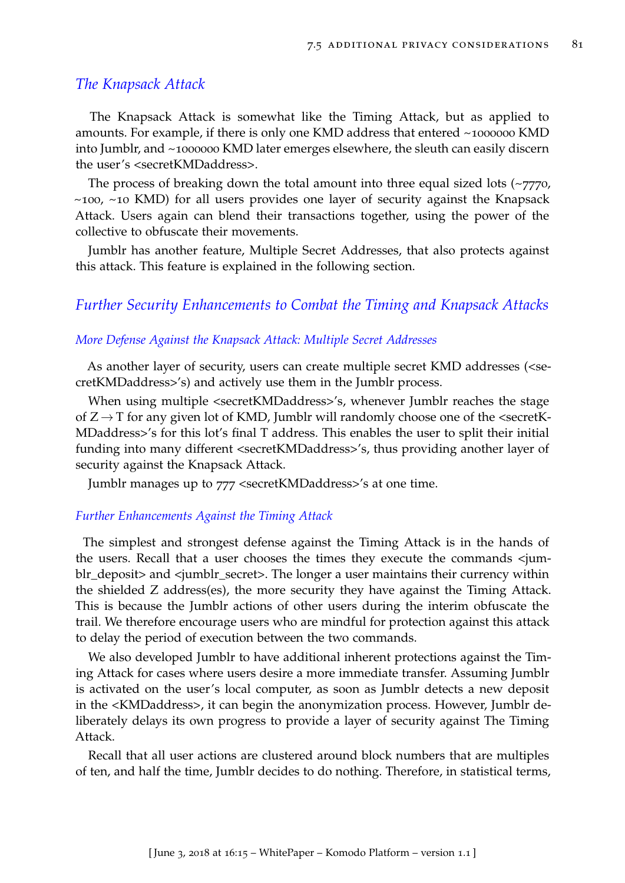### The Knapsack Attack

The Knapsack Attack is somewhat like the Timing Attack, but as applied to amounts. For example, if there is only one KMD address that entered ~1000000 KMD into Jumblr, and ~1000000 KMD later emerges elsewhere, the sleuth can easily discern the user's <secretKMDaddress>.

The process of breaking down the total amount into three equal sized lots (~7770, ~100, ~10 KMD) for all users provides one layer of security against the Knapsack Attack. Users again can blend their transactions together, using the power of the collective to obfuscate their movements.

Jumblr has another feature, Multiple Secret Addresses, that also protects against this attack. This feature is explained in the following section.

### Further Security Enhancements to Combat the Timing and Knapsack Attacks

#### More Defense Against the Knapsack Attack: Multiple Secret Addresses

As another layer of security, users can create multiple secret KMD addresses (<secretKMDaddress>'s) and actively use them in the Jumblr process.

When using multiple <secretKMDaddress>'s, whenever Jumblr reaches the stage of $Z \rightarrow T$ for any given lot of KMD, Jumblr will randomly choose one of the <secretKMDaddress>'s for this lot's final T address. This enables the user to split their initial funding into many different <secretKMDaddress>'s, thus providing another layer of security against the Knapsack Attack.

Jumblr manages up to 777 <secretKMDaddress>'s at one time.

#### Further Enhancements Against the Timing Attack

The simplest and strongest defense against the Timing Attack is in the hands of the users. Recall that a user chooses the times they execute the commands <jumblr_deposit> and <jumblr_secret>. The longer a user maintains their currency within the shielded Z address(es), the more security they have against the Timing Attack. This is because the Jumblr actions of other users during the interim obfuscate the trail. We therefore encourage users who are mindful for protection against this attack to delay the period of execution between the two commands.

We also developed Jumblr to have additional inherent protections against the Timing Attack for cases where users desire a more immediate transfer. Assuming Jumblr is activated on the user's local computer, as soon as Jumblr detects a new deposit in the <KMDaddress>, it can begin the anonymization process. However, Jumblr deliberately delays its own progress to provide a layer of security against The Timing Attack.

Recall that all user actions are clustered around block numbers that are multiples of ten, and half the time, Jumblr decides to do nothing. Therefore, in statistical terms,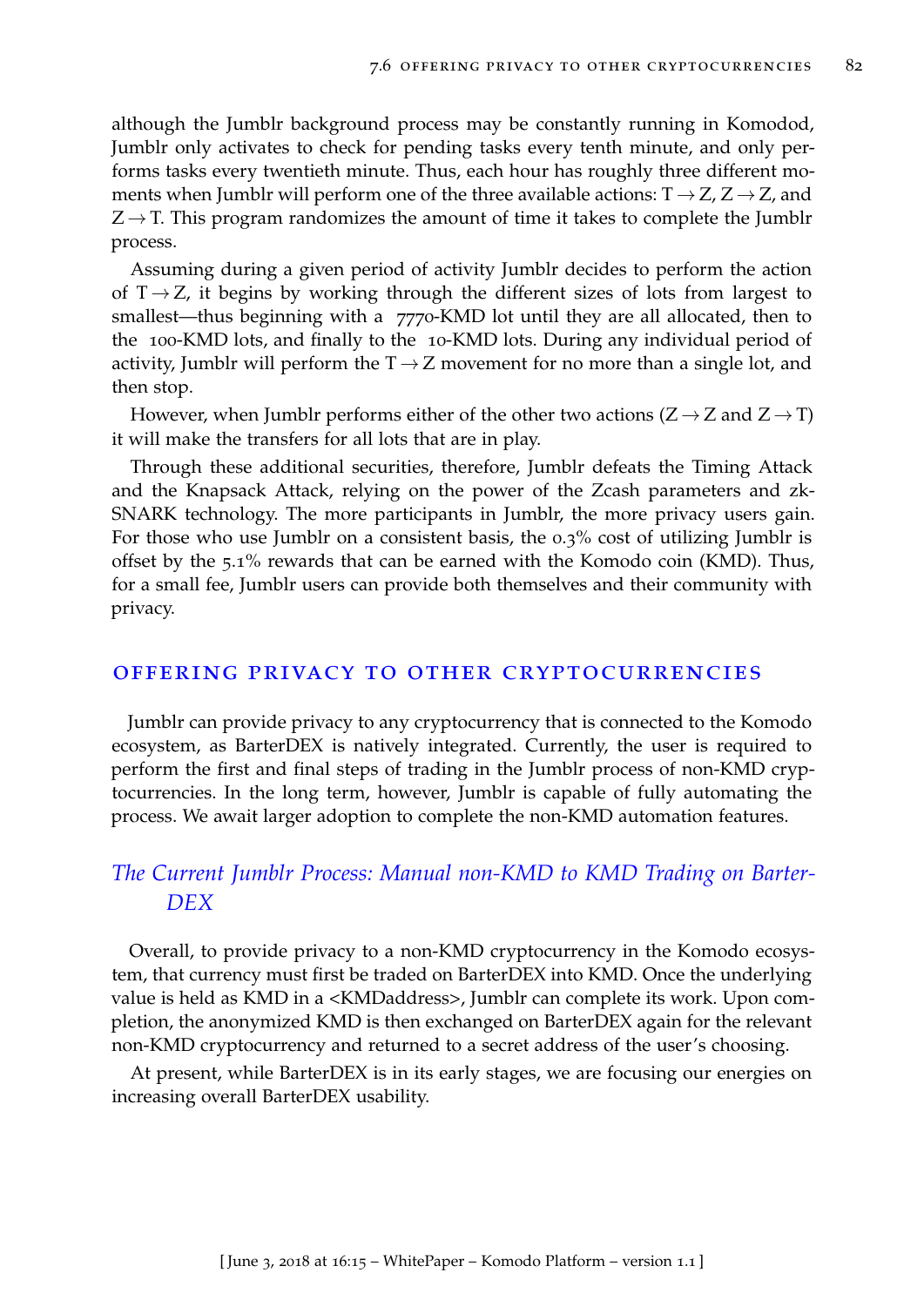although the Jumblr background process may be constantly running in Komodod, Jumblr only activates to check for pending tasks every tenth minute, and only performs tasks every twentieth minute. Thus, each hour has roughly three different moments when Jumblr will perform one of the three available actions: $T \rightarrow Z$, $Z \rightarrow Z$, and $Z \rightarrow T$. This program randomizes the amount of time it takes to complete the Jumblr process.

Assuming during a given period of activity Jumblr decides to perform the action of $T \rightarrow Z$, it begins by working through the different sizes of lots from largest to smallest—thus beginning with a 7770-KMD lot until they are all allocated, then to the 100-KMD lots, and finally to the 10-KMD lots. During any individual period of activity, Jumblr will perform the $T \rightarrow Z$ movement for no more than a single lot, and then stop.

However, when Jumblr performs either of the other two actions ($Z \rightarrow Z$ and $Z \rightarrow T$) it will make the transfers for all lots that are in play.

Through these additional securities, therefore, Jumblr defeats the Timing Attack and the Knapsack Attack, relying on the power of the Zcash parameters and zk-SNARK technology. The more participants in Jumblr, the more privacy users gain. For those who use Jumblr on a consistent basis, the 0.3% cost of utilizing Jumblr is offset by the 5.1% rewards that can be earned with the Komodo coin (KMD). Thus, for a small fee, Jumblr users can provide both themselves and their community with privacy.

## Offering Privacy To Other Cryptocurrencies

Jumblr can provide privacy to any cryptocurrency that is connected to the Komodo ecosystem, as BarterDEX is natively integrated. Currently, the user is required to perform the first and final steps of trading in the Jumblr process of non-KMD cryptocurrencies. In the long term, however, Jumblr is capable of fully automating the process. We await larger adoption to complete the non-KMD automation features.

### *The Current Jumblr Process: Manual non-KMD to KMD Trading on BarterDEX*

Overall, to provide privacy to a non-KMD cryptocurrency in the Komodo ecosystem, that currency must first be traded on BarterDEX into KMD. Once the underlying value is held as KMD in a <KMDaddress>, Jumblr can complete its work. Upon completion, the anonymized KMD is then exchanged on BarterDEX again for the relevant non-KMD cryptocurrency and returned to a secret address of the user's choosing.

At present, while BarterDEX is in its early stages, we are focusing our energies on increasing overall BarterDEX usability.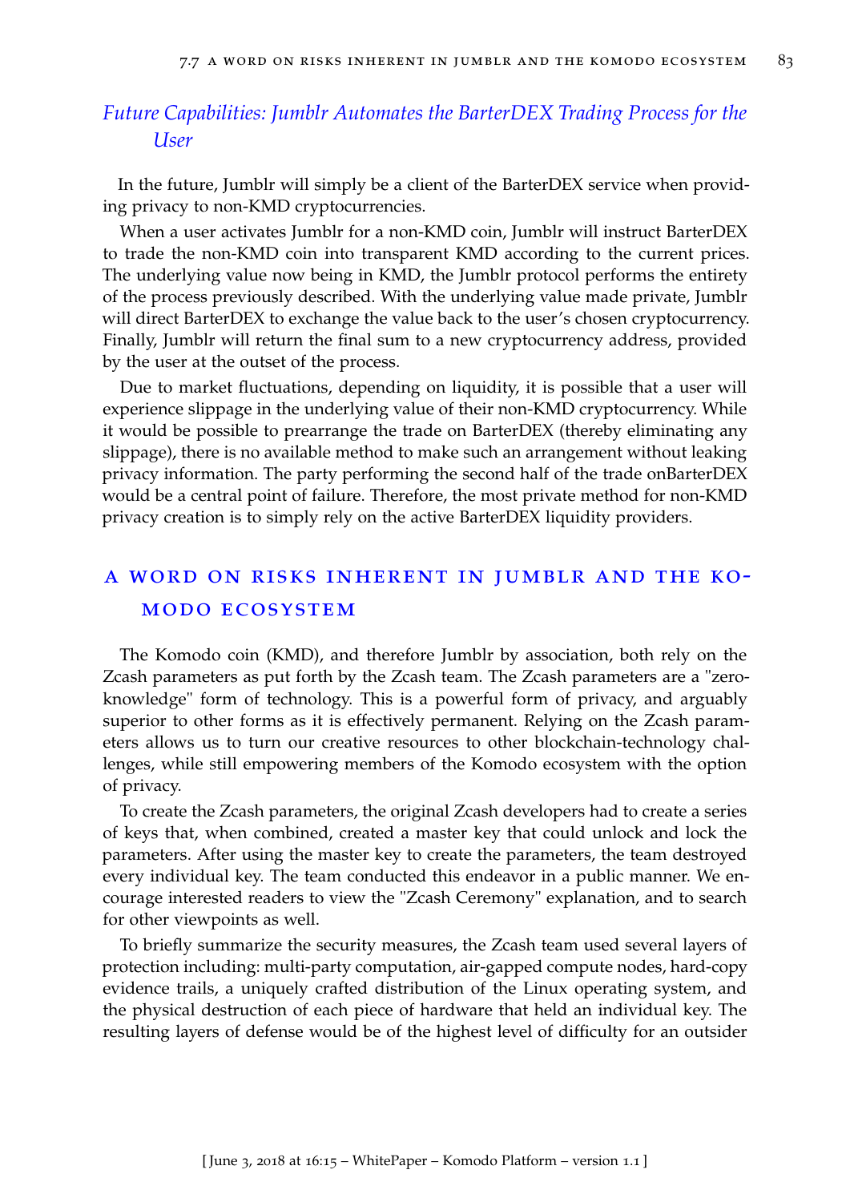### *Future Capabilities: Jumblr Automates the BarterDEX Trading Process for the User*

In the future, Jumblr will simply be a client of the BarterDEX service when providing privacy to non-KMD cryptocurrencies.

When a user activates Jumblr for a non-KMD coin, Jumblr will instruct BarterDEX to trade the non-KMD coin into transparent KMD according to the current prices. The underlying value now being in KMD, the Jumblr protocol performs the entirety of the process previously described. With the underlying value made private, Jumblr will direct BarterDEX to exchange the value back to the user's chosen cryptocurrency. Finally, Jumblr will return the final sum to a new cryptocurrency address, provided by the user at the outset of the process.

Due to market fluctuations, depending on liquidity, it is possible that a user will experience slippage in the underlying value of their non-KMD cryptocurrency. While it would be possible to prearrange the trade on BarterDEX (thereby eliminating any slippage), there is no available method to make such an arrangement without leaking privacy information. The party performing the second half of the trade onBarterDEX would be a central point of failure. Therefore, the most private method for non-KMD privacy creation is to simply rely on the active BarterDEX liquidity providers.

## A WORD ON RISKS INHERENT IN JUMBLR AND THE KOMODO ECOSYSTEM

The Komodo coin (KMD), and therefore Jumblr by association, both rely on the Zcash parameters as put forth by the Zcash team. The Zcash parameters are a "zero-knowledge" form of technology. This is a powerful form of privacy, and arguably superior to other forms as it is effectively permanent. Relying on the Zcash parameters allows us to turn our creative resources to other blockchain-technology challenges, while still empowering members of the Komodo ecosystem with the option of privacy.

To create the Zcash parameters, the original Zcash developers had to create a series of keys that, when combined, created a master key that could unlock and lock the parameters. After using the master key to create the parameters, the team destroyed every individual key. The team conducted this endeavor in a public manner. We encourage interested readers to view the "Zcash Ceremony" explanation, and to search for other viewpoints as well.

To briefly summarize the security measures, the Zcash team used several layers of protection including: multi-party computation, air-gapped compute nodes, hard-copy evidence trails, a uniquely crafted distribution of the Linux operating system, and the physical destruction of each piece of hardware that held an individual key. The resulting layers of defense would be of the highest level of difficulty for an outsider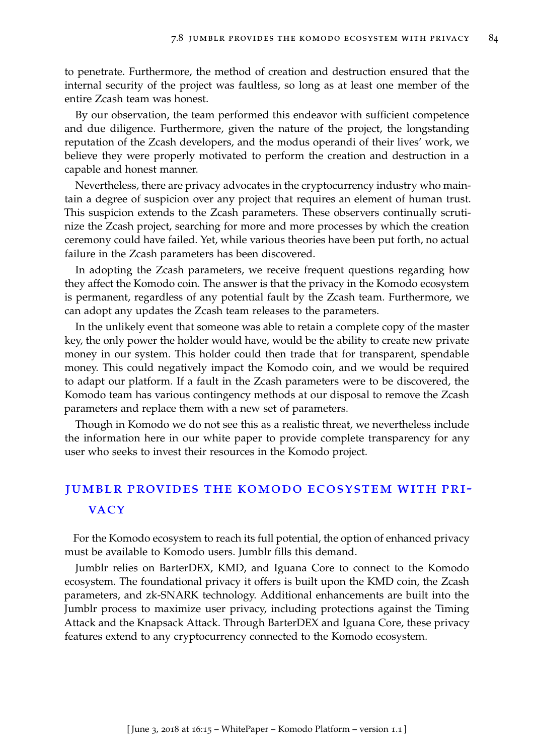to penetrate. Furthermore, the method of creation and destruction ensured that the internal security of the project was faultless, so long as at least one member of the entire Zcash team was honest.

By our observation, the team performed this endeavor with sufficient competence and due diligence. Furthermore, given the nature of the project, the longstanding reputation of the Zcash developers, and the modus operandi of their lives' work, we believe they were properly motivated to perform the creation and destruction in a capable and honest manner.

Nevertheless, there are privacy advocates in the cryptocurrency industry who maintain a degree of suspicion over any project that requires an element of human trust. This suspicion extends to the Zcash parameters. These observers continually scrutinize the Zcash project, searching for more and more processes by which the creation ceremony could have failed. Yet, while various theories have been put forth, no actual failure in the Zcash parameters has been discovered.

In adopting the Zcash parameters, we receive frequent questions regarding how they affect the Komodo coin. The answer is that the privacy in the Komodo ecosystem is permanent, regardless of any potential fault by the Zcash team. Furthermore, we can adopt any updates the Zcash team releases to the parameters.

In the unlikely event that someone was able to retain a complete copy of the master key, the only power the holder would have, would be the ability to create new private money in our system. This holder could then trade that for transparent, spendable money. This could negatively impact the Komodo coin, and we would be required to adapt our platform. If a fault in the Zcash parameters were to be discovered, the Komodo team has various contingency methods at our disposal to remove the Zcash parameters and replace them with a new set of parameters.

Though in Komodo we do not see this as a realistic threat, we nevertheless include the information here in our white paper to provide complete transparency for any user who seeks to invest their resources in the Komodo project.

## JUMBLR PROVIDES THE KOMODO ECOSYSTEM WITH PRIVACY

For the Komodo ecosystem to reach its full potential, the option of enhanced privacy must be available to Komodo users. Jumblr fills this demand.

Jumblr relies on BarterDEX, KMD, and Iguana Core to connect to the Komodo ecosystem. The foundational privacy it offers is built upon the KMD coin, the Zcash parameters, and zk-SNARK technology. Additional enhancements are built into the Jumblr process to maximize user privacy, including protections against the Timing Attack and the Knapsack Attack. Through BarterDEX and Iguana Core, these privacy features extend to any cryptocurrency connected to the Komodo ecosystem.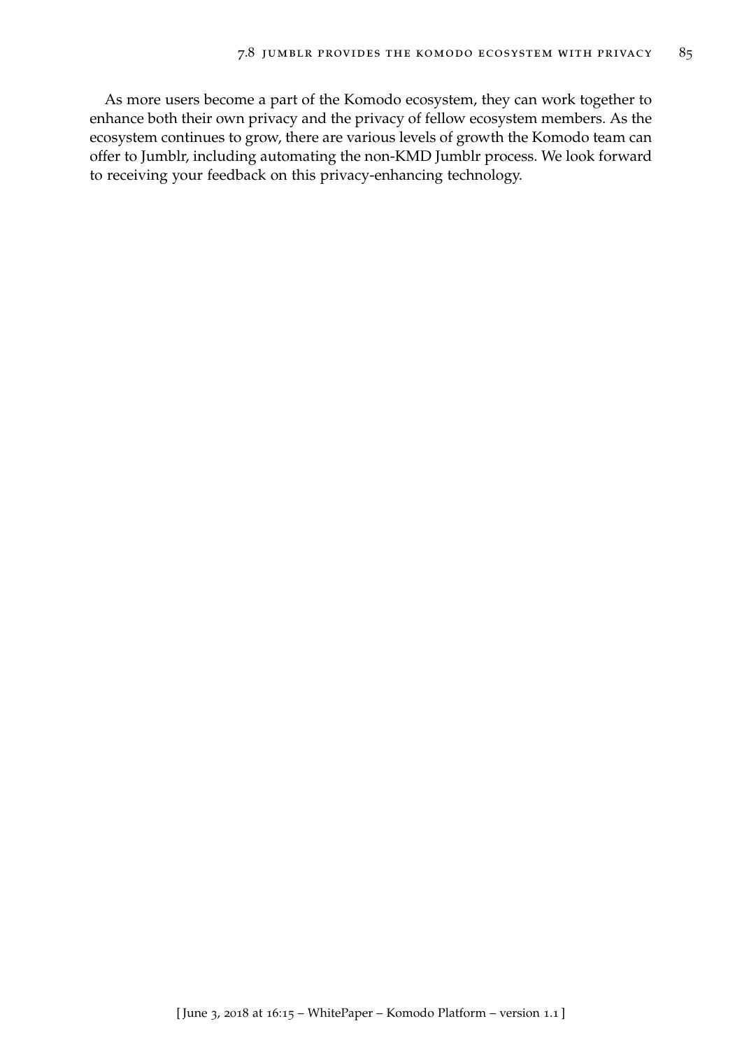As more users become a part of the Komodo ecosystem, they can work together to enhance both their own privacy and the privacy of fellow ecosystem members. As the ecosystem continues to grow, there are various levels of growth the Komodo team can offer to Jumblr, including automating the non-KMD Jumblr process. We look forward to receiving your feedback on this privacy-enhancing technology.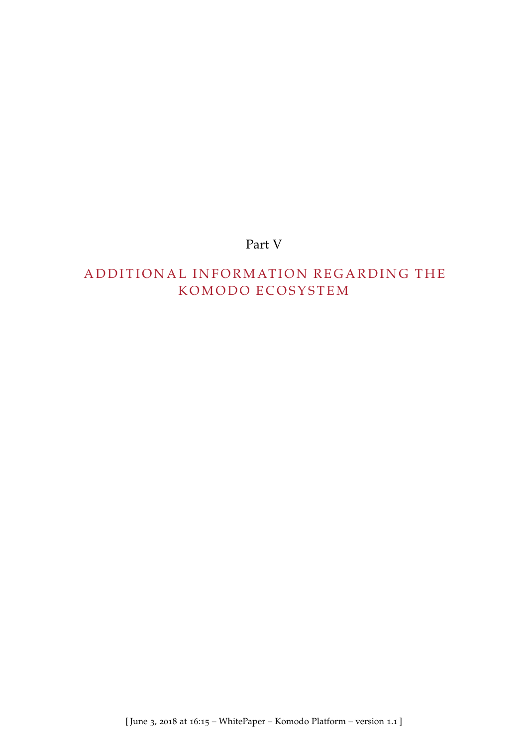# Part V

# ADDITIONAL INFORMATION REGARDING THE KOMODO ECOSYSTEM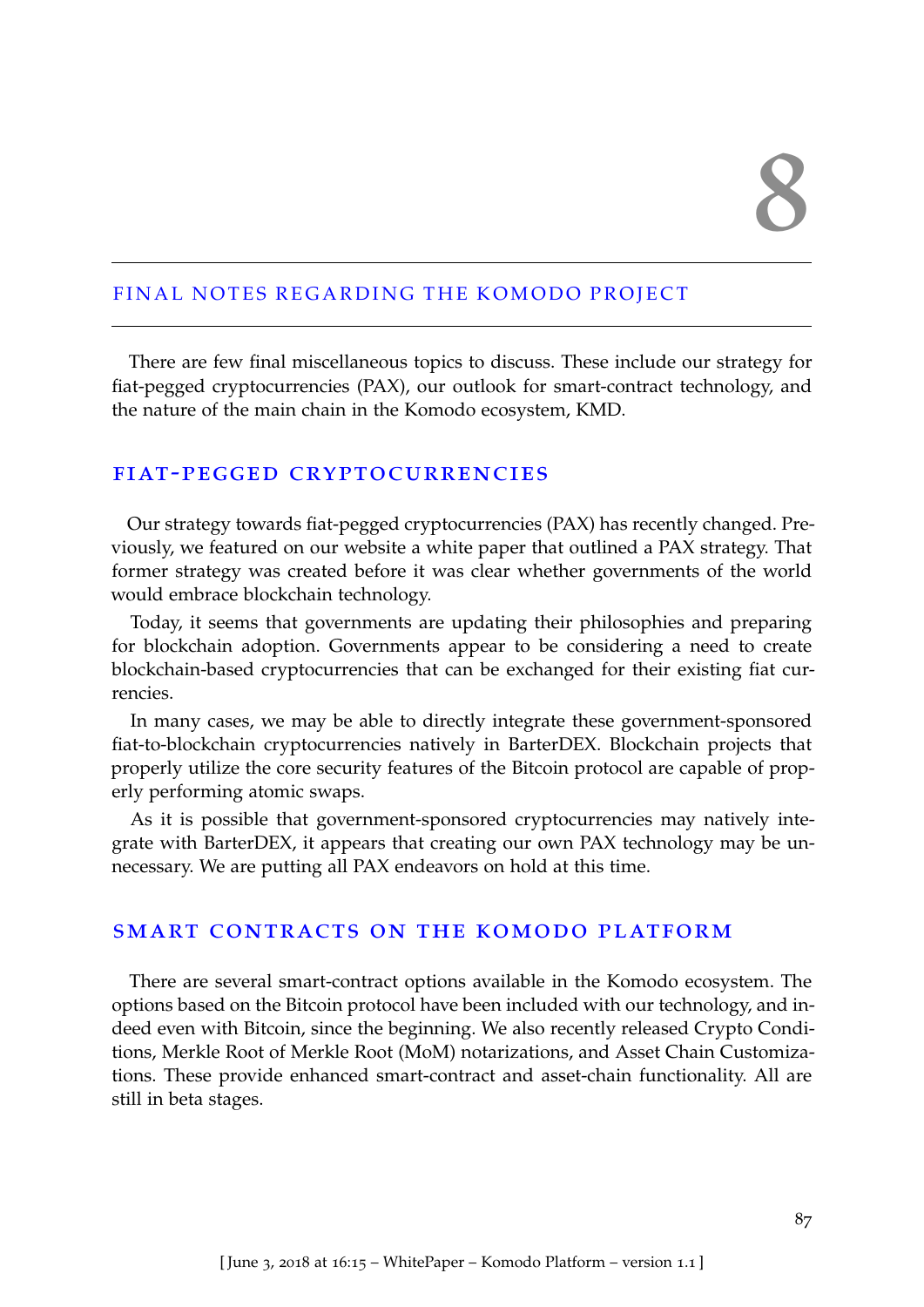# 8

## FINAL NOTES REGARDING THE KOMODO PROJECT

There are few final miscellaneous topics to discuss. These include our strategy for fiat-pegged cryptocurrencies (PAX), our outlook for smart-contract technology, and the nature of the main chain in the Komodo ecosystem, KMD.

### FIAT-PEGGED CRYPTOCURRENCIES

Our strategy towards fiat-pegged cryptocurrencies (PAX) has recently changed. Previously, we featured on our website a white paper that outlined a PAX strategy. That former strategy was created before it was clear whether governments of the world would embrace blockchain technology.

Today, it seems that governments are updating their philosophies and preparing for blockchain adoption. Governments appear to be considering a need to create blockchain-based cryptocurrencies that can be exchanged for their existing fiat currencies.

In many cases, we may be able to directly integrate these government-sponsored fiat-to-blockchain cryptocurrencies natively in BarterDEX. Blockchain projects that properly utilize the core security features of the Bitcoin protocol are capable of properly performing atomic swaps.

As it is possible that government-sponsored cryptocurrencies may natively integrate with BarterDEX, it appears that creating our own PAX technology may be unnecessary. We are putting all PAX endeavors on hold at this time.

### SMART CONTRACTS ON THE KOMODO PLATFORM

There are several smart-contract options available in the Komodo ecosystem. The options based on the Bitcoin protocol have been included with our technology, and indeed even with Bitcoin, since the beginning. We also recently released Crypto Conditions, Merkle Root of Merkle Root (MoM) notarizations, and Asset Chain Customizations. These provide enhanced smart-contract and asset-chain functionality. All are still in beta stages.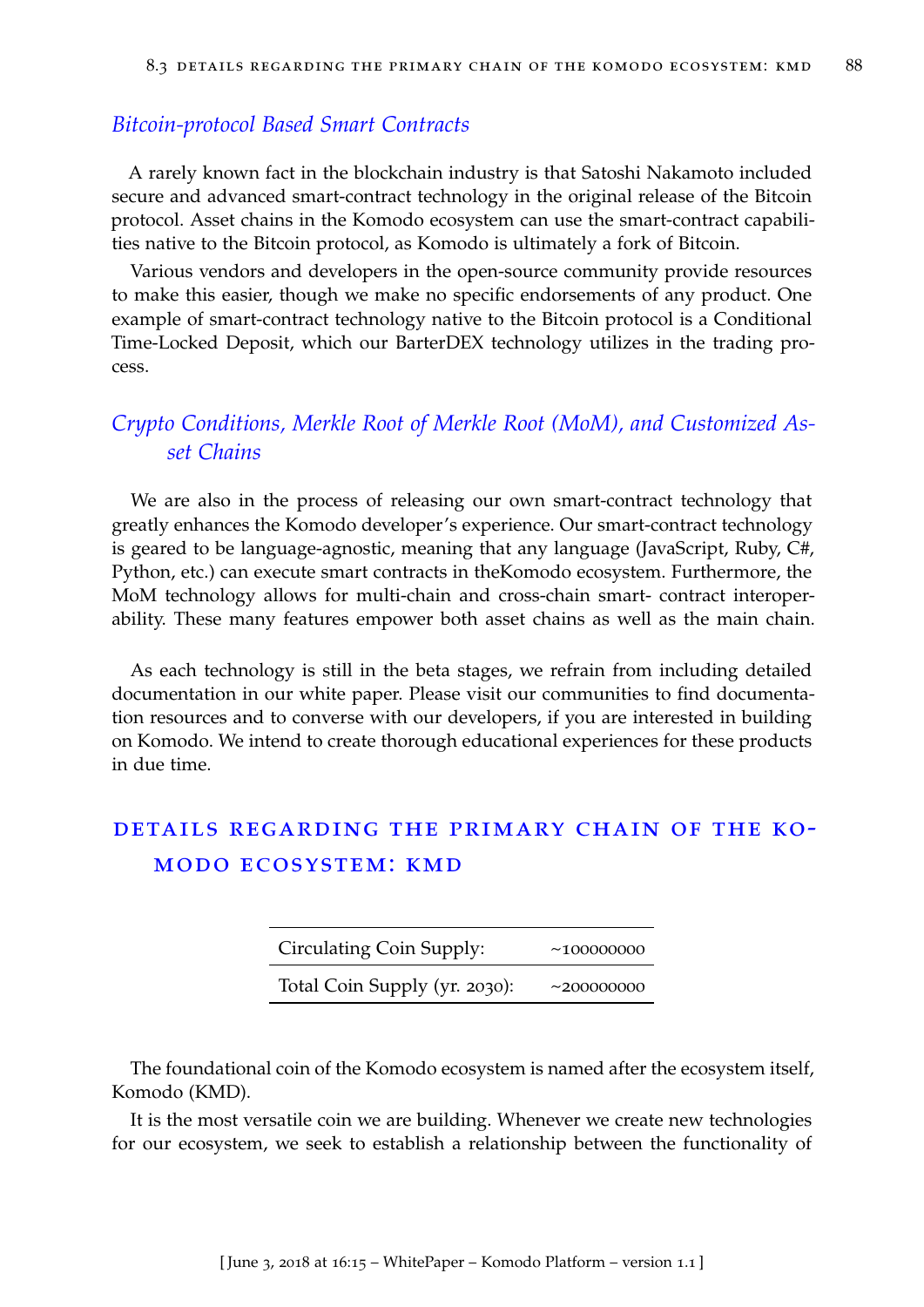### *Bitcoin-protocol Based Smart Contracts*

A rarely known fact in the blockchain industry is that Satoshi Nakamoto included secure and advanced smart-contract technology in the original release of the Bitcoin protocol. Asset chains in the Komodo ecosystem can use the smart-contract capabilities native to the Bitcoin protocol, as Komodo is ultimately a fork of Bitcoin.

Various vendors and developers in the open-source community provide resources to make this easier, though we make no specific endorsements of any product. One example of smart-contract technology native to the Bitcoin protocol is a Conditional Time-Locked Deposit, which our BarterDEX technology utilizes in the trading process.

### *Crypto Conditions, Merkle Root of Merkle Root (MoM), and Customized Asset Chains*

We are also in the process of releasing our own smart-contract technology that greatly enhances the Komodo developer's experience. Our smart-contract technology is geared to be language-agnostic, meaning that any language (JavaScript, Ruby, C#, Python, etc.) can execute smart contracts in theKomodo ecosystem. Furthermore, the MoM technology allows for multi-chain and cross-chain smart- contract interoperability. These many features empower both asset chains as well as the main chain.

As each technology is still in the beta stages, we refrain from including detailed documentation in our white paper. Please visit our communities to find documentation resources and to converse with our developers, if you are interested in building on Komodo. We intend to create thorough educational experiences for these products in due time.

## DETAILS REGARDING THE PRIMARY CHAIN OF THE KOMODO ECOSYSTEM: KMD

| | |
|---|---|
| Circulating Coin Supply: | ~100000000 |
| Total Coin Supply (yr. 2030): | ~200000000 |

The foundational coin of the Komodo ecosystem is named after the ecosystem itself, Komodo (KMD).

It is the most versatile coin we are building. Whenever we create new technologies for our ecosystem, we seek to establish a relationship between the functionality of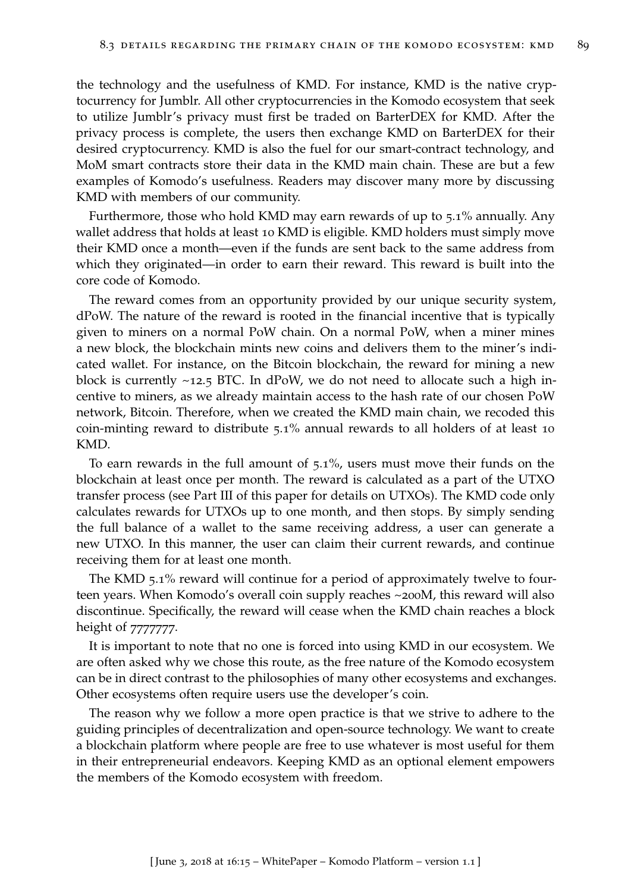the technology and the usefulness of KMD. For instance, KMD is the native cryptocurrency for Jumblr. All other cryptocurrencies in the Komodo ecosystem that seek to utilize Jumblr's privacy must first be traded on BarterDEX for KMD. After the privacy process is complete, the users then exchange KMD on BarterDEX for their desired cryptocurrency. KMD is also the fuel for our smart-contract technology, and MoM smart contracts store their data in the KMD main chain. These are but a few examples of Komodo's usefulness. Readers may discover many more by discussing KMD with members of our community.

Furthermore, those who hold KMD may earn rewards of up to 5.1% annually. Any wallet address that holds at least 10 KMD is eligible. KMD holders must simply move their KMD once a month—even if the funds are sent back to the same address from which they originated—in order to earn their reward. This reward is built into the core code of Komodo.

The reward comes from an opportunity provided by our unique security system, dPoW. The nature of the reward is rooted in the financial incentive that is typically given to miners on a normal PoW chain. On a normal PoW, when a miner mines a new block, the blockchain mints new coins and delivers them to the miner's indicated wallet. For instance, on the Bitcoin blockchain, the reward for mining a new block is currently ~12.5 BTC. In dPoW, we do not need to allocate such a high incentive to miners, as we already maintain access to the hash rate of our chosen PoW network, Bitcoin. Therefore, when we created the KMD main chain, we recoded this coin-minting reward to distribute 5.1% annual rewards to all holders of at least 10 KMD.

To earn rewards in the full amount of 5.1%, users must move their funds on the blockchain at least once per month. The reward is calculated as a part of the UTXO transfer process (see Part III of this paper for details on UTXOs). The KMD code only calculates rewards for UTXOs up to one month, and then stops. By simply sending the full balance of a wallet to the same receiving address, a user can generate a new UTXO. In this manner, the user can claim their current rewards, and continue receiving them for at least one month.

The KMD 5.1% reward will continue for a period of approximately twelve to fourteen years. When Komodo's overall coin supply reaches ~200M, this reward will also discontinue. Specifically, the reward will cease when the KMD chain reaches a block height of 7777777.

It is important to note that no one is forced into using KMD in our ecosystem. We are often asked why we chose this route, as the free nature of the Komodo ecosystem can be in direct contrast to the philosophies of many other ecosystems and exchanges. Other ecosystems often require users use the developer's coin.

The reason why we follow a more open practice is that we strive to adhere to the guiding principles of decentralization and open-source technology. We want to create a blockchain platform where people are free to use whatever is most useful for them in their entrepreneurial endeavors. Keeping KMD as an optional element empowers the members of the Komodo ecosystem with freedom.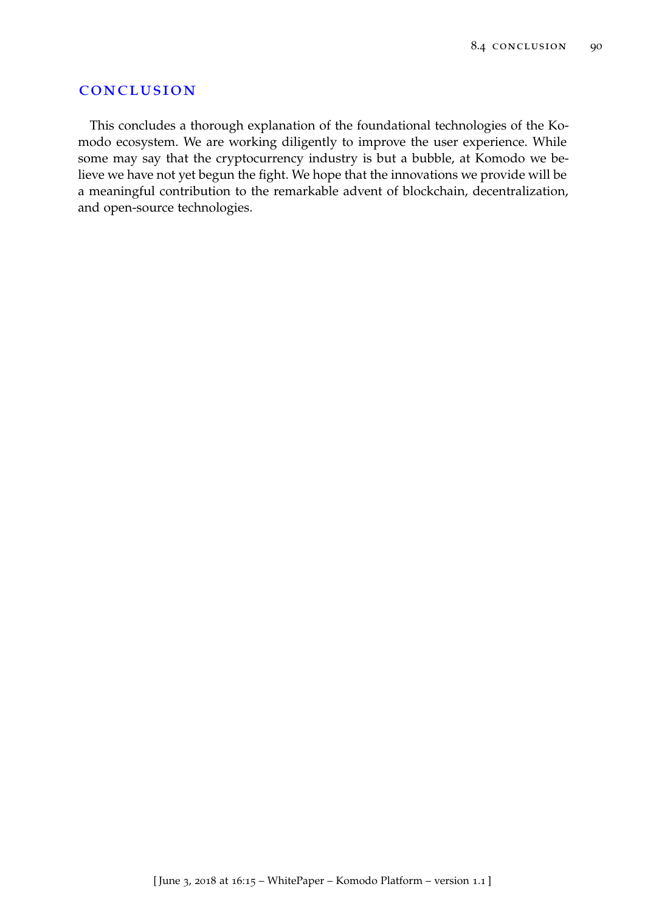## CONCLUSION

This concludes a thorough explanation of the foundational technologies of the Komodo ecosystem. We are working diligently to improve the user experience. While some may say that the cryptocurrency industry is but a bubble, at Komodo we believe we have not yet begun the fight. We hope that the innovations we provide will be a meaningful contribution to the remarkable advent of blockchain, decentralization, and open-source technologies.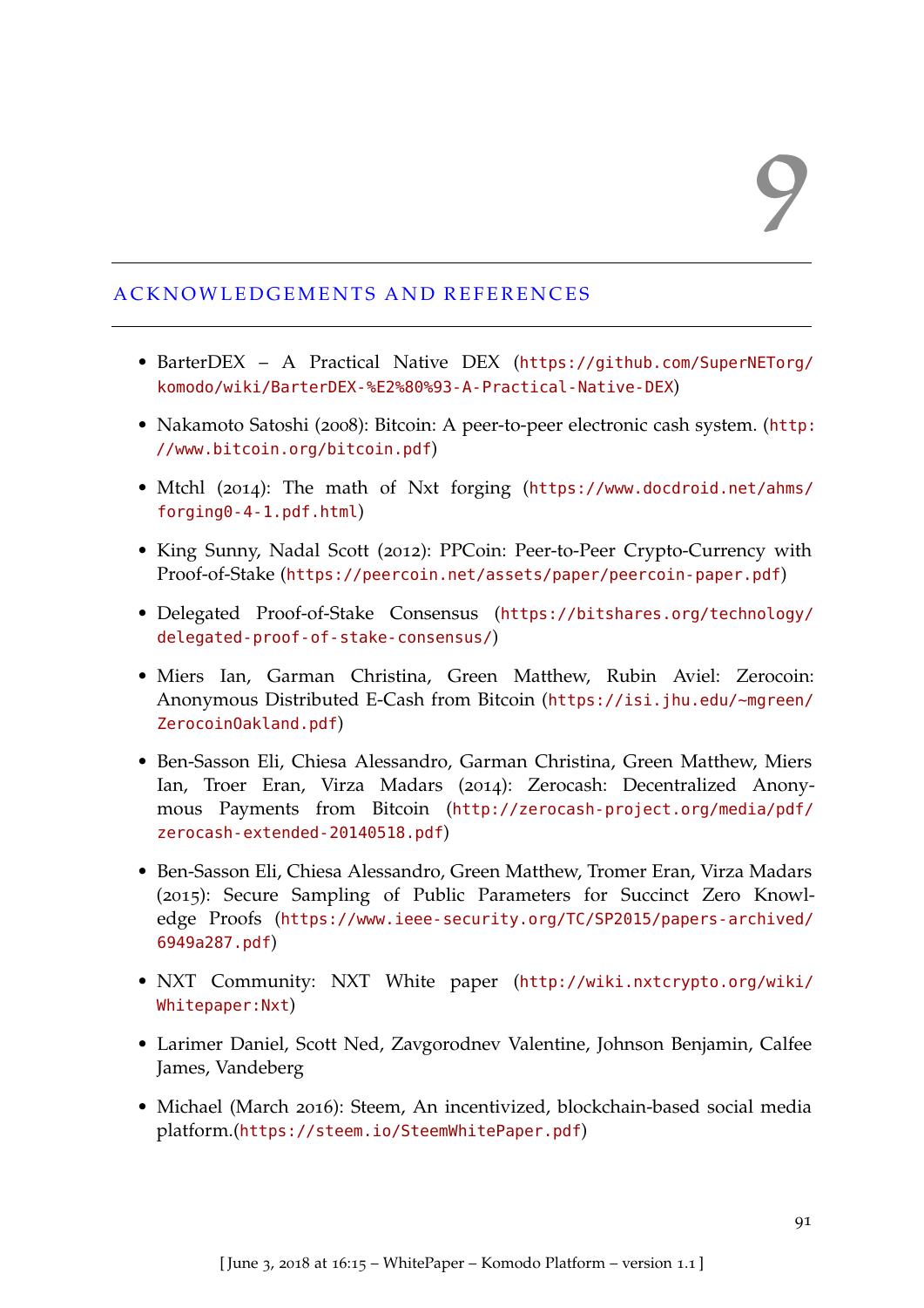// 9

# ACKNOWLEDGEMENTS AND REFERENCES

- BarterDEX – A Practical Native DEX (https://github.com/SuperNETorg/komodo/wiki/BarterDEX-%E2%80%93-A-Practical-Native-DEX)
- Nakamoto Satoshi (2008): Bitcoin: A peer-to-peer electronic cash system. (http://www.bitcoin.org/bitcoin.pdf)
- Mtchl (2014): The math of Nxt forging (https://www.docdroid.net/ahms/forging0-4-1.pdf.html)
- King Sunny, Nadal Scott (2012): PPCoin: Peer-to-Peer Crypto-Currency with Proof-of-Stake (https://peercoin.net/assets/paper/peercoin-paper.pdf)
- Delegated Proof-of-Stake Consensus (https://bitshares.org/technology/delegated-proof-of-stake-consensus/)
- Miers Ian, Garman Christina, Green Matthew, Rubin Aviel: Zerocoin: Anonymous Distributed E-Cash from Bitcoin (https://isi.jhu.edu/~mgreen/ZerocoinOakland.pdf)
- Ben-Sasson Eli, Chiesa Alessandro, Garman Christina, Green Matthew, Miers Ian, Troer Eran, Virza Madars (2014): Zerocash: Decentralized Anonymous Payments from Bitcoin (http://zerocash-project.org/media/pdf/zerocash-extended-20140518.pdf)
- Ben-Sasson Eli, Chiesa Alessandro, Green Matthew, Tromer Eran, Virza Madars (2015): Secure Sampling of Public Parameters for Succinct Zero Knowledge Proofs (https://www.ieee-security.org/TC/SP2015/papers-archived/6949a287.pdf)
- NXT Community: NXT White paper (http://wiki.nxtcrypto.org/wiki/Whitepaper:Nxt)
- Larimer Daniel, Scott Ned, Zavgorodnev Valentine, Johnson Benjamin, Calfee James, Vandeberg
- Michael (March 2016): Steem, An incentivized, blockchain-based social media platform.(https://steem.io/SteemWhitePaper.pdf)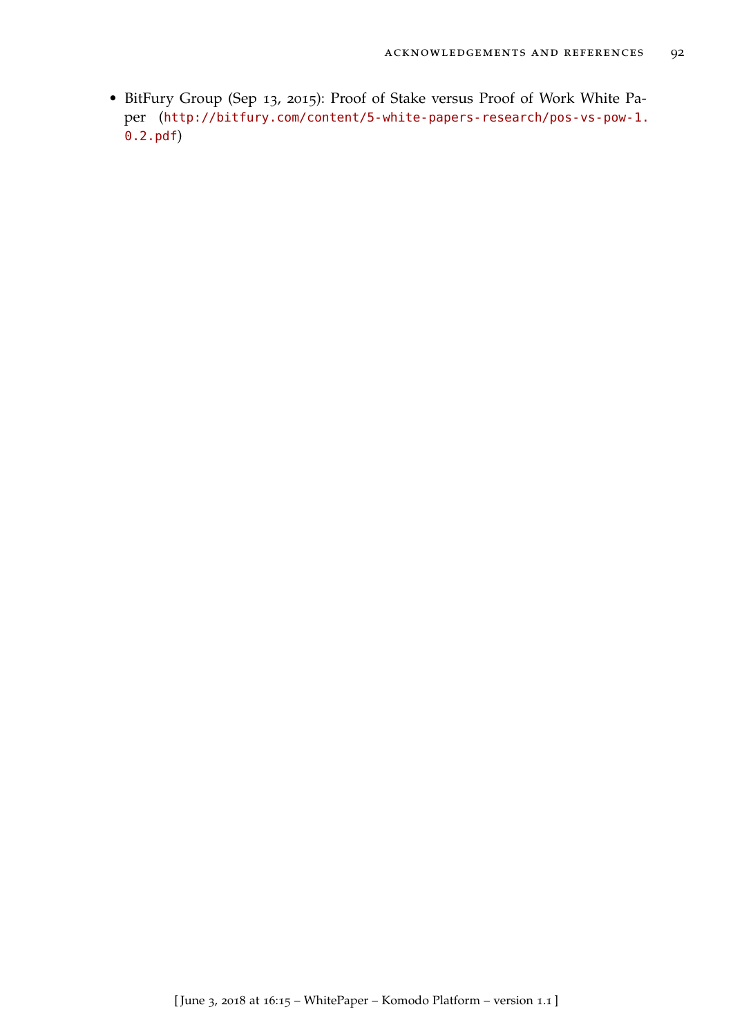- BitFury Group (Sep 13, 2015): Proof of Stake versus Proof of Work White Paper (http://bitfury.com/content/5-white-papers-research/pos-vs-pow-1.0.2.pdf)